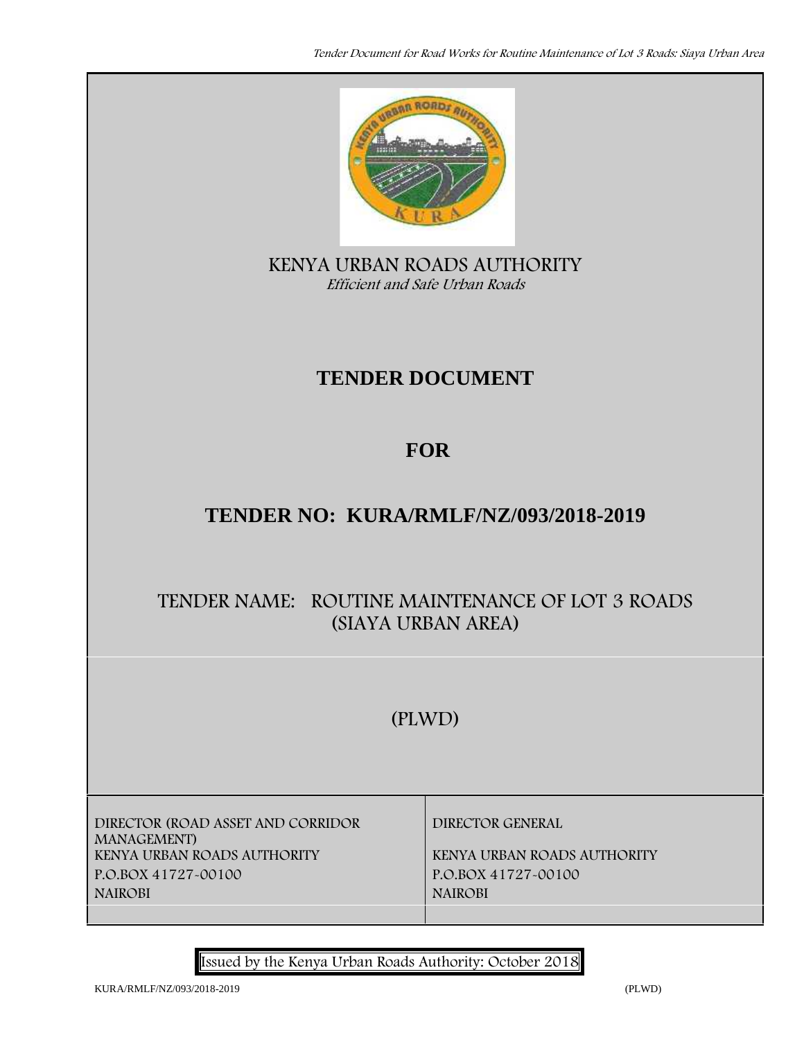KENYA URBAN ROADS AUTHORITY

*Efficient and Safe Urban Roads*

# TENDER DOCUMENT

# FOR

# TENDER NO: KURA/RMLF/NZ/093/2018-2019

## TENDER NAME: ROUTINE MAINTENANCE OF LOT 3 ROADS (SIAYA URBAN AREA)

(PLWD)

| DIRECTOR (ROAD ASSET AND CORRIDOR MANAGEMENT) | DIRECTOR GENERAL |
| --- | --- |
| KENYA URBAN ROADS AUTHORITY | KENYA URBAN ROADS AUTHORITY |
| P.O.BOX 41727-00100 | P.O.BOX 41727-00100 |
| NAIROBI | NAIROBI |

Issued by the Kenya Urban Roads Authority: October 2018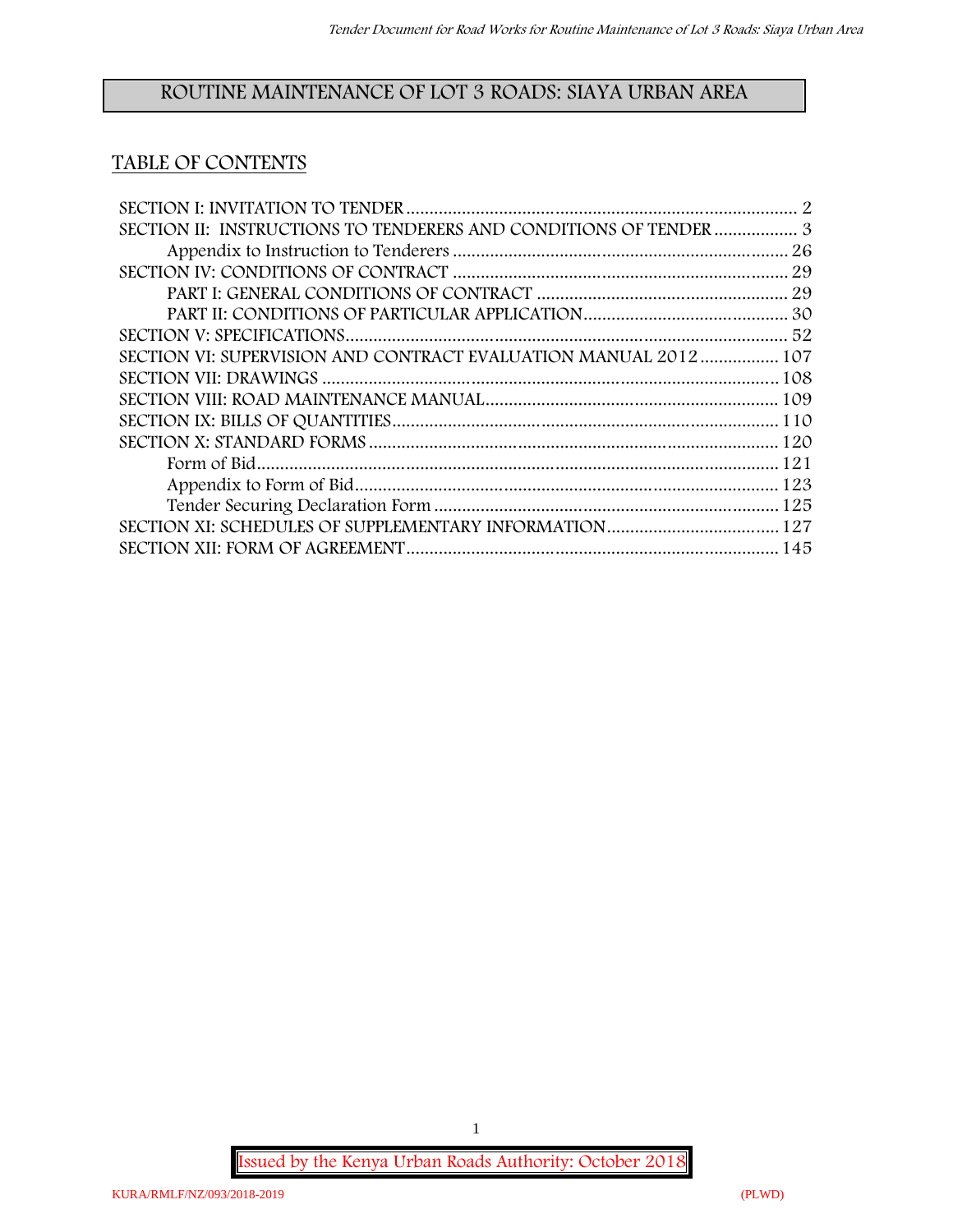# ROUTINE MAINTENANCE OF LOT 3 ROADS: SIAYA URBAN AREA

## TABLE OF CONTENTS

SECTION I: INVITATION TO TENDER .......... 2

SECTION II: INSTRUCTIONS TO TENDERERS AND CONDITIONS OF TENDER .......... 3

- Appendix to Instruction to Tenderers .......... 26

SECTION IV: CONDITIONS OF CONTRACT .......... 29

- PART I: GENERAL CONDITIONS OF CONTRACT .......... 29
- PART II: CONDITIONS OF PARTICULAR APPLICATION .......... 30

SECTION V: SPECIFICATIONS .......... 52

SECTION VI: SUPERVISION AND CONTRACT EVALUATION MANUAL 2012 .......... 107

SECTION VII: DRAWINGS .......... 108

SECTION VIII: ROAD MAINTENANCE MANUAL .......... 109

SECTION IX: BILLS OF QUANTITIES .......... 110

SECTION X: STANDARD FORMS .......... 120

- Form of Bid .......... 121
- Appendix to Form of Bid .......... 123
- Tender Securing Declaration Form .......... 125

SECTION XI: SCHEDULES OF SUPPLEMENTARY INFORMATION .......... 127

SECTION XII: FORM OF AGREEMENT .......... 145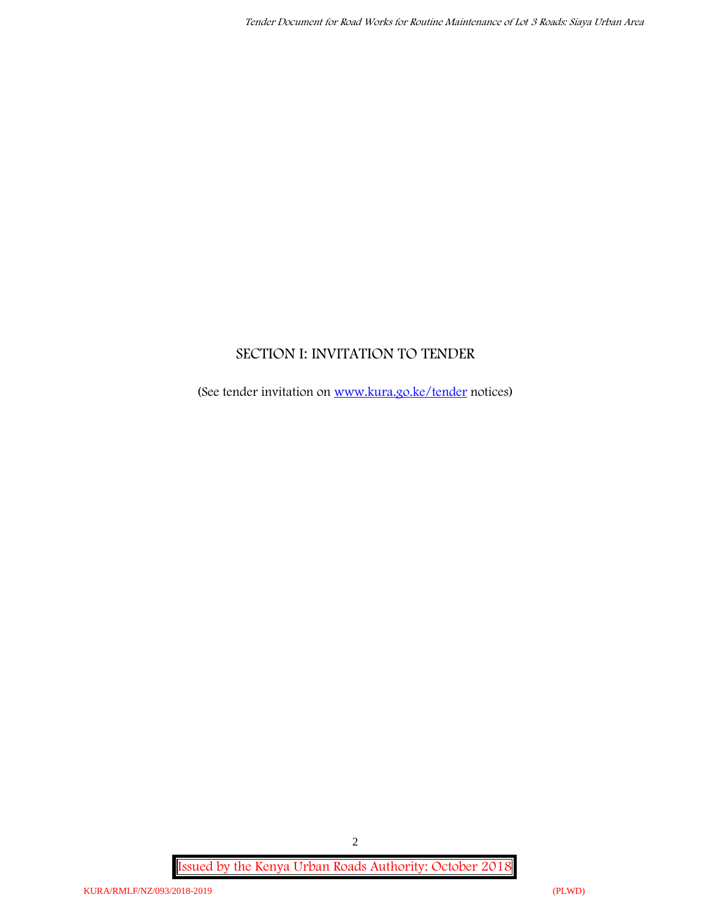# SECTION I: INVITATION TO TENDER

(See tender invitation on [www.kura.go.ke/tender](www.kura.go.ke/tender) notices)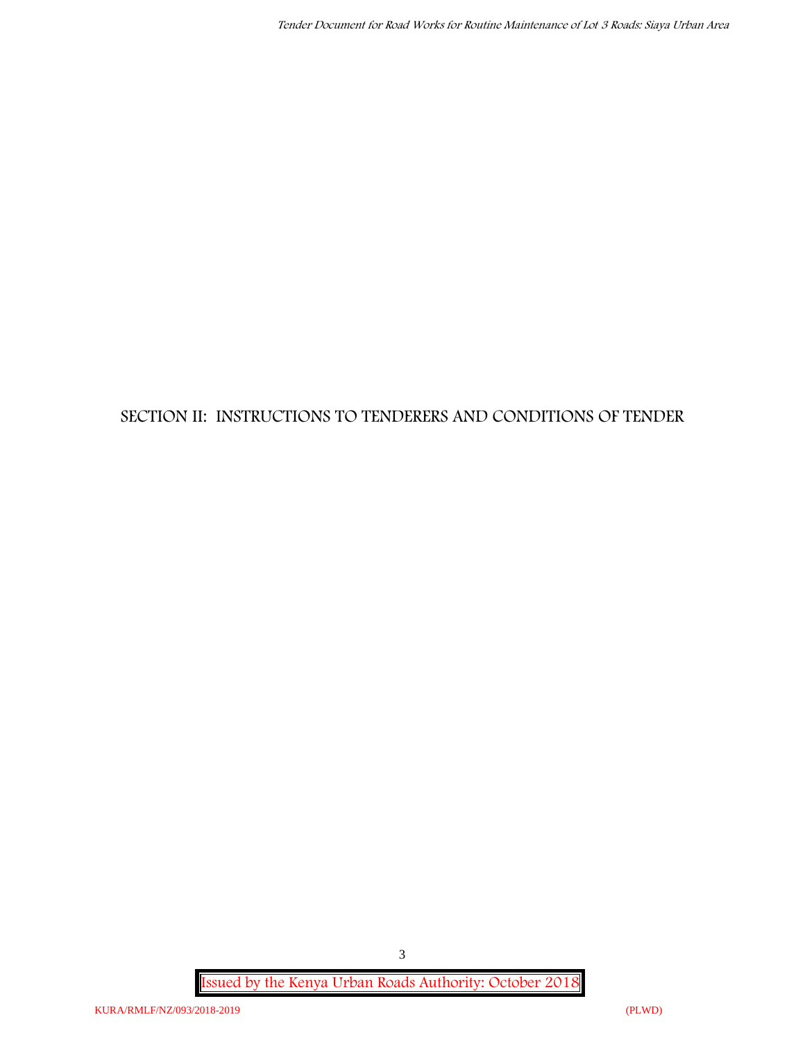# SECTION II: INSTRUCTIONS TO TENDERERS AND CONDITIONS OF TENDER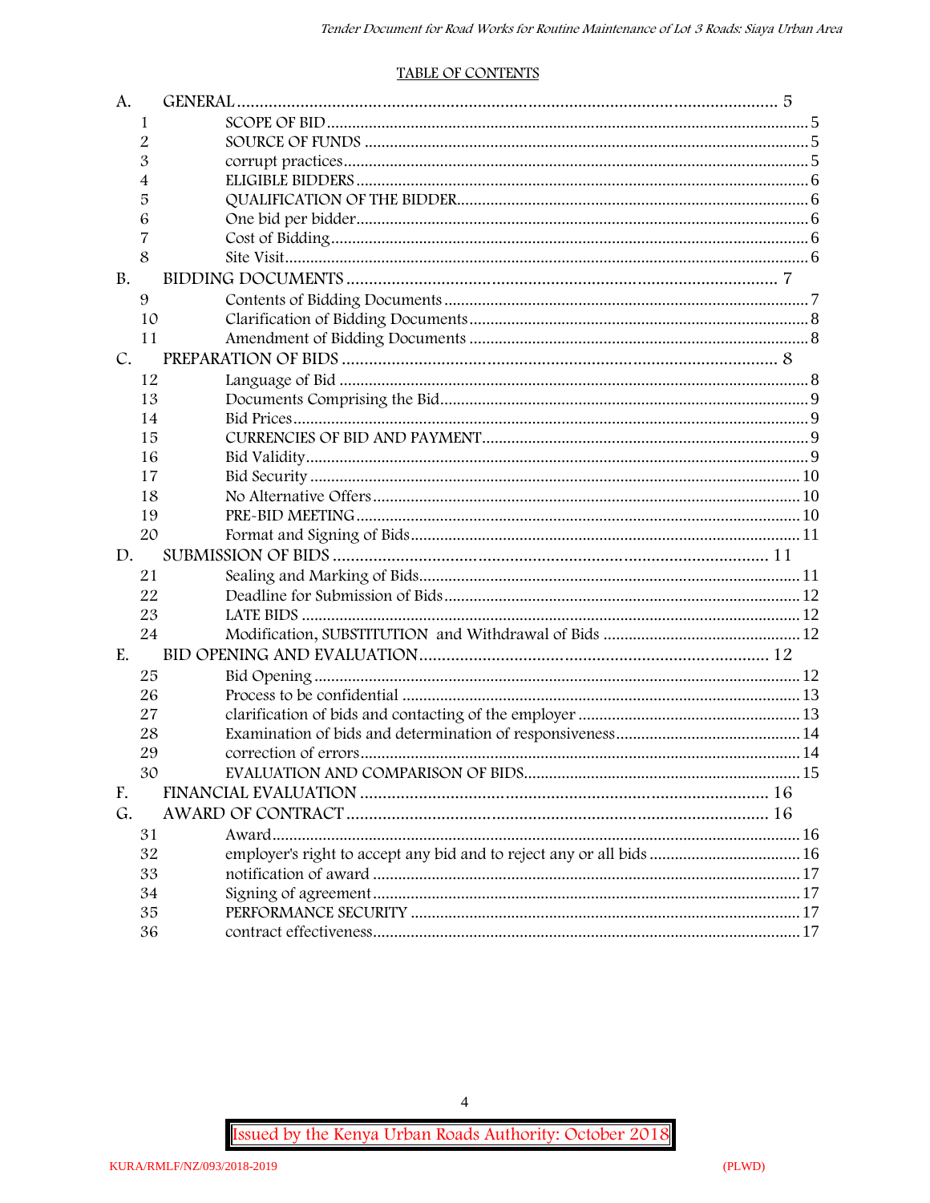## TABLE OF CONTENTS

| | | | |
|---|---|---|---|
| A. | GENERAL | | 5 |
| | 1 | SCOPE OF BID | 5 |
| | 2 | SOURCE OF FUNDS | 5 |
| | 3 | corrupt practices | 5 |
| | 4 | ELIGIBLE BIDDERS | 6 |
| | 5 | QUALIFICATION OF THE BIDDER | 6 |
| | 6 | One bid per bidder | 6 |
| | 7 | Cost of Bidding | 6 |
| | 8 | Site Visit | 6 |
| B. | BIDDING DOCUMENTS | | 7 |
| | 9 | Contents of Bidding Documents | 7 |
| | 10 | Clarification of Bidding Documents | 8 |
| | 11 | Amendment of Bidding Documents | 8 |
| C. | PREPARATION OF BIDS | | 8 |
| | 12 | Language of Bid | 8 |
| | 13 | Documents Comprising the Bid | 9 |
| | 14 | Bid Prices | 9 |
| | 15 | CURRENCIES OF BID AND PAYMENT | 9 |
| | 16 | Bid Validity | 9 |
| | 17 | Bid Security | 10 |
| | 18 | No Alternative Offers | 10 |
| | 19 | PRE-BID MEETING | 10 |
| | 20 | Format and Signing of Bids | 11 |
| D. | SUBMISSION OF BIDS | | 11 |
| | 21 | Sealing and Marking of Bids | 11 |
| | 22 | Deadline for Submission of Bids | 12 |
| | 23 | LATE BIDS | 12 |
| | 24 | Modification, SUBSTITUTION and Withdrawal of Bids | 12 |
| E. | BID OPENING AND EVALUATION | | 12 |
| | 25 | Bid Opening | 12 |
| | 26 | Process to be confidential | 13 |
| | 27 | clarification of bids and contacting of the employer | 13 |
| | 28 | Examination of bids and determination of responsiveness | 14 |
| | 29 | correction of errors | 14 |
| | 30 | EVALUATION AND COMPARISON OF BIDS | 15 |
| F. | FINANCIAL EVALUATION | | 16 |
| G. | AWARD OF CONTRACT | | 16 |
| | 31 | Award | 16 |
| | 32 | employer's right to accept any bid and to reject any or all bids | 16 |
| | 33 | notification of award | 17 |
| | 34 | Signing of agreement | 17 |
| | 35 | PERFORMANCE SECURITY | 17 |
| | 36 | contract effectiveness | 17 |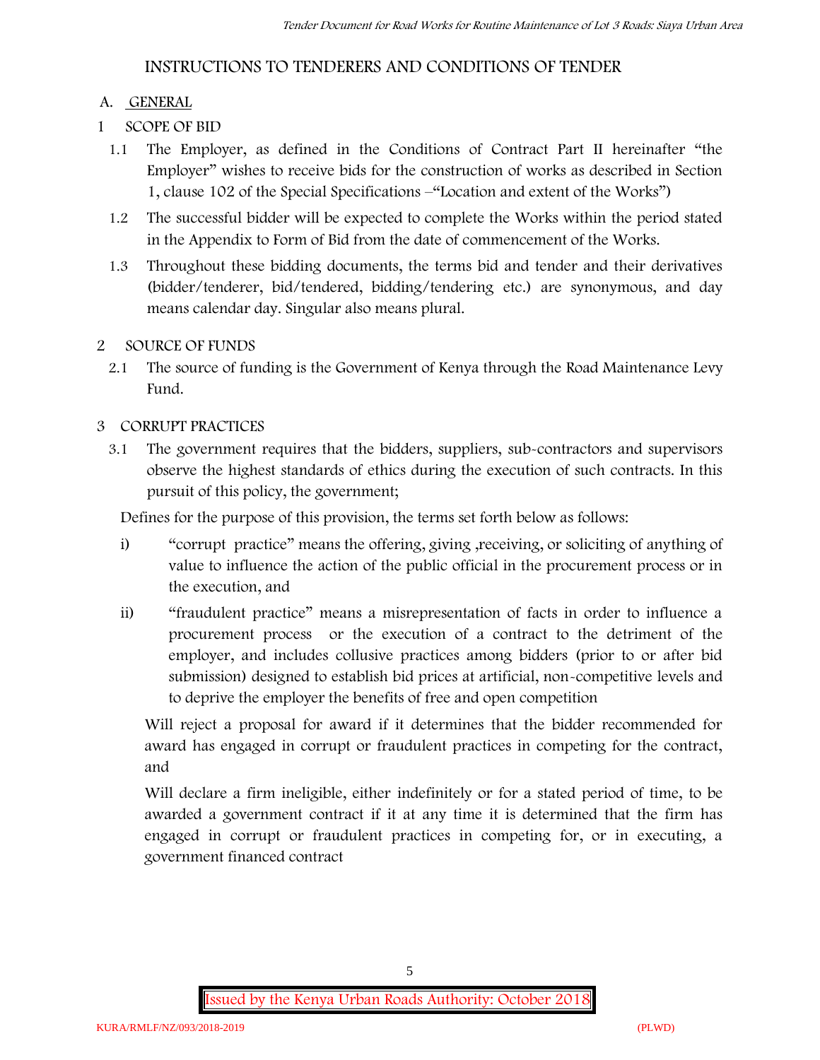# INSTRUCTIONS TO TENDERERS AND CONDITIONS OF TENDER

## A. GENERAL

### 1 SCOPE OF BID

1.1 The Employer, as defined in the Conditions of Contract Part II hereinafter "the Employer" wishes to receive bids for the construction of works as described in Section 1, clause 102 of the Special Specifications –"Location and extent of the Works")

1.2 The successful bidder will be expected to complete the Works within the period stated in the Appendix to Form of Bid from the date of commencement of the Works.

1.3 Throughout these bidding documents, the terms bid and tender and their derivatives (bidder/tenderer, bid/tendered, bidding/tendering etc.) are synonymous, and day means calendar day. Singular also means plural.

### 2 SOURCE OF FUNDS

2.1 The source of funding is the Government of Kenya through the Road Maintenance Levy Fund.

### 3 CORRUPT PRACTICES

3.1 The government requires that the bidders, suppliers, sub-contractors and supervisors observe the highest standards of ethics during the execution of such contracts. In this pursuit of this policy, the government;

Defines for the purpose of this provision, the terms set forth below as follows:

i) "corrupt practice" means the offering, giving ,receiving, or soliciting of anything of value to influence the action of the public official in the procurement process or in the execution, and

ii) "fraudulent practice" means a misrepresentation of facts in order to influence a procurement process or the execution of a contract to the detriment of the employer, and includes collusive practices among bidders (prior to or after bid submission) designed to establish bid prices at artificial, non-competitive levels and to deprive the employer the benefits of free and open competition

Will reject a proposal for award if it determines that the bidder recommended for award has engaged in corrupt or fraudulent practices in competing for the contract, and

Will declare a firm ineligible, either indefinitely or for a stated period of time, to be awarded a government contract if it at any time it is determined that the firm has engaged in corrupt or fraudulent practices in competing for, or in executing, a government financed contract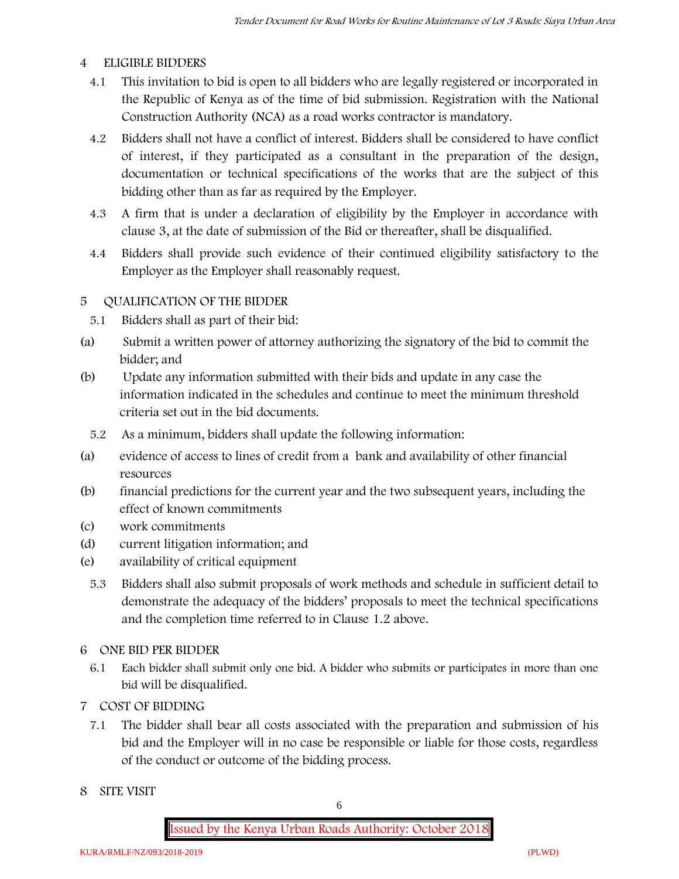## 4 ELIGIBLE BIDDERS

4.1 This invitation to bid is open to all bidders who are legally registered or incorporated in the Republic of Kenya as of the time of bid submission. Registration with the National Construction Authority (NCA) as a road works contractor is mandatory.

4.2 Bidders shall not have a conflict of interest. Bidders shall be considered to have conflict of interest, if they participated as a consultant in the preparation of the design, documentation or technical specifications of the works that are the subject of this bidding other than as far as required by the Employer.

4.3 A firm that is under a declaration of eligibility by the Employer in accordance with clause 3, at the date of submission of the Bid or thereafter, shall be disqualified.

4.4 Bidders shall provide such evidence of their continued eligibility satisfactory to the Employer as the Employer shall reasonably request.

## 5 QUALIFICATION OF THE BIDDER

5.1 Bidders shall as part of their bid:

(a) Submit a written power of attorney authorizing the signatory of the bid to commit the bidder; and

(b) Update any information submitted with their bids and update in any case the information indicated in the schedules and continue to meet the minimum threshold criteria set out in the bid documents.

5.2 As a minimum, bidders shall update the following information:

(a) evidence of access to lines of credit from a bank and availability of other financial resources

(b) financial predictions for the current year and the two subsequent years, including the effect of known commitments

(c) work commitments

(d) current litigation information; and

(e) availability of critical equipment

5.3 Bidders shall also submit proposals of work methods and schedule in sufficient detail to demonstrate the adequacy of the bidders' proposals to meet the technical specifications and the completion time referred to in Clause 1.2 above.

## 6 ONE BID PER BIDDER

6.1 Each bidder shall submit only one bid. A bidder who submits or participates in more than one bid will be disqualified.

## 7 COST OF BIDDING

7.1 The bidder shall bear all costs associated with the preparation and submission of his bid and the Employer will in no case be responsible or liable for those costs, regardless of the conduct or outcome of the bidding process.

## 8 SITE VISIT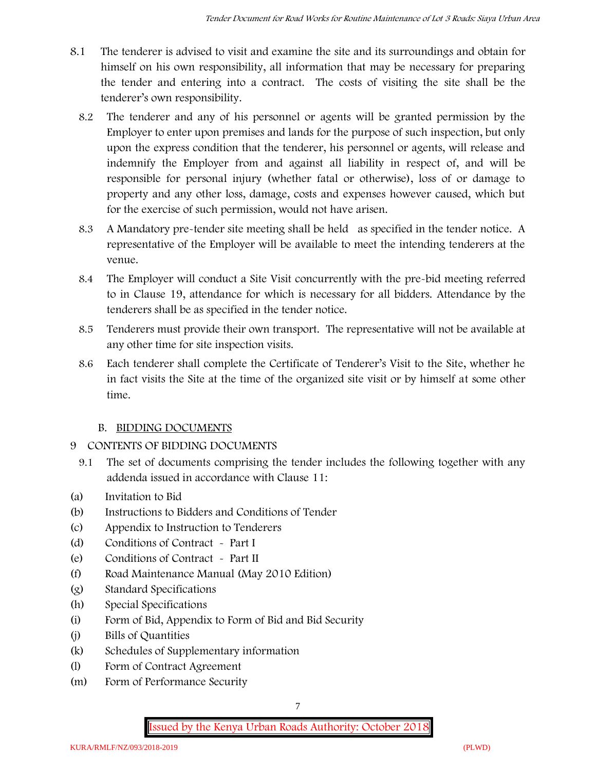8.1 The tenderer is advised to visit and examine the site and its surroundings and obtain for himself on his own responsibility, all information that may be necessary for preparing the tender and entering into a contract. The costs of visiting the site shall be the tenderer's own responsibility.

8.2 The tenderer and any of his personnel or agents will be granted permission by the Employer to enter upon premises and lands for the purpose of such inspection, but only upon the express condition that the tenderer, his personnel or agents, will release and indemnify the Employer from and against all liability in respect of, and will be responsible for personal injury (whether fatal or otherwise), loss of or damage to property and any other loss, damage, costs and expenses however caused, which but for the exercise of such permission, would not have arisen.

8.3 A Mandatory pre-tender site meeting shall be held as specified in the tender notice. A representative of the Employer will be available to meet the intending tenderers at the venue.

8.4 The Employer will conduct a Site Visit concurrently with the pre-bid meeting referred to in Clause 19, attendance for which is necessary for all bidders. Attendance by the tenderers shall be as specified in the tender notice.

8.5 Tenderers must provide their own transport. The representative will not be available at any other time for site inspection visits.

8.6 Each tenderer shall complete the Certificate of Tenderer's Visit to the Site, whether he in fact visits the Site at the time of the organized site visit or by himself at some other time.

## B. BIDDING DOCUMENTS

### 9 CONTENTS OF BIDDING DOCUMENTS

9.1 The set of documents comprising the tender includes the following together with any addenda issued in accordance with Clause 11:

(a) Invitation to Bid
(b) Instructions to Bidders and Conditions of Tender
(c) Appendix to Instruction to Tenderers
(d) Conditions of Contract - Part I
(e) Conditions of Contract - Part II
(f) Road Maintenance Manual (May 2010 Edition)
(g) Standard Specifications
(h) Special Specifications
(i) Form of Bid, Appendix to Form of Bid and Bid Security
(j) Bills of Quantities
(k) Schedules of Supplementary information
(l) Form of Contract Agreement
(m) Form of Performance Security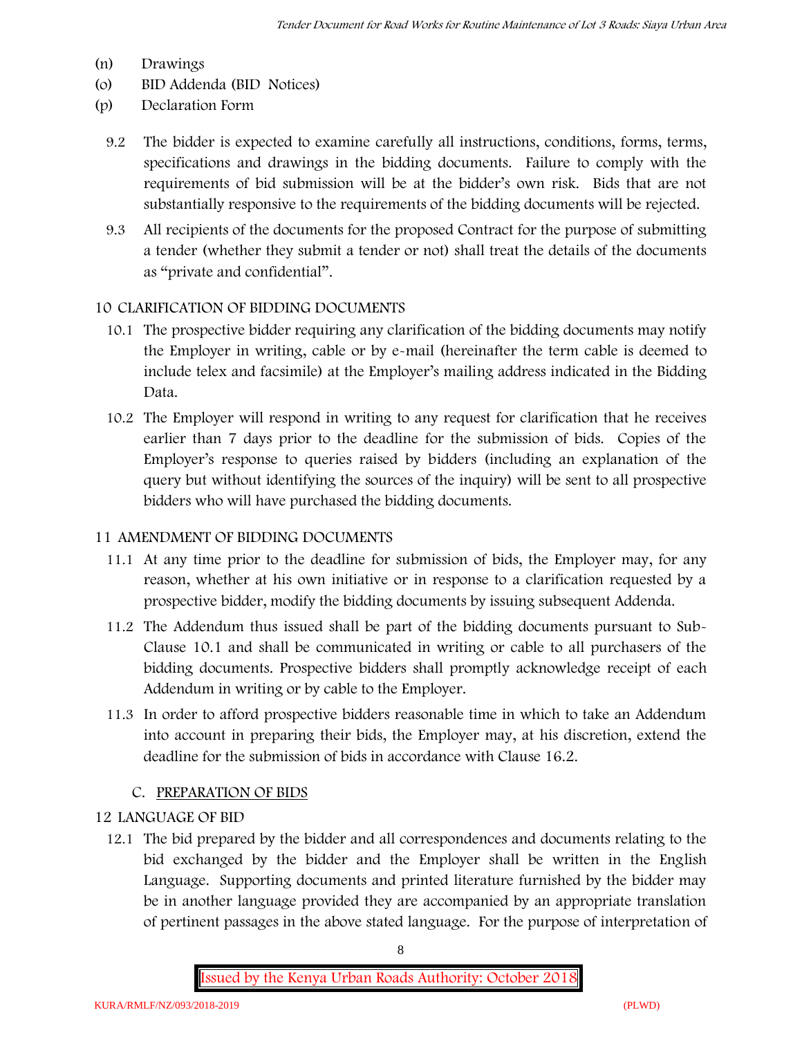- (n) Drawings
- (o) BID Addenda (BID Notices)
- (p) Declaration Form

9.2 The bidder is expected to examine carefully all instructions, conditions, forms, terms, specifications and drawings in the bidding documents. Failure to comply with the requirements of bid submission will be at the bidder's own risk. Bids that are not substantially responsive to the requirements of the bidding documents will be rejected.

9.3 All recipients of the documents for the proposed Contract for the purpose of submitting a tender (whether they submit a tender or not) shall treat the details of the documents as "private and confidential".

## 10 CLARIFICATION OF BIDDING DOCUMENTS

10.1 The prospective bidder requiring any clarification of the bidding documents may notify the Employer in writing, cable or by e-mail (hereinafter the term cable is deemed to include telex and facsimile) at the Employer's mailing address indicated in the Bidding Data.

10.2 The Employer will respond in writing to any request for clarification that he receives earlier than 7 days prior to the deadline for the submission of bids. Copies of the Employer's response to queries raised by bidders (including an explanation of the query but without identifying the sources of the inquiry) will be sent to all prospective bidders who will have purchased the bidding documents.

## 11 AMENDMENT OF BIDDING DOCUMENTS

11.1 At any time prior to the deadline for submission of bids, the Employer may, for any reason, whether at his own initiative or in response to a clarification requested by a prospective bidder, modify the bidding documents by issuing subsequent Addenda.

11.2 The Addendum thus issued shall be part of the bidding documents pursuant to Sub-Clause 10.1 and shall be communicated in writing or cable to all purchasers of the bidding documents. Prospective bidders shall promptly acknowledge receipt of each Addendum in writing or by cable to the Employer.

11.3 In order to afford prospective bidders reasonable time in which to take an Addendum into account in preparing their bids, the Employer may, at his discretion, extend the deadline for the submission of bids in accordance with Clause 16.2.

## C. PREPARATION OF BIDS

## 12 LANGUAGE OF BID

12.1 The bid prepared by the bidder and all correspondences and documents relating to the bid exchanged by the bidder and the Employer shall be written in the English Language. Supporting documents and printed literature furnished by the bidder may be in another language provided they are accompanied by an appropriate translation of pertinent passages in the above stated language. For the purpose of interpretation of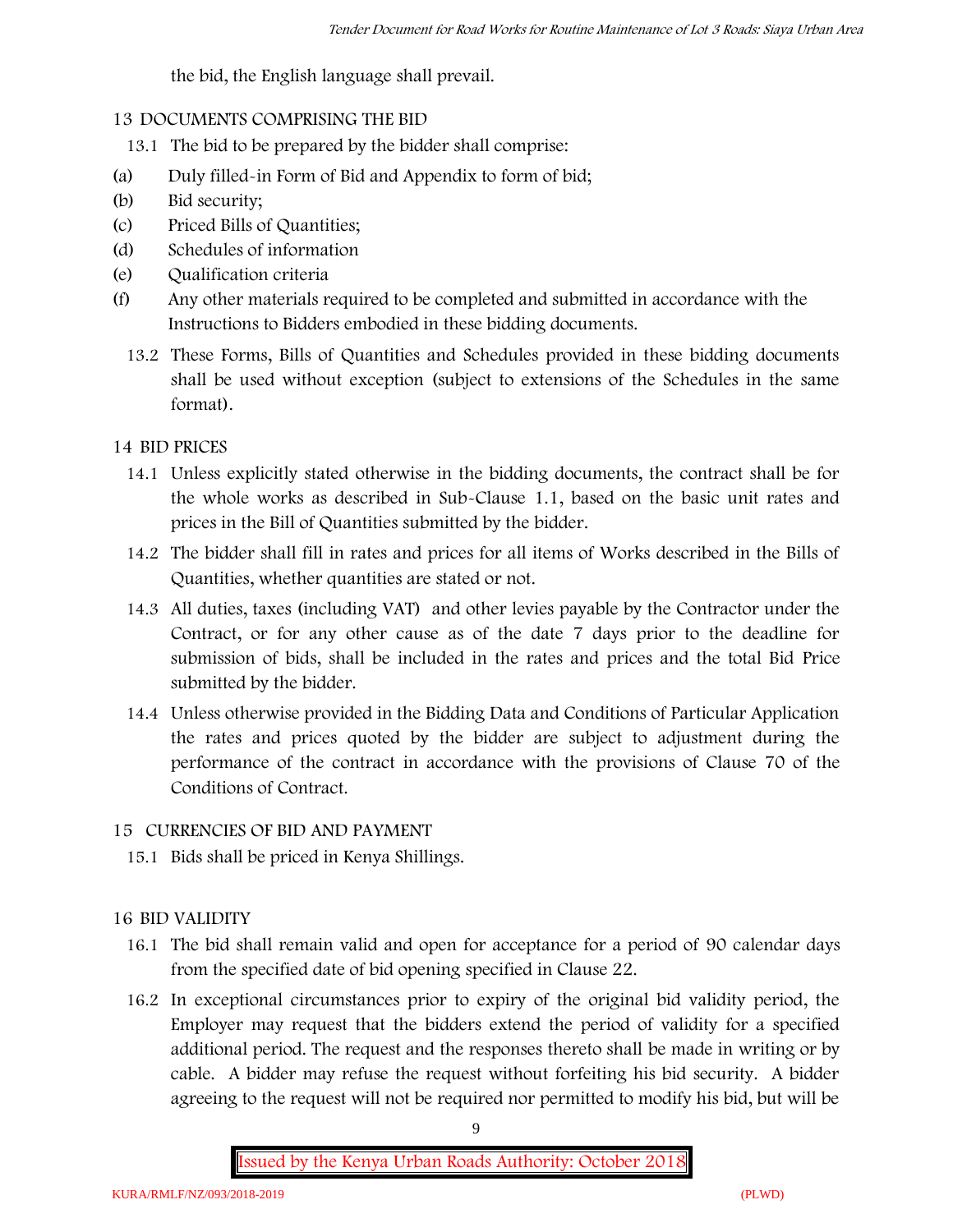the bid, the English language shall prevail.

## 13 DOCUMENTS COMPRISING THE BID

13.1 The bid to be prepared by the bidder shall comprise:

(a) Duly filled-in Form of Bid and Appendix to form of bid;

(b) Bid security;

(c) Priced Bills of Quantities;

(d) Schedules of information

(e) Qualification criteria

(f) Any other materials required to be completed and submitted in accordance with the Instructions to Bidders embodied in these bidding documents.

13.2 These Forms, Bills of Quantities and Schedules provided in these bidding documents shall be used without exception (subject to extensions of the Schedules in the same format).

## 14 BID PRICES

14.1 Unless explicitly stated otherwise in the bidding documents, the contract shall be for the whole works as described in Sub-Clause 1.1, based on the basic unit rates and prices in the Bill of Quantities submitted by the bidder.

14.2 The bidder shall fill in rates and prices for all items of Works described in the Bills of Quantities, whether quantities are stated or not.

14.3 All duties, taxes (including VAT) and other levies payable by the Contractor under the Contract, or for any other cause as of the date 7 days prior to the deadline for submission of bids, shall be included in the rates and prices and the total Bid Price submitted by the bidder.

14.4 Unless otherwise provided in the Bidding Data and Conditions of Particular Application the rates and prices quoted by the bidder are subject to adjustment during the performance of the contract in accordance with the provisions of Clause 70 of the Conditions of Contract.

## 15 CURRENCIES OF BID AND PAYMENT

15.1 Bids shall be priced in Kenya Shillings.

## 16 BID VALIDITY

16.1 The bid shall remain valid and open for acceptance for a period of 90 calendar days from the specified date of bid opening specified in Clause 22.

16.2 In exceptional circumstances prior to expiry of the original bid validity period, the Employer may request that the bidders extend the period of validity for a specified additional period. The request and the responses thereto shall be made in writing or by cable. A bidder may refuse the request without forfeiting his bid security. A bidder agreeing to the request will not be required nor permitted to modify his bid, but will be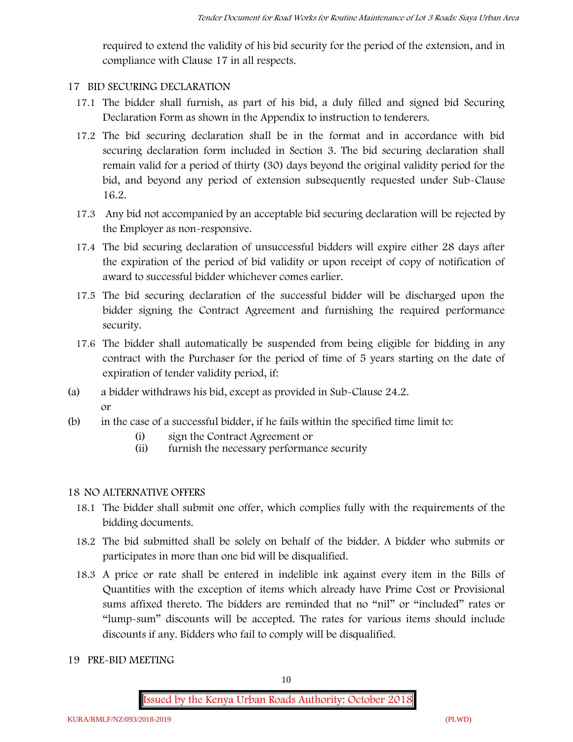required to extend the validity of his bid security for the period of the extension, and in compliance with Clause 17 in all respects.

## 17 BID SECURING DECLARATION

17.1 The bidder shall furnish, as part of his bid, a duly filled and signed bid Securing Declaration Form as shown in the Appendix to instruction to tenderers.

17.2 The bid securing declaration shall be in the format and in accordance with bid securing declaration form included in Section 3. The bid securing declaration shall remain valid for a period of thirty (30) days beyond the original validity period for the bid, and beyond any period of extension subsequently requested under Sub-Clause 16.2.

17.3 Any bid not accompanied by an acceptable bid securing declaration will be rejected by the Employer as non-responsive.

17.4 The bid securing declaration of unsuccessful bidders will expire either 28 days after the expiration of the period of bid validity or upon receipt of copy of notification of award to successful bidder whichever comes earlier.

17.5 The bid securing declaration of the successful bidder will be discharged upon the bidder signing the Contract Agreement and furnishing the required performance security.

17.6 The bidder shall automatically be suspended from being eligible for bidding in any contract with the Purchaser for the period of time of 5 years starting on the date of expiration of tender validity period, if:

(a) a bidder withdraws his bid, except as provided in Sub-Clause 24.2.
    or

(b) in the case of a successful bidder, if he fails within the specified time limit to:
    (i) sign the Contract Agreement or
    (ii) furnish the necessary performance security

## 18 NO ALTERNATIVE OFFERS

18.1 The bidder shall submit one offer, which complies fully with the requirements of the bidding documents.

18.2 The bid submitted shall be solely on behalf of the bidder. A bidder who submits or participates in more than one bid will be disqualified.

18.3 A price or rate shall be entered in indelible ink against every item in the Bills of Quantities with the exception of items which already have Prime Cost or Provisional sums affixed thereto. The bidders are reminded that no "nil" or "included" rates or "lump-sum" discounts will be accepted. The rates for various items should include discounts if any. Bidders who fail to comply will be disqualified.

## 19 PRE-BID MEETING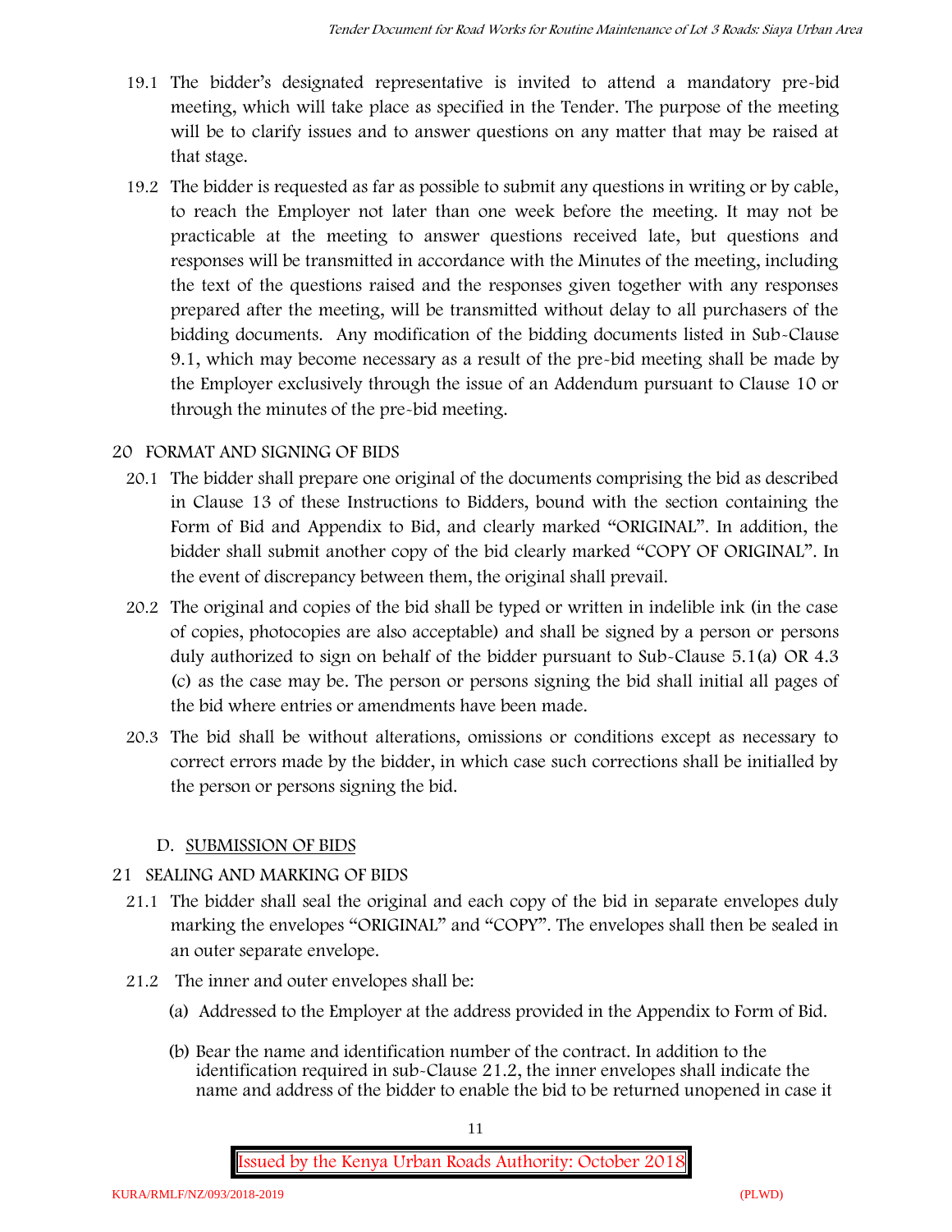19.1 The bidder's designated representative is invited to attend a mandatory pre-bid meeting, which will take place as specified in the Tender. The purpose of the meeting will be to clarify issues and to answer questions on any matter that may be raised at that stage.

19.2 The bidder is requested as far as possible to submit any questions in writing or by cable, to reach the Employer not later than one week before the meeting. It may not be practicable at the meeting to answer questions received late, but questions and responses will be transmitted in accordance with the Minutes of the meeting, including the text of the questions raised and the responses given together with any responses prepared after the meeting, will be transmitted without delay to all purchasers of the bidding documents. Any modification of the bidding documents listed in Sub-Clause 9.1, which may become necessary as a result of the pre-bid meeting shall be made by the Employer exclusively through the issue of an Addendum pursuant to Clause 10 or through the minutes of the pre-bid meeting.

## 20 FORMAT AND SIGNING OF BIDS

20.1 The bidder shall prepare one original of the documents comprising the bid as described in Clause 13 of these Instructions to Bidders, bound with the section containing the Form of Bid and Appendix to Bid, and clearly marked "ORIGINAL". In addition, the bidder shall submit another copy of the bid clearly marked "COPY OF ORIGINAL". In the event of discrepancy between them, the original shall prevail.

20.2 The original and copies of the bid shall be typed or written in indelible ink (in the case of copies, photocopies are also acceptable) and shall be signed by a person or persons duly authorized to sign on behalf of the bidder pursuant to Sub-Clause 5.1(a) OR 4.3 (c) as the case may be. The person or persons signing the bid shall initial all pages of the bid where entries or amendments have been made.

20.3 The bid shall be without alterations, omissions or conditions except as necessary to correct errors made by the bidder, in which case such corrections shall be initialled by the person or persons signing the bid.

## D. SUBMISSION OF BIDS

## 21 SEALING AND MARKING OF BIDS

21.1 The bidder shall seal the original and each copy of the bid in separate envelopes duly marking the envelopes "ORIGINAL" and "COPY". The envelopes shall then be sealed in an outer separate envelope.

21.2 The inner and outer envelopes shall be:

(a) Addressed to the Employer at the address provided in the Appendix to Form of Bid.

(b) Bear the name and identification number of the contract. In addition to the identification required in sub-Clause 21.2, the inner envelopes shall indicate the name and address of the bidder to enable the bid to be returned unopened in case it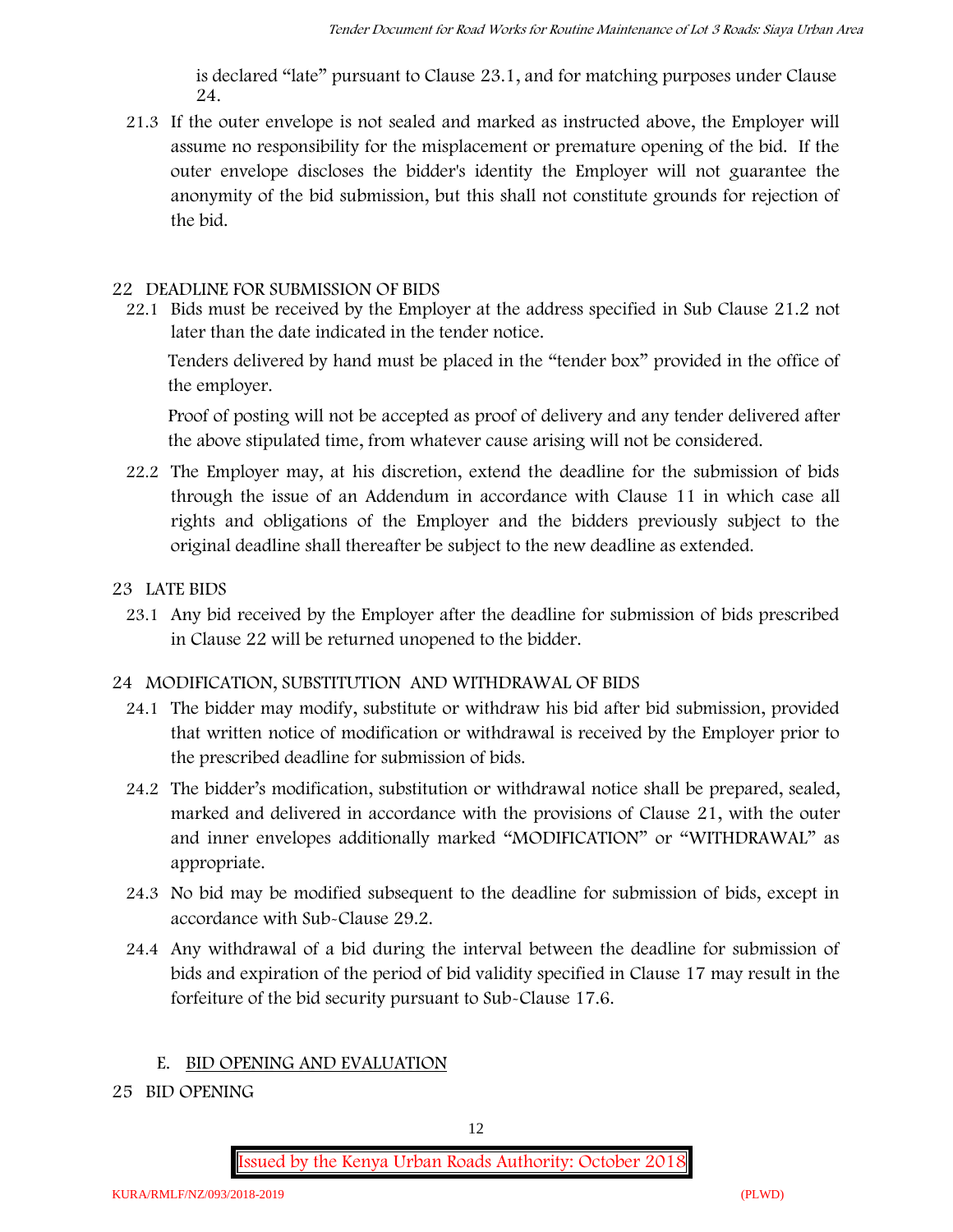is declared "late" pursuant to Clause 23.1, and for matching purposes under Clause 24.

21.3 If the outer envelope is not sealed and marked as instructed above, the Employer will assume no responsibility for the misplacement or premature opening of the bid. If the outer envelope discloses the bidder's identity the Employer will not guarantee the anonymity of the bid submission, but this shall not constitute grounds for rejection of the bid.

## 22 DEADLINE FOR SUBMISSION OF BIDS

22.1 Bids must be received by the Employer at the address specified in Sub Clause 21.2 not later than the date indicated in the tender notice.

Tenders delivered by hand must be placed in the "tender box" provided in the office of the employer.

Proof of posting will not be accepted as proof of delivery and any tender delivered after the above stipulated time, from whatever cause arising will not be considered.

22.2 The Employer may, at his discretion, extend the deadline for the submission of bids through the issue of an Addendum in accordance with Clause 11 in which case all rights and obligations of the Employer and the bidders previously subject to the original deadline shall thereafter be subject to the new deadline as extended.

## 23 LATE BIDS

23.1 Any bid received by the Employer after the deadline for submission of bids prescribed in Clause 22 will be returned unopened to the bidder.

## 24 MODIFICATION, SUBSTITUTION AND WITHDRAWAL OF BIDS

24.1 The bidder may modify, substitute or withdraw his bid after bid submission, provided that written notice of modification or withdrawal is received by the Employer prior to the prescribed deadline for submission of bids.

24.2 The bidder's modification, substitution or withdrawal notice shall be prepared, sealed, marked and delivered in accordance with the provisions of Clause 21, with the outer and inner envelopes additionally marked "MODIFICATION" or "WITHDRAWAL" as appropriate.

24.3 No bid may be modified subsequent to the deadline for submission of bids, except in accordance with Sub-Clause 29.2.

24.4 Any withdrawal of a bid during the interval between the deadline for submission of bids and expiration of the period of bid validity specified in Clause 17 may result in the forfeiture of the bid security pursuant to Sub-Clause 17.6.

## E. BID OPENING AND EVALUATION

## 25 BID OPENING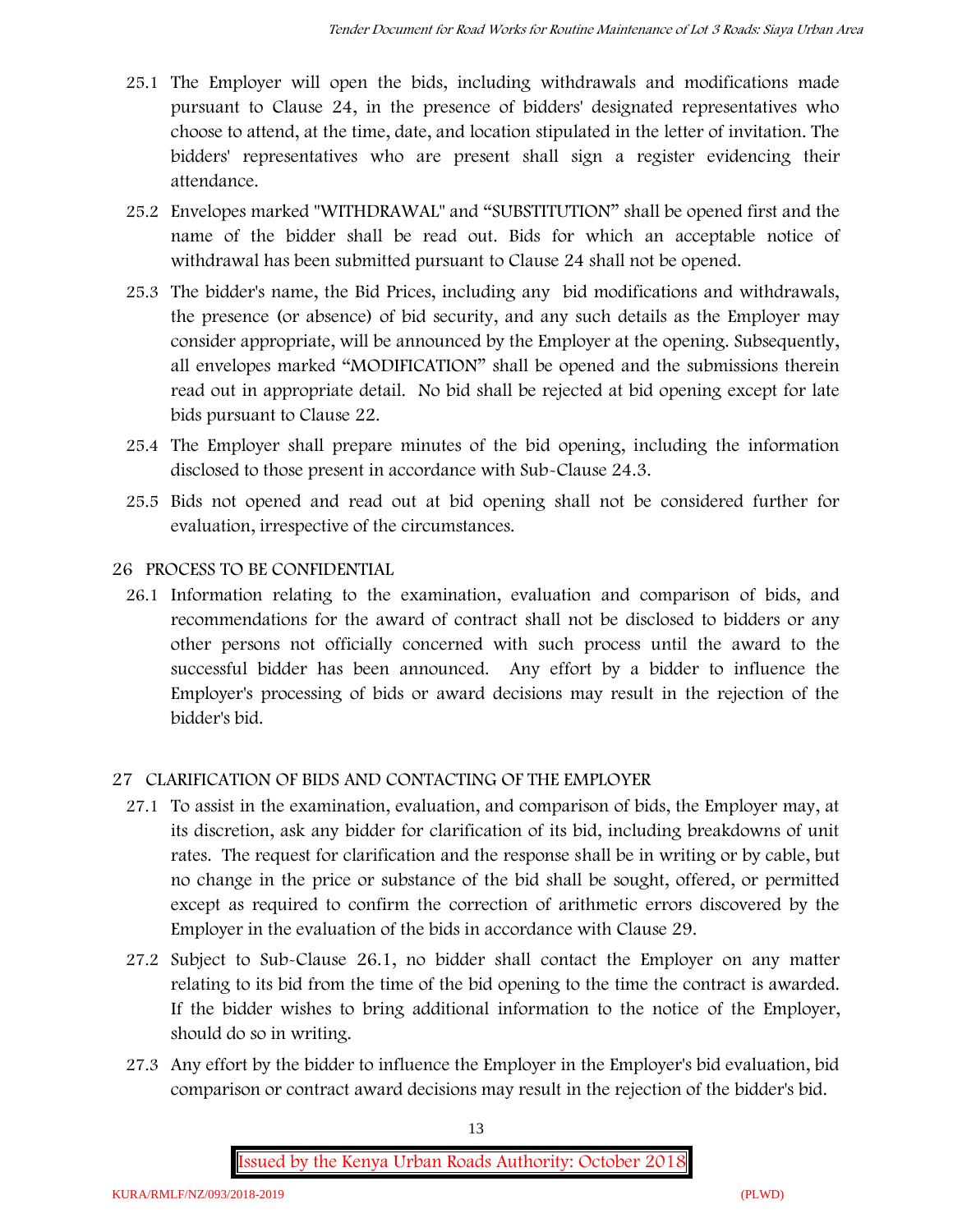25.1 The Employer will open the bids, including withdrawals and modifications made pursuant to Clause 24, in the presence of bidders' designated representatives who choose to attend, at the time, date, and location stipulated in the letter of invitation. The bidders' representatives who are present shall sign a register evidencing their attendance.

25.2 Envelopes marked "WITHDRAWAL" and "SUBSTITUTION" shall be opened first and the name of the bidder shall be read out. Bids for which an acceptable notice of withdrawal has been submitted pursuant to Clause 24 shall not be opened.

25.3 The bidder's name, the Bid Prices, including any bid modifications and withdrawals, the presence (or absence) of bid security, and any such details as the Employer may consider appropriate, will be announced by the Employer at the opening. Subsequently, all envelopes marked "MODIFICATION" shall be opened and the submissions therein read out in appropriate detail. No bid shall be rejected at bid opening except for late bids pursuant to Clause 22.

25.4 The Employer shall prepare minutes of the bid opening, including the information disclosed to those present in accordance with Sub-Clause 24.3.

25.5 Bids not opened and read out at bid opening shall not be considered further for evaluation, irrespective of the circumstances.

## 26 PROCESS TO BE CONFIDENTIAL

26.1 Information relating to the examination, evaluation and comparison of bids, and recommendations for the award of contract shall not be disclosed to bidders or any other persons not officially concerned with such process until the award to the successful bidder has been announced. Any effort by a bidder to influence the Employer's processing of bids or award decisions may result in the rejection of the bidder's bid.

## 27 CLARIFICATION OF BIDS AND CONTACTING OF THE EMPLOYER

27.1 To assist in the examination, evaluation, and comparison of bids, the Employer may, at its discretion, ask any bidder for clarification of its bid, including breakdowns of unit rates. The request for clarification and the response shall be in writing or by cable, but no change in the price or substance of the bid shall be sought, offered, or permitted except as required to confirm the correction of arithmetic errors discovered by the Employer in the evaluation of the bids in accordance with Clause 29.

27.2 Subject to Sub-Clause 26.1, no bidder shall contact the Employer on any matter relating to its bid from the time of the bid opening to the time the contract is awarded. If the bidder wishes to bring additional information to the notice of the Employer, should do so in writing.

27.3 Any effort by the bidder to influence the Employer in the Employer's bid evaluation, bid comparison or contract award decisions may result in the rejection of the bidder's bid.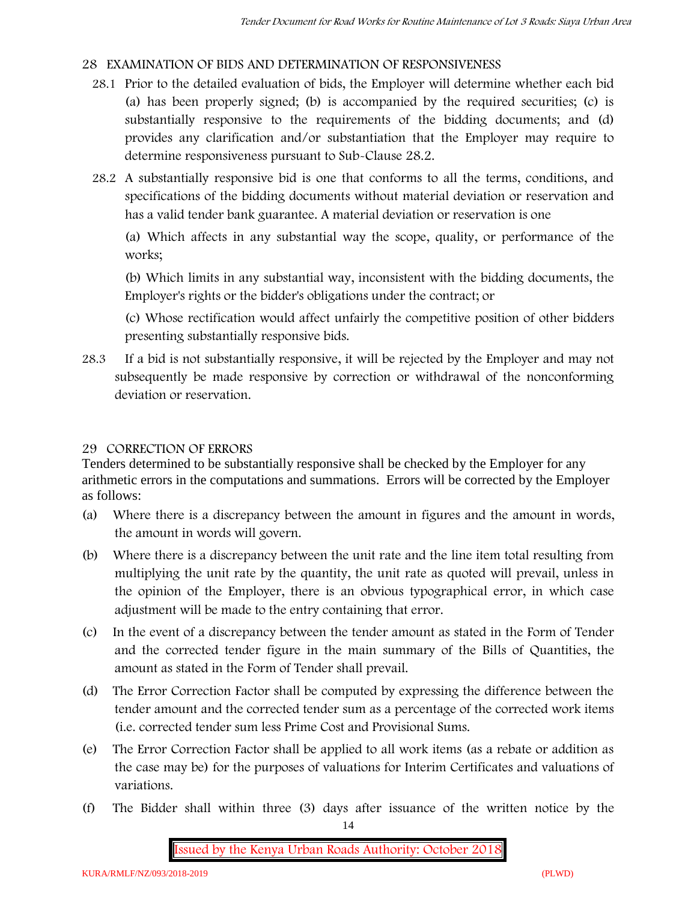## 28 EXAMINATION OF BIDS AND DETERMINATION OF RESPONSIVENESS

28.1 Prior to the detailed evaluation of bids, the Employer will determine whether each bid (a) has been properly signed; (b) is accompanied by the required securities; (c) is substantially responsive to the requirements of the bidding documents; and (d) provides any clarification and/or substantiation that the Employer may require to determine responsiveness pursuant to Sub-Clause 28.2.

28.2 A substantially responsive bid is one that conforms to all the terms, conditions, and specifications of the bidding documents without material deviation or reservation and has a valid tender bank guarantee. A material deviation or reservation is one

(a) Which affects in any substantial way the scope, quality, or performance of the works;

(b) Which limits in any substantial way, inconsistent with the bidding documents, the Employer's rights or the bidder's obligations under the contract; or

(c) Whose rectification would affect unfairly the competitive position of other bidders presenting substantially responsive bids.

28.3 If a bid is not substantially responsive, it will be rejected by the Employer and may not subsequently be made responsive by correction or withdrawal of the nonconforming deviation or reservation.

## 29 CORRECTION OF ERRORS

Tenders determined to be substantially responsive shall be checked by the Employer for any arithmetic errors in the computations and summations. Errors will be corrected by the Employer as follows:

(a) Where there is a discrepancy between the amount in figures and the amount in words, the amount in words will govern.

(b) Where there is a discrepancy between the unit rate and the line item total resulting from multiplying the unit rate by the quantity, the unit rate as quoted will prevail, unless in the opinion of the Employer, there is an obvious typographical error, in which case adjustment will be made to the entry containing that error.

(c) In the event of a discrepancy between the tender amount as stated in the Form of Tender and the corrected tender figure in the main summary of the Bills of Quantities, the amount as stated in the Form of Tender shall prevail.

(d) The Error Correction Factor shall be computed by expressing the difference between the tender amount and the corrected tender sum as a percentage of the corrected work items (i.e. corrected tender sum less Prime Cost and Provisional Sums.

(e) The Error Correction Factor shall be applied to all work items (as a rebate or addition as the case may be) for the purposes of valuations for Interim Certificates and valuations of variations.

(f) The Bidder shall within three (3) days after issuance of the written notice by the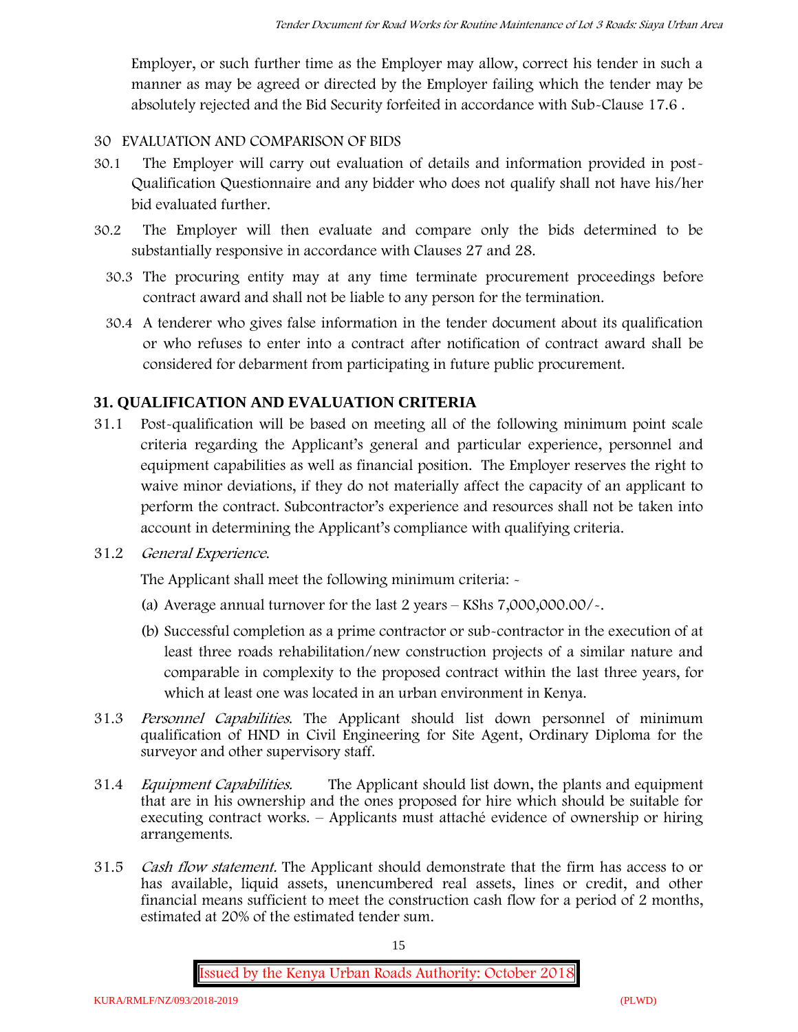Employer, or such further time as the Employer may allow, correct his tender in such a manner as may be agreed or directed by the Employer failing which the tender may be absolutely rejected and the Bid Security forfeited in accordance with Sub-Clause 17.6 .

30 EVALUATION AND COMPARISON OF BIDS

30.1 The Employer will carry out evaluation of details and information provided in post-Qualification Questionnaire and any bidder who does not qualify shall not have his/her bid evaluated further.

30.2 The Employer will then evaluate and compare only the bids determined to be substantially responsive in accordance with Clauses 27 and 28.

30.3 The procuring entity may at any time terminate procurement proceedings before contract award and shall not be liable to any person for the termination.

30.4 A tenderer who gives false information in the tender document about its qualification or who refuses to enter into a contract after notification of contract award shall be considered for debarment from participating in future public procurement.

## 31. QUALIFICATION AND EVALUATION CRITERIA

31.1 Post-qualification will be based on meeting all of the following minimum point scale criteria regarding the Applicant's general and particular experience, personnel and equipment capabilities as well as financial position. The Employer reserves the right to waive minor deviations, if they do not materially affect the capacity of an applicant to perform the contract. Subcontractor's experience and resources shall not be taken into account in determining the Applicant's compliance with qualifying criteria.

31.2 *General Experience.*

The Applicant shall meet the following minimum criteria: -

(a) Average annual turnover for the last 2 years – KShs 7,000,000.00/-.

(b) Successful completion as a prime contractor or sub-contractor in the execution of at least three roads rehabilitation/new construction projects of a similar nature and comparable in complexity to the proposed contract within the last three years, for which at least one was located in an urban environment in Kenya.

31.3 *Personnel Capabilities.* The Applicant should list down personnel of minimum qualification of HND in Civil Engineering for Site Agent, Ordinary Diploma for the surveyor and other supervisory staff.

31.4 *Equipment Capabilities.* The Applicant should list down, the plants and equipment that are in his ownership and the ones proposed for hire which should be suitable for executing contract works. – Applicants must attaché evidence of ownership or hiring arrangements.

31.5 *Cash flow statement.* The Applicant should demonstrate that the firm has access to or has available, liquid assets, unencumbered real assets, lines or credit, and other financial means sufficient to meet the construction cash flow for a period of 2 months, estimated at 20% of the estimated tender sum.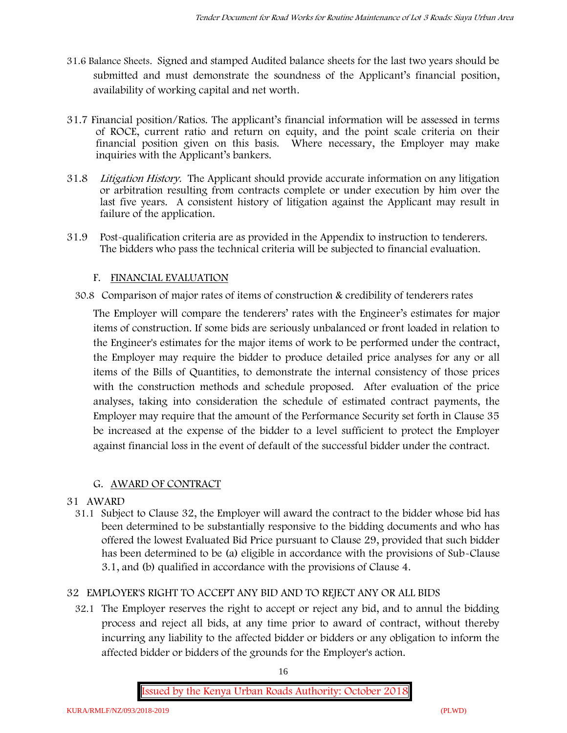31.6 Balance Sheets. Signed and stamped Audited balance sheets for the last two years should be submitted and must demonstrate the soundness of the Applicant's financial position, availability of working capital and net worth.

31.7 Financial position/Ratios. The applicant's financial information will be assessed in terms of ROCE, current ratio and return on equity, and the point scale criteria on their financial position given on this basis. Where necessary, the Employer may make inquiries with the Applicant's bankers.

31.8 *Litigation History.* The Applicant should provide accurate information on any litigation or arbitration resulting from contracts complete or under execution by him over the last five years. A consistent history of litigation against the Applicant may result in failure of the application.

31.9 Post-qualification criteria are as provided in the Appendix to instruction to tenderers. The bidders who pass the technical criteria will be subjected to financial evaluation.

## F. FINANCIAL EVALUATION

30.8 Comparison of major rates of items of construction & credibility of tenderers rates

The Employer will compare the tenderers' rates with the Engineer's estimates for major items of construction. If some bids are seriously unbalanced or front loaded in relation to the Engineer's estimates for the major items of work to be performed under the contract, the Employer may require the bidder to produce detailed price analyses for any or all items of the Bills of Quantities, to demonstrate the internal consistency of those prices with the construction methods and schedule proposed. After evaluation of the price analyses, taking into consideration the schedule of estimated contract payments, the Employer may require that the amount of the Performance Security set forth in Clause 35 be increased at the expense of the bidder to a level sufficient to protect the Employer against financial loss in the event of default of the successful bidder under the contract.

## G. AWARD OF CONTRACT

### 31 AWARD

31.1 Subject to Clause 32, the Employer will award the contract to the bidder whose bid has been determined to be substantially responsive to the bidding documents and who has offered the lowest Evaluated Bid Price pursuant to Clause 29, provided that such bidder has been determined to be (a) eligible in accordance with the provisions of Sub-Clause 3.1, and (b) qualified in accordance with the provisions of Clause 4.

### 32 EMPLOYER'S RIGHT TO ACCEPT ANY BID AND TO REJECT ANY OR ALL BIDS

32.1 The Employer reserves the right to accept or reject any bid, and to annul the bidding process and reject all bids, at any time prior to award of contract, without thereby incurring any liability to the affected bidder or bidders or any obligation to inform the affected bidder or bidders of the grounds for the Employer's action.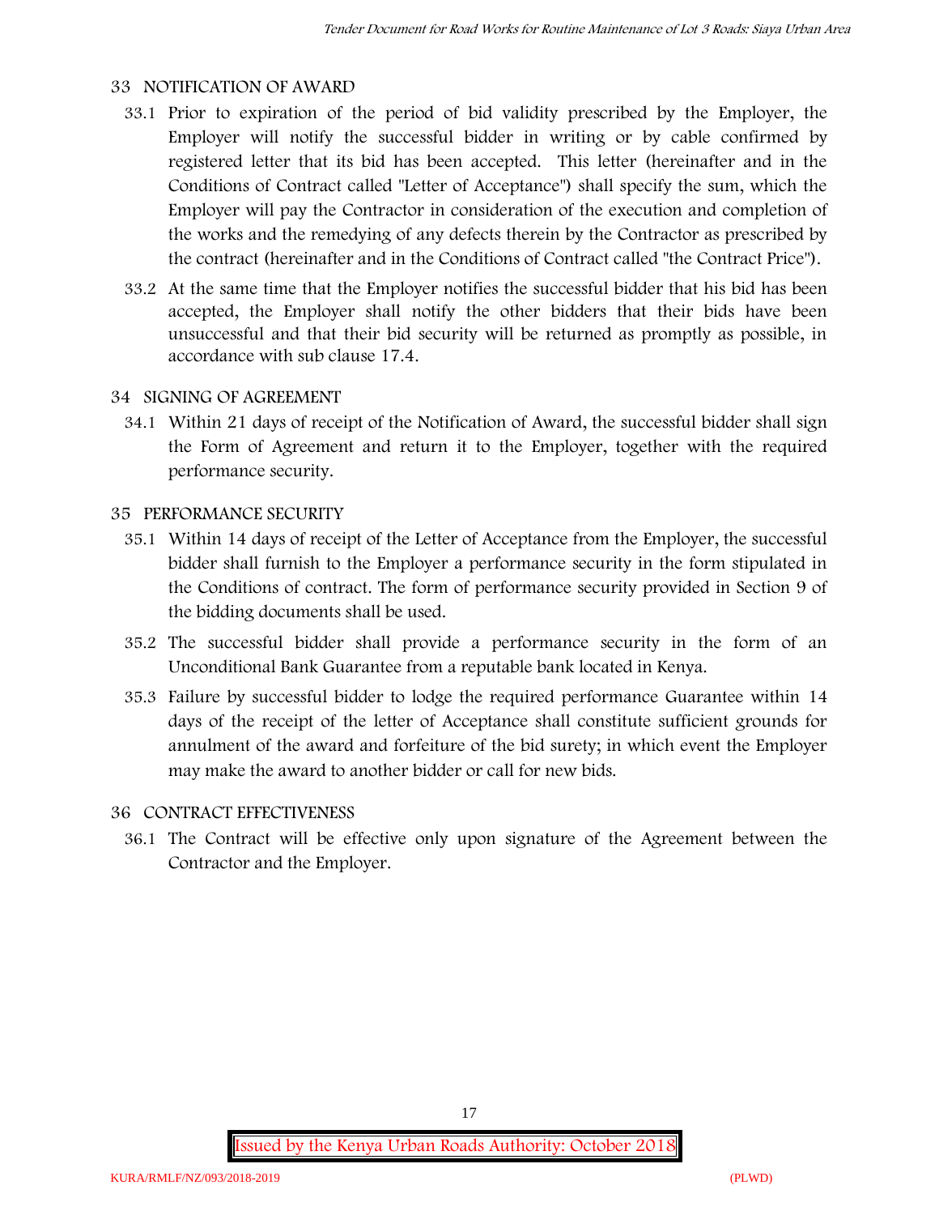## 33 NOTIFICATION OF AWARD

33.1 Prior to expiration of the period of bid validity prescribed by the Employer, the Employer will notify the successful bidder in writing or by cable confirmed by registered letter that its bid has been accepted. This letter (hereinafter and in the Conditions of Contract called "Letter of Acceptance") shall specify the sum, which the Employer will pay the Contractor in consideration of the execution and completion of the works and the remedying of any defects therein by the Contractor as prescribed by the contract (hereinafter and in the Conditions of Contract called "the Contract Price").

33.2 At the same time that the Employer notifies the successful bidder that his bid has been accepted, the Employer shall notify the other bidders that their bids have been unsuccessful and that their bid security will be returned as promptly as possible, in accordance with sub clause 17.4.

## 34 SIGNING OF AGREEMENT

34.1 Within 21 days of receipt of the Notification of Award, the successful bidder shall sign the Form of Agreement and return it to the Employer, together with the required performance security.

## 35 PERFORMANCE SECURITY

35.1 Within 14 days of receipt of the Letter of Acceptance from the Employer, the successful bidder shall furnish to the Employer a performance security in the form stipulated in the Conditions of contract. The form of performance security provided in Section 9 of the bidding documents shall be used.

35.2 The successful bidder shall provide a performance security in the form of an Unconditional Bank Guarantee from a reputable bank located in Kenya.

35.3 Failure by successful bidder to lodge the required performance Guarantee within 14 days of the receipt of the letter of Acceptance shall constitute sufficient grounds for annulment of the award and forfeiture of the bid surety; in which event the Employer may make the award to another bidder or call for new bids.

## 36 CONTRACT EFFECTIVENESS

36.1 The Contract will be effective only upon signature of the Agreement between the Contractor and the Employer.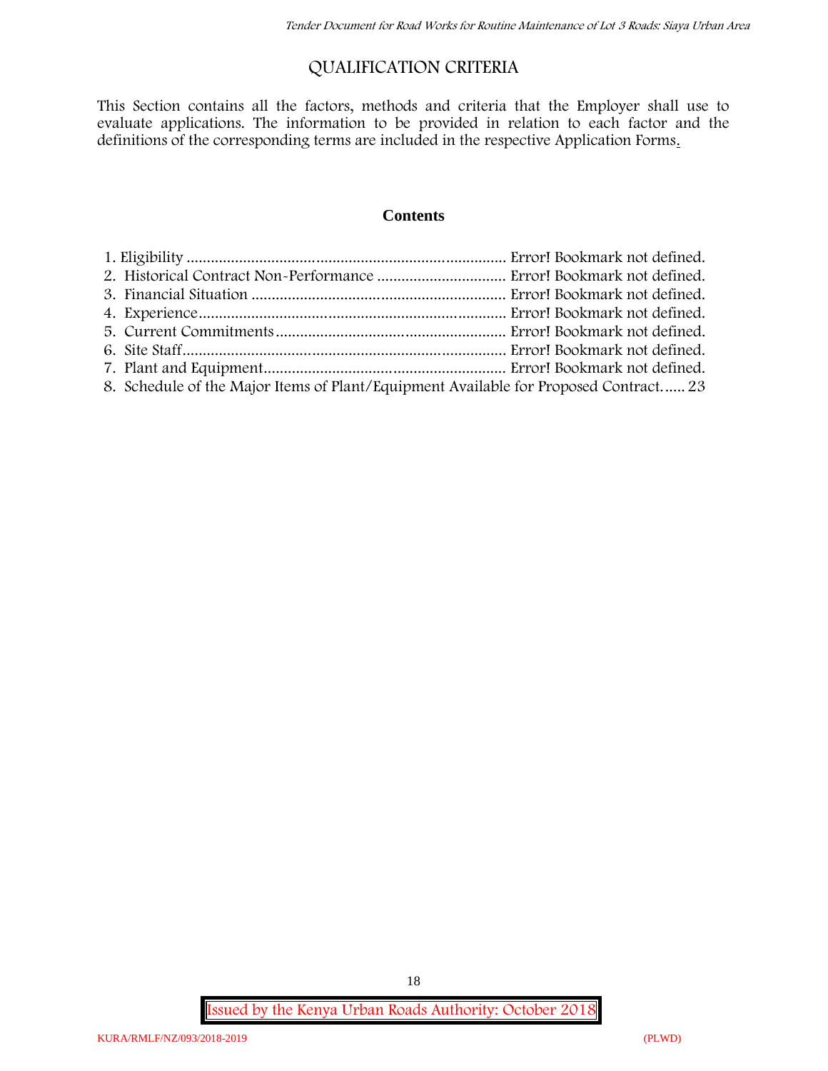# QUALIFICATION CRITERIA

This Section contains all the factors, methods and criteria that the Employer shall use to evaluate applications. The information to be provided in relation to each factor and the definitions of the corresponding terms are included in the respective Application Forms.

## Contents

1. Eligibility ............................................................................... Error! Bookmark not defined.
2. Historical Contract Non-Performance ................................ Error! Bookmark not defined.
3. Financial Situation .............................................................. Error! Bookmark not defined.
4. Experience........................................................................... Error! Bookmark not defined.
5. Current Commitments ......................................................... Error! Bookmark not defined.
6. Site Staff............................................................................... Error! Bookmark not defined.
7. Plant and Equipment........................................................... Error! Bookmark not defined.
8. Schedule of the Major Items of Plant/Equipment Available for Proposed Contract...... 23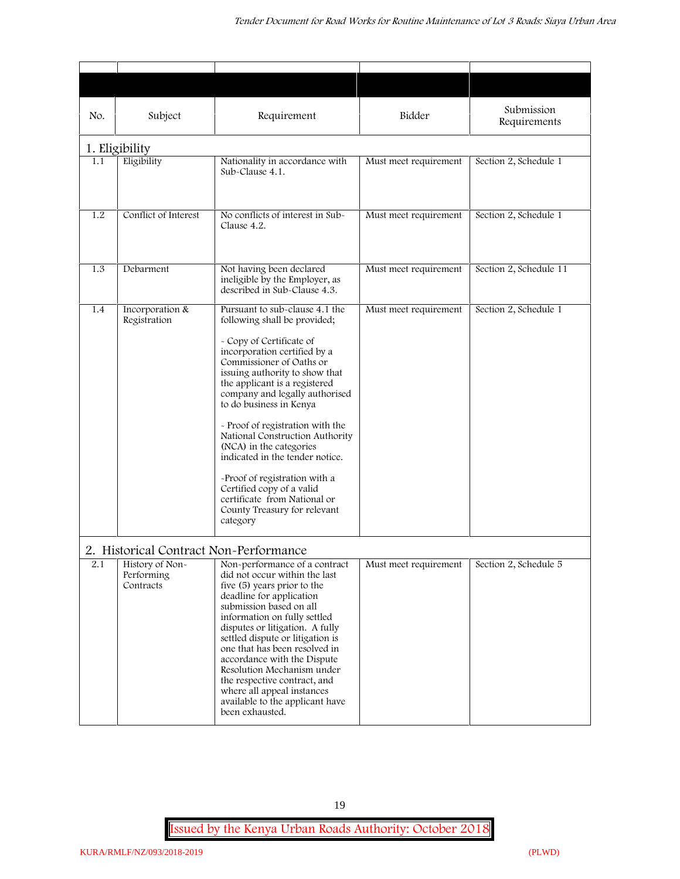| No. | Subject | Requirement | Bidder | Submission Requirements |
|---|---|---|---|---|
| **1. Eligibility** | | | | |
| 1.1 | Eligibility | Nationality in accordance with Sub-Clause 4.1. | Must meet requirement | Section 2, Schedule 1 |
| 1.2 | Conflict of Interest | No conflicts of interest in Sub-Clause 4.2. | Must meet requirement | Section 2, Schedule 1 |
| 1.3 | Debarment | Not having been declared ineligible by the Employer, as described in Sub-Clause 4.3. | Must meet requirement | Section 2, Schedule 11 |
| 1.4 | Incorporation & Registration | Pursuant to sub-clause 4.1 the following shall be provided;<br><br>- Copy of Certificate of incorporation certified by a Commissioner of Oaths or issuing authority to show that the applicant is a registered company and legally authorised to do business in Kenya<br><br>- Proof of registration with the National Construction Authority (NCA) in the categories indicated in the tender notice.<br><br>-Proof of registration with a Certified copy of a valid certificate from National or County Treasury for relevant category | Must meet requirement | Section 2, Schedule 1 |
| **2. Historical Contract Non-Performance** | | | | |
| 2.1 | History of Non-Performing Contracts | Non-performance of a contract did not occur within the last five (5) years prior to the deadline for application submission based on all information on fully settled disputes or litigation. A fully settled dispute or litigation is one that has been resolved in accordance with the Dispute Resolution Mechanism under the respective contract, and where all appeal instances available to the applicant have been exhausted. | Must meet requirement | Section 2, Schedule 5 |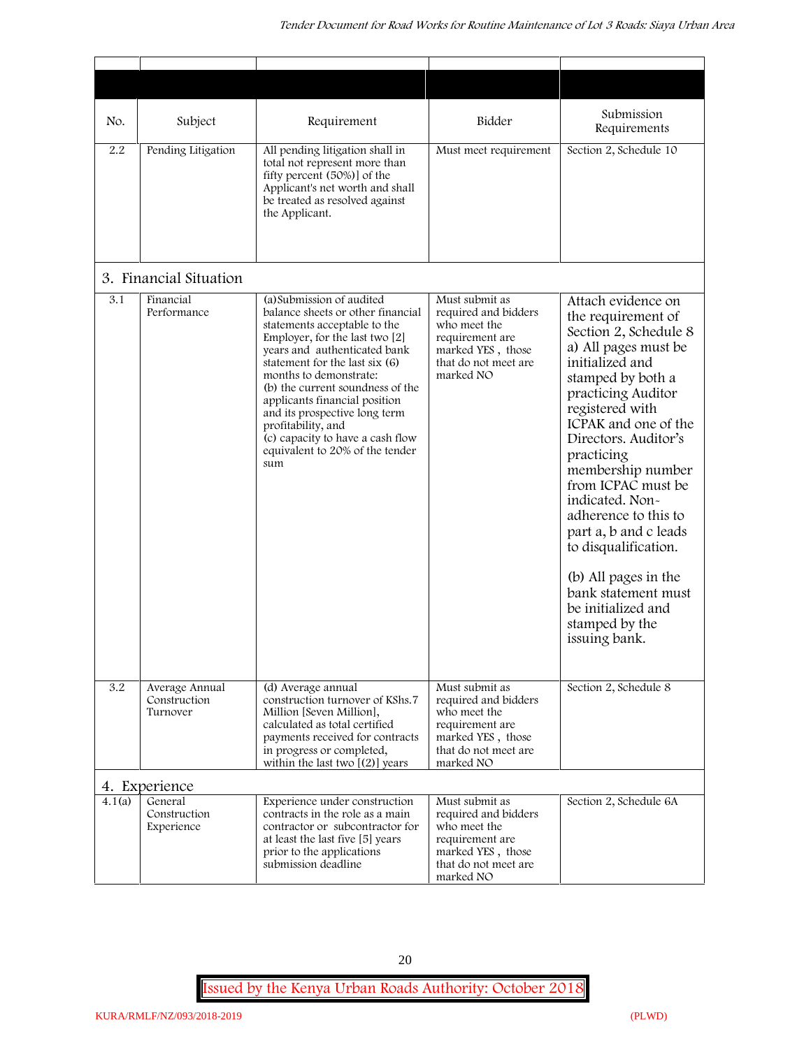| No. | Subject | Requirement | Bidder | Submission Requirements |
|---|---|---|---|---|
| 2.2 | Pending Litigation | All pending litigation shall in total not represent more than fifty percent (50%)] of the Applicant's net worth and shall be treated as resolved against the Applicant. | Must meet requirement | Section 2, Schedule 10 |
| **3. Financial Situation** | | | | |
| 3.1 | Financial Performance | (a) Submission of audited balance sheets or other financial statements acceptable to the Employer, for the last two [2] years and authenticated bank statement for the last six (6) months to demonstrate:<br>(b) the current soundness of the applicants financial position and its prospective long term profitability, and<br>(c) capacity to have a cash flow equivalent to 20% of the tender sum | Must submit as required and bidders who meet the requirement are marked YES , those that do not meet are marked NO | Attach evidence on the requirement of Section 2, Schedule 8 a) All pages must be initialized and stamped by both a practicing Auditor registered with ICPAK and one of the Directors. Auditor's practicing membership number from ICPAC must be indicated. Non-adherence to this to part a, b and c leads to disqualification.<br><br>(b) All pages in the bank statement must be initialized and stamped by the issuing bank. |
| 3.2 | Average Annual Construction Turnover | (d) Average annual construction turnover of KShs.7 Million [Seven Million], calculated as total certified payments received for contracts in progress or completed, within the last two [(2)] years | Must submit as required and bidders who meet the requirement are marked YES , those that do not meet are marked NO | Section 2, Schedule 8 |
| **4. Experience** | | | | |
| 4.1(a) | General Construction Experience | Experience under construction contracts in the role as a main contractor or subcontractor for at least the last five [5] years prior to the applications submission deadline | Must submit as required and bidders who meet the requirement are marked YES , those that do not meet are marked NO | Section 2, Schedule 6A |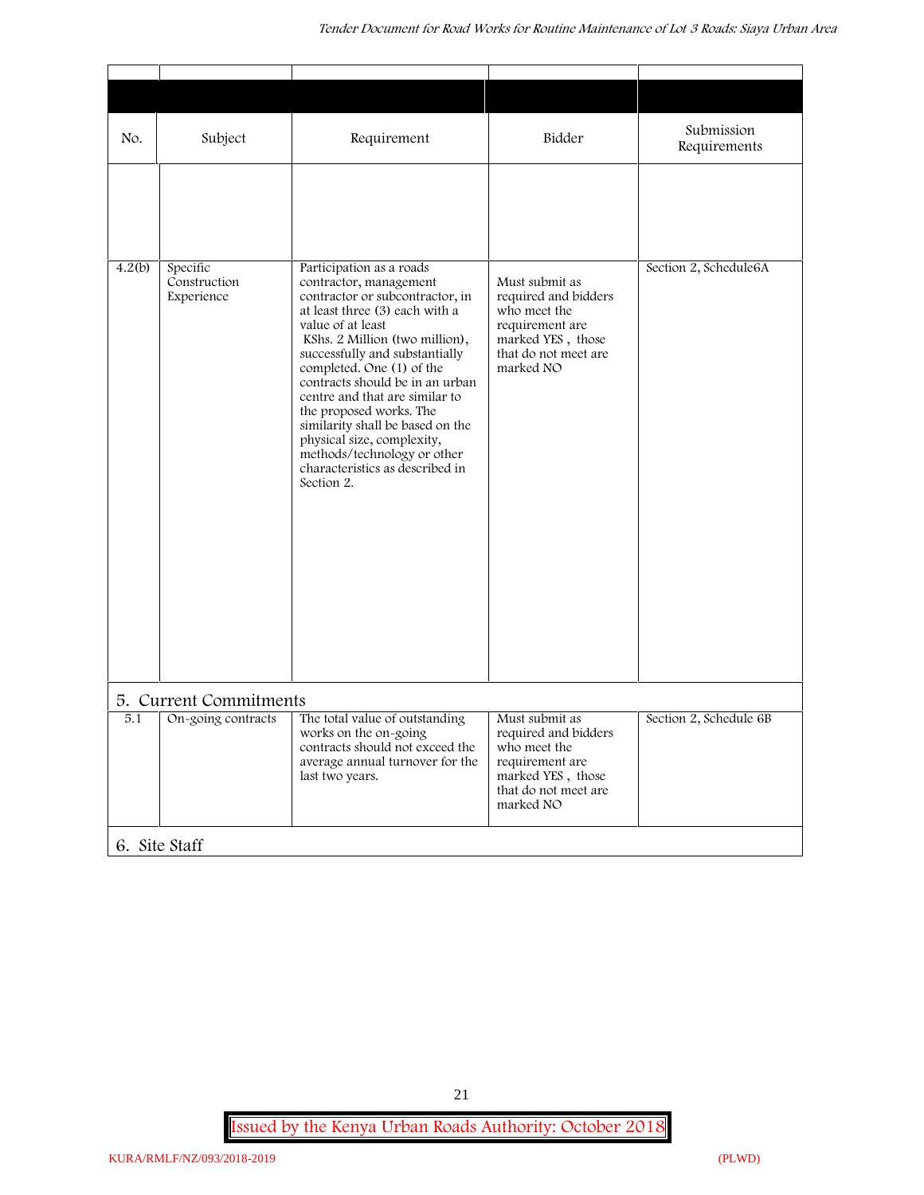| No. | Subject | Requirement | Bidder | Submission Requirements |
|---|---|---|---|---|
| | | | | |
| 4.2(b) | Specific Construction Experience | Participation as a roads contractor, management contractor or subcontractor, in at least three (3) each with a value of at least KShs. 2 Million (two million), successfully and substantially completed. One (1) of the contracts should be in an urban centre and that are similar to the proposed works. The similarity shall be based on the physical size, complexity, methods/technology or other characteristics as described in Section 2. | Must submit as required and bidders who meet the requirement are marked YES , those that do not meet are marked NO | Section 2, Schedule6A |
| **5. Current Commitments** | | | | |
| 5.1 | On-going contracts | The total value of outstanding works on the on-going contracts should not exceed the average annual turnover for the last two years. | Must submit as required and bidders who meet the requirement are marked YES , those that do not meet are marked NO | Section 2, Schedule 6B |
| **6. Site Staff** | | | | |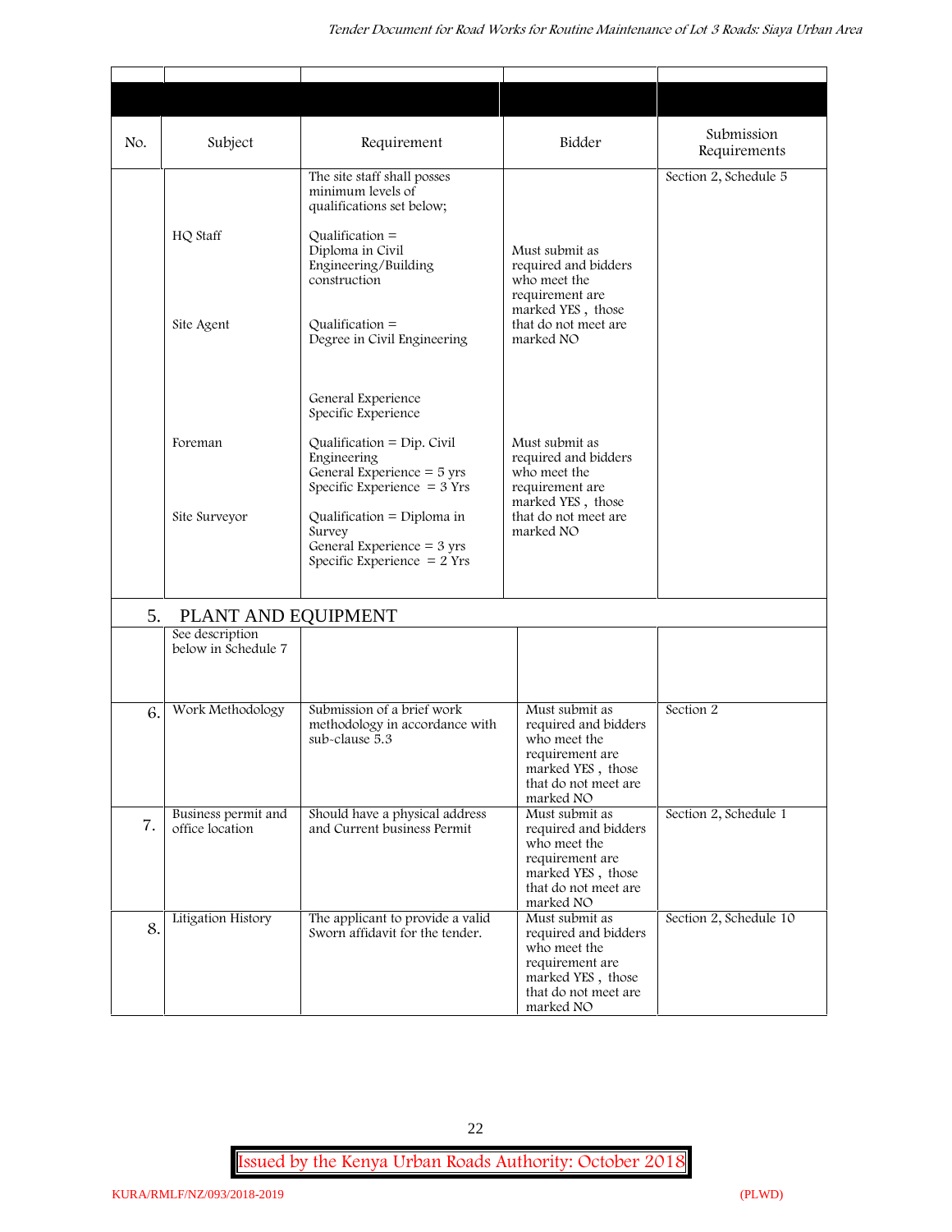| No. | Subject | Requirement | Bidder | Submission Requirements |
|---|---|---|---|---|
| | | The site staff shall posses minimum levels of qualifications set below; | | Section 2, Schedule 5 |
| | HQ Staff | Qualification = Diploma in Civil Engineering/Building construction | Must submit as required and bidders who meet the requirement are marked YES , those that do not meet are marked NO | |
| | Site Agent | Qualification = Degree in Civil Engineering<br><br>General Experience<br>Specific Experience | | |
| | Foreman | Qualification = Dip. Civil Engineering<br>General Experience = 5 yrs<br>Specific Experience = 3 Yrs | Must submit as required and bidders who meet the requirement are marked YES , those that do not meet are marked NO | |
| | Site Surveyor | Qualification = Diploma in Survey<br>General Experience = 3 yrs<br>Specific Experience = 2 Yrs | | |
| 5. | PLANT AND EQUIPMENT | | | |
| | See description below in Schedule 7 | | | |
| 6. | Work Methodology | Submission of a brief work methodology in accordance with sub-clause 5.3 | Must submit as required and bidders who meet the requirement are marked YES , those that do not meet are marked NO | Section 2 |
| 7. | Business permit and office location | Should have a physical address and Current business Permit | Must submit as required and bidders who meet the requirement are marked YES , those that do not meet are marked NO | Section 2, Schedule 1 |
| 8. | Litigation History | The applicant to provide a valid Sworn affidavit for the tender. | Must submit as required and bidders who meet the requirement are marked YES , those that do not meet are marked NO | Section 2, Schedule 10 |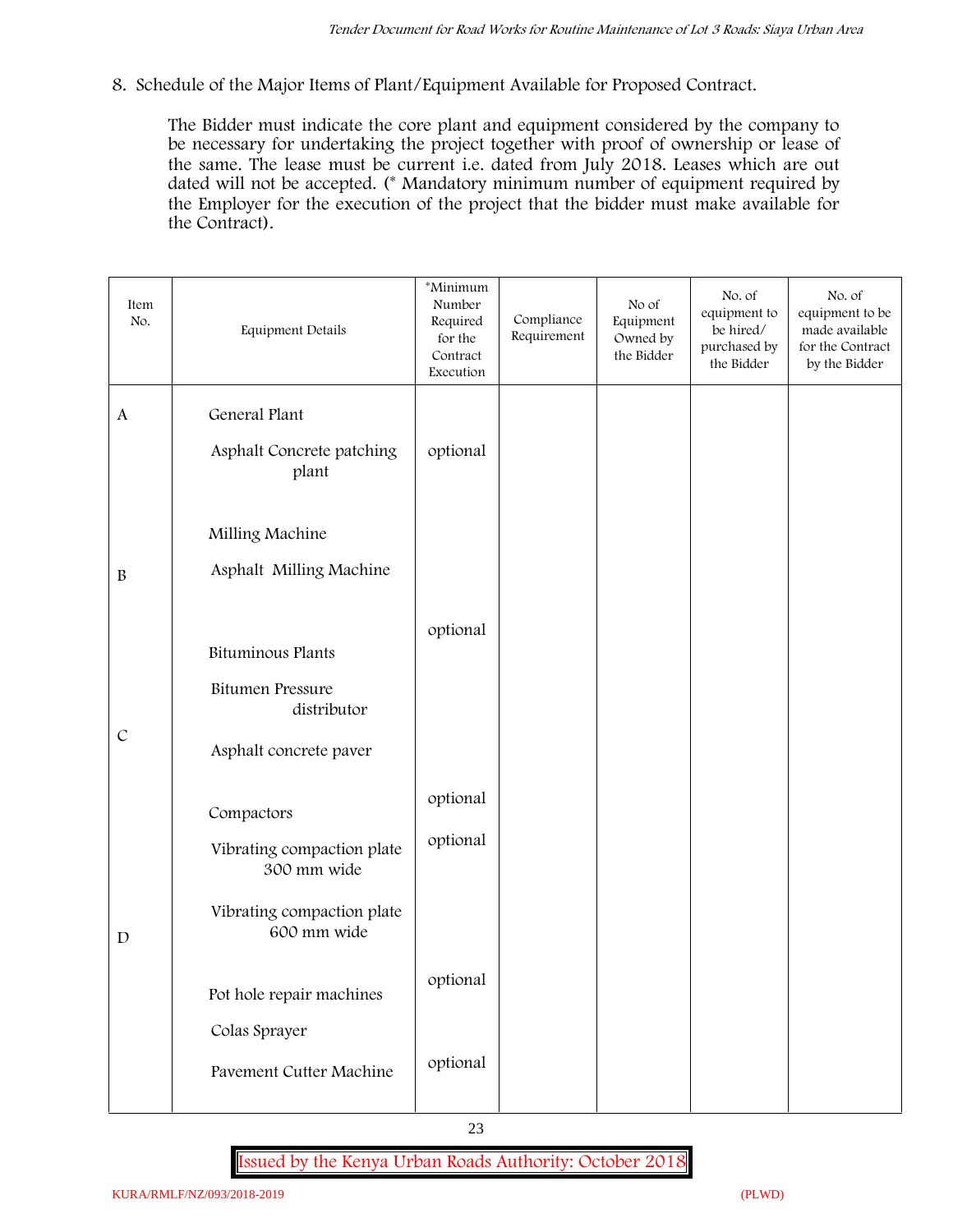8. Schedule of the Major Items of Plant/Equipment Available for Proposed Contract.

The Bidder must indicate the core plant and equipment considered by the company to be necessary for undertaking the project together with proof of ownership or lease of the same. The lease must be current i.e. dated from July 2018. Leases which are out dated will not be accepted. (* Mandatory minimum number of equipment required by the Employer for the execution of the project that the bidder must make available for the Contract).

| Item No. | Equipment Details | *Minimum Number Required for the Contract Execution | Compliance Requirement | No of Equipment Owned by the Bidder | No. of equipment to be hired/ purchased by the Bidder | No. of equipment to be made available for the Contract by the Bidder |
|---|---|---|---|---|---|---|
| A | General Plant | | | | | |
| | Asphalt Concrete patching plant | optional | | | | |
| | Milling Machine | | | | | |
| B | Asphalt Milling Machine | | | | | |
| | | optional | | | | |
| | Bituminous Plants | | | | | |
| | Bitumen Pressure distributor | | | | | |
| C | Asphalt concrete paver | | | | | |
| | | optional | | | | |
| | Compactors | | | | | |
| | Vibrating compaction plate 300 mm wide | optional | | | | |
| D | Vibrating compaction plate 600 mm wide | | | | | |
| | | optional | | | | |
| | Pot hole repair machines | | | | | |
| | Colas Sprayer | | | | | |
| | Pavement Cutter Machine | optional | | | | |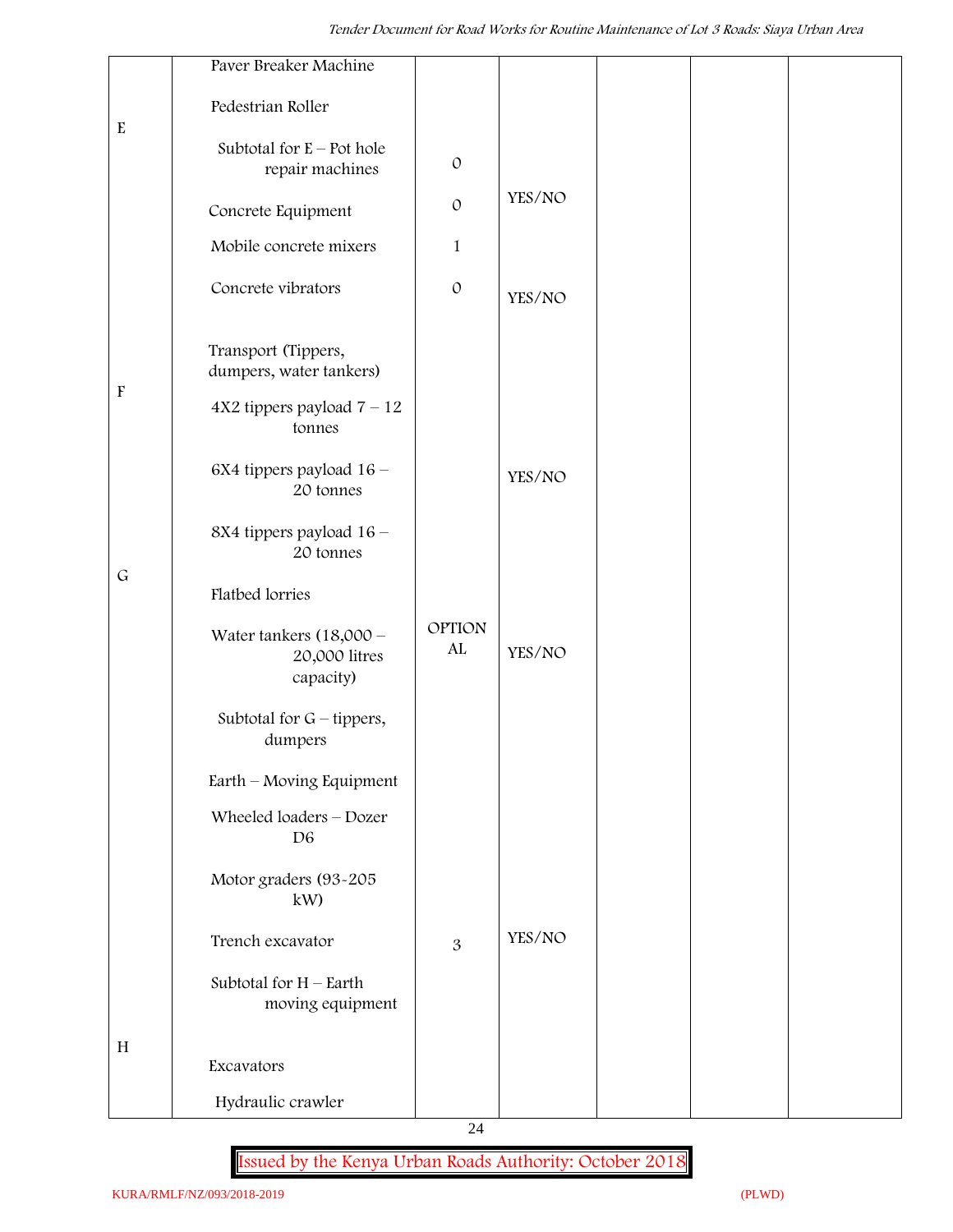| | | | | | | |
|---|---|---|---|---|---|---|
| E | Paver Breaker Machine | | | | | |
| | Pedestrian Roller | | | | | |
| | Subtotal for E – Pot hole repair machines | 0 | | | | |
| | Concrete Equipment | 0 | YES/NO | | | |
| | Mobile concrete mixers | 1 | | | | |
| | Concrete vibrators | 0 | YES/NO | | | |
| F | Transport (Tippers, dumpers, water tankers) | | | | | |
| | 4X2 tippers payload 7 – 12 tonnes | | | | | |
| | 6X4 tippers payload 16 – 20 tonnes | | YES/NO | | | |
| | 8X4 tippers payload 16 – 20 tonnes | | | | | |
| G | Flatbed lorries | | | | | |
| | Water tankers (18,000 – 20,000 litres capacity) | OPTIONAL | YES/NO | | | |
| | Subtotal for G – tippers, dumpers | | | | | |
| | Earth – Moving Equipment | | | | | |
| | Wheeled loaders – Dozer D6 | | | | | |
| | Motor graders (93-205 kW) | | | | | |
| | Trench excavator | 3 | YES/NO | | | |
| | Subtotal for H – Earth moving equipment | | | | | |
| H | Excavators | | | | | |
| | Hydraulic crawler | | | | | |

Issued by the Kenya Urban Roads Authority: October 2018

KURA/RMLF/NZ/093/2018-2019 (PLWD)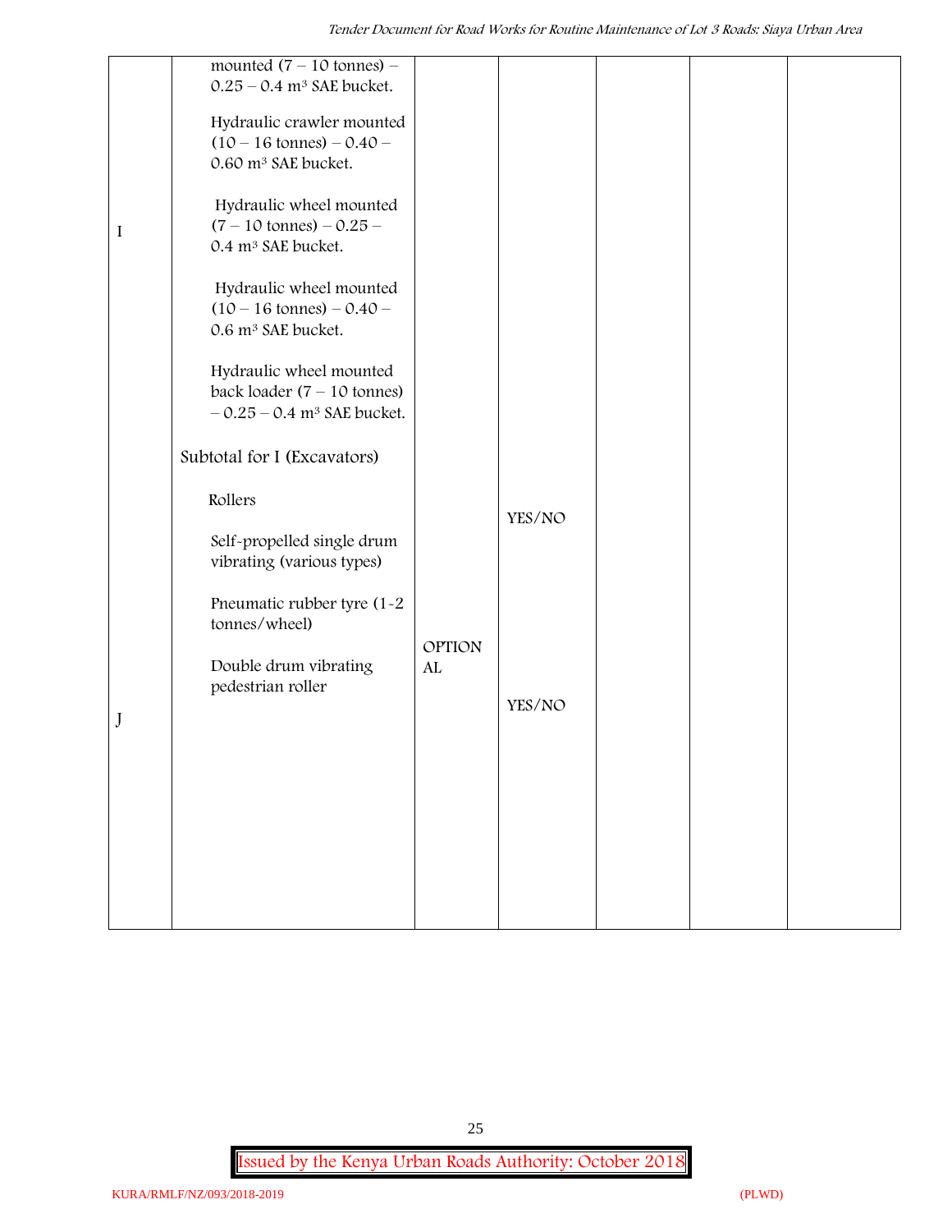| | | | | | | |
|---|---|---|---|---|---|---|
| I | mounted (7 – 10 tonnes) – 0.25 – 0.4 m³ SAE bucket.<br><br>Hydraulic crawler mounted (10 – 16 tonnes) – 0.40 – 0.60 m³ SAE bucket.<br><br>Hydraulic wheel mounted (7 – 10 tonnes) – 0.25 – 0.4 m³ SAE bucket.<br><br>Hydraulic wheel mounted (10 – 16 tonnes) – 0.40 – 0.6 m³ SAE bucket.<br><br>Hydraulic wheel mounted back loader (7 – 10 tonnes) – 0.25 – 0.4 m³ SAE bucket.<br><br>Subtotal for I (Excavators) | | | | | |
| J | Rollers<br><br>Self-propelled single drum vibrating (various types)<br><br>Pneumatic rubber tyre (1-2 tonnes/wheel)<br><br>Double drum vibrating pedestrian roller | OPTIONAL | YES/NO<br><br>YES/NO | | | |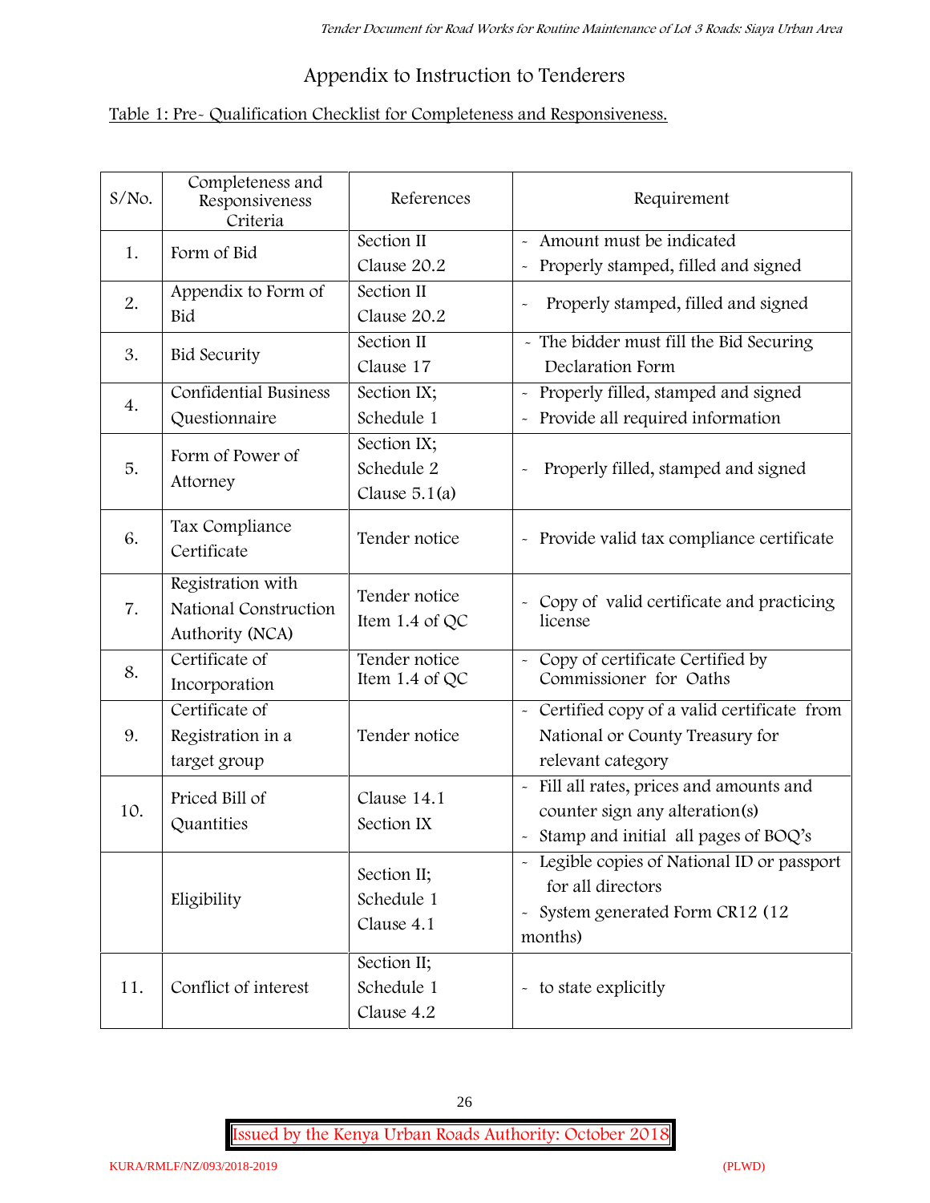# Appendix to Instruction to Tenderers

Table 1: Pre- Qualification Checklist for Completeness and Responsiveness.

| S/No. | Completeness and Responsiveness Criteria | References | Requirement |
|---|---|---|---|
| 1. | Form of Bid | Section II<br>Clause 20.2 | - Amount must be indicated<br>- Properly stamped, filled and signed |
| 2. | Appendix to Form of Bid | Section II<br>Clause 20.2 | - Properly stamped, filled and signed |
| 3. | Bid Security | Section II<br>Clause 17 | - The bidder must fill the Bid Securing Declaration Form |
| 4. | Confidential Business Questionnaire | Section IX;<br>Schedule 1 | - Properly filled, stamped and signed<br>- Provide all required information |
| 5. | Form of Power of Attorney | Section IX;<br>Schedule 2<br>Clause 5.1(a) | - Properly filled, stamped and signed |
| 6. | Tax Compliance Certificate | Tender notice | - Provide valid tax compliance certificate |
| 7. | Registration with National Construction Authority (NCA) | Tender notice<br>Item 1.4 of QC | - Copy of valid certificate and practicing license |
| 8. | Certificate of Incorporation | Tender notice<br>Item 1.4 of QC | - Copy of certificate Certified by Commissioner for Oaths |
| 9. | Certificate of Registration in a target group | Tender notice | - Certified copy of a valid certificate from National or County Treasury for relevant category |
| 10. | Priced Bill of Quantities | Clause 14.1<br>Section IX | - Fill all rates, prices and amounts and counter sign any alteration(s)<br>- Stamp and initial all pages of BOQ's |
| | Eligibility | Section II;<br>Schedule 1<br>Clause 4.1 | - Legible copies of National ID or passport for all directors<br>- System generated Form CR12 (12 months) |
| 11. | Conflict of interest | Section II;<br>Schedule 1<br>Clause 4.2 | - to state explicitly |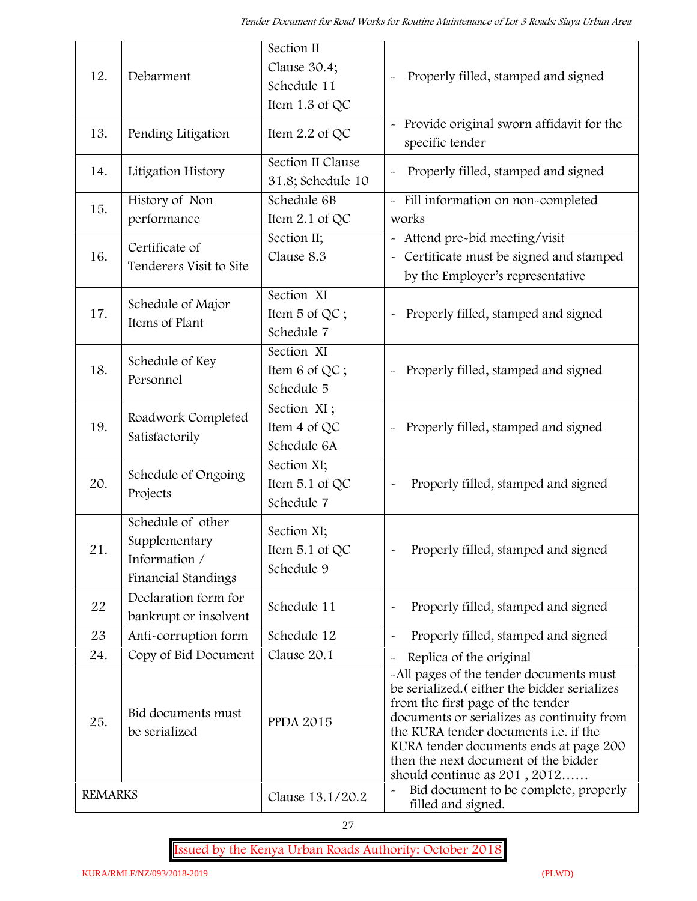| | | | |
|---|---|---|---|
| 12. | Debarment | Section II Clause 30.4; Schedule 11 Item 1.3 of QC | - Properly filled, stamped and signed |
| 13. | Pending Litigation | Item 2.2 of QC | - Provide original sworn affidavit for the specific tender |
| 14. | Litigation History | Section II Clause 31.8; Schedule 10 | - Properly filled, stamped and signed |
| 15. | History of Non performance | Schedule 6B Item 2.1 of QC | - Fill information on non-completed works |
| 16. | Certificate of Tenderers Visit to Site | Section II; Clause 8.3 | - Attend pre-bid meeting/visit<br>- Certificate must be signed and stamped by the Employer's representative |
| 17. | Schedule of Major Items of Plant | Section XI Item 5 of QC ; Schedule 7 | - Properly filled, stamped and signed |
| 18. | Schedule of Key Personnel | Section XI Item 6 of QC ; Schedule 5 | - Properly filled, stamped and signed |
| 19. | Roadwork Completed Satisfactorily | Section XI ; Item 4 of QC Schedule 6A | - Properly filled, stamped and signed |
| 20. | Schedule of Ongoing Projects | Section XI; Item 5.1 of QC Schedule 7 | - Properly filled, stamped and signed |
| 21. | Schedule of other Supplementary Information / Financial Standings | Section XI; Item 5.1 of QC Schedule 9 | - Properly filled, stamped and signed |
| 22 | Declaration form for bankrupt or insolvent | Schedule 11 | - Properly filled, stamped and signed |
| 23 | Anti-corruption form | Schedule 12 | - Properly filled, stamped and signed |
| 24. | Copy of Bid Document | Clause 20.1 | - Replica of the original |
| 25. | Bid documents must be serialized | PPDA 2015 | -All pages of the tender documents must be serialized.( either the bidder serializes from the first page of the tender documents or serializes as continuity from the KURA tender documents i.e. if the KURA tender documents ends at page 200 then the next document of the bidder should continue as 201 , 2012…… |
| REMARKS | | Clause 13.1/20.2 | - Bid document to be complete, properly filled and signed. |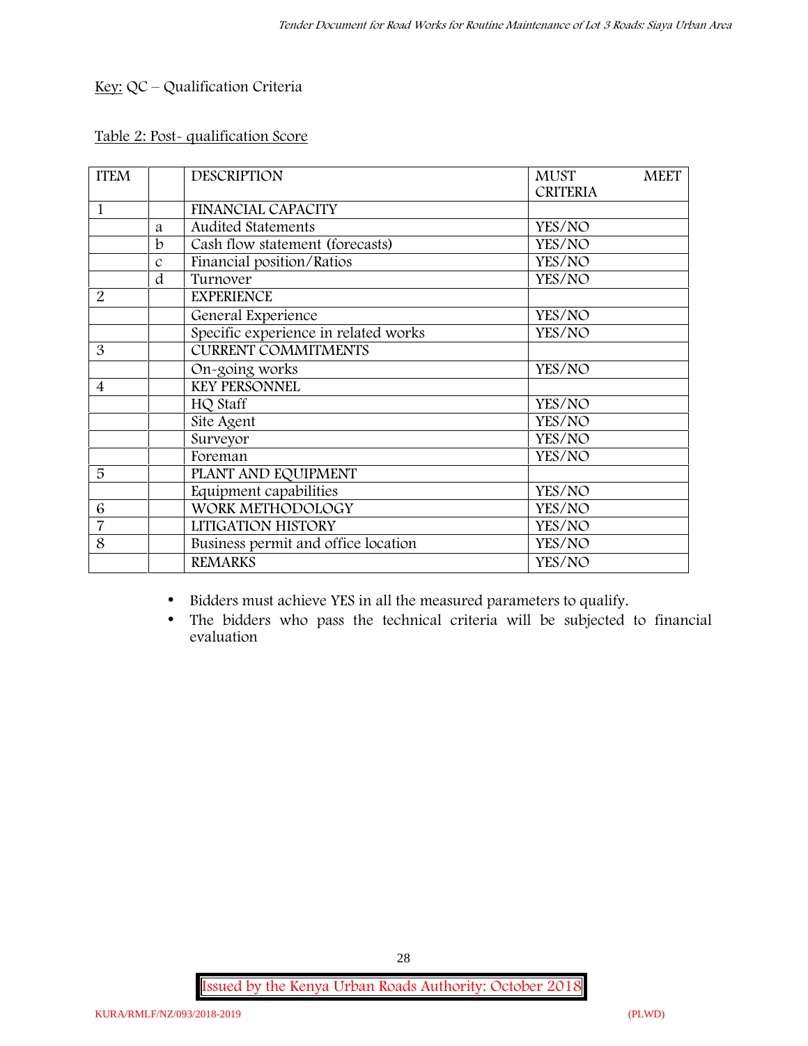Key: QC – Qualification Criteria

Table 2: Post- qualification Score

| ITEM | | DESCRIPTION | MUST MEET CRITERIA |
|---|---|---|---|
| 1 | | FINANCIAL CAPACITY | |
| | a | Audited Statements | YES/NO |
| | b | Cash flow statement (forecasts) | YES/NO |
| | c | Financial position/Ratios | YES/NO |
| | d | Turnover | YES/NO |
| 2 | | EXPERIENCE | |
| | | General Experience | YES/NO |
| | | Specific experience in related works | YES/NO |
| 3 | | CURRENT COMMITMENTS | |
| | | On-going works | YES/NO |
| 4 | | KEY PERSONNEL | |
| | | HQ Staff | YES/NO |
| | | Site Agent | YES/NO |
| | | Surveyor | YES/NO |
| | | Foreman | YES/NO |
| 5 | | PLANT AND EQUIPMENT | |
| | | Equipment capabilities | YES/NO |
| 6 | | WORK METHODOLOGY | YES/NO |
| 7 | | LITIGATION HISTORY | YES/NO |
| 8 | | Business permit and office location | YES/NO |
| | | REMARKS | YES/NO |

- Bidders must achieve YES in all the measured parameters to qualify.
- The bidders who pass the technical criteria will be subjected to financial evaluation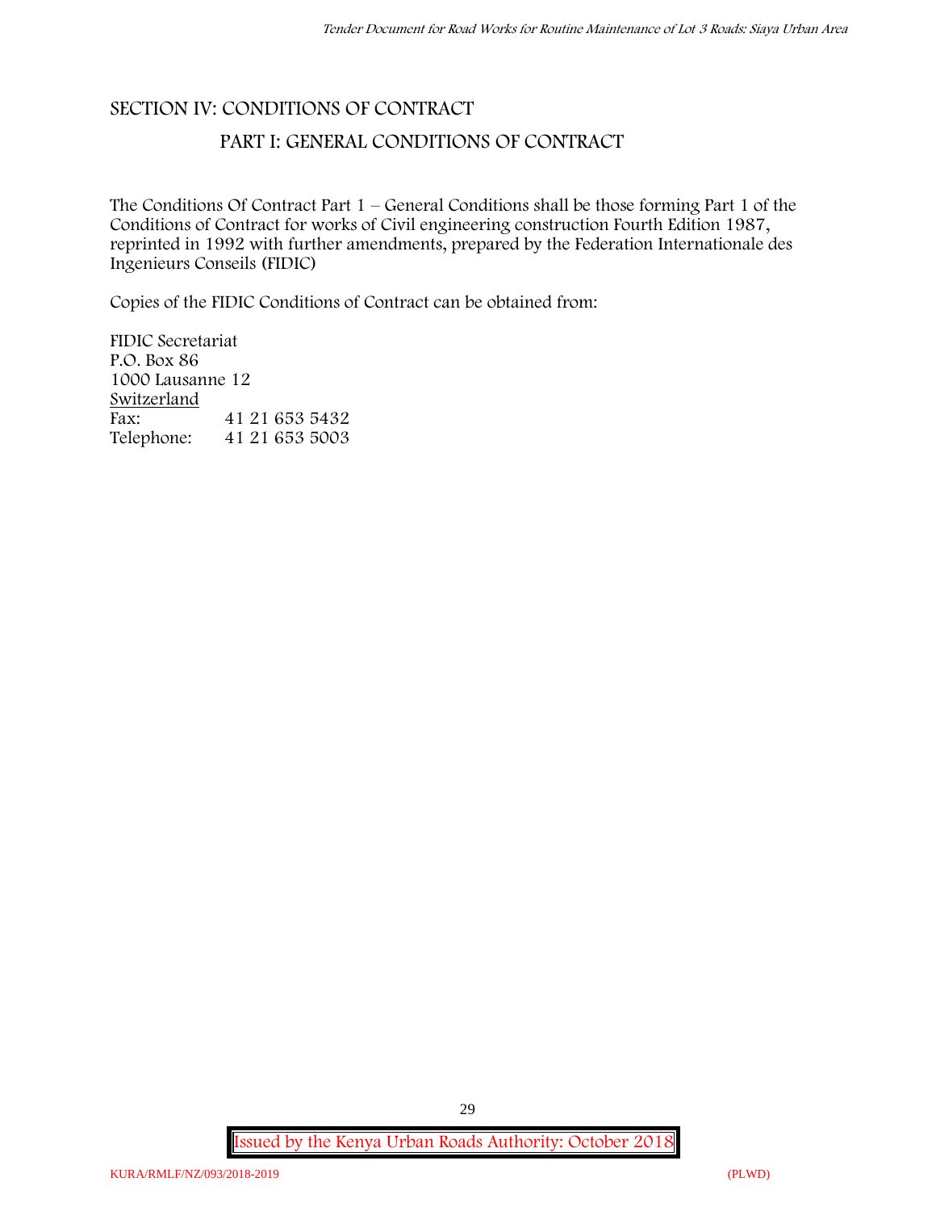## SECTION IV: CONDITIONS OF CONTRACT

### PART I: GENERAL CONDITIONS OF CONTRACT

The Conditions Of Contract Part 1 – General Conditions shall be those forming Part 1 of the Conditions of Contract for works of Civil engineering construction Fourth Edition 1987, reprinted in 1992 with further amendments, prepared by the Federation Internationale des Ingenieurs Conseils (FIDIC)

Copies of the FIDIC Conditions of Contract can be obtained from:

FIDIC Secretariat  
P.O. Box 86  
1000 Lausanne 12  
Switzerland  
Fax: 41 21 653 5432  
Telephone: 41 21 653 5003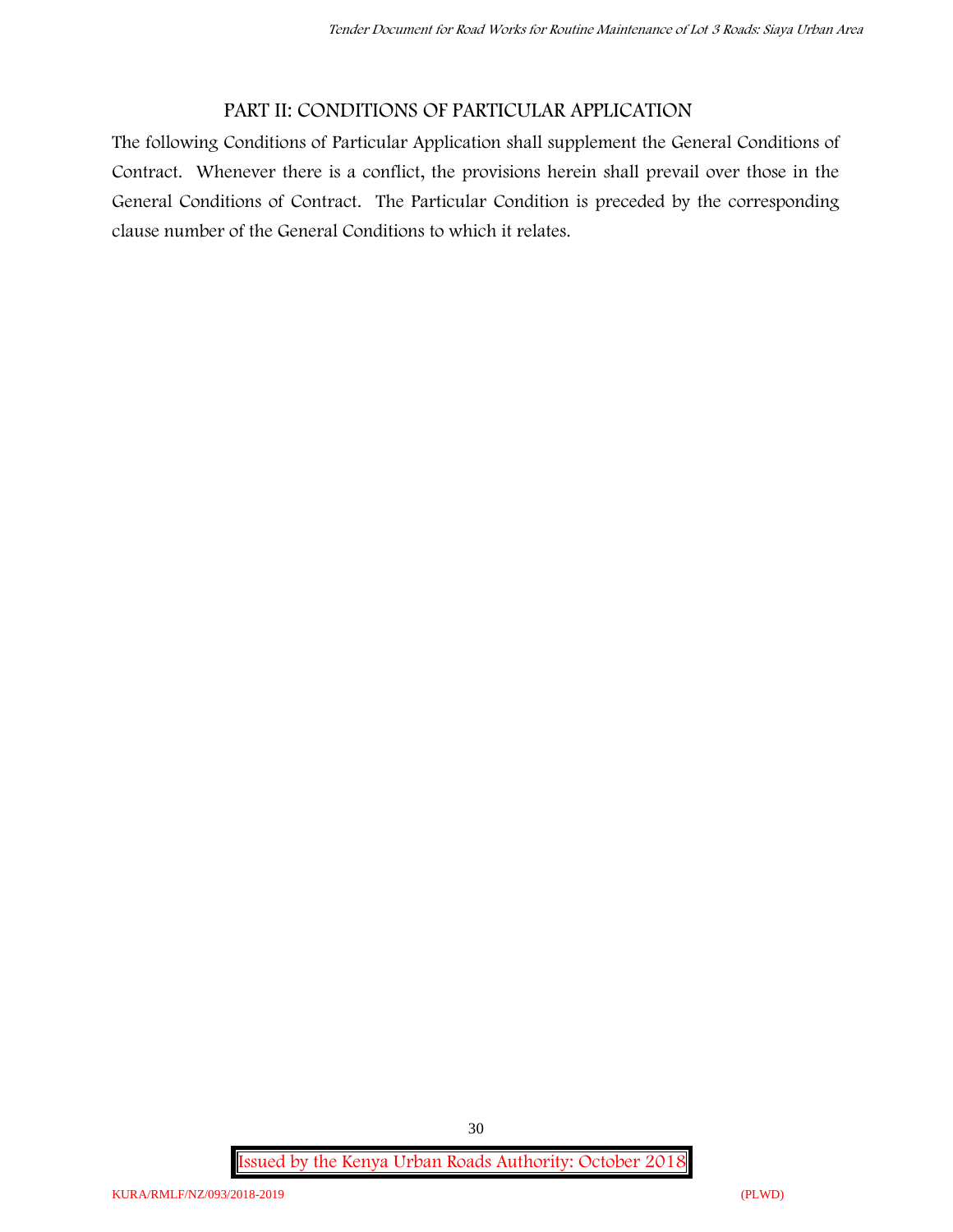## PART II: CONDITIONS OF PARTICULAR APPLICATION

The following Conditions of Particular Application shall supplement the General Conditions of Contract. Whenever there is a conflict, the provisions herein shall prevail over those in the General Conditions of Contract. The Particular Condition is preceded by the corresponding clause number of the General Conditions to which it relates.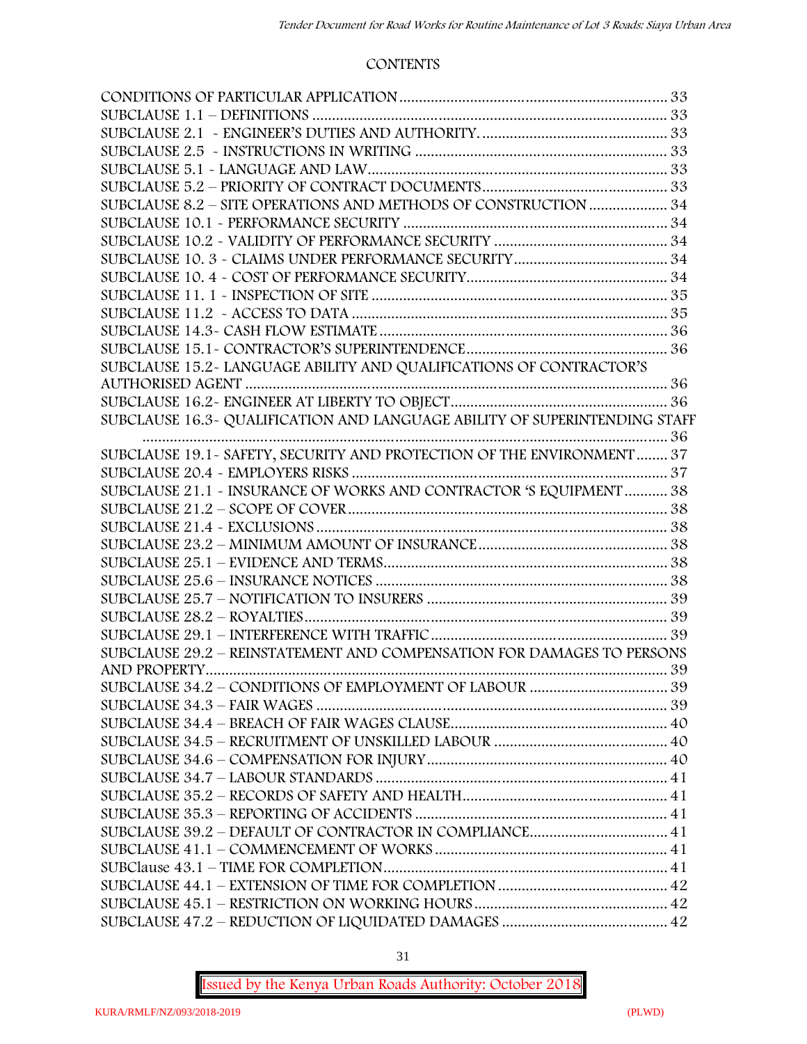# CONTENTS

CONDITIONS OF PARTICULAR APPLICATION .................................................................... 33
SUBCLAUSE 1.1 – DEFINITIONS ........................................................................................ 33
SUBCLAUSE 2.1 - ENGINEER'S DUTIES AND AUTHORITY. .............................................. 33
SUBCLAUSE 2.5 - INSTRUCTIONS IN WRITING ................................................................ 33
SUBCLAUSE 5.1 - LANGUAGE AND LAW ........................................................................... 33
SUBCLAUSE 5.2 – PRIORITY OF CONTRACT DOCUMENTS .............................................. 33
SUBCLAUSE 8.2 – SITE OPERATIONS AND METHODS OF CONSTRUCTION .................... 34
SUBCLAUSE 10.1 - PERFORMANCE SECURITY .................................................................. 34
SUBCLAUSE 10.2 - VALIDITY OF PERFORMANCE SECURITY ............................................ 34
SUBCLAUSE 10. 3 - CLAIMS UNDER PERFORMANCE SECURITY ....................................... 34
SUBCLAUSE 10. 4 - COST OF PERFORMANCE SECURITY .................................................. 34
SUBCLAUSE 11. 1 - INSPECTION OF SITE .......................................................................... 35
SUBCLAUSE 11.2 - ACCESS TO DATA ................................................................................. 35
SUBCLAUSE 14.3- CASH FLOW ESTIMATE ......................................................................... 36
SUBCLAUSE 15.1- CONTRACTOR'S SUPERINTENDENCE ................................................... 36
SUBCLAUSE 15.2- LANGUAGE ABILITY AND QUALIFICATIONS OF CONTRACTOR'S AUTHORISED AGENT ........................................................................................................ 36
SUBCLAUSE 16.2- ENGINEER AT LIBERTY TO OBJECT ....................................................... 36
SUBCLAUSE 16.3- QUALIFICATION AND LANGUAGE ABILITY OF SUPERINTENDING STAFF ........................................................................................................................................ 36
SUBCLAUSE 19.1- SAFETY, SECURITY AND PROTECTION OF THE ENVIRONMENT ........ 37
SUBCLAUSE 20.4 - EMPLOYERS RISKS ............................................................................... 37
SUBCLAUSE 21.1 - INSURANCE OF WORKS AND CONTRACTOR 'S EQUIPMENT ........... 38
SUBCLAUSE 21.2 – SCOPE OF COVER ................................................................................ 38
SUBCLAUSE 21.4 - EXCLUSIONS ......................................................................................... 38
SUBCLAUSE 23.2 – MINIMUM AMOUNT OF INSURANCE ................................................ 38
SUBCLAUSE 25.1 – EVIDENCE AND TERMS ........................................................................ 38
SUBCLAUSE 25.6 – INSURANCE NOTICES .......................................................................... 38
SUBCLAUSE 25.7 – NOTIFICATION TO INSURERS ............................................................. 39
SUBCLAUSE 28.2 – ROYALTIES ............................................................................................ 39
SUBCLAUSE 29.1 – INTERFERENCE WITH TRAFFIC ............................................................ 39
SUBCLAUSE 29.2 – REINSTATEMENT AND COMPENSATION FOR DAMAGES TO PERSONS AND PROPERTY ..................................................................................................................... 39
SUBCLAUSE 34.2 – CONDITIONS OF EMPLOYMENT OF LABOUR ................................... 39
SUBCLAUSE 34.3 – FAIR WAGES ......................................................................................... 39
SUBCLAUSE 34.4 – BREACH OF FAIR WAGES CLAUSE ....................................................... 40
SUBCLAUSE 34.5 – RECRUITMENT OF UNSKILLED LABOUR ............................................ 40
SUBCLAUSE 34.6 – COMPENSATION FOR INJURY ............................................................. 40
SUBCLAUSE 34.7 – LABOUR STANDARDS .......................................................................... 41
SUBCLAUSE 35.2 – RECORDS OF SAFETY AND HEALTH .................................................... 41
SUBCLAUSE 35.3 – REPORTING OF ACCIDENTS ................................................................ 41
SUBCLAUSE 39.2 – DEFAULT OF CONTRACTOR IN COMPLIANCE ................................... 41
SUBCLAUSE 41.1 – COMMENCEMENT OF WORKS ............................................................ 41
SUBClause 43.1 – TIME FOR COMPLETION ......................................................................... 41
SUBCLAUSE 44.1 – EXTENSION OF TIME FOR COMPLETION ........................................... 42
SUBCLAUSE 45.1 – RESTRICTION ON WORKING HOURS ................................................. 42
SUBCLAUSE 47.2 – REDUCTION OF LIQUIDATED DAMAGES ........................................... 42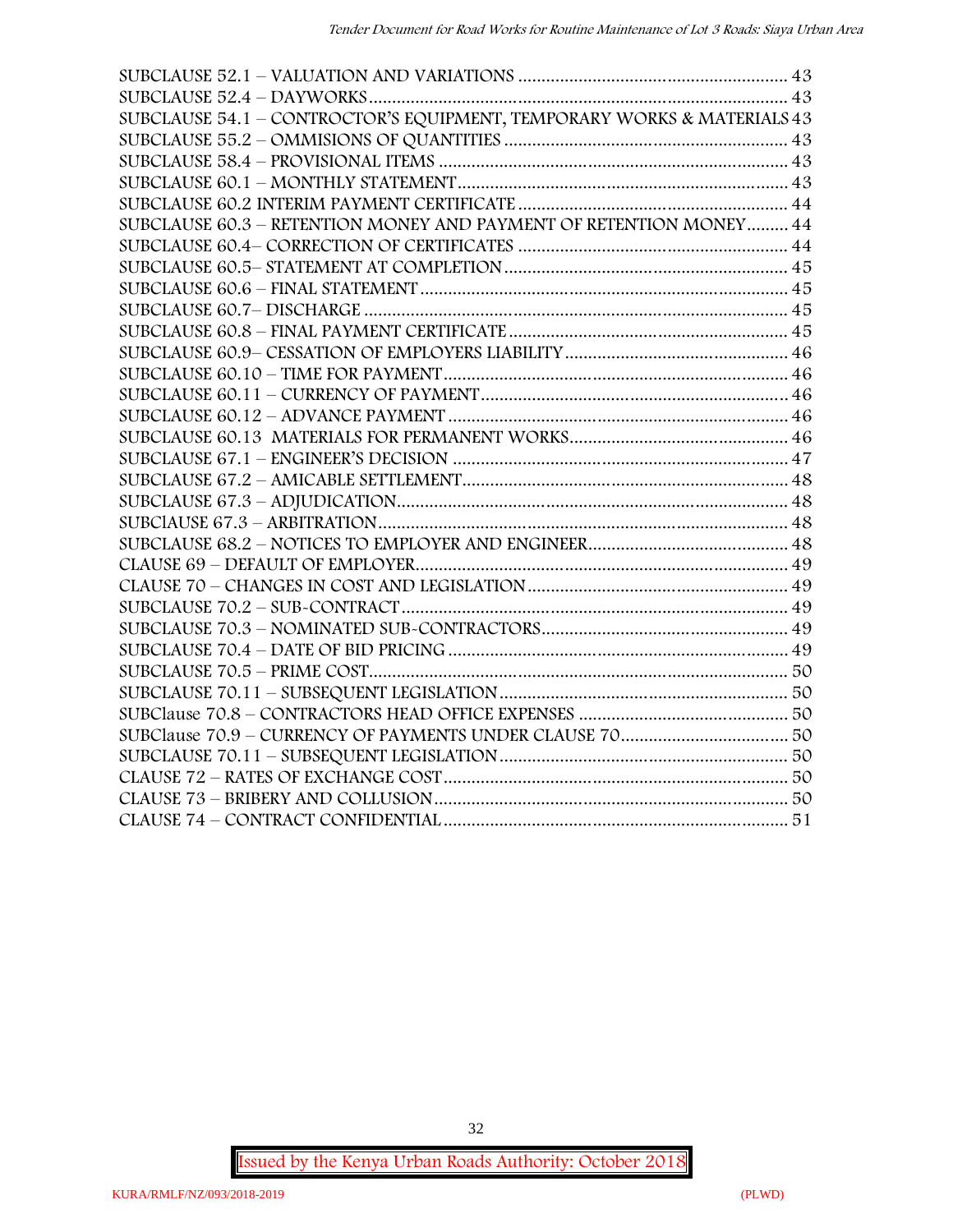SUBCLAUSE 52.1 – VALUATION AND VARIATIONS .......................................................... 43
SUBCLAUSE 52.4 – DAYWORKS.......................................................................................... 43
SUBCLAUSE 54.1 – CONTROCTOR'S EQUIPMENT, TEMPORARY WORKS & MATERIALS 43
SUBCLAUSE 55.2 – OMMISIONS OF QUANTITIES ............................................................ 43
SUBCLAUSE 58.4 – PROVISIONAL ITEMS .......................................................................... 43
SUBCLAUSE 60.1 – MONTHLY STATEMENT....................................................................... 43
SUBCLAUSE 60.2 INTERIM PAYMENT CERTIFICATE .......................................................... 44
SUBCLAUSE 60.3 – RETENTION MONEY AND PAYMENT OF RETENTION MONEY......... 44
SUBCLAUSE 60.4– CORRECTION OF CERTIFICATES ......................................................... 44
SUBCLAUSE 60.5– STATEMENT AT COMPLETION............................................................ 45
SUBCLAUSE 60.6 – FINAL STATEMENT.............................................................................. 45
SUBCLAUSE 60.7– DISCHARGE .......................................................................................... 45
SUBCLAUSE 60.8 – FINAL PAYMENT CERTIFICATE........................................................... 45
SUBCLAUSE 60.9– CESSATION OF EMPLOYERS LIABILITY................................................ 46
SUBCLAUSE 60.10 – TIME FOR PAYMENT.......................................................................... 46
SUBCLAUSE 60.11 – CURRENCY OF PAYMENT.................................................................. 46
SUBCLAUSE 60.12 – ADVANCE PAYMENT ........................................................................ 46
SUBCLAUSE 60.13 MATERIALS FOR PERMANENT WORKS............................................... 46
SUBCLAUSE 67.1 – ENGINEER'S DECISION ........................................................................ 47
SUBCLAUSE 67.2 – AMICABLE SETTLEMENT...................................................................... 48
SUBCLAUSE 67.3 – ADJUDICATION.................................................................................... 48
SUBClAUSE 67.3 – ARBITRATION........................................................................................ 48
SUBCLAUSE 68.2 – NOTICES TO EMPLOYER AND ENGINEER........................................... 48
CLAUSE 69 – DEFAULT OF EMPLOYER................................................................................ 49
CLAUSE 70 – CHANGES IN COST AND LEGISLATION........................................................ 49
SUBCLAUSE 70.2 – SUB-CONTRACT................................................................................... 49
SUBCLAUSE 70.3 – NOMINATED SUB-CONTRACTORS..................................................... 49
SUBCLAUSE 70.4 – DATE OF BID PRICING ......................................................................... 49
SUBCLAUSE 70.5 – PRIME COST.......................................................................................... 50
SUBCLAUSE 70.11 – SUBSEQUENT LEGISLATION.............................................................. 50
SUBClause 70.8 – CONTRACTORS HEAD OFFICE EXPENSES ............................................ 50
SUBClause 70.9 – CURRENCY OF PAYMENTS UNDER CLAUSE 70.................................... 50
SUBCLAUSE 70.11 – SUBSEQUENT LEGISLATION.............................................................. 50
CLAUSE 72 – RATES OF EXCHANGE COST.......................................................................... 50
CLAUSE 73 – BRIBERY AND COLLUSION............................................................................ 50
CLAUSE 74 – CONTRACT CONFIDENTIAL.......................................................................... 51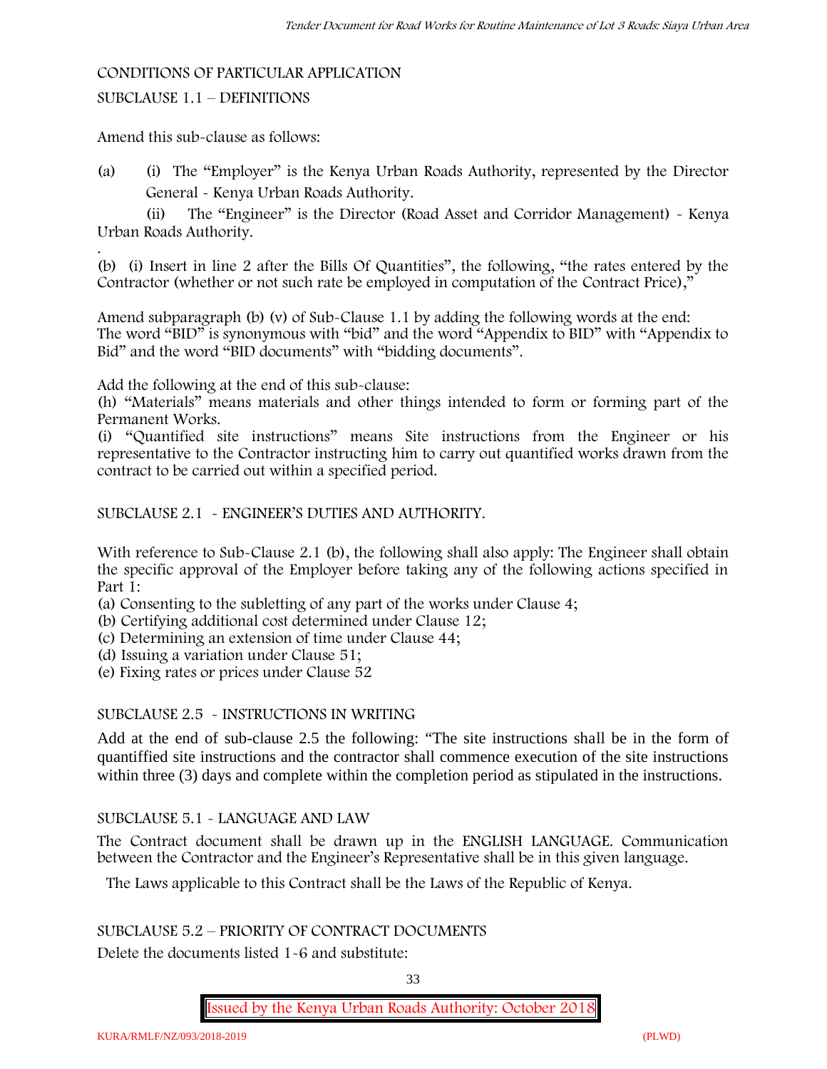CONDITIONS OF PARTICULAR APPLICATION

SUBCLAUSE 1.1 – DEFINITIONS

Amend this sub-clause as follows:

(a) (i) The "Employer" is the Kenya Urban Roads Authority, represented by the Director General - Kenya Urban Roads Authority.

(ii) The "Engineer" is the Director (Road Asset and Corridor Management) - Kenya Urban Roads Authority.

(b) (i) Insert in line 2 after the Bills Of Quantities", the following, "the rates entered by the Contractor (whether or not such rate be employed in computation of the Contract Price),"

Amend subparagraph (b) (v) of Sub-Clause 1.1 by adding the following words at the end: The word "BID" is synonymous with "bid" and the word "Appendix to BID" with "Appendix to Bid" and the word "BID documents" with "bidding documents".

Add the following at the end of this sub-clause:
(h) "Materials" means materials and other things intended to form or forming part of the Permanent Works.
(i) "Quantified site instructions" means Site instructions from the Engineer or his representative to the Contractor instructing him to carry out quantified works drawn from the contract to be carried out within a specified period.

SUBCLAUSE 2.1 - ENGINEER'S DUTIES AND AUTHORITY.

With reference to Sub-Clause 2.1 (b), the following shall also apply: The Engineer shall obtain the specific approval of the Employer before taking any of the following actions specified in Part 1:

(a) Consenting to the subletting of any part of the works under Clause 4;
(b) Certifying additional cost determined under Clause 12;
(c) Determining an extension of time under Clause 44;
(d) Issuing a variation under Clause 51;
(e) Fixing rates or prices under Clause 52

SUBCLAUSE 2.5 - INSTRUCTIONS IN WRITING

Add at the end of sub-clause 2.5 the following: "The site instructions shall be in the form of quantiffied site instructions and the contractor shall commence execution of the site instructions within three (3) days and complete within the completion period as stipulated in the instructions.

SUBCLAUSE 5.1 - LANGUAGE AND LAW

The Contract document shall be drawn up in the ENGLISH LANGUAGE. Communication between the Contractor and the Engineer's Representative shall be in this given language.

The Laws applicable to this Contract shall be the Laws of the Republic of Kenya.

SUBCLAUSE 5.2 – PRIORITY OF CONTRACT DOCUMENTS

Delete the documents listed 1-6 and substitute: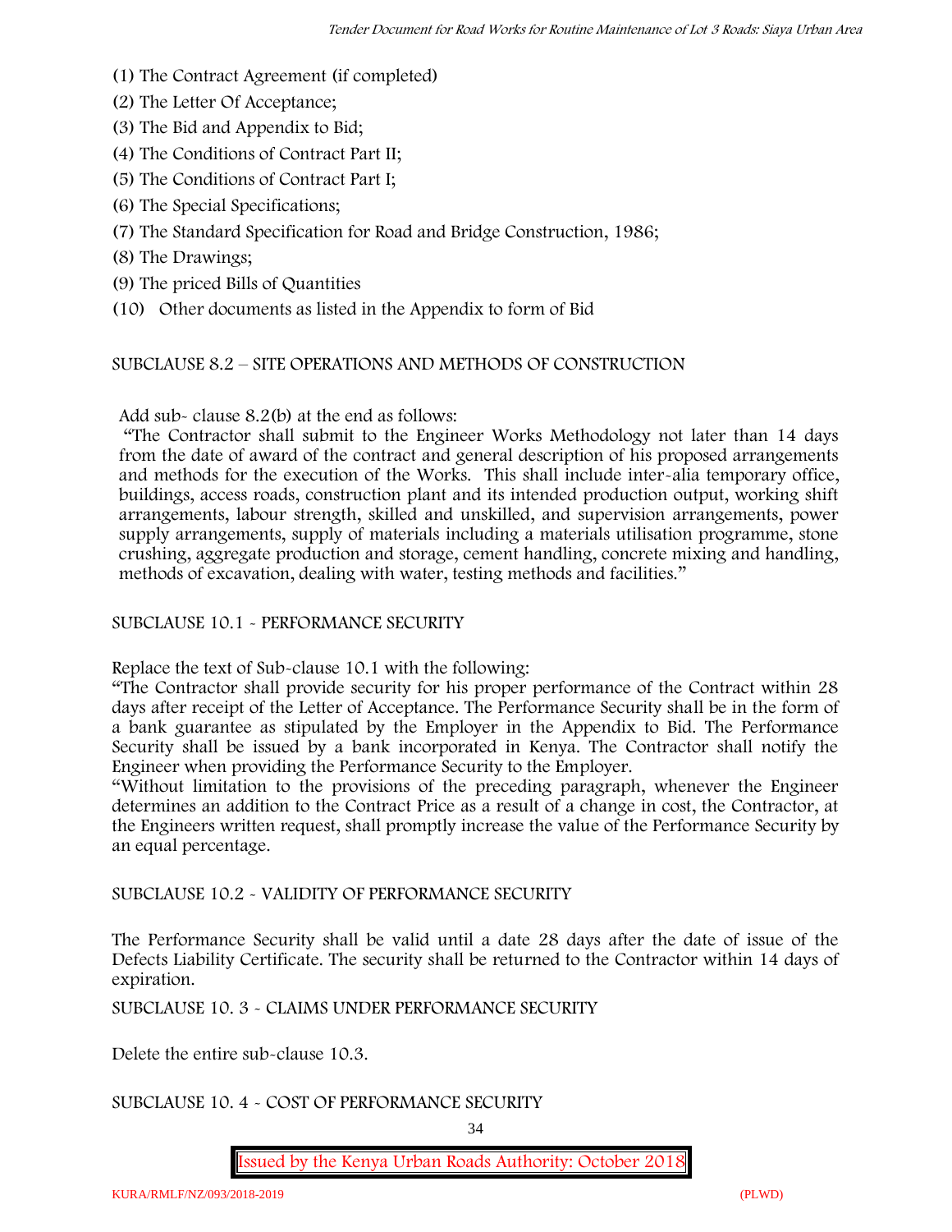(1) The Contract Agreement (if completed)
(2) The Letter Of Acceptance;
(3) The Bid and Appendix to Bid;
(4) The Conditions of Contract Part II;
(5) The Conditions of Contract Part I;
(6) The Special Specifications;
(7) The Standard Specification for Road and Bridge Construction, 1986;
(8) The Drawings;
(9) The priced Bills of Quantities
(10) Other documents as listed in the Appendix to form of Bid

SUBCLAUSE 8.2 – SITE OPERATIONS AND METHODS OF CONSTRUCTION

Add sub- clause 8.2(b) at the end as follows:

"The Contractor shall submit to the Engineer Works Methodology not later than 14 days from the date of award of the contract and general description of his proposed arrangements and methods for the execution of the Works. This shall include inter-alia temporary office, buildings, access roads, construction plant and its intended production output, working shift arrangements, labour strength, skilled and unskilled, and supervision arrangements, power supply arrangements, supply of materials including a materials utilisation programme, stone crushing, aggregate production and storage, cement handling, concrete mixing and handling, methods of excavation, dealing with water, testing methods and facilities."

SUBCLAUSE 10.1 - PERFORMANCE SECURITY

Replace the text of Sub-clause 10.1 with the following:

"The Contractor shall provide security for his proper performance of the Contract within 28 days after receipt of the Letter of Acceptance. The Performance Security shall be in the form of a bank guarantee as stipulated by the Employer in the Appendix to Bid. The Performance Security shall be issued by a bank incorporated in Kenya. The Contractor shall notify the Engineer when providing the Performance Security to the Employer.

"Without limitation to the provisions of the preceding paragraph, whenever the Engineer determines an addition to the Contract Price as a result of a change in cost, the Contractor, at the Engineers written request, shall promptly increase the value of the Performance Security by an equal percentage.

SUBCLAUSE 10.2 - VALIDITY OF PERFORMANCE SECURITY

The Performance Security shall be valid until a date 28 days after the date of issue of the Defects Liability Certificate. The security shall be returned to the Contractor within 14 days of expiration.

SUBCLAUSE 10. 3 - CLAIMS UNDER PERFORMANCE SECURITY

Delete the entire sub-clause 10.3.

SUBCLAUSE 10. 4 - COST OF PERFORMANCE SECURITY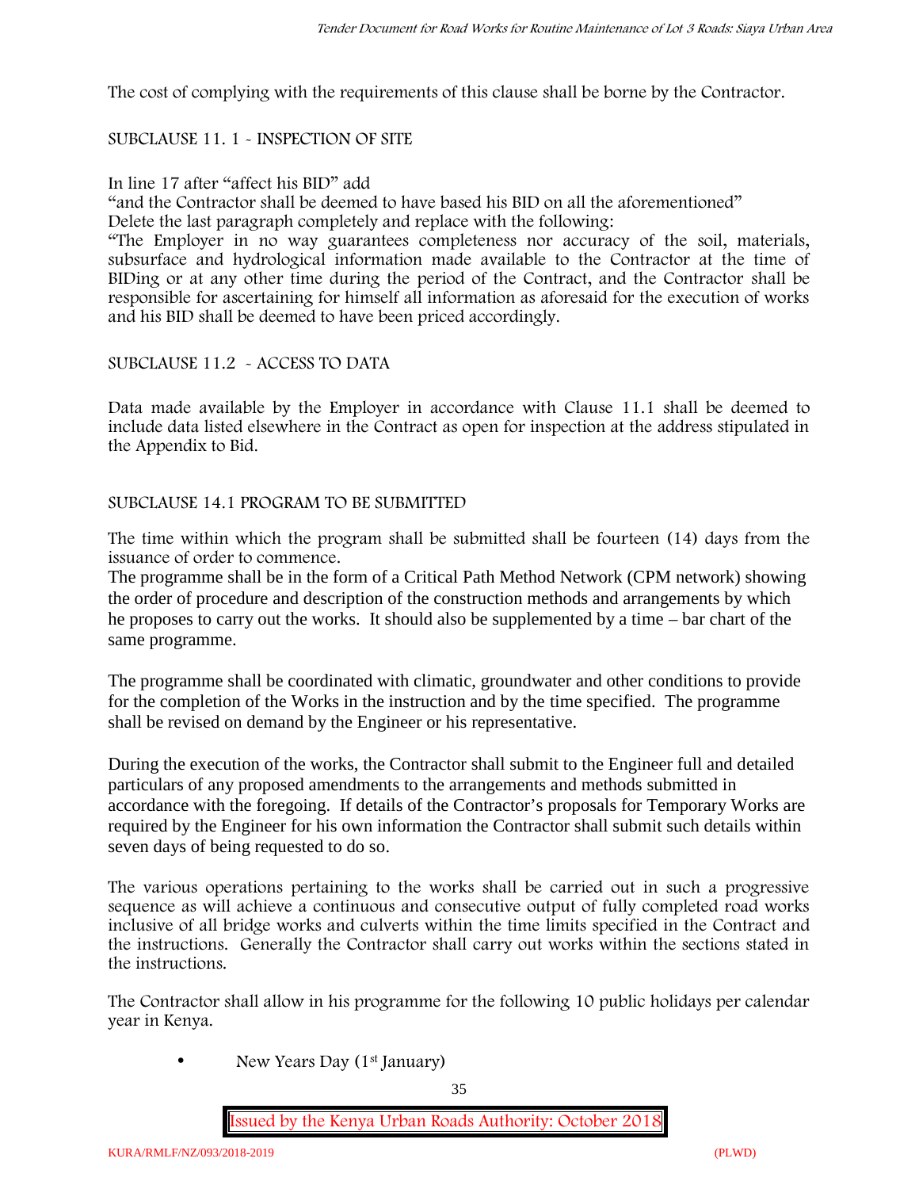The cost of complying with the requirements of this clause shall be borne by the Contractor.

SUBCLAUSE 11. 1 - INSPECTION OF SITE

In line 17 after "affect his BID" add

"and the Contractor shall be deemed to have based his BID on all the aforementioned"

Delete the last paragraph completely and replace with the following:

"The Employer in no way guarantees completeness nor accuracy of the soil, materials, subsurface and hydrological information made available to the Contractor at the time of BIDing or at any other time during the period of the Contract, and the Contractor shall be responsible for ascertaining for himself all information as aforesaid for the execution of works and his BID shall be deemed to have been priced accordingly.

SUBCLAUSE 11.2 - ACCESS TO DATA

Data made available by the Employer in accordance with Clause 11.1 shall be deemed to include data listed elsewhere in the Contract as open for inspection at the address stipulated in the Appendix to Bid.

SUBCLAUSE 14.1 PROGRAM TO BE SUBMITTED

The time within which the program shall be submitted shall be fourteen (14) days from the issuance of order to commence.

The programme shall be in the form of a Critical Path Method Network (CPM network) showing the order of procedure and description of the construction methods and arrangements by which he proposes to carry out the works. It should also be supplemented by a time – bar chart of the same programme.

The programme shall be coordinated with climatic, groundwater and other conditions to provide for the completion of the Works in the instruction and by the time specified. The programme shall be revised on demand by the Engineer or his representative.

During the execution of the works, the Contractor shall submit to the Engineer full and detailed particulars of any proposed amendments to the arrangements and methods submitted in accordance with the foregoing. If details of the Contractor's proposals for Temporary Works are required by the Engineer for his own information the Contractor shall submit such details within seven days of being requested to do so.

The various operations pertaining to the works shall be carried out in such a progressive sequence as will achieve a continuous and consecutive output of fully completed road works inclusive of all bridge works and culverts within the time limits specified in the Contract and the instructions. Generally the Contractor shall carry out works within the sections stated in the instructions.

The Contractor shall allow in his programme for the following 10 public holidays per calendar year in Kenya.

- New Years Day (1st January)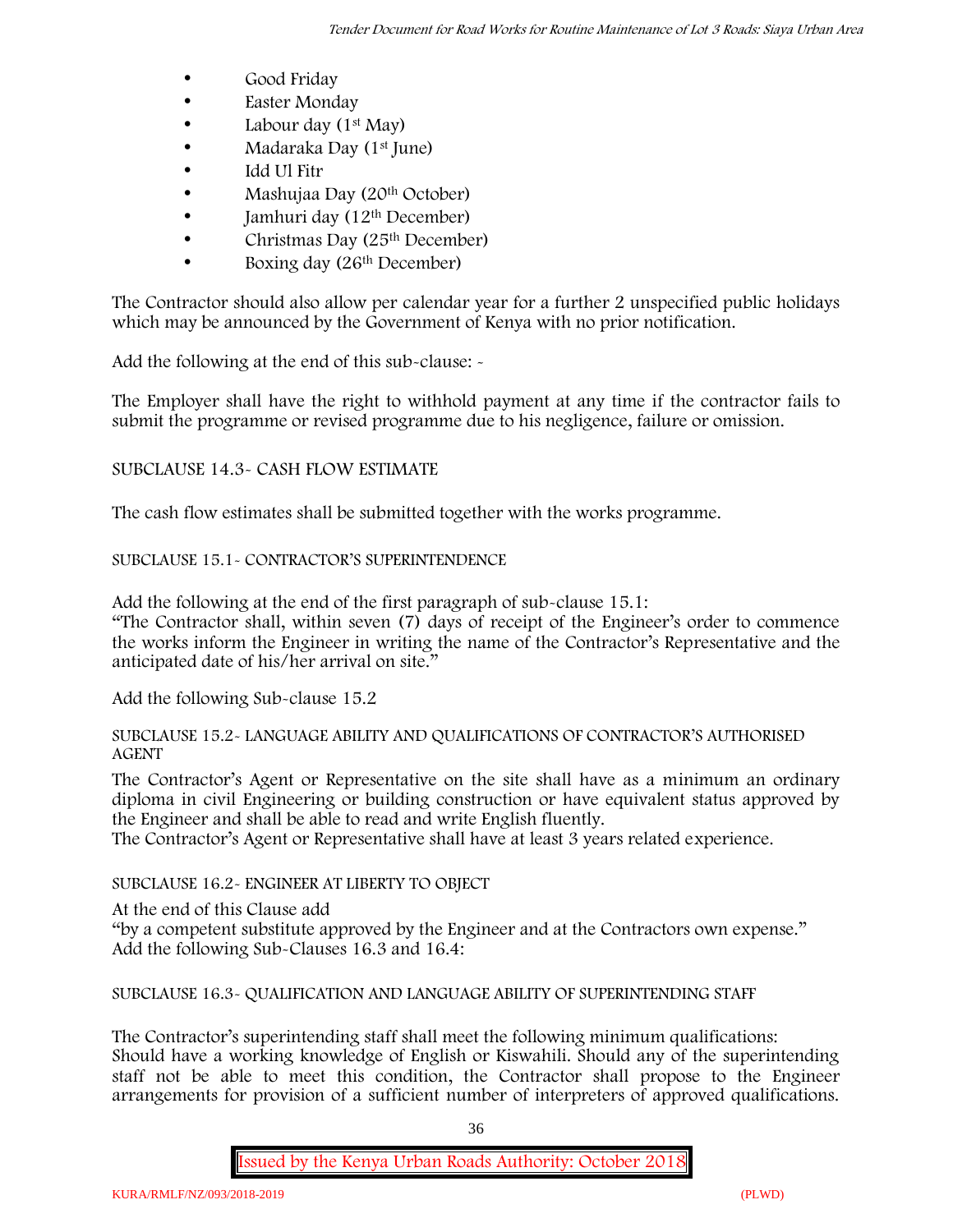- Good Friday
- Easter Monday
- Labour day (1st May)
- Madaraka Day (1st June)
- Idd Ul Fitr
- Mashujaa Day (20th October)
- Jamhuri day (12th December)
- Christmas Day (25th December)
- Boxing day (26th December)

The Contractor should also allow per calendar year for a further 2 unspecified public holidays which may be announced by the Government of Kenya with no prior notification.

Add the following at the end of this sub-clause: -

The Employer shall have the right to withhold payment at any time if the contractor fails to submit the programme or revised programme due to his negligence, failure or omission.

SUBCLAUSE 14.3- CASH FLOW ESTIMATE

The cash flow estimates shall be submitted together with the works programme.

SUBCLAUSE 15.1- CONTRACTOR'S SUPERINTENDENCE

Add the following at the end of the first paragraph of sub-clause 15.1:
"The Contractor shall, within seven (7) days of receipt of the Engineer's order to commence the works inform the Engineer in writing the name of the Contractor's Representative and the anticipated date of his/her arrival on site."

Add the following Sub-clause 15.2

SUBCLAUSE 15.2- LANGUAGE ABILITY AND QUALIFICATIONS OF CONTRACTOR'S AUTHORISED AGENT

The Contractor's Agent or Representative on the site shall have as a minimum an ordinary diploma in civil Engineering or building construction or have equivalent status approved by the Engineer and shall be able to read and write English fluently.
The Contractor's Agent or Representative shall have at least 3 years related experience.

SUBCLAUSE 16.2- ENGINEER AT LIBERTY TO OBJECT

At the end of this Clause add
"by a competent substitute approved by the Engineer and at the Contractors own expense."
Add the following Sub-Clauses 16.3 and 16.4:

SUBCLAUSE 16.3- QUALIFICATION AND LANGUAGE ABILITY OF SUPERINTENDING STAFF

The Contractor's superintending staff shall meet the following minimum qualifications:
Should have a working knowledge of English or Kiswahili. Should any of the superintending staff not be able to meet this condition, the Contractor shall propose to the Engineer arrangements for provision of a sufficient number of interpreters of approved qualifications.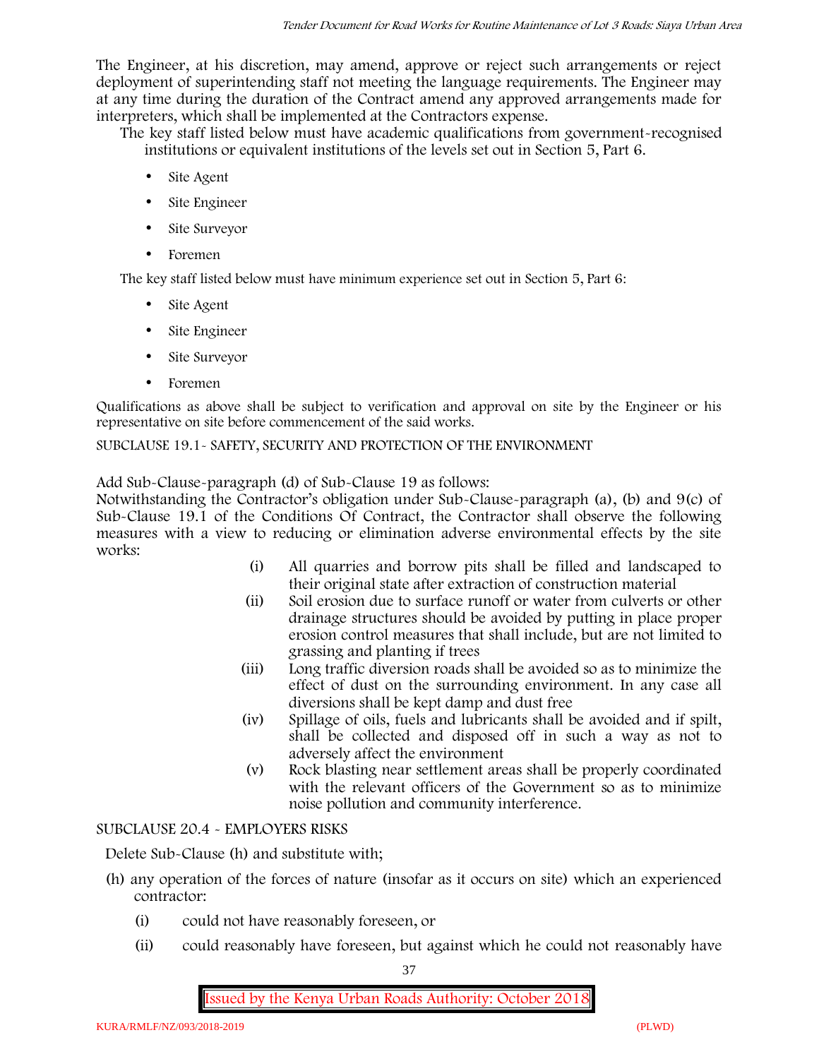The Engineer, at his discretion, may amend, approve or reject such arrangements or reject deployment of superintending staff not meeting the language requirements. The Engineer may at any time during the duration of the Contract amend any approved arrangements made for interpreters, which shall be implemented at the Contractors expense.

The key staff listed below must have academic qualifications from government-recognised institutions or equivalent institutions of the levels set out in Section 5, Part 6.

- Site Agent
- Site Engineer
- Site Surveyor
- Foremen

The key staff listed below must have minimum experience set out in Section 5, Part 6:

- Site Agent
- Site Engineer
- Site Surveyor
- Foremen

Qualifications as above shall be subject to verification and approval on site by the Engineer or his representative on site before commencement of the said works.

SUBCLAUSE 19.1- SAFETY, SECURITY AND PROTECTION OF THE ENVIRONMENT

Add Sub-Clause-paragraph (d) of Sub-Clause 19 as follows:

Notwithstanding the Contractor's obligation under Sub-Clause-paragraph (a), (b) and 9(c) of Sub-Clause 19.1 of the Conditions Of Contract, the Contractor shall observe the following measures with a view to reducing or elimination adverse environmental effects by the site works:

(i) All quarries and borrow pits shall be filled and landscaped to their original state after extraction of construction material

(ii) Soil erosion due to surface runoff or water from culverts or other drainage structures should be avoided by putting in place proper erosion control measures that shall include, but are not limited to grassing and planting if trees

(iii) Long traffic diversion roads shall be avoided so as to minimize the effect of dust on the surrounding environment. In any case all diversions shall be kept damp and dust free

(iv) Spillage of oils, fuels and lubricants shall be avoided and if spilt, shall be collected and disposed off in such a way as not to adversely affect the environment

(v) Rock blasting near settlement areas shall be properly coordinated with the relevant officers of the Government so as to minimize noise pollution and community interference.

SUBCLAUSE 20.4 - EMPLOYERS RISKS

Delete Sub-Clause (h) and substitute with;

(h) any operation of the forces of nature (insofar as it occurs on site) which an experienced contractor:

(i) could not have reasonably foreseen, or

(ii) could reasonably have foreseen, but against which he could not reasonably have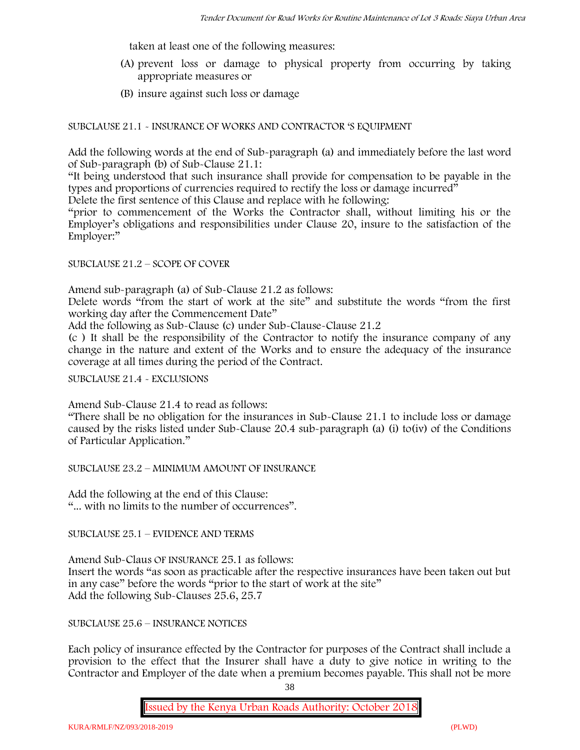taken at least one of the following measures:

(A) prevent loss or damage to physical property from occurring by taking appropriate measures or

(B) insure against such loss or damage

SUBCLAUSE 21.1 - INSURANCE OF WORKS AND CONTRACTOR 'S EQUIPMENT

Add the following words at the end of Sub-paragraph (a) and immediately before the last word of Sub-paragraph (b) of Sub-Clause 21.1:

"It being understood that such insurance shall provide for compensation to be payable in the types and proportions of currencies required to rectify the loss or damage incurred"

Delete the first sentence of this Clause and replace with he following:

"prior to commencement of the Works the Contractor shall, without limiting his or the Employer's obligations and responsibilities under Clause 20, insure to the satisfaction of the Employer:"

SUBCLAUSE 21.2 – SCOPE OF COVER

Amend sub-paragraph (a) of Sub-Clause 21.2 as follows:

Delete words "from the start of work at the site" and substitute the words "from the first working day after the Commencement Date"

Add the following as Sub-Clause (c) under Sub-Clause-Clause 21.2

(c ) It shall be the responsibility of the Contractor to notify the insurance company of any change in the nature and extent of the Works and to ensure the adequacy of the insurance coverage at all times during the period of the Contract.

SUBCLAUSE 21.4 - EXCLUSIONS

Amend Sub-Clause 21.4 to read as follows:

"There shall be no obligation for the insurances in Sub-Clause 21.1 to include loss or damage caused by the risks listed under Sub-Clause 20.4 sub-paragraph (a) (i) to(iv) of the Conditions of Particular Application."

SUBCLAUSE 23.2 – MINIMUM AMOUNT OF INSURANCE

Add the following at the end of this Clause:

"... with no limits to the number of occurrences".

SUBCLAUSE 25.1 – EVIDENCE AND TERMS

Amend Sub-Claus OF INSURANCE 25.1 as follows:

Insert the words "as soon as practicable after the respective insurances have been taken out but in any case" before the words "prior to the start of work at the site"

Add the following Sub-Clauses 25.6, 25.7

SUBCLAUSE 25.6 – INSURANCE NOTICES

Each policy of insurance effected by the Contractor for purposes of the Contract shall include a provision to the effect that the Insurer shall have a duty to give notice in writing to the Contractor and Employer of the date when a premium becomes payable. This shall not be more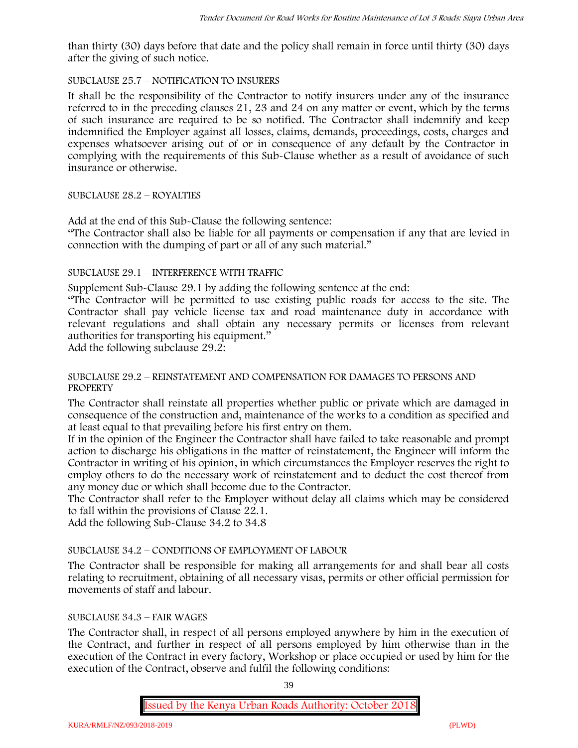than thirty (30) days before that date and the policy shall remain in force until thirty (30) days after the giving of such notice.

SUBCLAUSE 25.7 – NOTIFICATION TO INSURERS

It shall be the responsibility of the Contractor to notify insurers under any of the insurance referred to in the preceding clauses 21, 23 and 24 on any matter or event, which by the terms of such insurance are required to be so notified. The Contractor shall indemnify and keep indemnified the Employer against all losses, claims, demands, proceedings, costs, charges and expenses whatsoever arising out of or in consequence of any default by the Contractor in complying with the requirements of this Sub-Clause whether as a result of avoidance of such insurance or otherwise.

SUBCLAUSE 28.2 – ROYALTIES

Add at the end of this Sub-Clause the following sentence:

"The Contractor shall also be liable for all payments or compensation if any that are levied in connection with the dumping of part or all of any such material."

SUBCLAUSE 29.1 – INTERFERENCE WITH TRAFFIC

Supplement Sub-Clause 29.1 by adding the following sentence at the end:

"The Contractor will be permitted to use existing public roads for access to the site. The Contractor shall pay vehicle license tax and road maintenance duty in accordance with relevant regulations and shall obtain any necessary permits or licenses from relevant authorities for transporting his equipment."

Add the following subclause 29.2:

SUBCLAUSE 29.2 – REINSTATEMENT AND COMPENSATION FOR DAMAGES TO PERSONS AND PROPERTY

The Contractor shall reinstate all properties whether public or private which are damaged in consequence of the construction and, maintenance of the works to a condition as specified and at least equal to that prevailing before his first entry on them.

If in the opinion of the Engineer the Contractor shall have failed to take reasonable and prompt action to discharge his obligations in the matter of reinstatement, the Engineer will inform the Contractor in writing of his opinion, in which circumstances the Employer reserves the right to employ others to do the necessary work of reinstatement and to deduct the cost thereof from any money due or which shall become due to the Contractor.

The Contractor shall refer to the Employer without delay all claims which may be considered to fall within the provisions of Clause 22.1.

Add the following Sub-Clause 34.2 to 34.8

SUBCLAUSE 34.2 – CONDITIONS OF EMPLOYMENT OF LABOUR

The Contractor shall be responsible for making all arrangements for and shall bear all costs relating to recruitment, obtaining of all necessary visas, permits or other official permission for movements of staff and labour.

SUBCLAUSE 34.3 – FAIR WAGES

The Contractor shall, in respect of all persons employed anywhere by him in the execution of the Contract, and further in respect of all persons employed by him otherwise than in the execution of the Contract in every factory, Workshop or place occupied or used by him for the execution of the Contract, observe and fulfil the following conditions: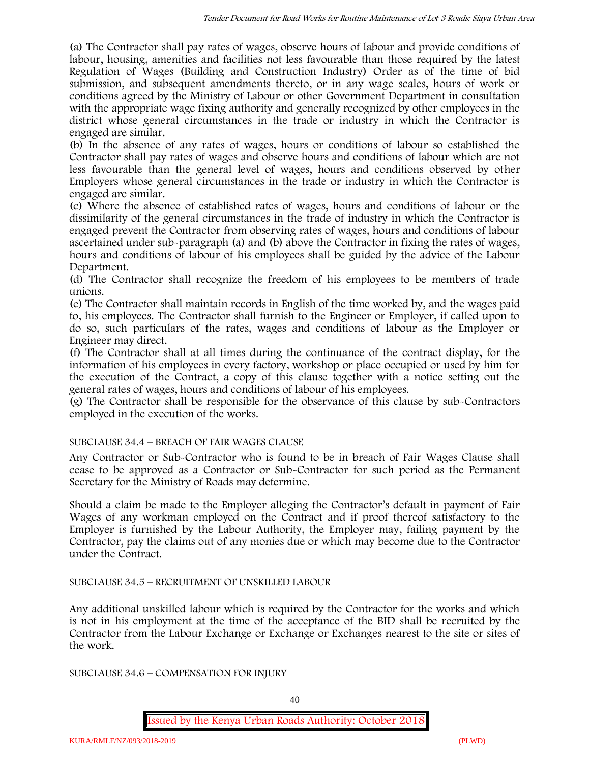(a) The Contractor shall pay rates of wages, observe hours of labour and provide conditions of labour, housing, amenities and facilities not less favourable than those required by the latest Regulation of Wages (Building and Construction Industry) Order as of the time of bid submission, and subsequent amendments thereto, or in any wage scales, hours of work or conditions agreed by the Ministry of Labour or other Government Department in consultation with the appropriate wage fixing authority and generally recognized by other employees in the district whose general circumstances in the trade or industry in which the Contractor is engaged are similar.

(b) In the absence of any rates of wages, hours or conditions of labour so established the Contractor shall pay rates of wages and observe hours and conditions of labour which are not less favourable than the general level of wages, hours and conditions observed by other Employers whose general circumstances in the trade or industry in which the Contractor is engaged are similar.

(c) Where the absence of established rates of wages, hours and conditions of labour or the dissimilarity of the general circumstances in the trade of industry in which the Contractor is engaged prevent the Contractor from observing rates of wages, hours and conditions of labour ascertained under sub-paragraph (a) and (b) above the Contractor in fixing the rates of wages, hours and conditions of labour of his employees shall be guided by the advice of the Labour Department.

(d) The Contractor shall recognize the freedom of his employees to be members of trade unions.

(e) The Contractor shall maintain records in English of the time worked by, and the wages paid to, his employees. The Contractor shall furnish to the Engineer or Employer, if called upon to do so, such particulars of the rates, wages and conditions of labour as the Employer or Engineer may direct.

(f) The Contractor shall at all times during the continuance of the contract display, for the information of his employees in every factory, workshop or place occupied or used by him for the execution of the Contract, a copy of this clause together with a notice setting out the general rates of wages, hours and conditions of labour of his employees.

(g) The Contractor shall be responsible for the observance of this clause by sub-Contractors employed in the execution of the works.

SUBCLAUSE 34.4 – BREACH OF FAIR WAGES CLAUSE

Any Contractor or Sub-Contractor who is found to be in breach of Fair Wages Clause shall cease to be approved as a Contractor or Sub-Contractor for such period as the Permanent Secretary for the Ministry of Roads may determine.

Should a claim be made to the Employer alleging the Contractor's default in payment of Fair Wages of any workman employed on the Contract and if proof thereof satisfactory to the Employer is furnished by the Labour Authority, the Employer may, failing payment by the Contractor, pay the claims out of any monies due or which may become due to the Contractor under the Contract.

SUBCLAUSE 34.5 – RECRUITMENT OF UNSKILLED LABOUR

Any additional unskilled labour which is required by the Contractor for the works and which is not in his employment at the time of the acceptance of the BID shall be recruited by the Contractor from the Labour Exchange or Exchange or Exchanges nearest to the site or sites of the work.

SUBCLAUSE 34.6 – COMPENSATION FOR INJURY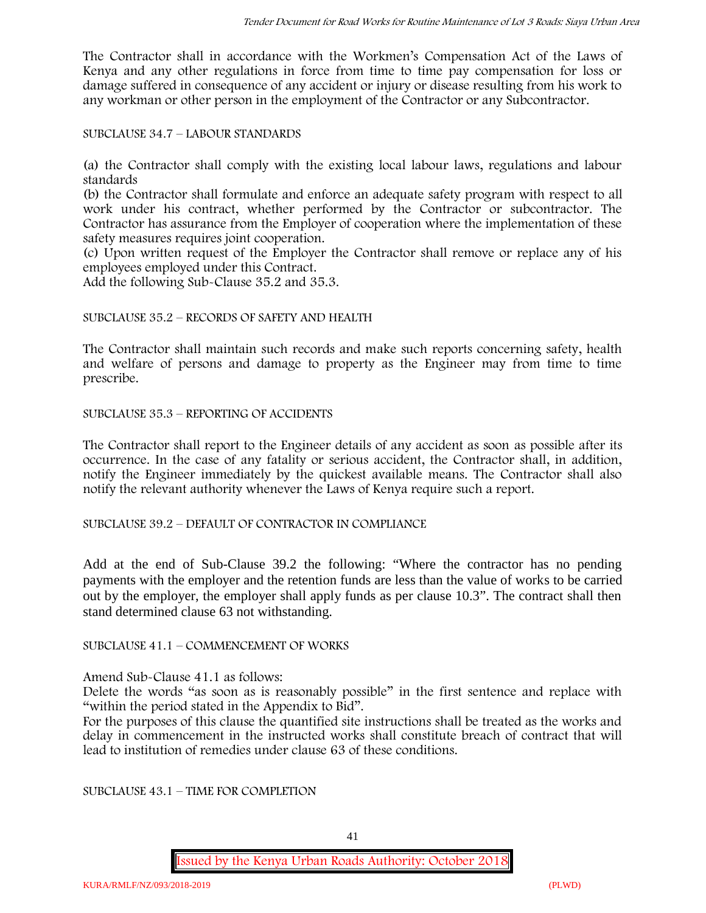The Contractor shall in accordance with the Workmen's Compensation Act of the Laws of Kenya and any other regulations in force from time to time pay compensation for loss or damage suffered in consequence of any accident or injury or disease resulting from his work to any workman or other person in the employment of the Contractor or any Subcontractor.

SUBCLAUSE 34.7 – LABOUR STANDARDS

(a) the Contractor shall comply with the existing local labour laws, regulations and labour standards

(b) the Contractor shall formulate and enforce an adequate safety program with respect to all work under his contract, whether performed by the Contractor or subcontractor. The Contractor has assurance from the Employer of cooperation where the implementation of these safety measures requires joint cooperation.

(c) Upon written request of the Employer the Contractor shall remove or replace any of his employees employed under this Contract.

Add the following Sub-Clause 35.2 and 35.3.

SUBCLAUSE 35.2 – RECORDS OF SAFETY AND HEALTH

The Contractor shall maintain such records and make such reports concerning safety, health and welfare of persons and damage to property as the Engineer may from time to time prescribe.

SUBCLAUSE 35.3 – REPORTING OF ACCIDENTS

The Contractor shall report to the Engineer details of any accident as soon as possible after its occurrence. In the case of any fatality or serious accident, the Contractor shall, in addition, notify the Engineer immediately by the quickest available means. The Contractor shall also notify the relevant authority whenever the Laws of Kenya require such a report.

SUBCLAUSE 39.2 – DEFAULT OF CONTRACTOR IN COMPLIANCE

Add at the end of Sub-Clause 39.2 the following: "Where the contractor has no pending payments with the employer and the retention funds are less than the value of works to be carried out by the employer, the employer shall apply funds as per clause 10.3". The contract shall then stand determined clause 63 not withstanding.

SUBCLAUSE 41.1 – COMMENCEMENT OF WORKS

Amend Sub-Clause 41.1 as follows:

Delete the words "as soon as is reasonably possible" in the first sentence and replace with "within the period stated in the Appendix to Bid".

For the purposes of this clause the quantified site instructions shall be treated as the works and delay in commencement in the instructed works shall constitute breach of contract that will lead to institution of remedies under clause 63 of these conditions.

SUBCLAUSE 43.1 – TIME FOR COMPLETION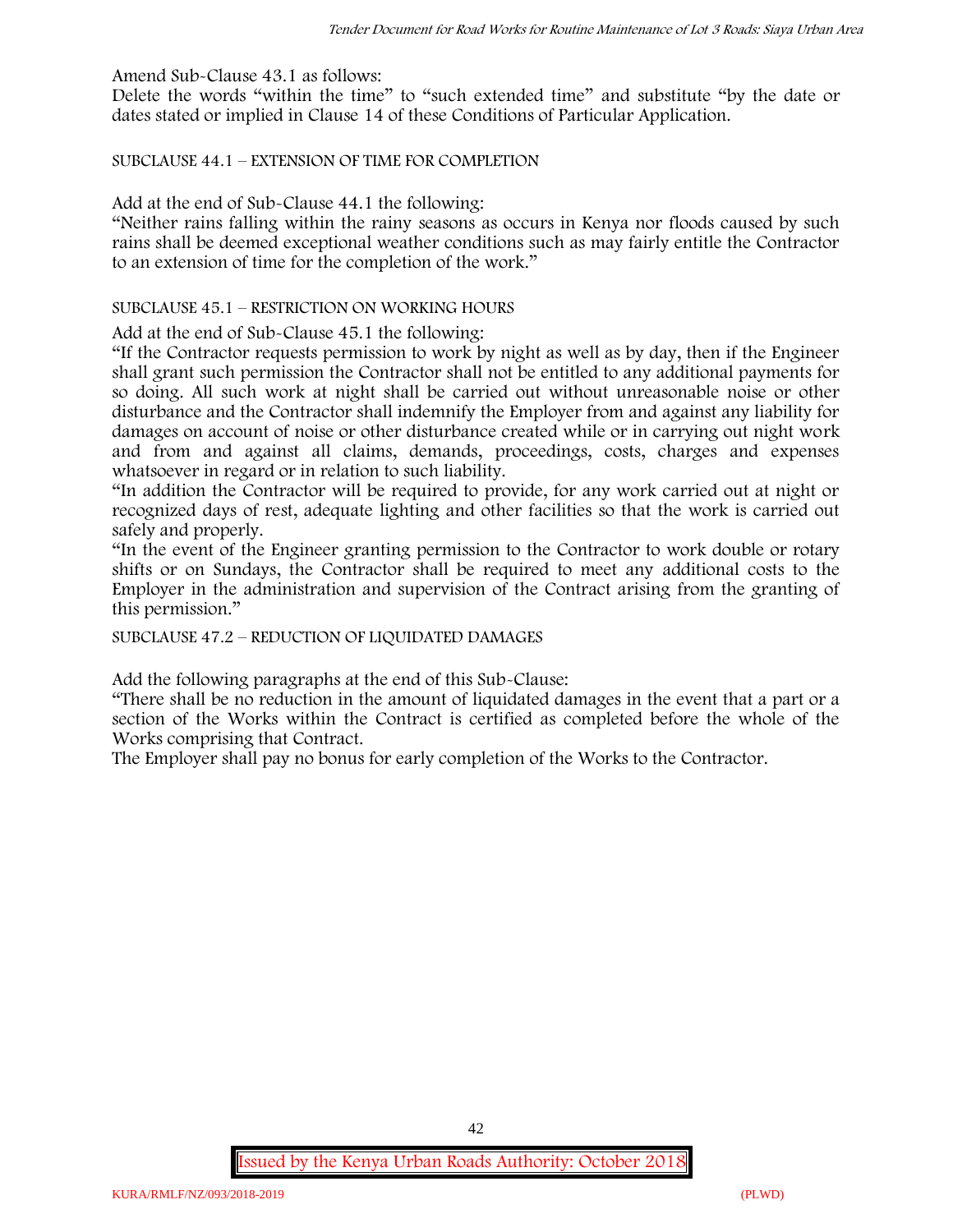Amend Sub-Clause 43.1 as follows:

Delete the words "within the time" to "such extended time" and substitute "by the date or dates stated or implied in Clause 14 of these Conditions of Particular Application.

SUBCLAUSE 44.1 – EXTENSION OF TIME FOR COMPLETION

Add at the end of Sub-Clause 44.1 the following:

"Neither rains falling within the rainy seasons as occurs in Kenya nor floods caused by such rains shall be deemed exceptional weather conditions such as may fairly entitle the Contractor to an extension of time for the completion of the work."

SUBCLAUSE 45.1 – RESTRICTION ON WORKING HOURS

Add at the end of Sub-Clause 45.1 the following:

"If the Contractor requests permission to work by night as well as by day, then if the Engineer shall grant such permission the Contractor shall not be entitled to any additional payments for so doing. All such work at night shall be carried out without unreasonable noise or other disturbance and the Contractor shall indemnify the Employer from and against any liability for damages on account of noise or other disturbance created while or in carrying out night work and from and against all claims, demands, proceedings, costs, charges and expenses whatsoever in regard or in relation to such liability.

"In addition the Contractor will be required to provide, for any work carried out at night or recognized days of rest, adequate lighting and other facilities so that the work is carried out safely and properly.

"In the event of the Engineer granting permission to the Contractor to work double or rotary shifts or on Sundays, the Contractor shall be required to meet any additional costs to the Employer in the administration and supervision of the Contract arising from the granting of this permission."

SUBCLAUSE 47.2 – REDUCTION OF LIQUIDATED DAMAGES

Add the following paragraphs at the end of this Sub-Clause:

"There shall be no reduction in the amount of liquidated damages in the event that a part or a section of the Works within the Contract is certified as completed before the whole of the Works comprising that Contract.

The Employer shall pay no bonus for early completion of the Works to the Contractor.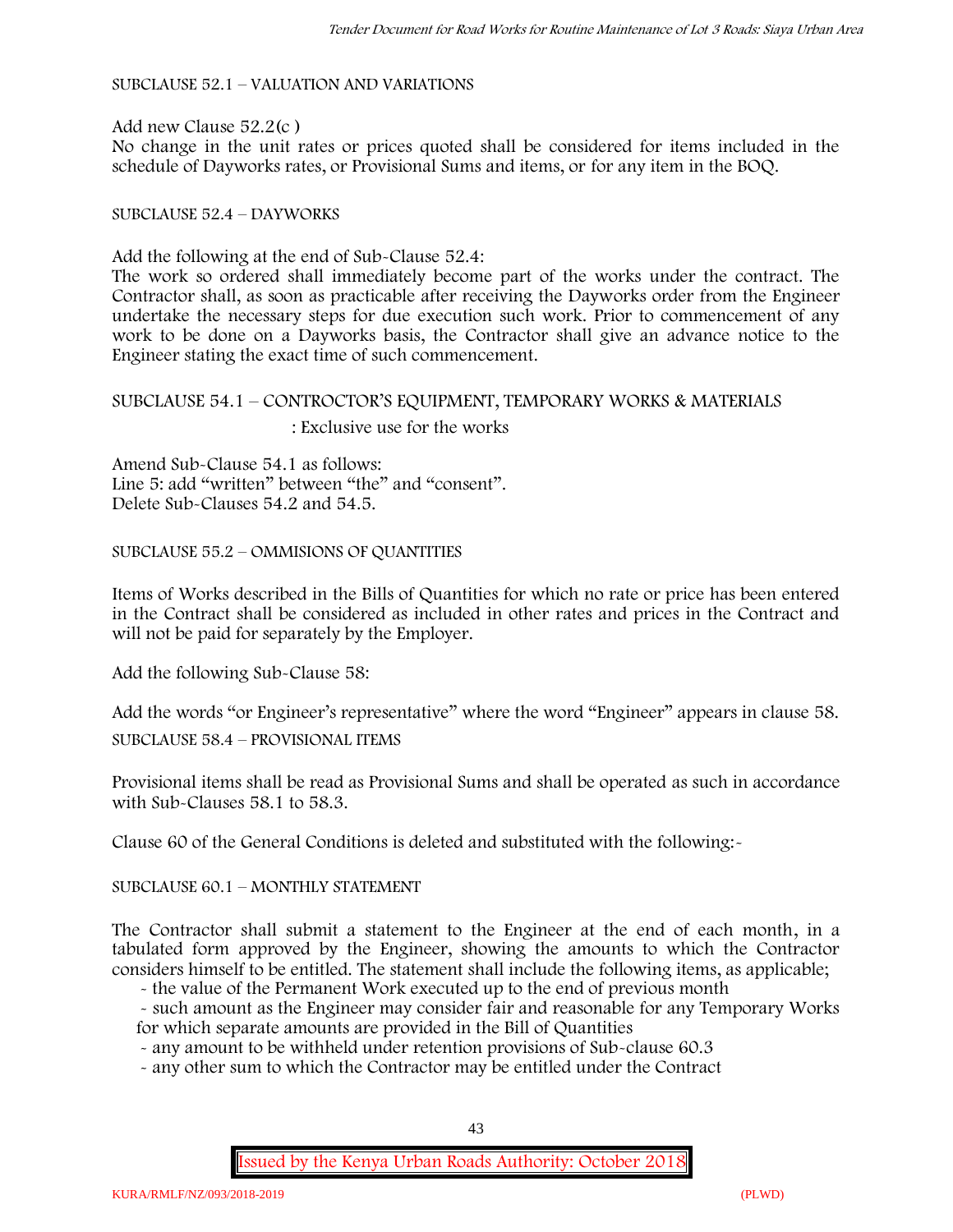SUBCLAUSE 52.1 – VALUATION AND VARIATIONS

Add new Clause 52.2(c )

No change in the unit rates or prices quoted shall be considered for items included in the schedule of Dayworks rates, or Provisional Sums and items, or for any item in the BOQ.

SUBCLAUSE 52.4 – DAYWORKS

Add the following at the end of Sub-Clause 52.4:

The work so ordered shall immediately become part of the works under the contract. The Contractor shall, as soon as practicable after receiving the Dayworks order from the Engineer undertake the necessary steps for due execution such work. Prior to commencement of any work to be done on a Dayworks basis, the Contractor shall give an advance notice to the Engineer stating the exact time of such commencement.

SUBCLAUSE 54.1 – CONTROCTOR'S EQUIPMENT, TEMPORARY WORKS & MATERIALS

: Exclusive use for the works

Amend Sub-Clause 54.1 as follows:
Line 5: add "written" between "the" and "consent".
Delete Sub-Clauses 54.2 and 54.5.

SUBCLAUSE 55.2 – OMMISIONS OF QUANTITIES

Items of Works described in the Bills of Quantities for which no rate or price has been entered in the Contract shall be considered as included in other rates and prices in the Contract and will not be paid for separately by the Employer.

Add the following Sub-Clause 58:

Add the words "or Engineer's representative" where the word "Engineer" appears in clause 58.

SUBCLAUSE 58.4 – PROVISIONAL ITEMS

Provisional items shall be read as Provisional Sums and shall be operated as such in accordance with Sub-Clauses 58.1 to 58.3.

Clause 60 of the General Conditions is deleted and substituted with the following:-

SUBCLAUSE 60.1 – MONTHLY STATEMENT

The Contractor shall submit a statement to the Engineer at the end of each month, in a tabulated form approved by the Engineer, showing the amounts to which the Contractor considers himself to be entitled. The statement shall include the following items, as applicable;

- the value of the Permanent Work executed up to the end of previous month
- such amount as the Engineer may consider fair and reasonable for any Temporary Works for which separate amounts are provided in the Bill of Quantities
- any amount to be withheld under retention provisions of Sub-clause 60.3
- any other sum to which the Contractor may be entitled under the Contract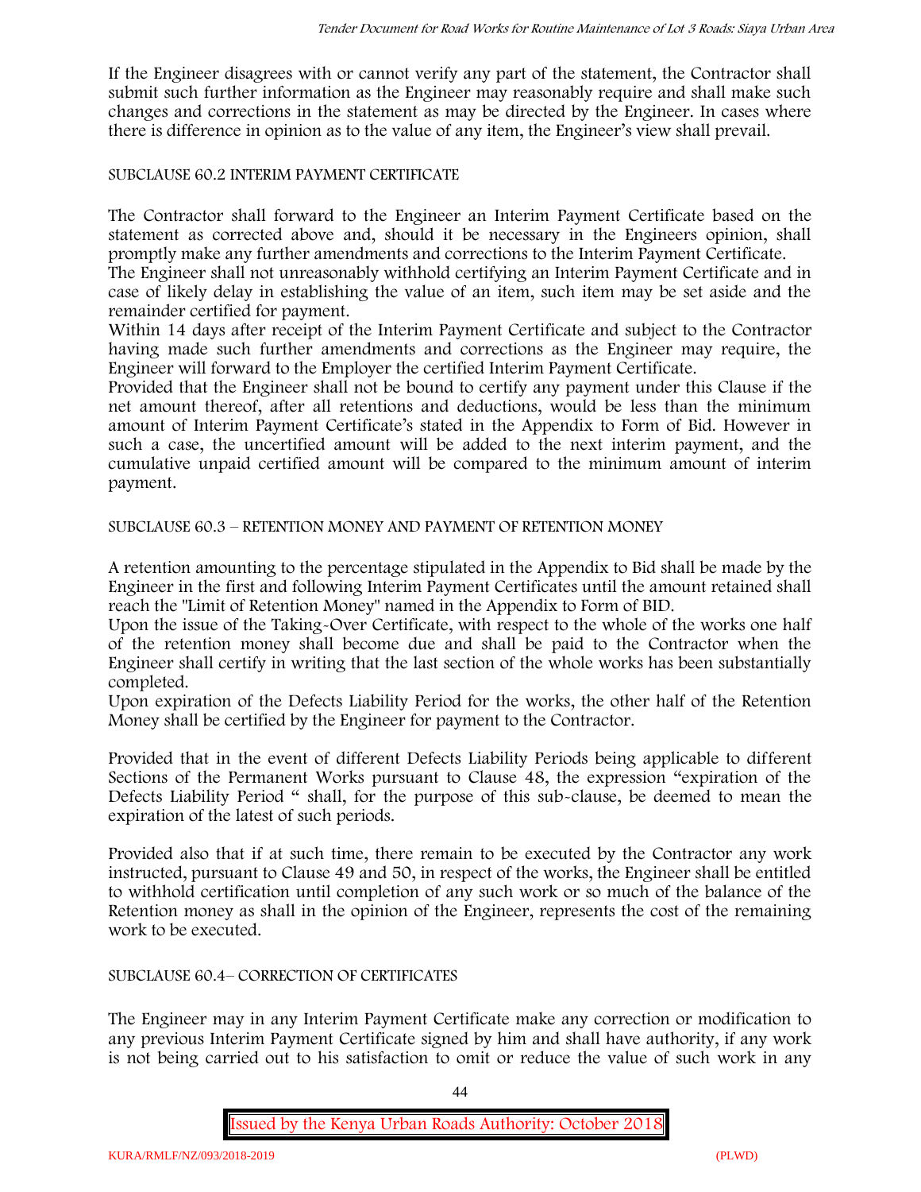If the Engineer disagrees with or cannot verify any part of the statement, the Contractor shall submit such further information as the Engineer may reasonably require and shall make such changes and corrections in the statement as may be directed by the Engineer. In cases where there is difference in opinion as to the value of any item, the Engineer's view shall prevail.

SUBCLAUSE 60.2 INTERIM PAYMENT CERTIFICATE

The Contractor shall forward to the Engineer an Interim Payment Certificate based on the statement as corrected above and, should it be necessary in the Engineers opinion, shall promptly make any further amendments and corrections to the Interim Payment Certificate.

The Engineer shall not unreasonably withhold certifying an Interim Payment Certificate and in case of likely delay in establishing the value of an item, such item may be set aside and the remainder certified for payment.

Within 14 days after receipt of the Interim Payment Certificate and subject to the Contractor having made such further amendments and corrections as the Engineer may require, the Engineer will forward to the Employer the certified Interim Payment Certificate.

Provided that the Engineer shall not be bound to certify any payment under this Clause if the net amount thereof, after all retentions and deductions, would be less than the minimum amount of Interim Payment Certificate's stated in the Appendix to Form of Bid. However in such a case, the uncertified amount will be added to the next interim payment, and the cumulative unpaid certified amount will be compared to the minimum amount of interim payment.

SUBCLAUSE 60.3 – RETENTION MONEY AND PAYMENT OF RETENTION MONEY

A retention amounting to the percentage stipulated in the Appendix to Bid shall be made by the Engineer in the first and following Interim Payment Certificates until the amount retained shall reach the "Limit of Retention Money" named in the Appendix to Form of BID.

Upon the issue of the Taking-Over Certificate, with respect to the whole of the works one half of the retention money shall become due and shall be paid to the Contractor when the Engineer shall certify in writing that the last section of the whole works has been substantially completed.

Upon expiration of the Defects Liability Period for the works, the other half of the Retention Money shall be certified by the Engineer for payment to the Contractor.

Provided that in the event of different Defects Liability Periods being applicable to different Sections of the Permanent Works pursuant to Clause 48, the expression "expiration of the Defects Liability Period " shall, for the purpose of this sub-clause, be deemed to mean the expiration of the latest of such periods.

Provided also that if at such time, there remain to be executed by the Contractor any work instructed, pursuant to Clause 49 and 50, in respect of the works, the Engineer shall be entitled to withhold certification until completion of any such work or so much of the balance of the Retention money as shall in the opinion of the Engineer, represents the cost of the remaining work to be executed.

SUBCLAUSE 60.4– CORRECTION OF CERTIFICATES

The Engineer may in any Interim Payment Certificate make any correction or modification to any previous Interim Payment Certificate signed by him and shall have authority, if any work is not being carried out to his satisfaction to omit or reduce the value of such work in any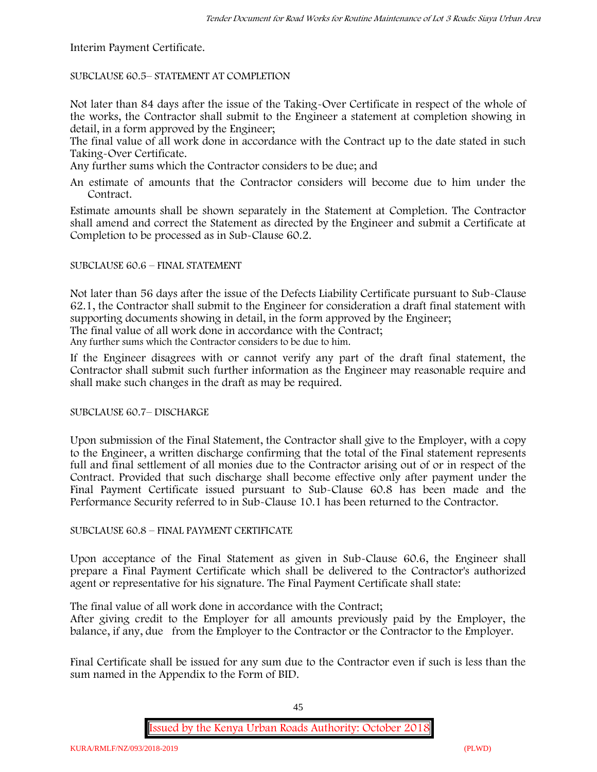Interim Payment Certificate.

SUBCLAUSE 60.5– STATEMENT AT COMPLETION

Not later than 84 days after the issue of the Taking-Over Certificate in respect of the whole of the works, the Contractor shall submit to the Engineer a statement at completion showing in detail, in a form approved by the Engineer;

The final value of all work done in accordance with the Contract up to the date stated in such Taking-Over Certificate.

Any further sums which the Contractor considers to be due; and

An estimate of amounts that the Contractor considers will become due to him under the Contract.

Estimate amounts shall be shown separately in the Statement at Completion. The Contractor shall amend and correct the Statement as directed by the Engineer and submit a Certificate at Completion to be processed as in Sub-Clause 60.2.

SUBCLAUSE 60.6 – FINAL STATEMENT

Not later than 56 days after the issue of the Defects Liability Certificate pursuant to Sub-Clause 62.1, the Contractor shall submit to the Engineer for consideration a draft final statement with supporting documents showing in detail, in the form approved by the Engineer;

The final value of all work done in accordance with the Contract;

Any further sums which the Contractor considers to be due to him.

If the Engineer disagrees with or cannot verify any part of the draft final statement, the Contractor shall submit such further information as the Engineer may reasonable require and shall make such changes in the draft as may be required.

SUBCLAUSE 60.7– DISCHARGE

Upon submission of the Final Statement, the Contractor shall give to the Employer, with a copy to the Engineer, a written discharge confirming that the total of the Final statement represents full and final settlement of all monies due to the Contractor arising out of or in respect of the Contract. Provided that such discharge shall become effective only after payment under the Final Payment Certificate issued pursuant to Sub-Clause 60.8 has been made and the Performance Security referred to in Sub-Clause 10.1 has been returned to the Contractor.

SUBCLAUSE 60.8 – FINAL PAYMENT CERTIFICATE

Upon acceptance of the Final Statement as given in Sub-Clause 60.6, the Engineer shall prepare a Final Payment Certificate which shall be delivered to the Contractor's authorized agent or representative for his signature. The Final Payment Certificate shall state:

The final value of all work done in accordance with the Contract;

After giving credit to the Employer for all amounts previously paid by the Employer, the balance, if any, due from the Employer to the Contractor or the Contractor to the Employer.

Final Certificate shall be issued for any sum due to the Contractor even if such is less than the sum named in the Appendix to the Form of BID.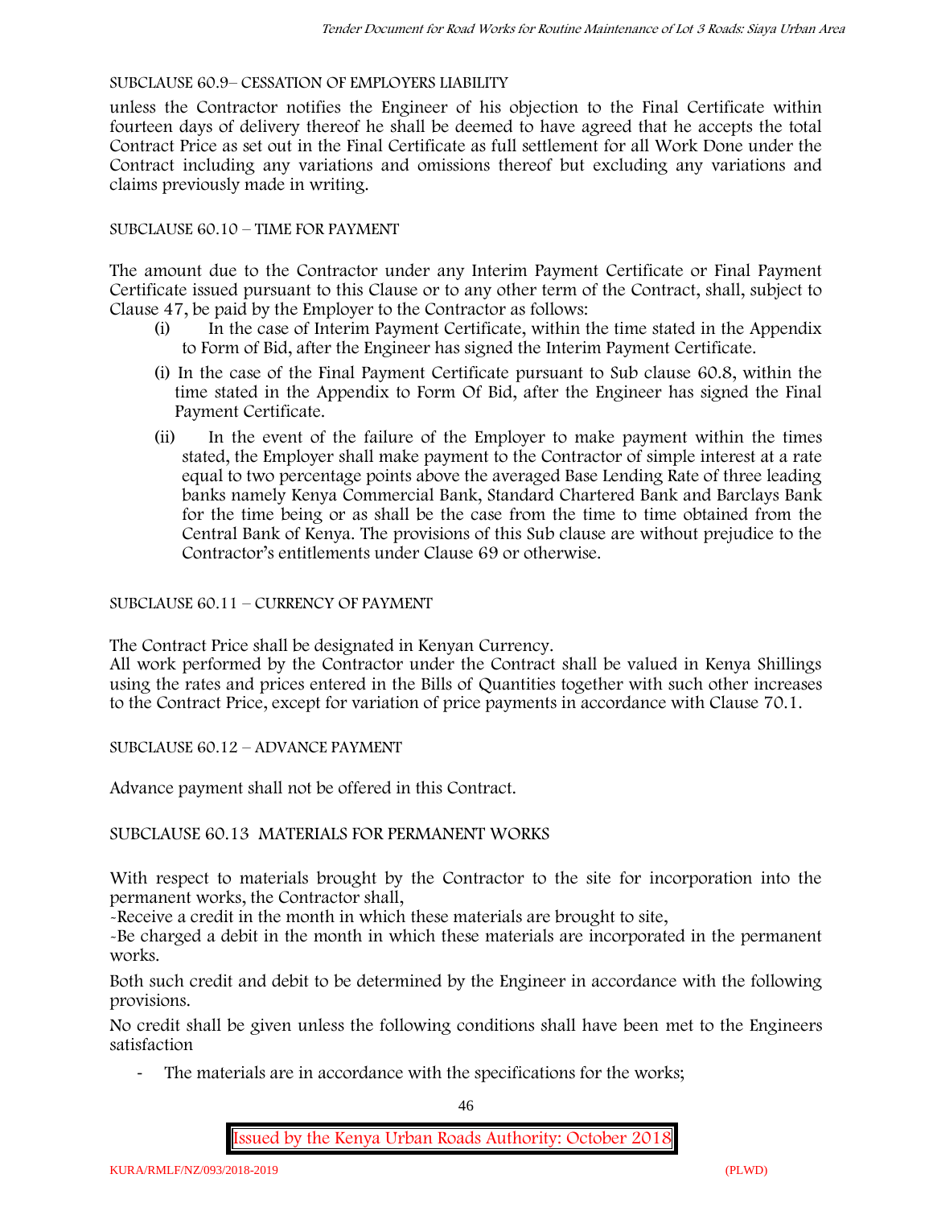SUBCLAUSE 60.9– CESSATION OF EMPLOYERS LIABILITY

unless the Contractor notifies the Engineer of his objection to the Final Certificate within fourteen days of delivery thereof he shall be deemed to have agreed that he accepts the total Contract Price as set out in the Final Certificate as full settlement for all Work Done under the Contract including any variations and omissions thereof but excluding any variations and claims previously made in writing.

SUBCLAUSE 60.10 – TIME FOR PAYMENT

The amount due to the Contractor under any Interim Payment Certificate or Final Payment Certificate issued pursuant to this Clause or to any other term of the Contract, shall, subject to Clause 47, be paid by the Employer to the Contractor as follows:

(i) In the case of Interim Payment Certificate, within the time stated in the Appendix to Form of Bid, after the Engineer has signed the Interim Payment Certificate.

(i) In the case of the Final Payment Certificate pursuant to Sub clause 60.8, within the time stated in the Appendix to Form Of Bid, after the Engineer has signed the Final Payment Certificate.

(ii) In the event of the failure of the Employer to make payment within the times stated, the Employer shall make payment to the Contractor of simple interest at a rate equal to two percentage points above the averaged Base Lending Rate of three leading banks namely Kenya Commercial Bank, Standard Chartered Bank and Barclays Bank for the time being or as shall be the case from the time to time obtained from the Central Bank of Kenya. The provisions of this Sub clause are without prejudice to the Contractor's entitlements under Clause 69 or otherwise.

SUBCLAUSE 60.11 – CURRENCY OF PAYMENT

The Contract Price shall be designated in Kenyan Currency.

All work performed by the Contractor under the Contract shall be valued in Kenya Shillings using the rates and prices entered in the Bills of Quantities together with such other increases to the Contract Price, except for variation of price payments in accordance with Clause 70.1.

SUBCLAUSE 60.12 – ADVANCE PAYMENT

Advance payment shall not be offered in this Contract.

SUBCLAUSE 60.13 MATERIALS FOR PERMANENT WORKS

With respect to materials brought by the Contractor to the site for incorporation into the permanent works, the Contractor shall,

-Receive a credit in the month in which these materials are brought to site,

-Be charged a debit in the month in which these materials are incorporated in the permanent works.

Both such credit and debit to be determined by the Engineer in accordance with the following provisions.

No credit shall be given unless the following conditions shall have been met to the Engineers satisfaction

- The materials are in accordance with the specifications for the works;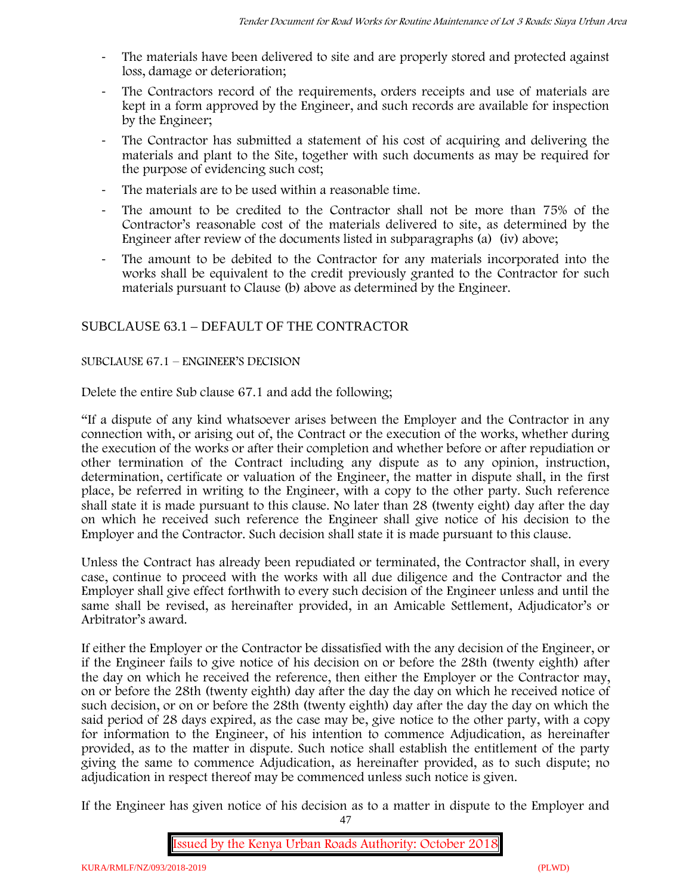- The materials have been delivered to site and are properly stored and protected against loss, damage or deterioration;
- The Contractors record of the requirements, orders receipts and use of materials are kept in a form approved by the Engineer, and such records are available for inspection by the Engineer;
- The Contractor has submitted a statement of his cost of acquiring and delivering the materials and plant to the Site, together with such documents as may be required for the purpose of evidencing such cost;
- The materials are to be used within a reasonable time.
- The amount to be credited to the Contractor shall not be more than 75% of the Contractor's reasonable cost of the materials delivered to site, as determined by the Engineer after review of the documents listed in subparagraphs (a) (iv) above;
- The amount to be debited to the Contractor for any materials incorporated into the works shall be equivalent to the credit previously granted to the Contractor for such materials pursuant to Clause (b) above as determined by the Engineer.

## SUBCLAUSE 63.1 – DEFAULT OF THE CONTRACTOR

### SUBCLAUSE 67.1 – ENGINEER'S DECISION

Delete the entire Sub clause 67.1 and add the following;

"If a dispute of any kind whatsoever arises between the Employer and the Contractor in any connection with, or arising out of, the Contract or the execution of the works, whether during the execution of the works or after their completion and whether before or after repudiation or other termination of the Contract including any dispute as to any opinion, instruction, determination, certificate or valuation of the Engineer, the matter in dispute shall, in the first place, be referred in writing to the Engineer, with a copy to the other party. Such reference shall state it is made pursuant to this clause. No later than 28 (twenty eight) day after the day on which he received such reference the Engineer shall give notice of his decision to the Employer and the Contractor. Such decision shall state it is made pursuant to this clause.

Unless the Contract has already been repudiated or terminated, the Contractor shall, in every case, continue to proceed with the works with all due diligence and the Contractor and the Employer shall give effect forthwith to every such decision of the Engineer unless and until the same shall be revised, as hereinafter provided, in an Amicable Settlement, Adjudicator's or Arbitrator's award.

If either the Employer or the Contractor be dissatisfied with the any decision of the Engineer, or if the Engineer fails to give notice of his decision on or before the 28th (twenty eighth) after the day on which he received the reference, then either the Employer or the Contractor may, on or before the 28th (twenty eighth) day after the day the day on which he received notice of such decision, or on or before the 28th (twenty eighth) day after the day the day on which the said period of 28 days expired, as the case may be, give notice to the other party, with a copy for information to the Engineer, of his intention to commence Adjudication, as hereinafter provided, as to the matter in dispute. Such notice shall establish the entitlement of the party giving the same to commence Adjudication, as hereinafter provided, as to such dispute; no adjudication in respect thereof may be commenced unless such notice is given.

If the Engineer has given notice of his decision as to a matter in dispute to the Employer and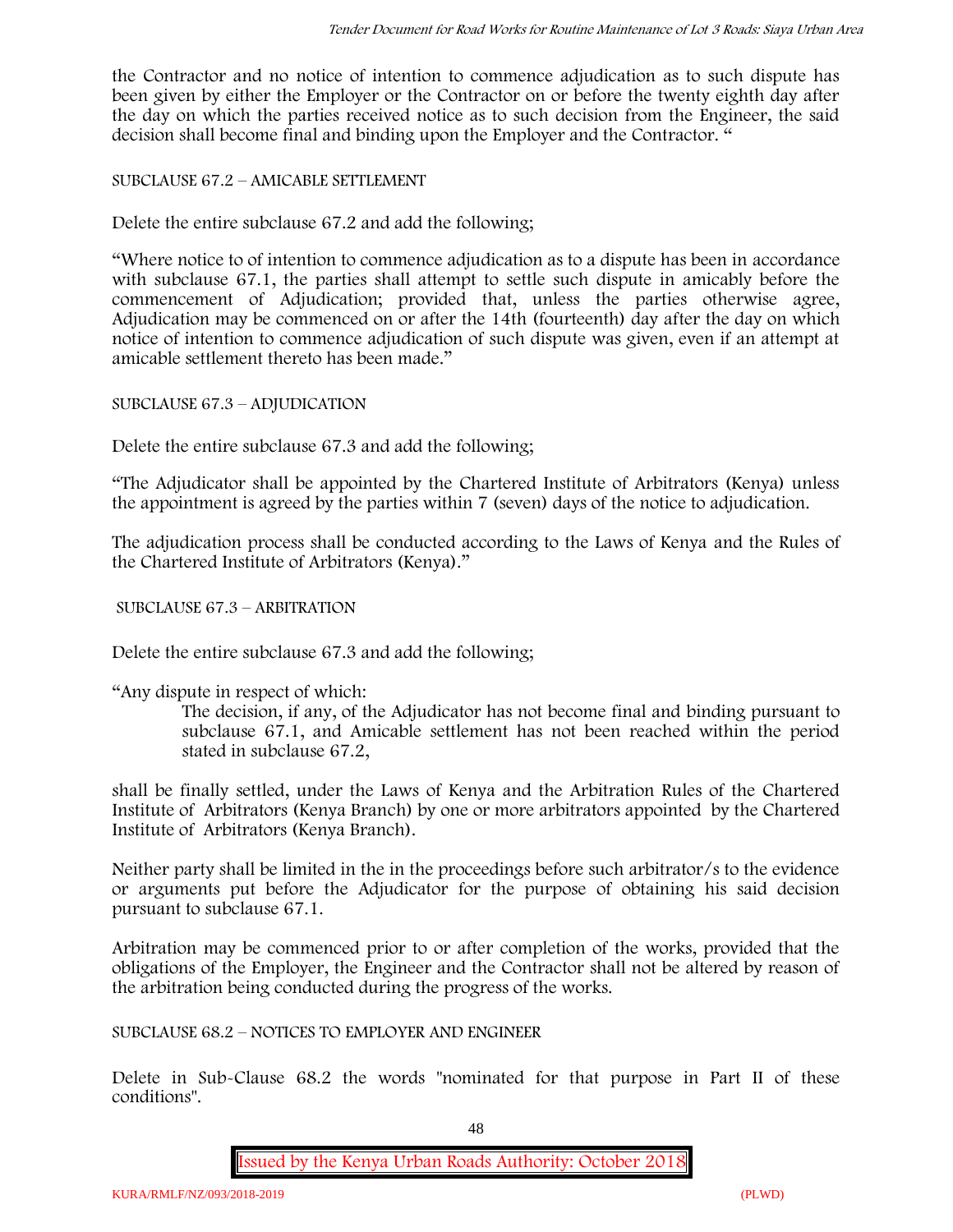the Contractor and no notice of intention to commence adjudication as to such dispute has been given by either the Employer or the Contractor on or before the twenty eighth day after the day on which the parties received notice as to such decision from the Engineer, the said decision shall become final and binding upon the Employer and the Contractor. "

SUBCLAUSE 67.2 – AMICABLE SETTLEMENT

Delete the entire subclause 67.2 and add the following;

"Where notice to of intention to commence adjudication as to a dispute has been in accordance with subclause 67.1, the parties shall attempt to settle such dispute in amicably before the commencement of Adjudication; provided that, unless the parties otherwise agree, Adjudication may be commenced on or after the 14th (fourteenth) day after the day on which notice of intention to commence adjudication of such dispute was given, even if an attempt at amicable settlement thereto has been made."

SUBCLAUSE 67.3 – ADJUDICATION

Delete the entire subclause 67.3 and add the following;

"The Adjudicator shall be appointed by the Chartered Institute of Arbitrators (Kenya) unless the appointment is agreed by the parties within 7 (seven) days of the notice to adjudication.

The adjudication process shall be conducted according to the Laws of Kenya and the Rules of the Chartered Institute of Arbitrators (Kenya)."

SUBCLAUSE 67.3 – ARBITRATION

Delete the entire subclause 67.3 and add the following;

"Any dispute in respect of which:

> The decision, if any, of the Adjudicator has not become final and binding pursuant to subclause 67.1, and Amicable settlement has not been reached within the period stated in subclause 67.2,

shall be finally settled, under the Laws of Kenya and the Arbitration Rules of the Chartered Institute of Arbitrators (Kenya Branch) by one or more arbitrators appointed by the Chartered Institute of Arbitrators (Kenya Branch).

Neither party shall be limited in the in the proceedings before such arbitrator/s to the evidence or arguments put before the Adjudicator for the purpose of obtaining his said decision pursuant to subclause 67.1.

Arbitration may be commenced prior to or after completion of the works, provided that the obligations of the Employer, the Engineer and the Contractor shall not be altered by reason of the arbitration being conducted during the progress of the works.

SUBCLAUSE 68.2 – NOTICES TO EMPLOYER AND ENGINEER

Delete in Sub-Clause 68.2 the words "nominated for that purpose in Part II of these conditions".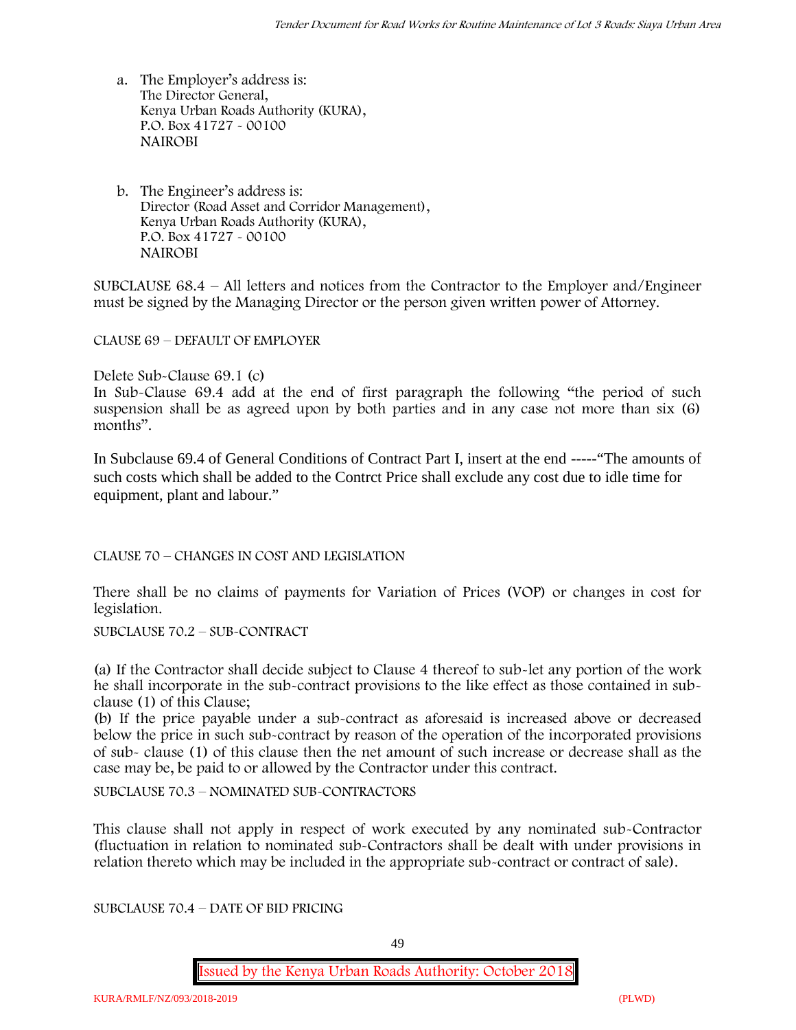a. The Employer's address is:
   The Director General,
   Kenya Urban Roads Authority (KURA),
   P.O. Box 41727 - 00100
   NAIROBI

b. The Engineer's address is:
   Director (Road Asset and Corridor Management),
   Kenya Urban Roads Authority (KURA),
   P.O. Box 41727 - 00100
   NAIROBI

SUBCLAUSE 68.4 – All letters and notices from the Contractor to the Employer and/Engineer must be signed by the Managing Director or the person given written power of Attorney.

CLAUSE 69 – DEFAULT OF EMPLOYER

Delete Sub-Clause 69.1 (c)
In Sub-Clause 69.4 add at the end of first paragraph the following "the period of such suspension shall be as agreed upon by both parties and in any case not more than six (6) months".

In Subclause 69.4 of General Conditions of Contract Part I, insert at the end -----"The amounts of such costs which shall be added to the Contrct Price shall exclude any cost due to idle time for equipment, plant and labour."

CLAUSE 70 – CHANGES IN COST AND LEGISLATION

There shall be no claims of payments for Variation of Prices (VOP) or changes in cost for legislation.

SUBCLAUSE 70.2 – SUB-CONTRACT

(a) If the Contractor shall decide subject to Clause 4 thereof to sub-let any portion of the work he shall incorporate in the sub-contract provisions to the like effect as those contained in sub-clause (1) of this Clause;
(b) If the price payable under a sub-contract as aforesaid is increased above or decreased below the price in such sub-contract by reason of the operation of the incorporated provisions of sub- clause (1) of this clause then the net amount of such increase or decrease shall as the case may be, be paid to or allowed by the Contractor under this contract.

SUBCLAUSE 70.3 – NOMINATED SUB-CONTRACTORS

This clause shall not apply in respect of work executed by any nominated sub-Contractor (fluctuation in relation to nominated sub-Contractors shall be dealt with under provisions in relation thereto which may be included in the appropriate sub-contract or contract of sale).

SUBCLAUSE 70.4 – DATE OF BID PRICING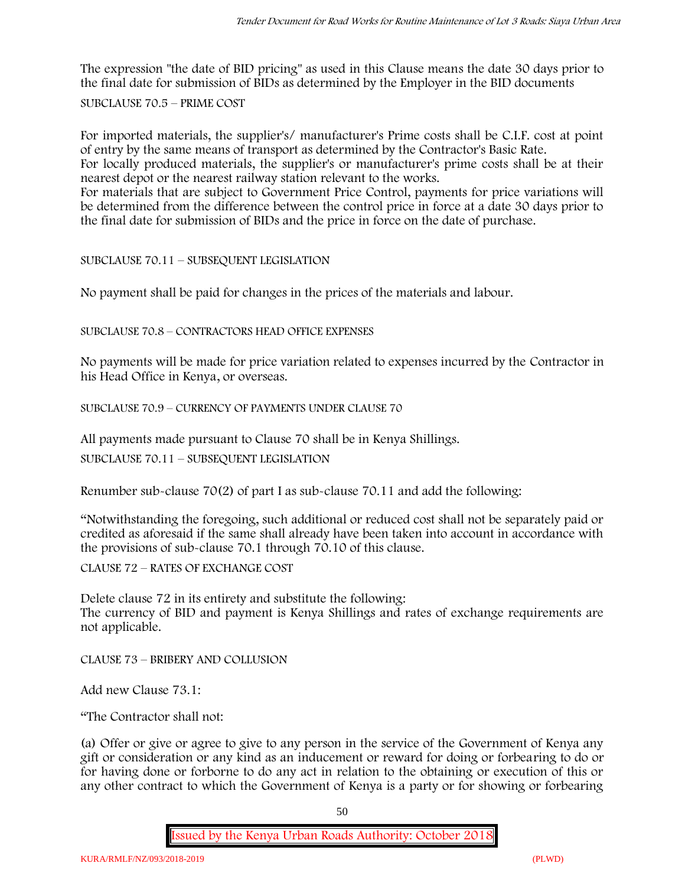The expression "the date of BID pricing" as used in this Clause means the date 30 days prior to the final date for submission of BIDs as determined by the Employer in the BID documents

SUBCLAUSE 70.5 – PRIME COST

For imported materials, the supplier's/ manufacturer's Prime costs shall be C.I.F. cost at point of entry by the same means of transport as determined by the Contractor's Basic Rate.
For locally produced materials, the supplier's or manufacturer's prime costs shall be at their nearest depot or the nearest railway station relevant to the works.
For materials that are subject to Government Price Control, payments for price variations will be determined from the difference between the control price in force at a date 30 days prior to the final date for submission of BIDs and the price in force on the date of purchase.

SUBCLAUSE 70.11 – SUBSEQUENT LEGISLATION

No payment shall be paid for changes in the prices of the materials and labour.

SUBCLAUSE 70.8 – CONTRACTORS HEAD OFFICE EXPENSES

No payments will be made for price variation related to expenses incurred by the Contractor in his Head Office in Kenya, or overseas.

SUBCLAUSE 70.9 – CURRENCY OF PAYMENTS UNDER CLAUSE 70

All payments made pursuant to Clause 70 shall be in Kenya Shillings.

SUBCLAUSE 70.11 – SUBSEQUENT LEGISLATION

Renumber sub-clause 70(2) of part I as sub-clause 70.11 and add the following:

"Notwithstanding the foregoing, such additional or reduced cost shall not be separately paid or credited as aforesaid if the same shall already have been taken into account in accordance with the provisions of sub-clause 70.1 through 70.10 of this clause.

CLAUSE 72 – RATES OF EXCHANGE COST

Delete clause 72 in its entirety and substitute the following:
The currency of BID and payment is Kenya Shillings and rates of exchange requirements are not applicable.

CLAUSE 73 – BRIBERY AND COLLUSION

Add new Clause 73.1:

"The Contractor shall not:

(a) Offer or give or agree to give to any person in the service of the Government of Kenya any gift or consideration or any kind as an inducement or reward for doing or forbearing to do or for having done or forborne to do any act in relation to the obtaining or execution of this or any other contract to which the Government of Kenya is a party or for showing or forbearing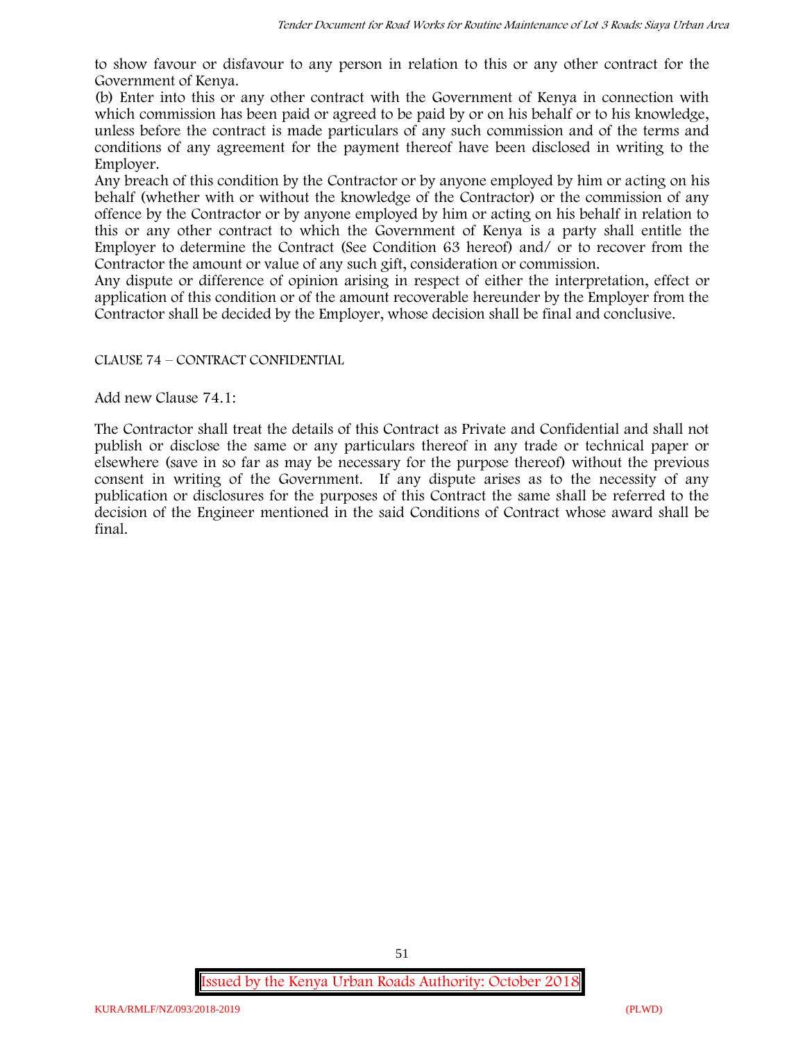to show favour or disfavour to any person in relation to this or any other contract for the Government of Kenya.

(b) Enter into this or any other contract with the Government of Kenya in connection with which commission has been paid or agreed to be paid by or on his behalf or to his knowledge, unless before the contract is made particulars of any such commission and of the terms and conditions of any agreement for the payment thereof have been disclosed in writing to the Employer.

Any breach of this condition by the Contractor or by anyone employed by him or acting on his behalf (whether with or without the knowledge of the Contractor) or the commission of any offence by the Contractor or by anyone employed by him or acting on his behalf in relation to this or any other contract to which the Government of Kenya is a party shall entitle the Employer to determine the Contract (See Condition 63 hereof) and/ or to recover from the Contractor the amount or value of any such gift, consideration or commission.

Any dispute or difference of opinion arising in respect of either the interpretation, effect or application of this condition or of the amount recoverable hereunder by the Employer from the Contractor shall be decided by the Employer, whose decision shall be final and conclusive.

CLAUSE 74 – CONTRACT CONFIDENTIAL

Add new Clause 74.1:

The Contractor shall treat the details of this Contract as Private and Confidential and shall not publish or disclose the same or any particulars thereof in any trade or technical paper or elsewhere (save in so far as may be necessary for the purpose thereof) without the previous consent in writing of the Government. If any dispute arises as to the necessity of any publication or disclosures for the purposes of this Contract the same shall be referred to the decision of the Engineer mentioned in the said Conditions of Contract whose award shall be final.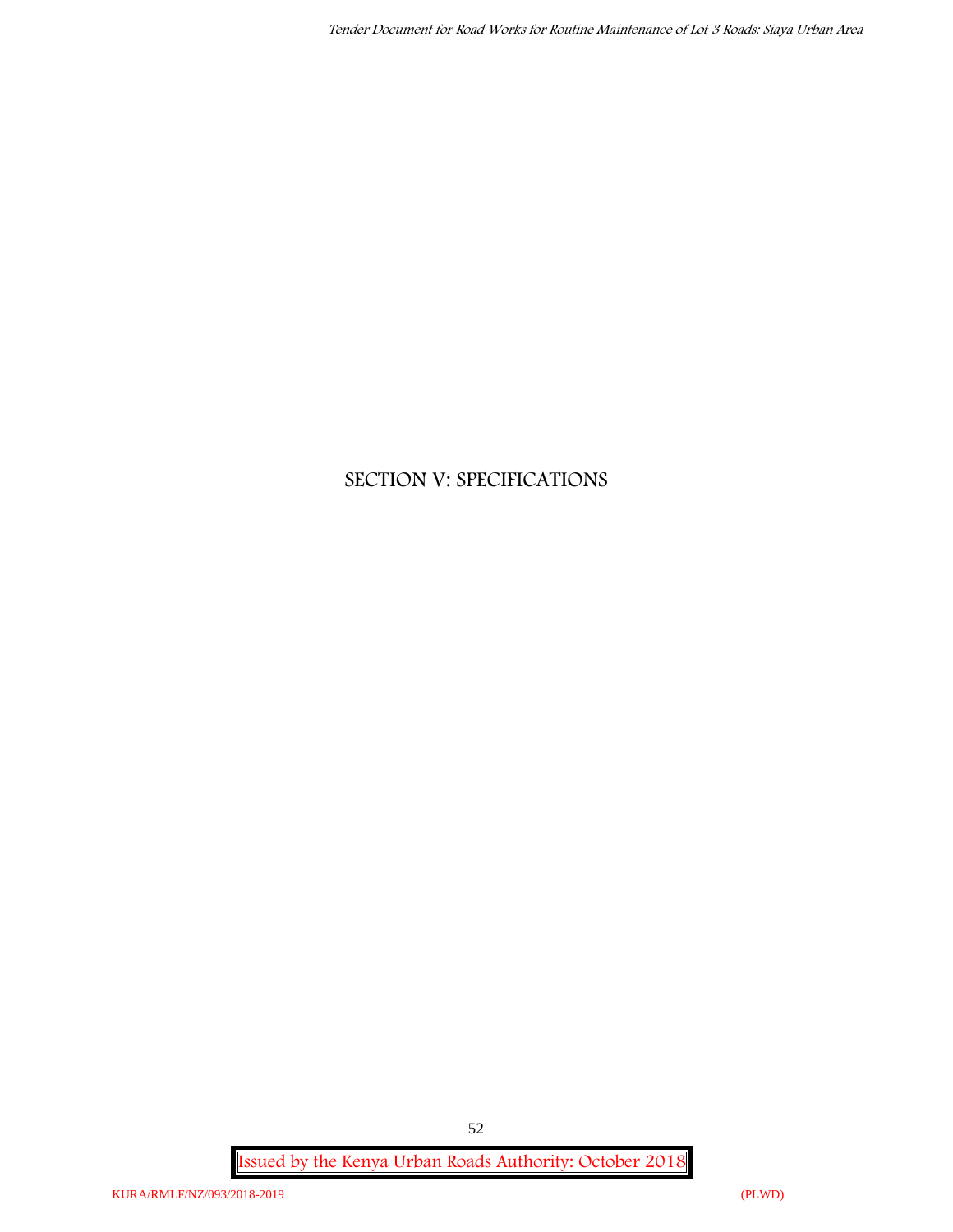# SECTION V: SPECIFICATIONS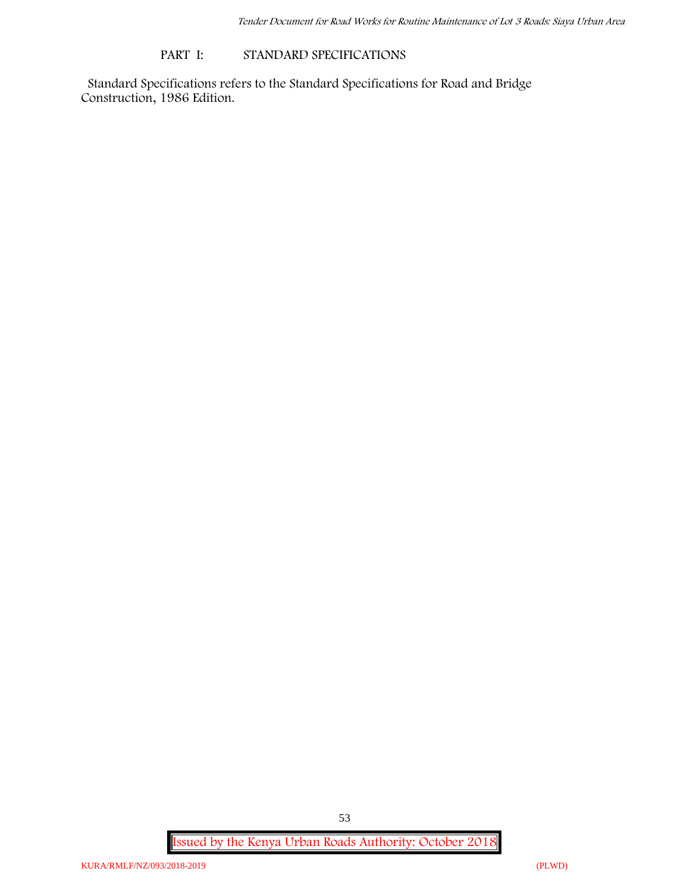## PART I: STANDARD SPECIFICATIONS

Standard Specifications refers to the Standard Specifications for Road and Bridge Construction, 1986 Edition.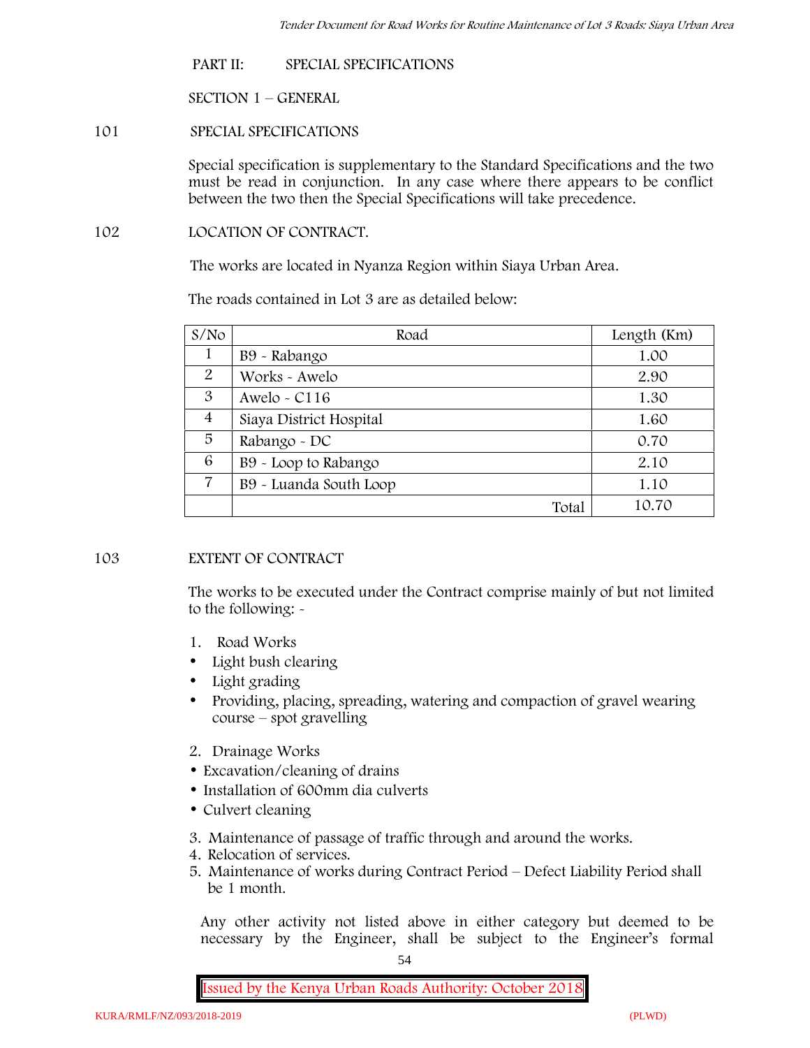PART II: SPECIAL SPECIFICATIONS

SECTION 1 – GENERAL

## 101 SPECIAL SPECIFICATIONS

Special specification is supplementary to the Standard Specifications and the two must be read in conjunction. In any case where there appears to be conflict between the two then the Special Specifications will take precedence.

## 102 LOCATION OF CONTRACT.

The works are located in Nyanza Region within Siaya Urban Area.

The roads contained in Lot 3 are as detailed below:

| S/No | Road | Length (Km) |
|---|---|---|
| 1 | B9 - Rabango | 1.00 |
| 2 | Works - Awelo | 2.90 |
| 3 | Awelo - C116 | 1.30 |
| 4 | Siaya District Hospital | 1.60 |
| 5 | Rabango - DC | 0.70 |
| 6 | B9 - Loop to Rabango | 2.10 |
| 7 | B9 - Luanda South Loop | 1.10 |
| | Total | 10.70 |

## 103 EXTENT OF CONTRACT

The works to be executed under the Contract comprise mainly of but not limited to the following: -

1. Road Works
   - Light bush clearing
   - Light grading
   - Providing, placing, spreading, watering and compaction of gravel wearing course – spot gravelling
2. Drainage Works
   - Excavation/cleaning of drains
   - Installation of 600mm dia culverts
   - Culvert cleaning
3. Maintenance of passage of traffic through and around the works.
4. Relocation of services.
5. Maintenance of works during Contract Period – Defect Liability Period shall be 1 month.

Any other activity not listed above in either category but deemed to be necessary by the Engineer, shall be subject to the Engineer's formal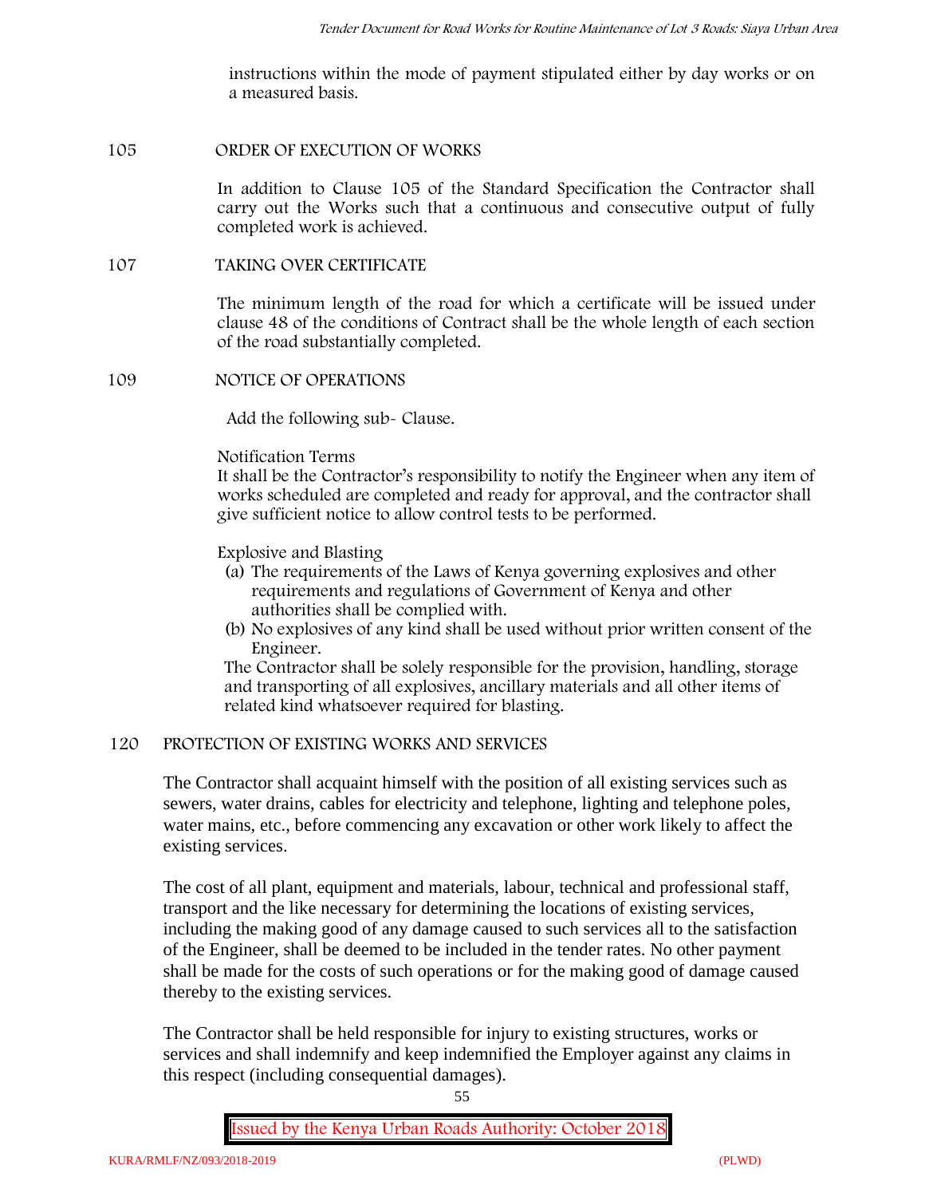instructions within the mode of payment stipulated either by day works or on a measured basis.

## 105 ORDER OF EXECUTION OF WORKS

In addition to Clause 105 of the Standard Specification the Contractor shall carry out the Works such that a continuous and consecutive output of fully completed work is achieved.

## 107 TAKING OVER CERTIFICATE

The minimum length of the road for which a certificate will be issued under clause 48 of the conditions of Contract shall be the whole length of each section of the road substantially completed.

## 109 NOTICE OF OPERATIONS

Add the following sub- Clause.

Notification Terms
It shall be the Contractor's responsibility to notify the Engineer when any item of works scheduled are completed and ready for approval, and the contractor shall give sufficient notice to allow control tests to be performed.

Explosive and Blasting

(a) The requirements of the Laws of Kenya governing explosives and other requirements and regulations of Government of Kenya and other authorities shall be complied with.
(b) No explosives of any kind shall be used without prior written consent of the Engineer.

The Contractor shall be solely responsible for the provision, handling, storage and transporting of all explosives, ancillary materials and all other items of related kind whatsoever required for blasting.

## 120 PROTECTION OF EXISTING WORKS AND SERVICES

The Contractor shall acquaint himself with the position of all existing services such as sewers, water drains, cables for electricity and telephone, lighting and telephone poles, water mains, etc., before commencing any excavation or other work likely to affect the existing services.

The cost of all plant, equipment and materials, labour, technical and professional staff, transport and the like necessary for determining the locations of existing services, including the making good of any damage caused to such services all to the satisfaction of the Engineer, shall be deemed to be included in the tender rates. No other payment shall be made for the costs of such operations or for the making good of damage caused thereby to the existing services.

The Contractor shall be held responsible for injury to existing structures, works or services and shall indemnify and keep indemnified the Employer against any claims in this respect (including consequential damages).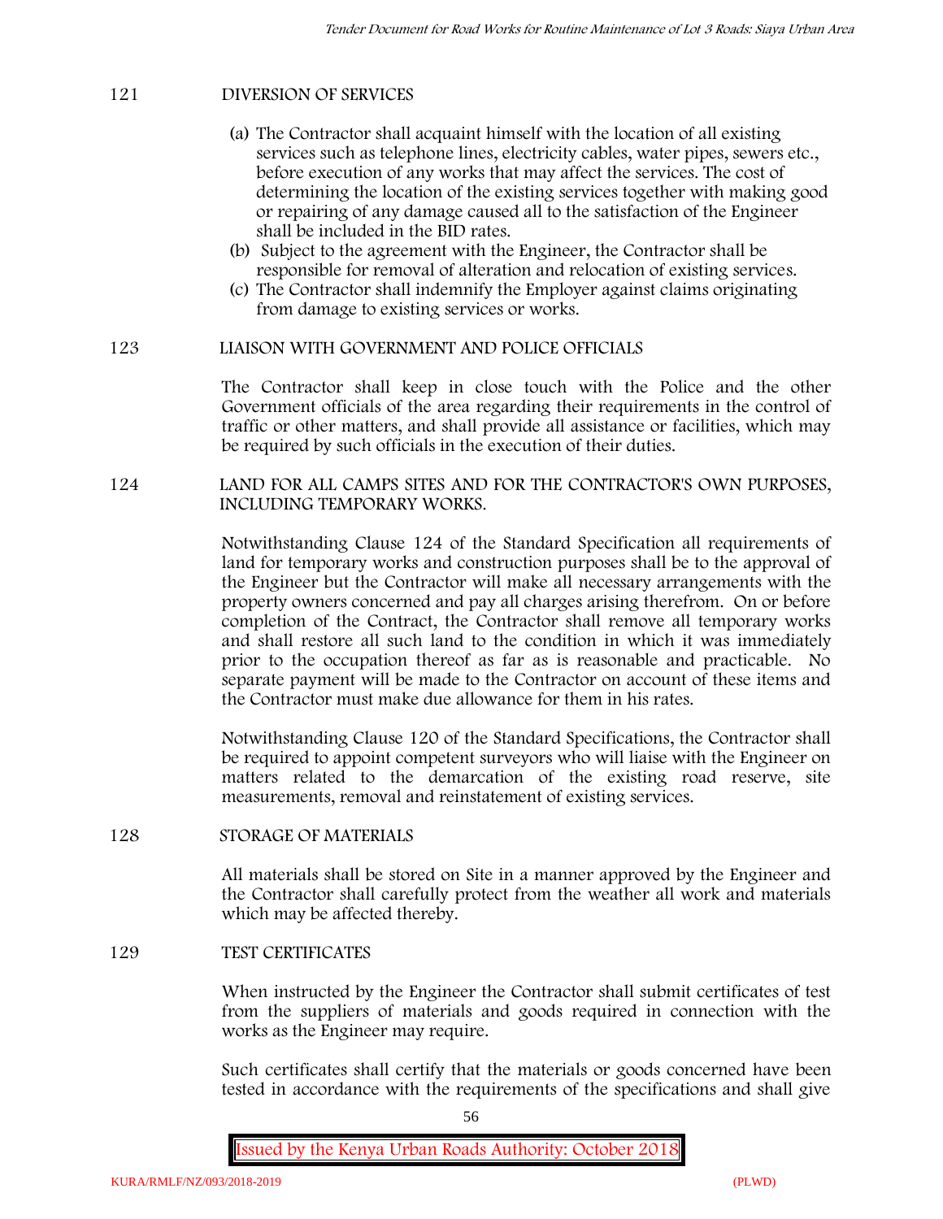## 121 DIVERSION OF SERVICES

(a) The Contractor shall acquaint himself with the location of all existing services such as telephone lines, electricity cables, water pipes, sewers etc., before execution of any works that may affect the services. The cost of determining the location of the existing services together with making good or repairing of any damage caused all to the satisfaction of the Engineer shall be included in the BID rates.

(b) Subject to the agreement with the Engineer, the Contractor shall be responsible for removal of alteration and relocation of existing services.

(c) The Contractor shall indemnify the Employer against claims originating from damage to existing services or works.

## 123 LIAISON WITH GOVERNMENT AND POLICE OFFICIALS

The Contractor shall keep in close touch with the Police and the other Government officials of the area regarding their requirements in the control of traffic or other matters, and shall provide all assistance or facilities, which may be required by such officials in the execution of their duties.

## 124 LAND FOR ALL CAMPS SITES AND FOR THE CONTRACTOR'S OWN PURPOSES, INCLUDING TEMPORARY WORKS.

Notwithstanding Clause 124 of the Standard Specification all requirements of land for temporary works and construction purposes shall be to the approval of the Engineer but the Contractor will make all necessary arrangements with the property owners concerned and pay all charges arising therefrom. On or before completion of the Contract, the Contractor shall remove all temporary works and shall restore all such land to the condition in which it was immediately prior to the occupation thereof as far as is reasonable and practicable. No separate payment will be made to the Contractor on account of these items and the Contractor must make due allowance for them in his rates.

Notwithstanding Clause 120 of the Standard Specifications, the Contractor shall be required to appoint competent surveyors who will liaise with the Engineer on matters related to the demarcation of the existing road reserve, site measurements, removal and reinstatement of existing services.

## 128 STORAGE OF MATERIALS

All materials shall be stored on Site in a manner approved by the Engineer and the Contractor shall carefully protect from the weather all work and materials which may be affected thereby.

## 129 TEST CERTIFICATES

When instructed by the Engineer the Contractor shall submit certificates of test from the suppliers of materials and goods required in connection with the works as the Engineer may require.

Such certificates shall certify that the materials or goods concerned have been tested in accordance with the requirements of the specifications and shall give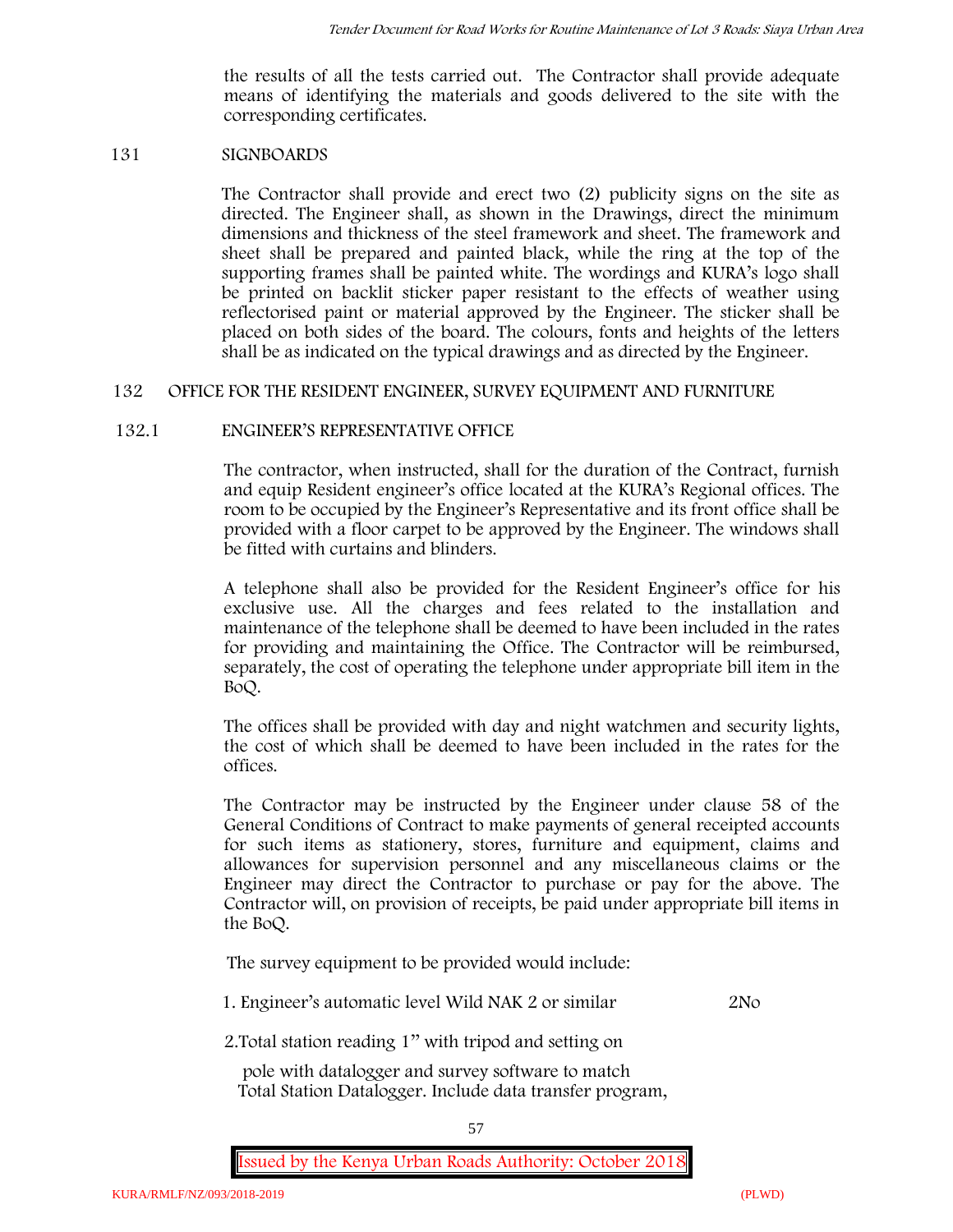the results of all the tests carried out. The Contractor shall provide adequate means of identifying the materials and goods delivered to the site with the corresponding certificates.

## 131 SIGNBOARDS

The Contractor shall provide and erect two (2) publicity signs on the site as directed. The Engineer shall, as shown in the Drawings, direct the minimum dimensions and thickness of the steel framework and sheet. The framework and sheet shall be prepared and painted black, while the ring at the top of the supporting frames shall be painted white. The wordings and KURA's logo shall be printed on backlit sticker paper resistant to the effects of weather using reflectorised paint or material approved by the Engineer. The sticker shall be placed on both sides of the board. The colours, fonts and heights of the letters shall be as indicated on the typical drawings and as directed by the Engineer.

## 132 OFFICE FOR THE RESIDENT ENGINEER, SURVEY EQUIPMENT AND FURNITURE

### 132.1 ENGINEER'S REPRESENTATIVE OFFICE

The contractor, when instructed, shall for the duration of the Contract, furnish and equip Resident engineer's office located at the KURA's Regional offices. The room to be occupied by the Engineer's Representative and its front office shall be provided with a floor carpet to be approved by the Engineer. The windows shall be fitted with curtains and blinders.

A telephone shall also be provided for the Resident Engineer's office for his exclusive use. All the charges and fees related to the installation and maintenance of the telephone shall be deemed to have been included in the rates for providing and maintaining the Office. The Contractor will be reimbursed, separately, the cost of operating the telephone under appropriate bill item in the BoQ.

The offices shall be provided with day and night watchmen and security lights, the cost of which shall be deemed to have been included in the rates for the offices.

The Contractor may be instructed by the Engineer under clause 58 of the General Conditions of Contract to make payments of general receipted accounts for such items as stationery, stores, furniture and equipment, claims and allowances for supervision personnel and any miscellaneous claims or the Engineer may direct the Contractor to purchase or pay for the above. The Contractor will, on provision of receipts, be paid under appropriate bill items in the BoQ.

The survey equipment to be provided would include:

1. Engineer's automatic level Wild NAK 2 or similar 2No

2. Total station reading 1" with tripod and setting on pole with datalogger and survey software to match Total Station Datalogger. Include data transfer program,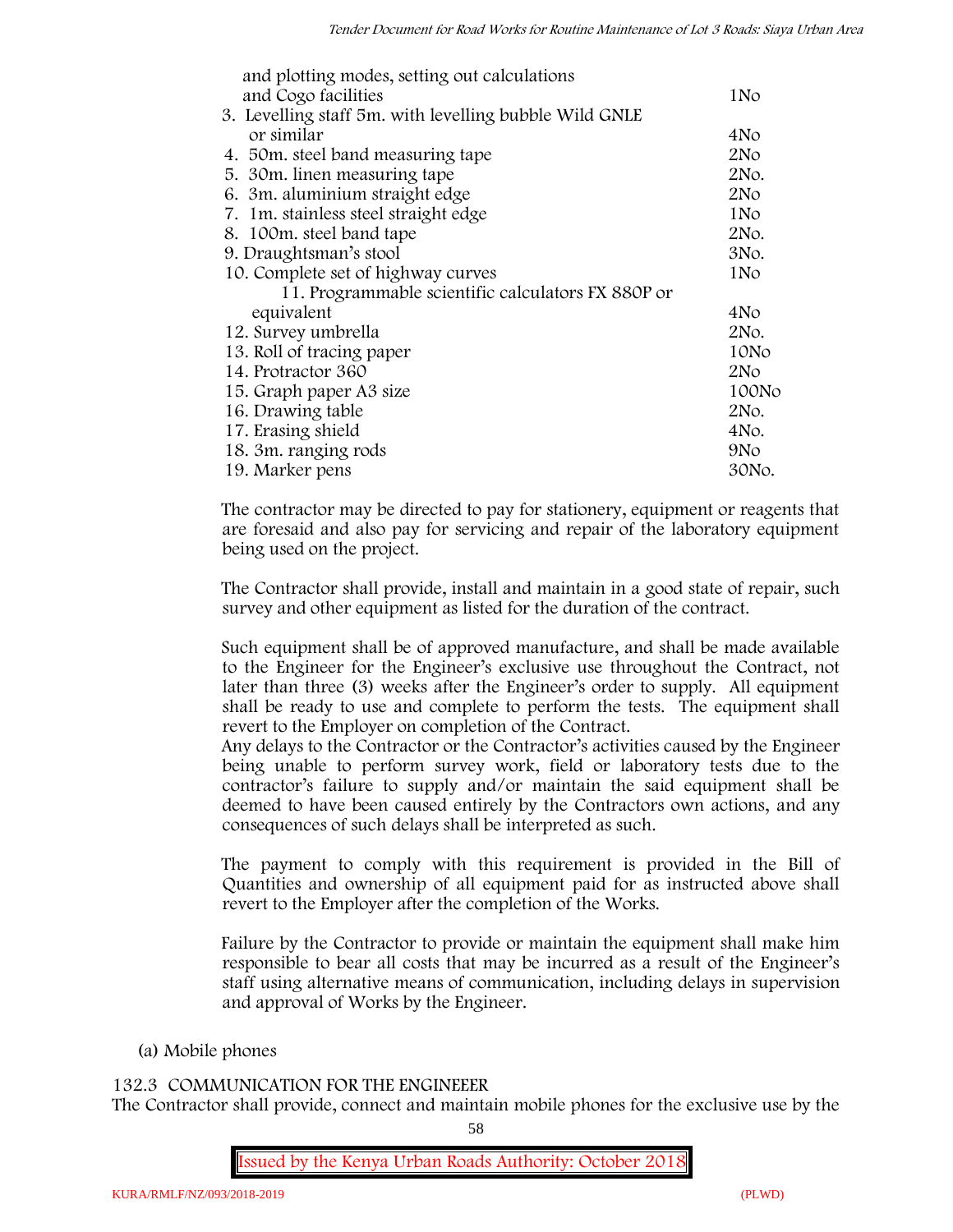| | |
|---|---|
| and plotting modes, setting out calculations and Cogo facilities | 1No |
| 3. Levelling staff 5m. with levelling bubble Wild GNLE or similar | 4No |
| 4. 50m. steel band measuring tape | 2No |
| 5. 30m. linen measuring tape | 2No. |
| 6. 3m. aluminium straight edge | 2No |
| 7. 1m. stainless steel straight edge | 1No |
| 8. 100m. steel band tape | 2No. |
| 9. Draughtsman's stool | 3No. |
| 10. Complete set of highway curves | 1No |
| 11. Programmable scientific calculators FX 880P or equivalent | 4No |
| 12. Survey umbrella | 2No. |
| 13. Roll of tracing paper | 10No |
| 14. Protractor 360 | 2No |
| 15. Graph paper A3 size | 100No |
| 16. Drawing table | 2No. |
| 17. Erasing shield | 4No. |
| 18. 3m. ranging rods | 9No |
| 19. Marker pens | 30No. |

The contractor may be directed to pay for stationery, equipment or reagents that are foresaid and also pay for servicing and repair of the laboratory equipment being used on the project.

The Contractor shall provide, install and maintain in a good state of repair, such survey and other equipment as listed for the duration of the contract.

Such equipment shall be of approved manufacture, and shall be made available to the Engineer for the Engineer's exclusive use throughout the Contract, not later than three (3) weeks after the Engineer's order to supply. All equipment shall be ready to use and complete to perform the tests. The equipment shall revert to the Employer on completion of the Contract.
Any delays to the Contractor or the Contractor's activities caused by the Engineer being unable to perform survey work, field or laboratory tests due to the contractor's failure to supply and/or maintain the said equipment shall be deemed to have been caused entirely by the Contractors own actions, and any consequences of such delays shall be interpreted as such.

The payment to comply with this requirement is provided in the Bill of Quantities and ownership of all equipment paid for as instructed above shall revert to the Employer after the completion of the Works.

Failure by the Contractor to provide or maintain the equipment shall make him responsible to bear all costs that may be incurred as a result of the Engineer's staff using alternative means of communication, including delays in supervision and approval of Works by the Engineer.

(a) Mobile phones

132.3 COMMUNICATION FOR THE ENGINEEER
The Contractor shall provide, connect and maintain mobile phones for the exclusive use by the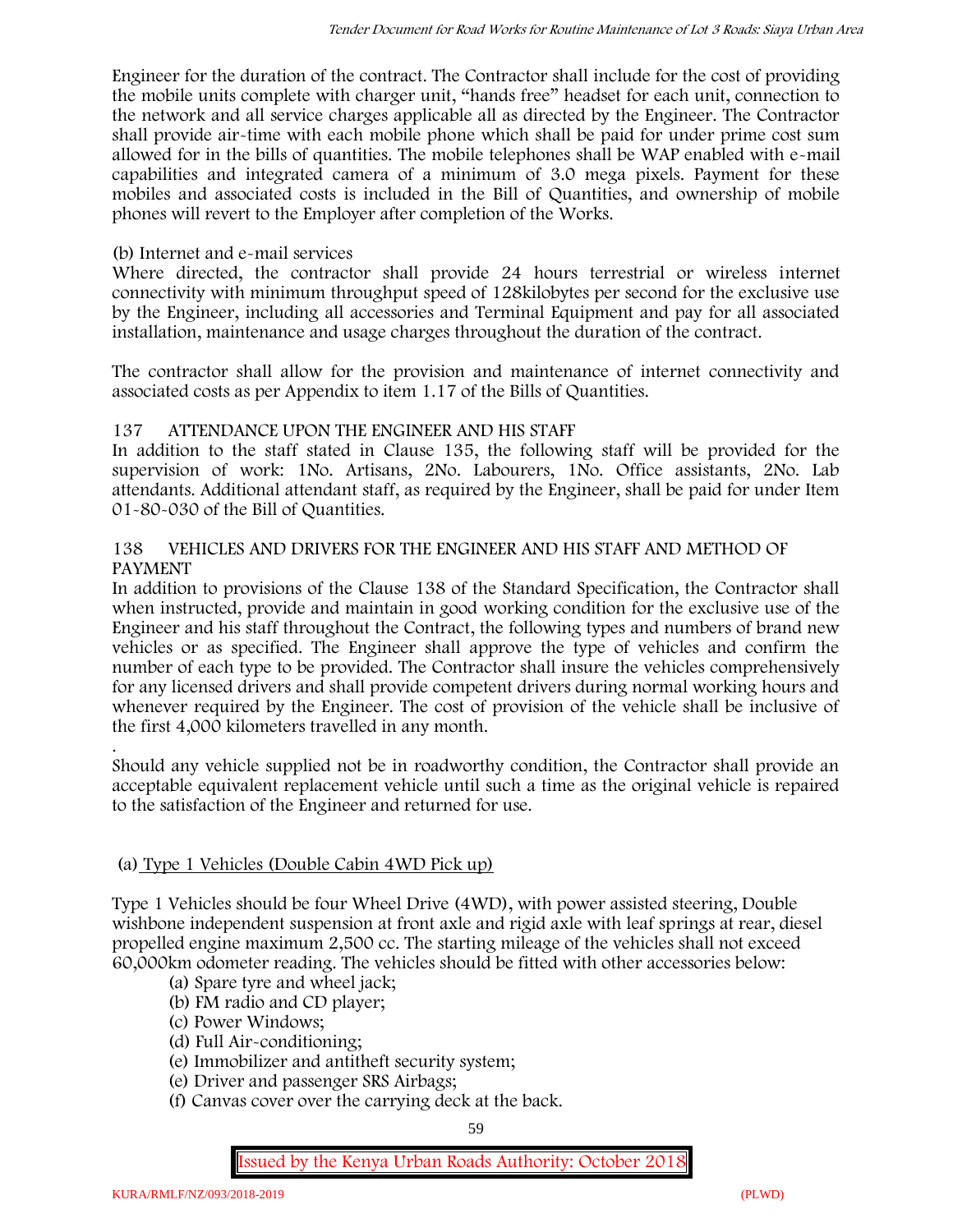Engineer for the duration of the contract. The Contractor shall include for the cost of providing the mobile units complete with charger unit, "hands free" headset for each unit, connection to the network and all service charges applicable all as directed by the Engineer. The Contractor shall provide air-time with each mobile phone which shall be paid for under prime cost sum allowed for in the bills of quantities. The mobile telephones shall be WAP enabled with e-mail capabilities and integrated camera of a minimum of 3.0 mega pixels. Payment for these mobiles and associated costs is included in the Bill of Quantities, and ownership of mobile phones will revert to the Employer after completion of the Works.

(b) Internet and e-mail services

Where directed, the contractor shall provide 24 hours terrestrial or wireless internet connectivity with minimum throughput speed of 128kilobytes per second for the exclusive use by the Engineer, including all accessories and Terminal Equipment and pay for all associated installation, maintenance and usage charges throughout the duration of the contract.

The contractor shall allow for the provision and maintenance of internet connectivity and associated costs as per Appendix to item 1.17 of the Bills of Quantities.

## 137 ATTENDANCE UPON THE ENGINEER AND HIS STAFF

In addition to the staff stated in Clause 135, the following staff will be provided for the supervision of work: 1No. Artisans, 2No. Labourers, 1No. Office assistants, 2No. Lab attendants. Additional attendant staff, as required by the Engineer, shall be paid for under Item 01-80-030 of the Bill of Quantities.

## 138 VEHICLES AND DRIVERS FOR THE ENGINEER AND HIS STAFF AND METHOD OF PAYMENT

In addition to provisions of the Clause 138 of the Standard Specification, the Contractor shall when instructed, provide and maintain in good working condition for the exclusive use of the Engineer and his staff throughout the Contract, the following types and numbers of brand new vehicles or as specified. The Engineer shall approve the type of vehicles and confirm the number of each type to be provided. The Contractor shall insure the vehicles comprehensively for any licensed drivers and shall provide competent drivers during normal working hours and whenever required by the Engineer. The cost of provision of the vehicle shall be inclusive of the first 4,000 kilometers travelled in any month.

.

Should any vehicle supplied not be in roadworthy condition, the Contractor shall provide an acceptable equivalent replacement vehicle until such a time as the original vehicle is repaired to the satisfaction of the Engineer and returned for use.

(a) Type 1 Vehicles (Double Cabin 4WD Pick up)

Type 1 Vehicles should be four Wheel Drive (4WD), with power assisted steering, Double wishbone independent suspension at front axle and rigid axle with leaf springs at rear, diesel propelled engine maximum 2,500 cc. The starting mileage of the vehicles shall not exceed 60,000km odometer reading. The vehicles should be fitted with other accessories below:

(a) Spare tyre and wheel jack;
(b) FM radio and CD player;
(c) Power Windows;
(d) Full Air-conditioning;
(e) Immobilizer and antitheft security system;
(e) Driver and passenger SRS Airbags;
(f) Canvas cover over the carrying deck at the back.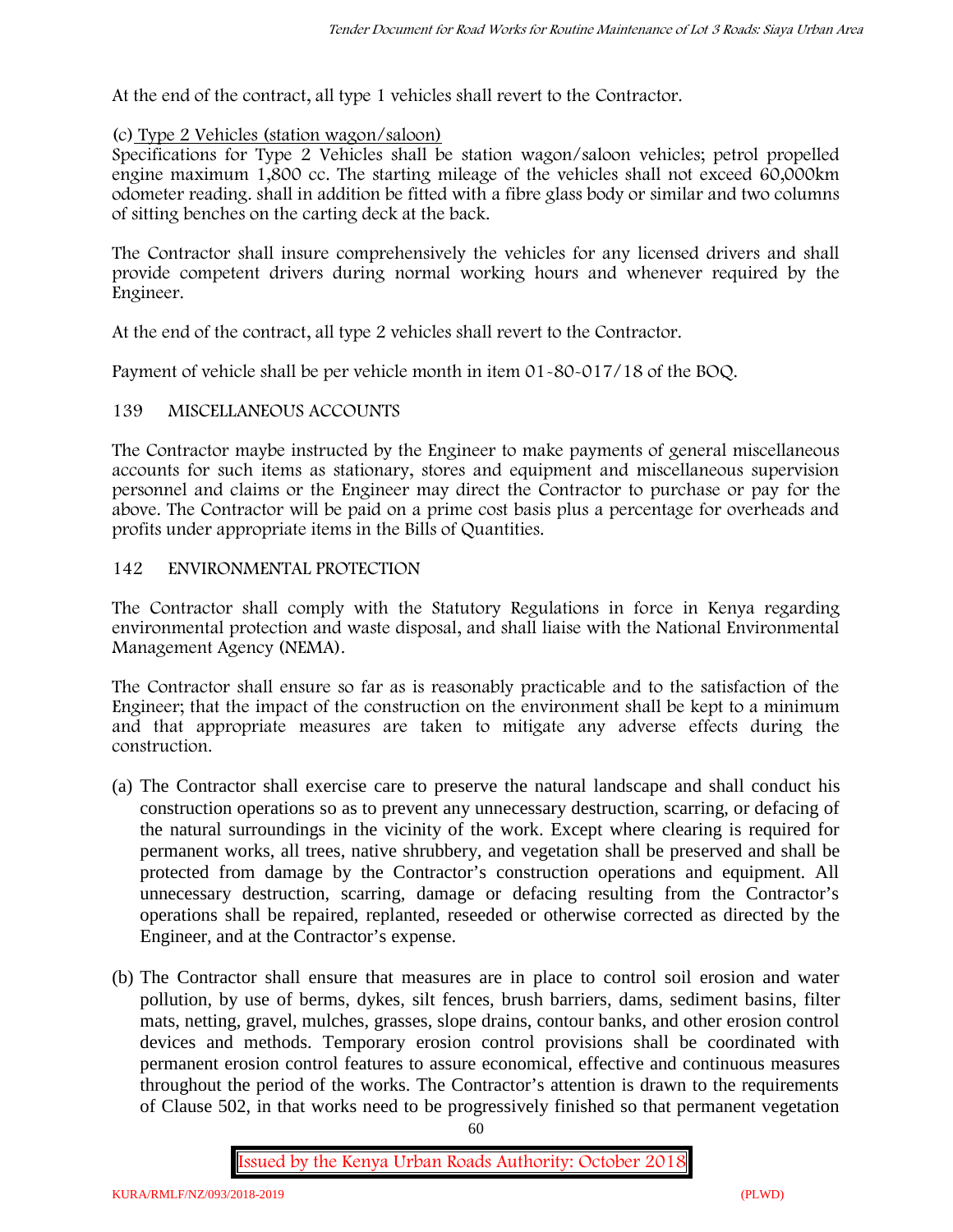At the end of the contract, all type 1 vehicles shall revert to the Contractor.

(c) Type 2 Vehicles (station wagon/saloon)

Specifications for Type 2 Vehicles shall be station wagon/saloon vehicles; petrol propelled engine maximum 1,800 cc. The starting mileage of the vehicles shall not exceed 60,000km odometer reading. shall in addition be fitted with a fibre glass body or similar and two columns of sitting benches on the carting deck at the back.

The Contractor shall insure comprehensively the vehicles for any licensed drivers and shall provide competent drivers during normal working hours and whenever required by the Engineer.

At the end of the contract, all type 2 vehicles shall revert to the Contractor.

Payment of vehicle shall be per vehicle month in item 01-80-017/18 of the BOQ.

## 139 MISCELLANEOUS ACCOUNTS

The Contractor maybe instructed by the Engineer to make payments of general miscellaneous accounts for such items as stationary, stores and equipment and miscellaneous supervision personnel and claims or the Engineer may direct the Contractor to purchase or pay for the above. The Contractor will be paid on a prime cost basis plus a percentage for overheads and profits under appropriate items in the Bills of Quantities.

## 142 ENVIRONMENTAL PROTECTION

The Contractor shall comply with the Statutory Regulations in force in Kenya regarding environmental protection and waste disposal, and shall liaise with the National Environmental Management Agency (NEMA).

The Contractor shall ensure so far as is reasonably practicable and to the satisfaction of the Engineer; that the impact of the construction on the environment shall be kept to a minimum and that appropriate measures are taken to mitigate any adverse effects during the construction.

(a) The Contractor shall exercise care to preserve the natural landscape and shall conduct his construction operations so as to prevent any unnecessary destruction, scarring, or defacing of the natural surroundings in the vicinity of the work. Except where clearing is required for permanent works, all trees, native shrubbery, and vegetation shall be preserved and shall be protected from damage by the Contractor's construction operations and equipment. All unnecessary destruction, scarring, damage or defacing resulting from the Contractor's operations shall be repaired, replanted, reseeded or otherwise corrected as directed by the Engineer, and at the Contractor's expense.

(b) The Contractor shall ensure that measures are in place to control soil erosion and water pollution, by use of berms, dykes, silt fences, brush barriers, dams, sediment basins, filter mats, netting, gravel, mulches, grasses, slope drains, contour banks, and other erosion control devices and methods. Temporary erosion control provisions shall be coordinated with permanent erosion control features to assure economical, effective and continuous measures throughout the period of the works. The Contractor's attention is drawn to the requirements of Clause 502, in that works need to be progressively finished so that permanent vegetation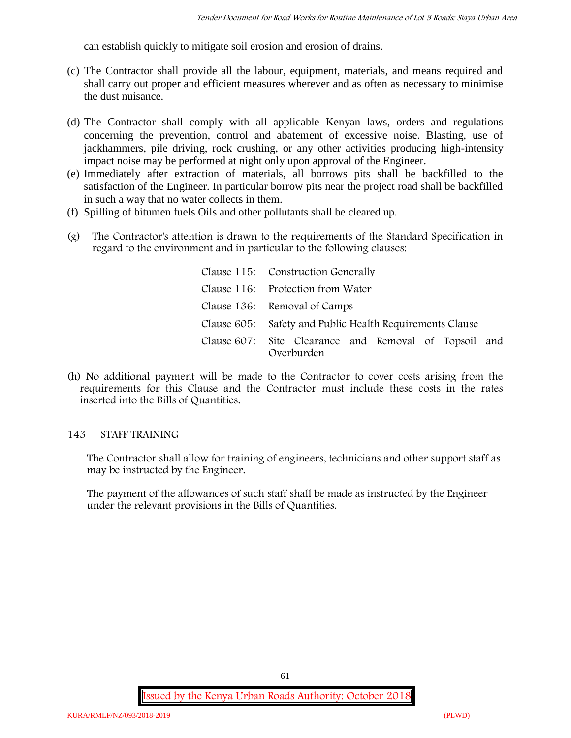can establish quickly to mitigate soil erosion and erosion of drains.

(c) The Contractor shall provide all the labour, equipment, materials, and means required and shall carry out proper and efficient measures wherever and as often as necessary to minimise the dust nuisance.

(d) The Contractor shall comply with all applicable Kenyan laws, orders and regulations concerning the prevention, control and abatement of excessive noise. Blasting, use of jackhammers, pile driving, rock crushing, or any other activities producing high-intensity impact noise may be performed at night only upon approval of the Engineer.

(e) Immediately after extraction of materials, all borrows pits shall be backfilled to the satisfaction of the Engineer. In particular borrow pits near the project road shall be backfilled in such a way that no water collects in them.

(f) Spilling of bitumen fuels Oils and other pollutants shall be cleared up.

(g) The Contractor's attention is drawn to the requirements of the Standard Specification in regard to the environment and in particular to the following clauses:

| | |
|---|---|
| Clause 115: | Construction Generally |
| Clause 116: | Protection from Water |
| Clause 136: | Removal of Camps |
| Clause 605: | Safety and Public Health Requirements Clause |
| Clause 607: | Site Clearance and Removal of Topsoil and Overburden |

(h) No additional payment will be made to the Contractor to cover costs arising from the requirements for this Clause and the Contractor must include these costs in the rates inserted into the Bills of Quantities.

## 143 STAFF TRAINING

The Contractor shall allow for training of engineers, technicians and other support staff as may be instructed by the Engineer.

The payment of the allowances of such staff shall be made as instructed by the Engineer under the relevant provisions in the Bills of Quantities.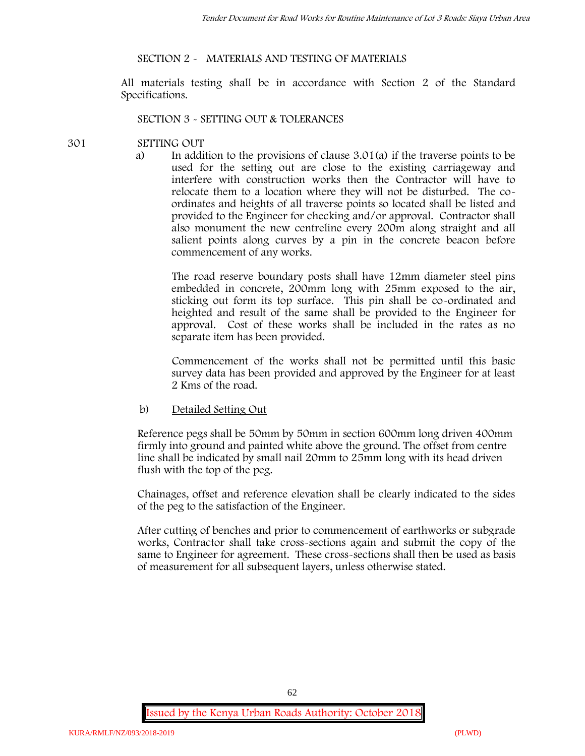## SECTION 2 - MATERIALS AND TESTING OF MATERIALS

All materials testing shall be in accordance with Section 2 of the Standard Specifications.

## SECTION 3 - SETTING OUT & TOLERANCES

### 301 SETTING OUT

a) In addition to the provisions of clause 3.01(a) if the traverse points to be used for the setting out are close to the existing carriageway and interfere with construction works then the Contractor will have to relocate them to a location where they will not be disturbed. The co-ordinates and heights of all traverse points so located shall be listed and provided to the Engineer for checking and/or approval. Contractor shall also monument the new centreline every 200m along straight and all salient points along curves by a pin in the concrete beacon before commencement of any works.

The road reserve boundary posts shall have 12mm diameter steel pins embedded in concrete, 200mm long with 25mm exposed to the air, sticking out form its top surface. This pin shall be co-ordinated and heighted and result of the same shall be provided to the Engineer for approval. Cost of these works shall be included in the rates as no separate item has been provided.

Commencement of the works shall not be permitted until this basic survey data has been provided and approved by the Engineer for at least 2 Kms of the road.

b) Detailed Setting Out

Reference pegs shall be 50mm by 50mm in section 600mm long driven 400mm firmly into ground and painted white above the ground. The offset from centre line shall be indicated by small nail 20mm to 25mm long with its head driven flush with the top of the peg.

Chainages, offset and reference elevation shall be clearly indicated to the sides of the peg to the satisfaction of the Engineer.

After cutting of benches and prior to commencement of earthworks or subgrade works, Contractor shall take cross-sections again and submit the copy of the same to Engineer for agreement. These cross-sections shall then be used as basis of measurement for all subsequent layers, unless otherwise stated.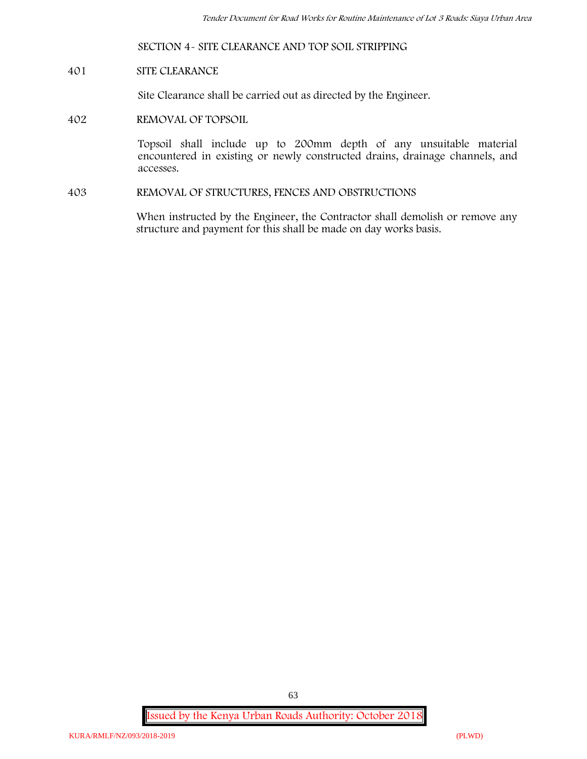## SECTION 4- SITE CLEARANCE AND TOP SOIL STRIPPING

### 401 SITE CLEARANCE

Site Clearance shall be carried out as directed by the Engineer.

### 402 REMOVAL OF TOPSOIL

Topsoil shall include up to 200mm depth of any unsuitable material encountered in existing or newly constructed drains, drainage channels, and accesses.

### 403 REMOVAL OF STRUCTURES, FENCES AND OBSTRUCTIONS

When instructed by the Engineer, the Contractor shall demolish or remove any structure and payment for this shall be made on day works basis.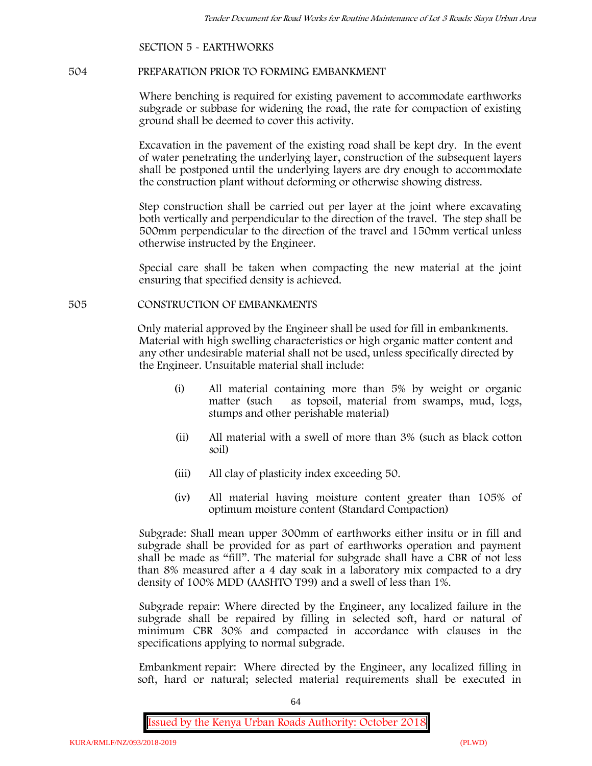SECTION 5 - EARTHWORKS

## 504 PREPARATION PRIOR TO FORMING EMBANKMENT

Where benching is required for existing pavement to accommodate earthworks subgrade or subbase for widening the road, the rate for compaction of existing ground shall be deemed to cover this activity.

Excavation in the pavement of the existing road shall be kept dry. In the event of water penetrating the underlying layer, construction of the subsequent layers shall be postponed until the underlying layers are dry enough to accommodate the construction plant without deforming or otherwise showing distress.

Step construction shall be carried out per layer at the joint where excavating both vertically and perpendicular to the direction of the travel. The step shall be 500mm perpendicular to the direction of the travel and 150mm vertical unless otherwise instructed by the Engineer.

Special care shall be taken when compacting the new material at the joint ensuring that specified density is achieved.

## 505 CONSTRUCTION OF EMBANKMENTS

Only material approved by the Engineer shall be used for fill in embankments. Material with high swelling characteristics or high organic matter content and any other undesirable material shall not be used, unless specifically directed by the Engineer. Unsuitable material shall include:

(i) All material containing more than 5% by weight or organic matter (such as topsoil, material from swamps, mud, logs, stumps and other perishable material)

(ii) All material with a swell of more than 3% (such as black cotton soil)

(iii) All clay of plasticity index exceeding 50.

(iv) All material having moisture content greater than 105% of optimum moisture content (Standard Compaction)

Subgrade: Shall mean upper 300mm of earthworks either insitu or in fill and subgrade shall be provided for as part of earthworks operation and payment shall be made as "fill". The material for subgrade shall have a CBR of not less than 8% measured after a 4 day soak in a laboratory mix compacted to a dry density of 100% MDD (AASHTO T99) and a swell of less than 1%.

Subgrade repair: Where directed by the Engineer, any localized failure in the subgrade shall be repaired by filling in selected soft, hard or natural of minimum CBR 30% and compacted in accordance with clauses in the specifications applying to normal subgrade.

Embankment repair: Where directed by the Engineer, any localized filling in soft, hard or natural; selected material requirements shall be executed in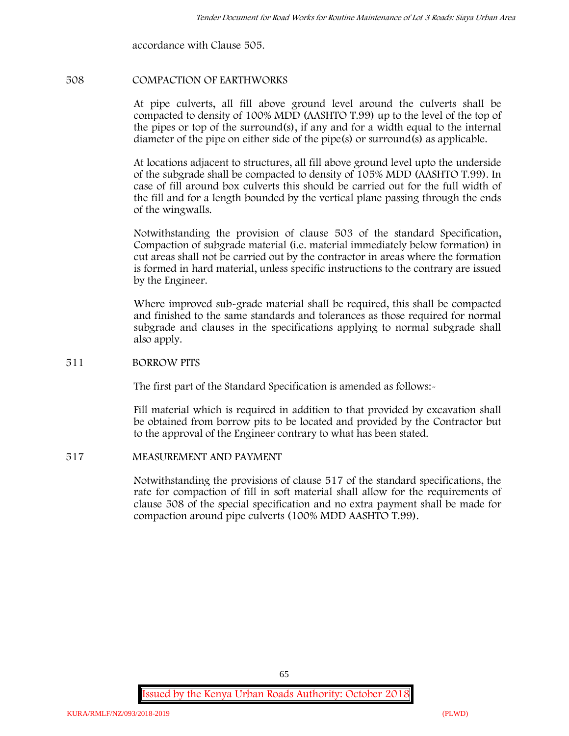accordance with Clause 505.

## 508 COMPACTION OF EARTHWORKS

At pipe culverts, all fill above ground level around the culverts shall be compacted to density of 100% MDD (AASHTO T.99) up to the level of the top of the pipes or top of the surround(s), if any and for a width equal to the internal diameter of the pipe on either side of the pipe(s) or surround(s) as applicable.

At locations adjacent to structures, all fill above ground level upto the underside of the subgrade shall be compacted to density of 105% MDD (AASHTO T.99). In case of fill around box culverts this should be carried out for the full width of the fill and for a length bounded by the vertical plane passing through the ends of the wingwalls.

Notwithstanding the provision of clause 503 of the standard Specification, Compaction of subgrade material (i.e. material immediately below formation) in cut areas shall not be carried out by the contractor in areas where the formation is formed in hard material, unless specific instructions to the contrary are issued by the Engineer.

Where improved sub-grade material shall be required, this shall be compacted and finished to the same standards and tolerances as those required for normal subgrade and clauses in the specifications applying to normal subgrade shall also apply.

## 511 BORROW PITS

The first part of the Standard Specification is amended as follows:-

Fill material which is required in addition to that provided by excavation shall be obtained from borrow pits to be located and provided by the Contractor but to the approval of the Engineer contrary to what has been stated.

## 517 MEASUREMENT AND PAYMENT

Notwithstanding the provisions of clause 517 of the standard specifications, the rate for compaction of fill in soft material shall allow for the requirements of clause 508 of the special specification and no extra payment shall be made for compaction around pipe culverts (100% MDD AASHTO T.99).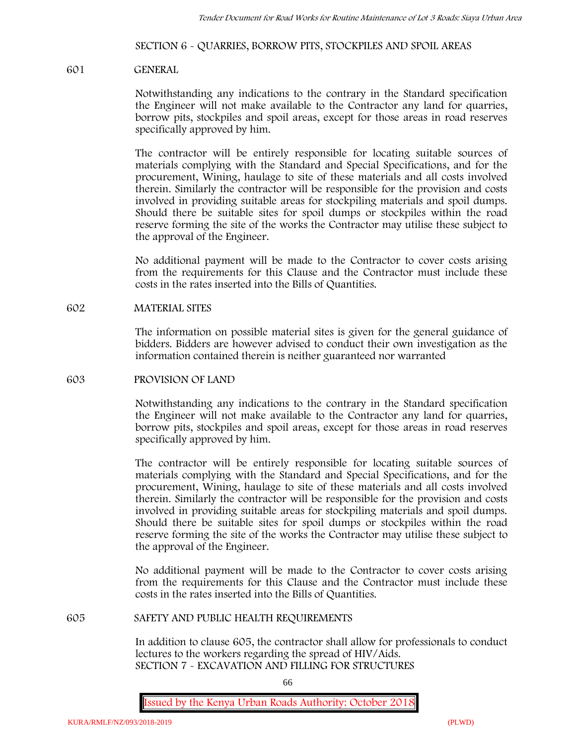## SECTION 6 - QUARRIES, BORROW PITS, STOCKPILES AND SPOIL AREAS

### 601 GENERAL

Notwithstanding any indications to the contrary in the Standard specification the Engineer will not make available to the Contractor any land for quarries, borrow pits, stockpiles and spoil areas, except for those areas in road reserves specifically approved by him.

The contractor will be entirely responsible for locating suitable sources of materials complying with the Standard and Special Specifications, and for the procurement, Wining, haulage to site of these materials and all costs involved therein. Similarly the contractor will be responsible for the provision and costs involved in providing suitable areas for stockpiling materials and spoil dumps. Should there be suitable sites for spoil dumps or stockpiles within the road reserve forming the site of the works the Contractor may utilise these subject to the approval of the Engineer.

No additional payment will be made to the Contractor to cover costs arising from the requirements for this Clause and the Contractor must include these costs in the rates inserted into the Bills of Quantities.

### 602 MATERIAL SITES

The information on possible material sites is given for the general guidance of bidders. Bidders are however advised to conduct their own investigation as the information contained therein is neither guaranteed nor warranted

### 603 PROVISION OF LAND

Notwithstanding any indications to the contrary in the Standard specification the Engineer will not make available to the Contractor any land for quarries, borrow pits, stockpiles and spoil areas, except for those areas in road reserves specifically approved by him.

The contractor will be entirely responsible for locating suitable sources of materials complying with the Standard and Special Specifications, and for the procurement, Wining, haulage to site of these materials and all costs involved therein. Similarly the contractor will be responsible for the provision and costs involved in providing suitable areas for stockpiling materials and spoil dumps. Should there be suitable sites for spoil dumps or stockpiles within the road reserve forming the site of the works the Contractor may utilise these subject to the approval of the Engineer.

No additional payment will be made to the Contractor to cover costs arising from the requirements for this Clause and the Contractor must include these costs in the rates inserted into the Bills of Quantities.

### 605 SAFETY AND PUBLIC HEALTH REQUIREMENTS

In addition to clause 605, the contractor shall allow for professionals to conduct lectures to the workers regarding the spread of HIV/Aids.

## SECTION 7 - EXCAVATION AND FILLING FOR STRUCTURES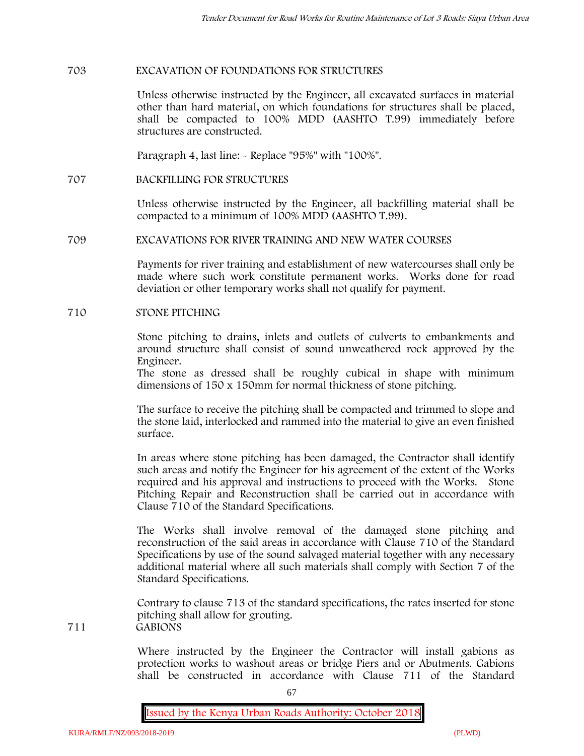### 703 EXCAVATION OF FOUNDATIONS FOR STRUCTURES

Unless otherwise instructed by the Engineer, all excavated surfaces in material other than hard material, on which foundations for structures shall be placed, shall be compacted to 100% MDD (AASHTO T.99) immediately before structures are constructed.

Paragraph 4, last line: - Replace "95%" with "100%".

### 707 BACKFILLING FOR STRUCTURES

Unless otherwise instructed by the Engineer, all backfilling material shall be compacted to a minimum of 100% MDD (AASHTO T.99).

### 709 EXCAVATIONS FOR RIVER TRAINING AND NEW WATER COURSES

Payments for river training and establishment of new watercourses shall only be made where such work constitute permanent works. Works done for road deviation or other temporary works shall not qualify for payment.

### 710 STONE PITCHING

Stone pitching to drains, inlets and outlets of culverts to embankments and around structure shall consist of sound unweathered rock approved by the Engineer.
The stone as dressed shall be roughly cubical in shape with minimum dimensions of 150 x 150mm for normal thickness of stone pitching.

The surface to receive the pitching shall be compacted and trimmed to slope and the stone laid, interlocked and rammed into the material to give an even finished surface.

In areas where stone pitching has been damaged, the Contractor shall identify such areas and notify the Engineer for his agreement of the extent of the Works required and his approval and instructions to proceed with the Works. Stone Pitching Repair and Reconstruction shall be carried out in accordance with Clause 710 of the Standard Specifications.

The Works shall involve removal of the damaged stone pitching and reconstruction of the said areas in accordance with Clause 710 of the Standard Specifications by use of the sound salvaged material together with any necessary additional material where all such materials shall comply with Section 7 of the Standard Specifications.

Contrary to clause 713 of the standard specifications, the rates inserted for stone pitching shall allow for grouting.

### 711 GABIONS

Where instructed by the Engineer the Contractor will install gabions as protection works to washout areas or bridge Piers and or Abutments. Gabions shall be constructed in accordance with Clause 711 of the Standard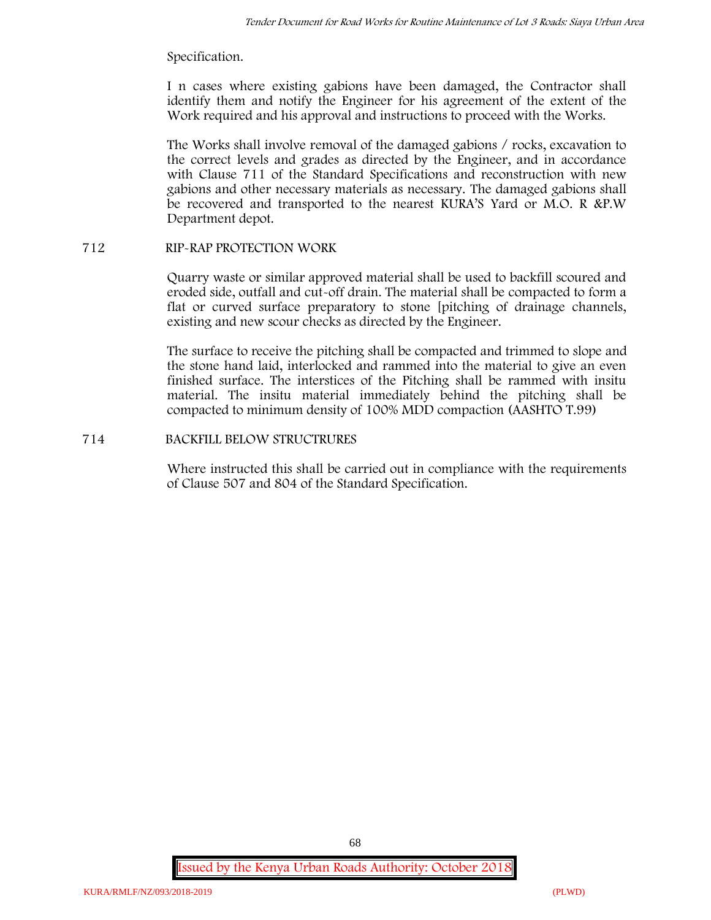Specification.

I n cases where existing gabions have been damaged, the Contractor shall identify them and notify the Engineer for his agreement of the extent of the Work required and his approval and instructions to proceed with the Works.

The Works shall involve removal of the damaged gabions / rocks, excavation to the correct levels and grades as directed by the Engineer, and in accordance with Clause 711 of the Standard Specifications and reconstruction with new gabions and other necessary materials as necessary. The damaged gabions shall be recovered and transported to the nearest KURA'S Yard or M.O. R &P.W Department depot.

## 712 RIP-RAP PROTECTION WORK

Quarry waste or similar approved material shall be used to backfill scoured and eroded side, outfall and cut-off drain. The material shall be compacted to form a flat or curved surface preparatory to stone [pitching of drainage channels, existing and new scour checks as directed by the Engineer.

The surface to receive the pitching shall be compacted and trimmed to slope and the stone hand laid, interlocked and rammed into the material to give an even finished surface. The interstices of the Pitching shall be rammed with insitu material. The insitu material immediately behind the pitching shall be compacted to minimum density of 100% MDD compaction (AASHTO T.99)

## 714 BACKFILL BELOW STRUCTRURES

Where instructed this shall be carried out in compliance with the requirements of Clause 507 and 804 of the Standard Specification.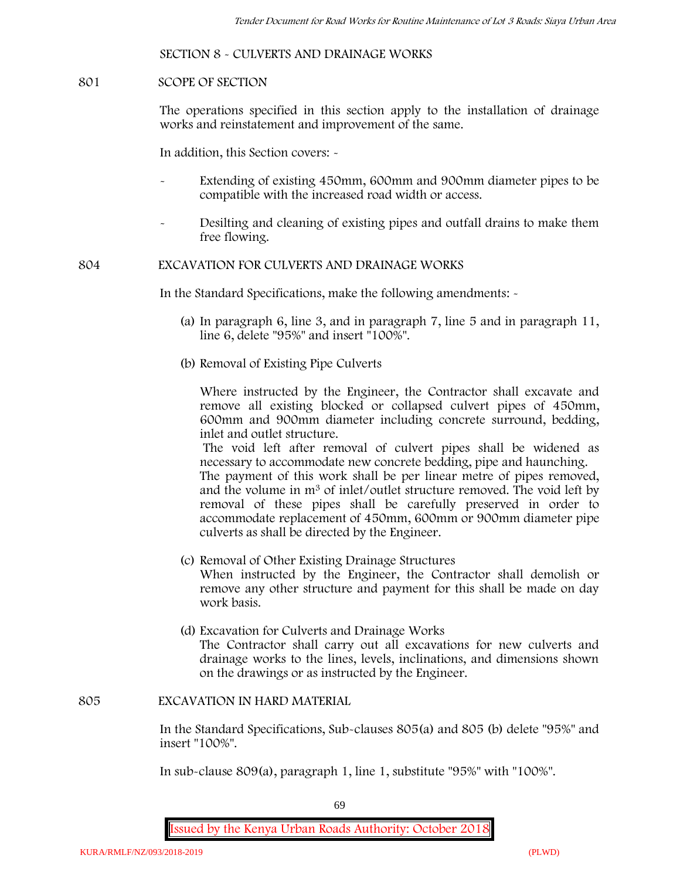## SECTION 8 - CULVERTS AND DRAINAGE WORKS

### 801 SCOPE OF SECTION

The operations specified in this section apply to the installation of drainage works and reinstatement and improvement of the same.

In addition, this Section covers: -

- Extending of existing 450mm, 600mm and 900mm diameter pipes to be compatible with the increased road width or access.
- Desilting and cleaning of existing pipes and outfall drains to make them free flowing.

### 804 EXCAVATION FOR CULVERTS AND DRAINAGE WORKS

In the Standard Specifications, make the following amendments: -

(a) In paragraph 6, line 3, and in paragraph 7, line 5 and in paragraph 11, line 6, delete "95%" and insert "100%".

(b) Removal of Existing Pipe Culverts

Where instructed by the Engineer, the Contractor shall excavate and remove all existing blocked or collapsed culvert pipes of 450mm, 600mm and 900mm diameter including concrete surround, bedding, inlet and outlet structure.
The void left after removal of culvert pipes shall be widened as necessary to accommodate new concrete bedding, pipe and haunching.
The payment of this work shall be per linear metre of pipes removed, and the volume in $m^3$ of inlet/outlet structure removed. The void left by removal of these pipes shall be carefully preserved in order to accommodate replacement of 450mm, 600mm or 900mm diameter pipe culverts as shall be directed by the Engineer.

(c) Removal of Other Existing Drainage Structures
When instructed by the Engineer, the Contractor shall demolish or remove any other structure and payment for this shall be made on day work basis.

(d) Excavation for Culverts and Drainage Works
The Contractor shall carry out all excavations for new culverts and drainage works to the lines, levels, inclinations, and dimensions shown on the drawings or as instructed by the Engineer.

### 805 EXCAVATION IN HARD MATERIAL

In the Standard Specifications, Sub-clauses 805(a) and 805 (b) delete "95%" and insert "100%".

In sub-clause 809(a), paragraph 1, line 1, substitute "95%" with "100%".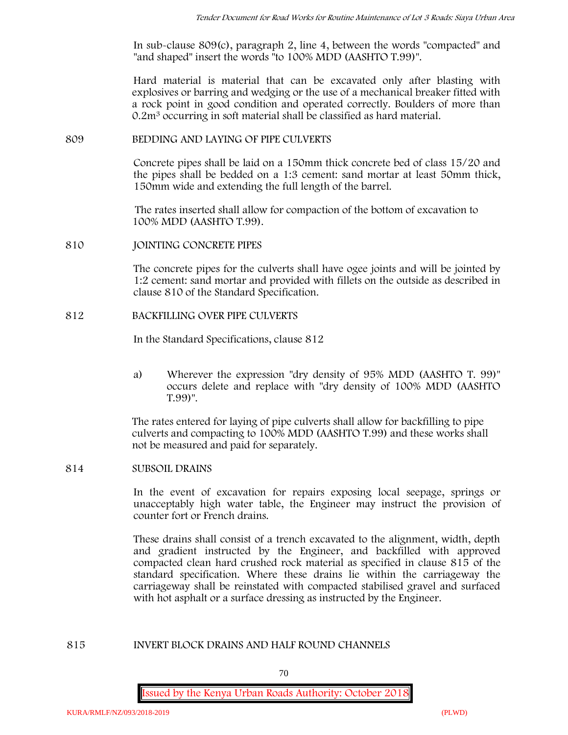In sub-clause 809(c), paragraph 2, line 4, between the words "compacted" and "and shaped" insert the words "to 100% MDD (AASHTO T.99)".

Hard material is material that can be excavated only after blasting with explosives or barring and wedging or the use of a mechanical breaker fitted with a rock point in good condition and operated correctly. Boulders of more than $0.2m^3$ occurring in soft material shall be classified as hard material.

## 809 BEDDING AND LAYING OF PIPE CULVERTS

Concrete pipes shall be laid on a 150mm thick concrete bed of class 15/20 and the pipes shall be bedded on a 1:3 cement: sand mortar at least 50mm thick, 150mm wide and extending the full length of the barrel.

The rates inserted shall allow for compaction of the bottom of excavation to 100% MDD (AASHTO T.99).

## 810 JOINTING CONCRETE PIPES

The concrete pipes for the culverts shall have ogee joints and will be jointed by 1:2 cement: sand mortar and provided with fillets on the outside as described in clause 810 of the Standard Specification.

## 812 BACKFILLING OVER PIPE CULVERTS

In the Standard Specifications, clause 812

a) Wherever the expression "dry density of 95% MDD (AASHTO T. 99)" occurs delete and replace with "dry density of 100% MDD (AASHTO T.99)".

The rates entered for laying of pipe culverts shall allow for backfilling to pipe culverts and compacting to 100% MDD (AASHTO T.99) and these works shall not be measured and paid for separately.

## 814 SUBSOIL DRAINS

In the event of excavation for repairs exposing local seepage, springs or unacceptably high water table, the Engineer may instruct the provision of counter fort or French drains.

These drains shall consist of a trench excavated to the alignment, width, depth and gradient instructed by the Engineer, and backfilled with approved compacted clean hard crushed rock material as specified in clause 815 of the standard specification. Where these drains lie within the carriageway the carriageway shall be reinstated with compacted stabilised gravel and surfaced with hot asphalt or a surface dressing as instructed by the Engineer.

## 815 INVERT BLOCK DRAINS AND HALF ROUND CHANNELS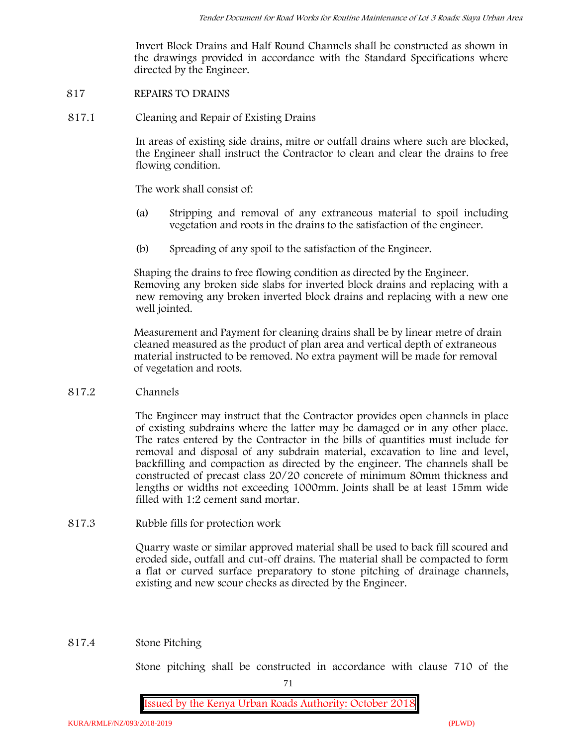Invert Block Drains and Half Round Channels shall be constructed as shown in the drawings provided in accordance with the Standard Specifications where directed by the Engineer.

## 817 REPAIRS TO DRAINS

### 817.1 Cleaning and Repair of Existing Drains

In areas of existing side drains, mitre or outfall drains where such are blocked, the Engineer shall instruct the Contractor to clean and clear the drains to free flowing condition.

The work shall consist of:

(a) Stripping and removal of any extraneous material to spoil including vegetation and roots in the drains to the satisfaction of the engineer.

(b) Spreading of any spoil to the satisfaction of the Engineer.

Shaping the drains to free flowing condition as directed by the Engineer. Removing any broken side slabs for inverted block drains and replacing with a new removing any broken inverted block drains and replacing with a new one well jointed.

Measurement and Payment for cleaning drains shall be by linear metre of drain cleaned measured as the product of plan area and vertical depth of extraneous material instructed to be removed. No extra payment will be made for removal of vegetation and roots.

### 817.2 Channels

The Engineer may instruct that the Contractor provides open channels in place of existing subdrains where the latter may be damaged or in any other place. The rates entered by the Contractor in the bills of quantities must include for removal and disposal of any subdrain material, excavation to line and level, backfilling and compaction as directed by the engineer. The channels shall be constructed of precast class 20/20 concrete of minimum 80mm thickness and lengths or widths not exceeding 1000mm. Joints shall be at least 15mm wide filled with 1:2 cement sand mortar.

### 817.3 Rubble fills for protection work

Quarry waste or similar approved material shall be used to back fill scoured and eroded side, outfall and cut-off drains. The material shall be compacted to form a flat or curved surface preparatory to stone pitching of drainage channels, existing and new scour checks as directed by the Engineer.

### 817.4 Stone Pitching

Stone pitching shall be constructed in accordance with clause 710 of the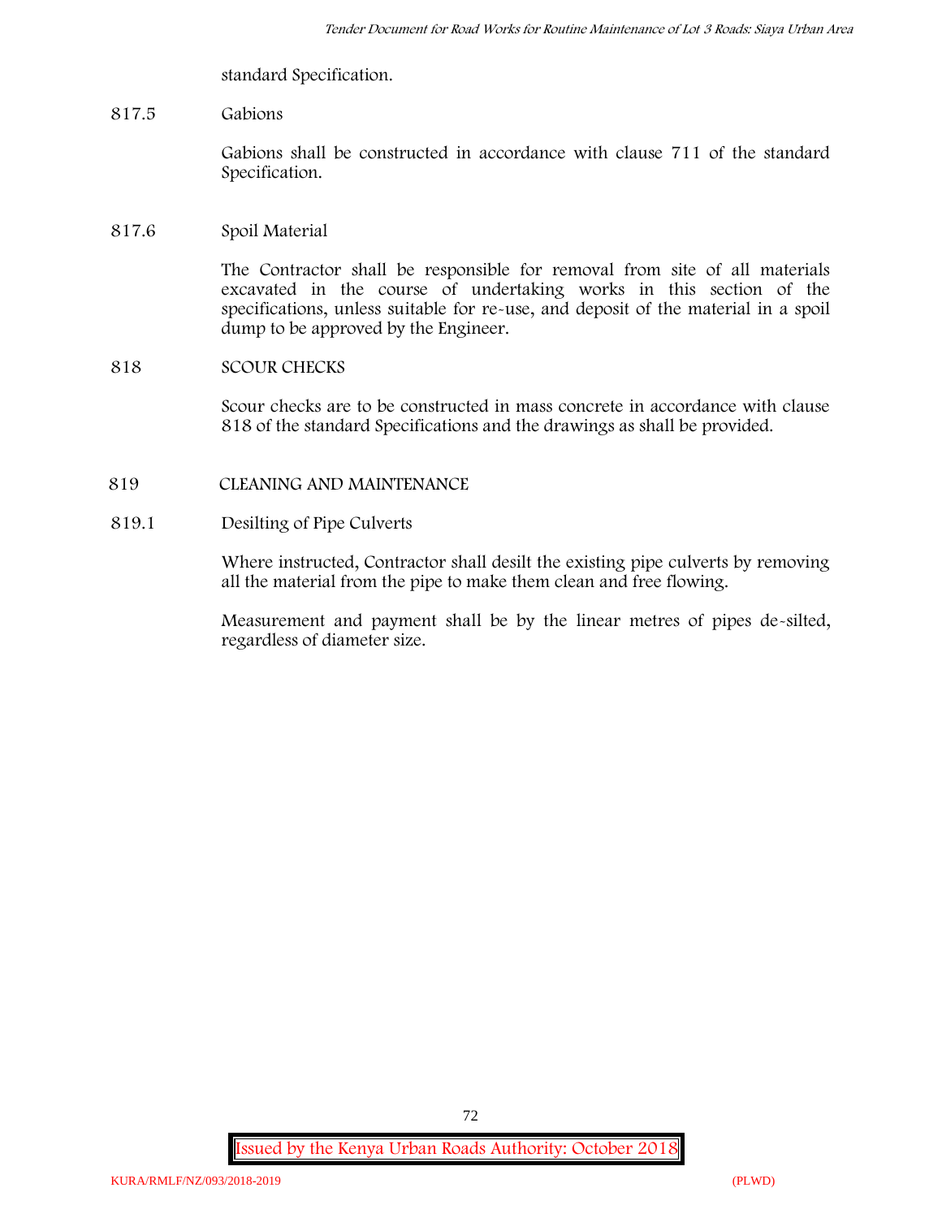standard Specification.

817.5 Gabions

Gabions shall be constructed in accordance with clause 711 of the standard Specification.

817.6 Spoil Material

The Contractor shall be responsible for removal from site of all materials excavated in the course of undertaking works in this section of the specifications, unless suitable for re-use, and deposit of the material in a spoil dump to be approved by the Engineer.

818 SCOUR CHECKS

Scour checks are to be constructed in mass concrete in accordance with clause 818 of the standard Specifications and the drawings as shall be provided.

819 CLEANING AND MAINTENANCE

819.1 Desilting of Pipe Culverts

Where instructed, Contractor shall desilt the existing pipe culverts by removing all the material from the pipe to make them clean and free flowing.

Measurement and payment shall be by the linear metres of pipes de-silted, regardless of diameter size.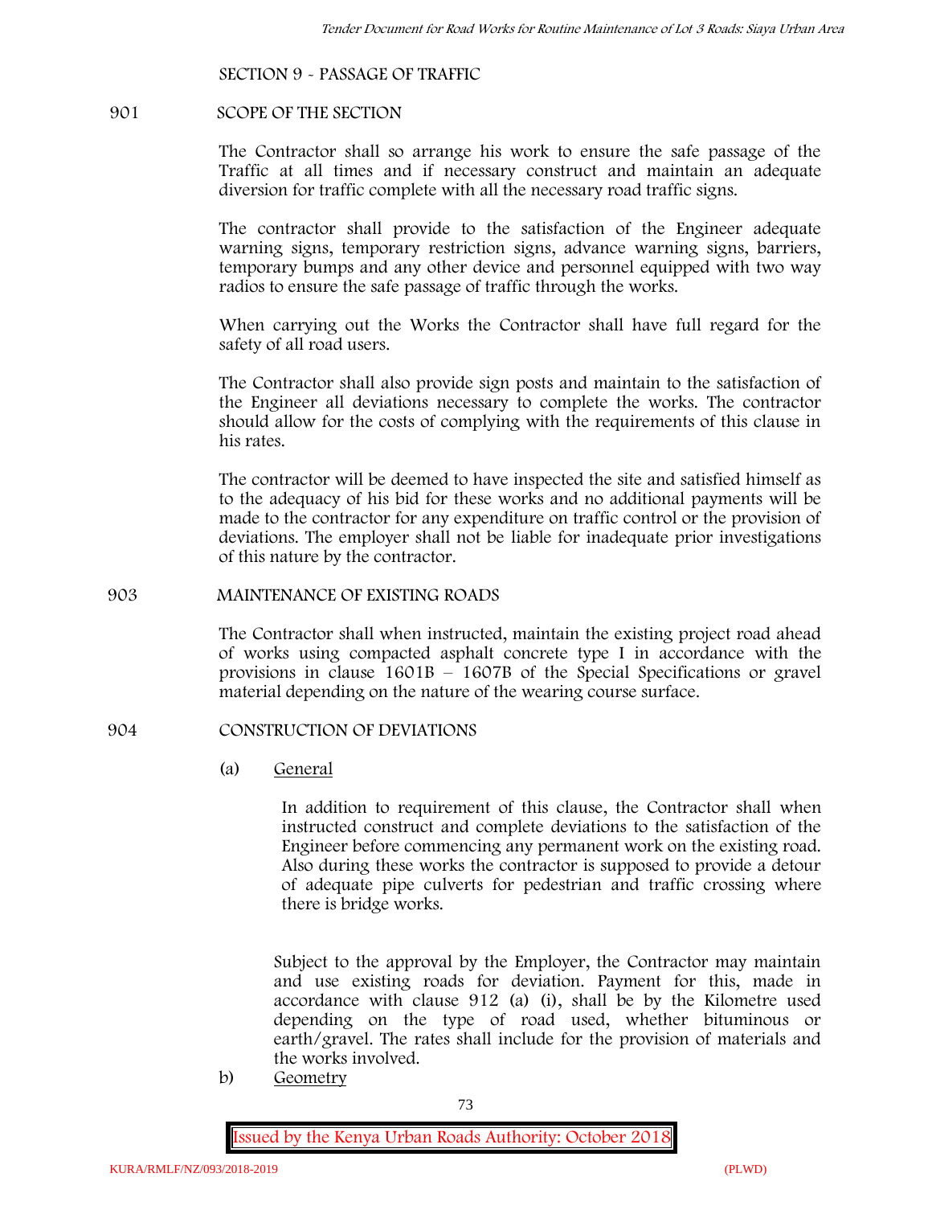SECTION 9 - PASSAGE OF TRAFFIC

901 SCOPE OF THE SECTION

The Contractor shall so arrange his work to ensure the safe passage of the Traffic at all times and if necessary construct and maintain an adequate diversion for traffic complete with all the necessary road traffic signs.

The contractor shall provide to the satisfaction of the Engineer adequate warning signs, temporary restriction signs, advance warning signs, barriers, temporary bumps and any other device and personnel equipped with two way radios to ensure the safe passage of traffic through the works.

When carrying out the Works the Contractor shall have full regard for the safety of all road users.

The Contractor shall also provide sign posts and maintain to the satisfaction of the Engineer all deviations necessary to complete the works. The contractor should allow for the costs of complying with the requirements of this clause in his rates.

The contractor will be deemed to have inspected the site and satisfied himself as to the adequacy of his bid for these works and no additional payments will be made to the contractor for any expenditure on traffic control or the provision of deviations. The employer shall not be liable for inadequate prior investigations of this nature by the contractor.

903 MAINTENANCE OF EXISTING ROADS

The Contractor shall when instructed, maintain the existing project road ahead of works using compacted asphalt concrete type I in accordance with the provisions in clause 1601B – 1607B of the Special Specifications or gravel material depending on the nature of the wearing course surface.

904 CONSTRUCTION OF DEVIATIONS

(a) General

In addition to requirement of this clause, the Contractor shall when instructed construct and complete deviations to the satisfaction of the Engineer before commencing any permanent work on the existing road. Also during these works the contractor is supposed to provide a detour of adequate pipe culverts for pedestrian and traffic crossing where there is bridge works.

Subject to the approval by the Employer, the Contractor may maintain and use existing roads for deviation. Payment for this, made in accordance with clause 912 (a) (i), shall be by the Kilometre used depending on the type of road used, whether bituminous or earth/gravel. The rates shall include for the provision of materials and the works involved.

b) Geometry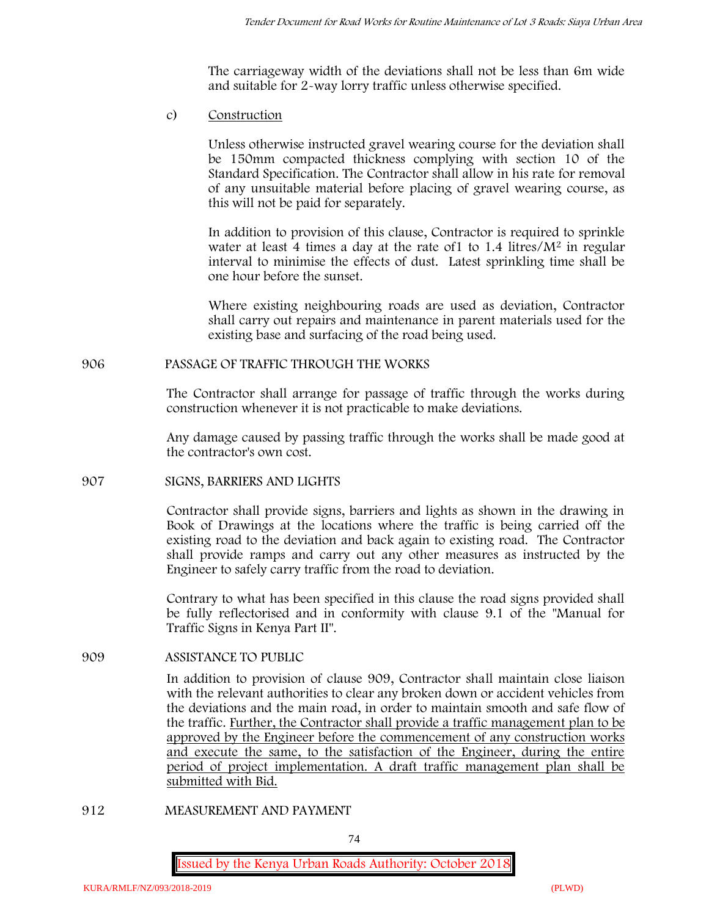The carriageway width of the deviations shall not be less than 6m wide and suitable for 2-way lorry traffic unless otherwise specified.

c) Construction

Unless otherwise instructed gravel wearing course for the deviation shall be 150mm compacted thickness complying with section 10 of the Standard Specification. The Contractor shall allow in his rate for removal of any unsuitable material before placing of gravel wearing course, as this will not be paid for separately.

In addition to provision of this clause, Contractor is required to sprinkle water at least 4 times a day at the rate of1 to 1.4 litres/$M^2$ in regular interval to minimise the effects of dust. Latest sprinkling time shall be one hour before the sunset.

Where existing neighbouring roads are used as deviation, Contractor shall carry out repairs and maintenance in parent materials used for the existing base and surfacing of the road being used.

## 906 PASSAGE OF TRAFFIC THROUGH THE WORKS

The Contractor shall arrange for passage of traffic through the works during construction whenever it is not practicable to make deviations.

Any damage caused by passing traffic through the works shall be made good at the contractor's own cost.

## 907 SIGNS, BARRIERS AND LIGHTS

Contractor shall provide signs, barriers and lights as shown in the drawing in Book of Drawings at the locations where the traffic is being carried off the existing road to the deviation and back again to existing road. The Contractor shall provide ramps and carry out any other measures as instructed by the Engineer to safely carry traffic from the road to deviation.

Contrary to what has been specified in this clause the road signs provided shall be fully reflectorised and in conformity with clause 9.1 of the "Manual for Traffic Signs in Kenya Part II".

## 909 ASSISTANCE TO PUBLIC

In addition to provision of clause 909, Contractor shall maintain close liaison with the relevant authorities to clear any broken down or accident vehicles from the deviations and the main road, in order to maintain smooth and safe flow of the traffic. Further, the Contractor shall provide a traffic management plan to be approved by the Engineer before the commencement of any construction works and execute the same, to the satisfaction of the Engineer, during the entire period of project implementation. A draft traffic management plan shall be submitted with Bid.

## 912 MEASUREMENT AND PAYMENT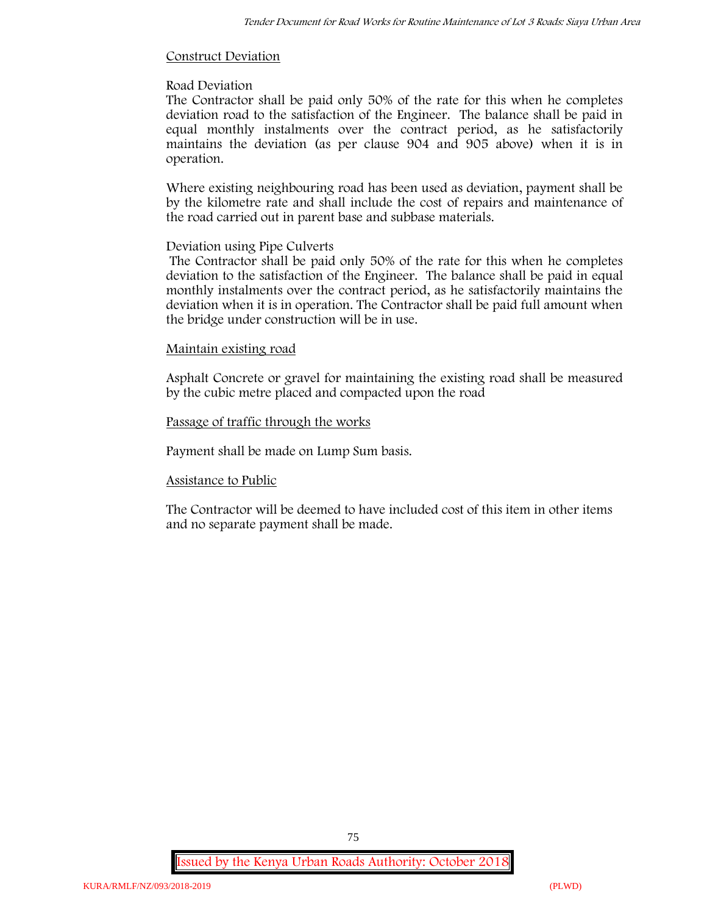Construct Deviation

Road Deviation

The Contractor shall be paid only 50% of the rate for this when he completes deviation road to the satisfaction of the Engineer. The balance shall be paid in equal monthly instalments over the contract period, as he satisfactorily maintains the deviation (as per clause 904 and 905 above) when it is in operation.

Where existing neighbouring road has been used as deviation, payment shall be by the kilometre rate and shall include the cost of repairs and maintenance of the road carried out in parent base and subbase materials.

Deviation using Pipe Culverts

The Contractor shall be paid only 50% of the rate for this when he completes deviation to the satisfaction of the Engineer. The balance shall be paid in equal monthly instalments over the contract period, as he satisfactorily maintains the deviation when it is in operation. The Contractor shall be paid full amount when the bridge under construction will be in use.

Maintain existing road

Asphalt Concrete or gravel for maintaining the existing road shall be measured by the cubic metre placed and compacted upon the road

Passage of traffic through the works

Payment shall be made on Lump Sum basis.

Assistance to Public

The Contractor will be deemed to have included cost of this item in other items and no separate payment shall be made.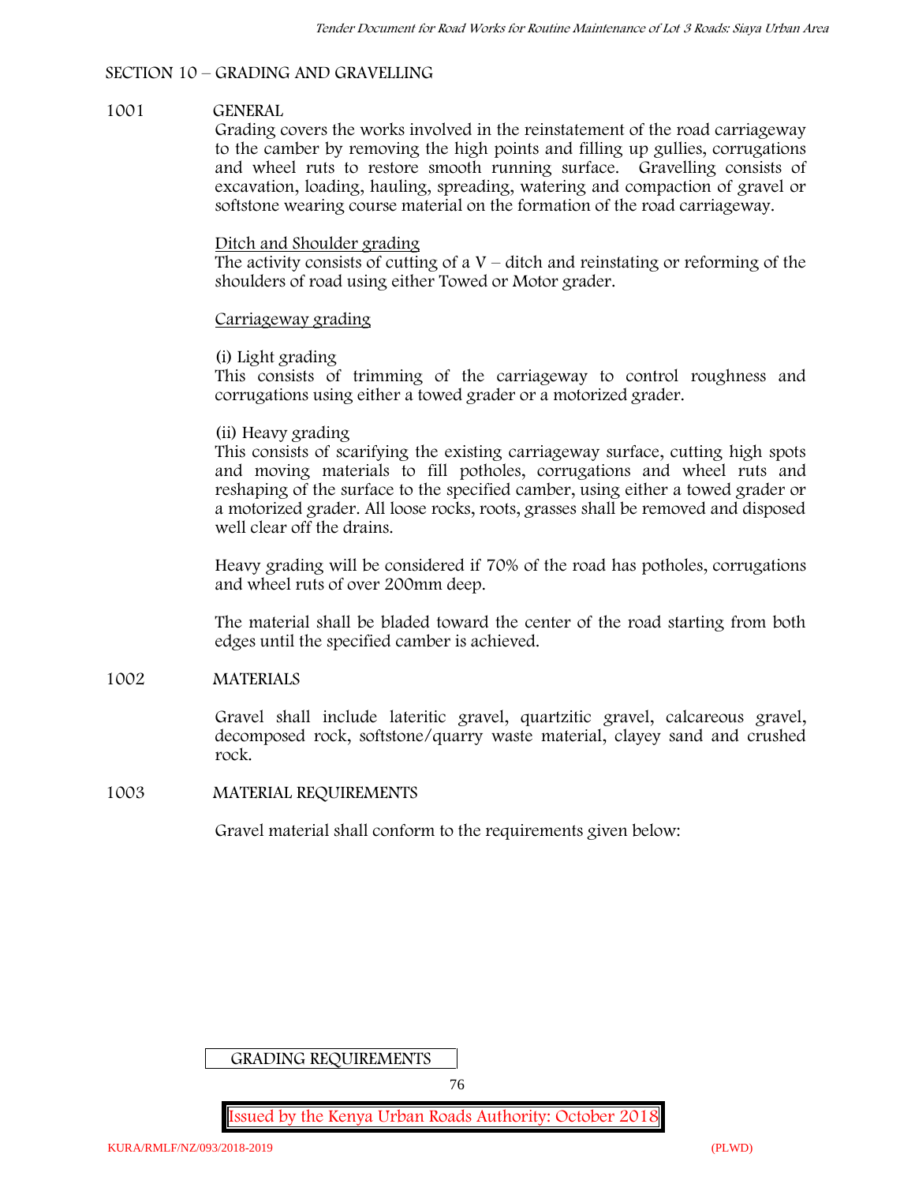## SECTION 10 – GRADING AND GRAVELLING

### 1001 GENERAL

Grading covers the works involved in the reinstatement of the road carriageway to the camber by removing the high points and filling up gullies, corrugations and wheel ruts to restore smooth running surface. Gravelling consists of excavation, loading, hauling, spreading, watering and compaction of gravel or softstone wearing course material on the formation of the road carriageway.

Ditch and Shoulder grading

The activity consists of cutting of a V – ditch and reinstating or reforming of the shoulders of road using either Towed or Motor grader.

Carriageway grading

(i) Light grading

This consists of trimming of the carriageway to control roughness and corrugations using either a towed grader or a motorized grader.

(ii) Heavy grading

This consists of scarifying the existing carriageway surface, cutting high spots and moving materials to fill potholes, corrugations and wheel ruts and reshaping of the surface to the specified camber, using either a towed grader or a motorized grader. All loose rocks, roots, grasses shall be removed and disposed well clear off the drains.

Heavy grading will be considered if 70% of the road has potholes, corrugations and wheel ruts of over 200mm deep.

The material shall be bladed toward the center of the road starting from both edges until the specified camber is achieved.

### 1002 MATERIALS

Gravel shall include lateritic gravel, quartzitic gravel, calcareous gravel, decomposed rock, softstone/quarry waste material, clayey sand and crushed rock.

### 1003 MATERIAL REQUIREMENTS

Gravel material shall conform to the requirements given below:

GRADING REQUIREMENTS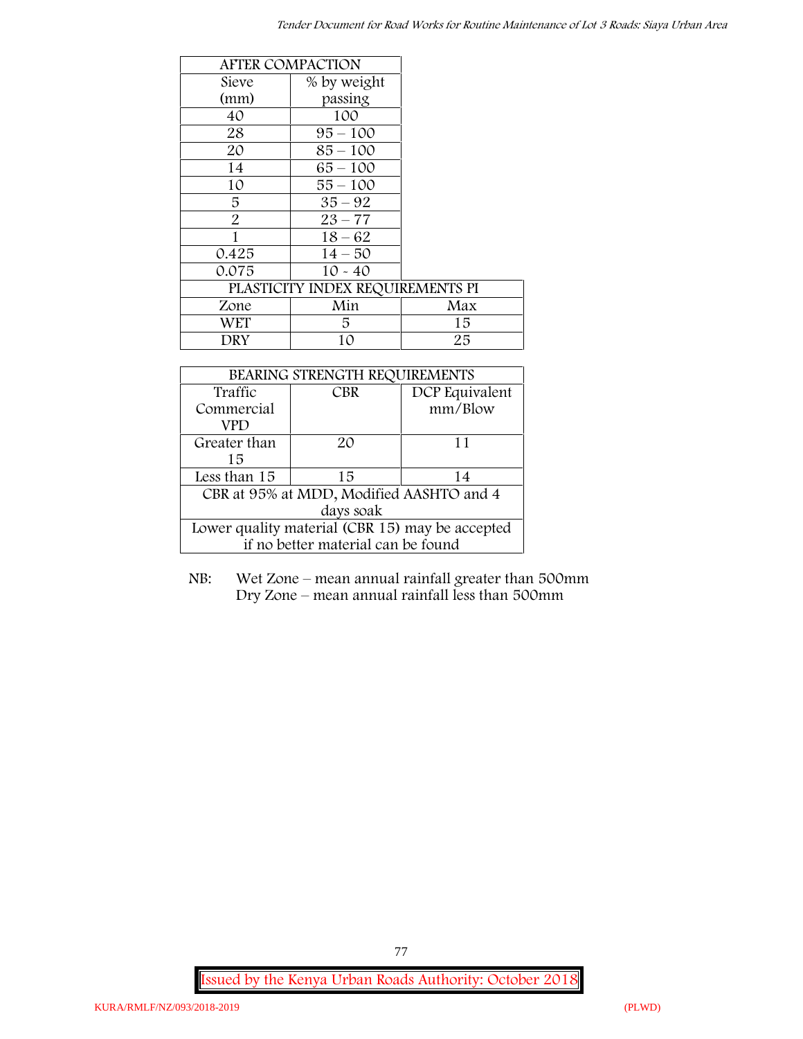| AFTER COMPACTION | |
|---|---|
| Sieve (mm) | % by weight passing |
| 40 | 100 |
| 28 | 95 – 100 |
| 20 | 85 – 100 |
| 14 | 65 – 100 |
| 10 | 55 – 100 |
| 5 | 35 – 92 |
| 2 | 23 – 77 |
| 1 | 18 – 62 |
| 0.425 | 14 – 50 |
| 0.075 | 10 - 40 |

| PLASTICITY INDEX REQUIREMENTS PI | | |
|---|---|---|
| Zone | Min | Max |
| WET | 5 | 15 |
| DRY | 10 | 25 |

| BEARING STRENGTH REQUIREMENTS | | |
|---|---|---|
| Traffic Commercial VPD | CBR | DCP Equivalent mm/Blow |
| Greater than 15 | 20 | 11 |
| Less than 15 | 15 | 14 |
| CBR at 95% at MDD, Modified AASHTO and 4 days soak | | |
| Lower quality material (CBR 15) may be accepted if no better material can be found | | |

NB: Wet Zone – mean annual rainfall greater than 500mm
Dry Zone – mean annual rainfall less than 500mm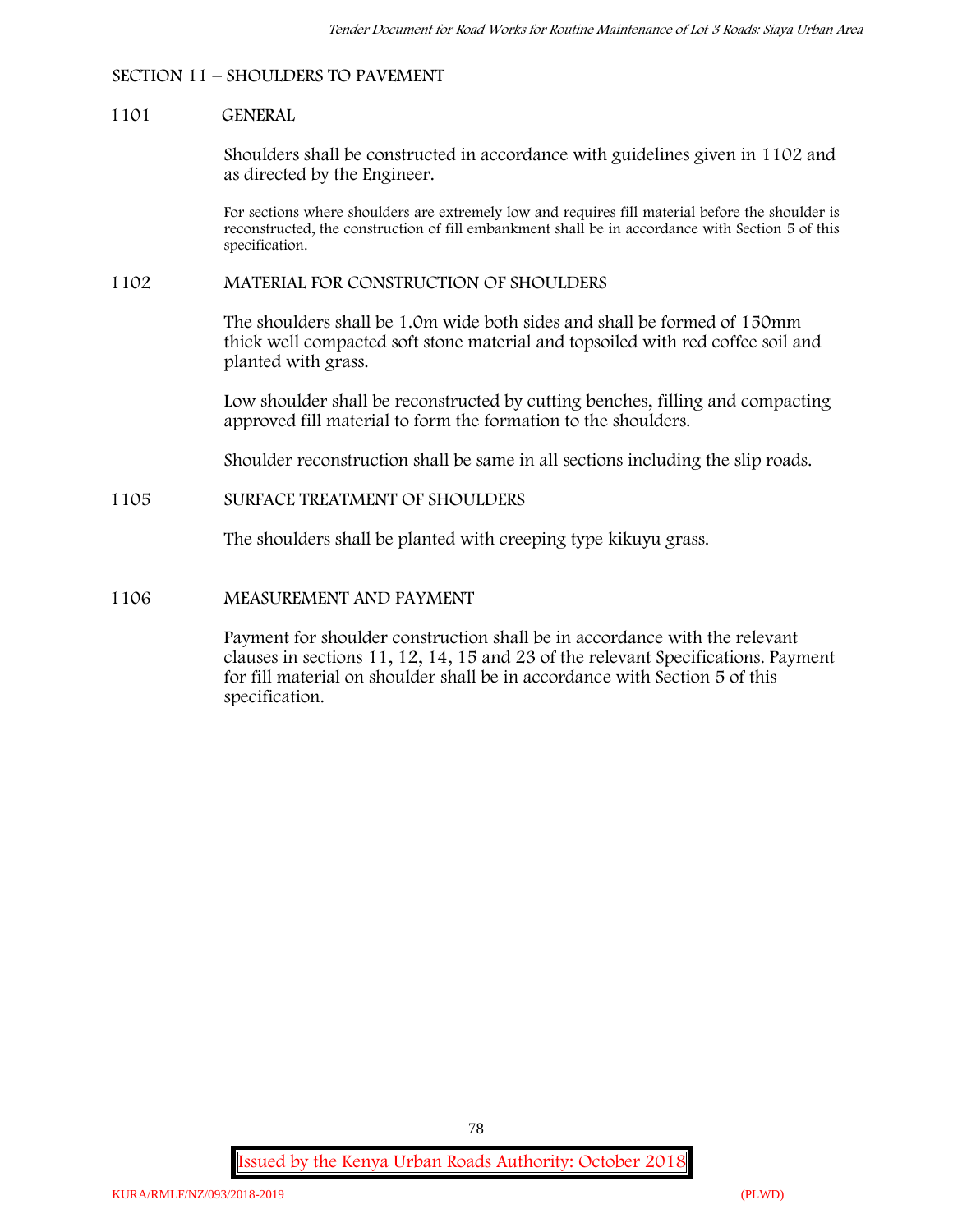## SECTION 11 – SHOULDERS TO PAVEMENT

### 1101 GENERAL

Shoulders shall be constructed in accordance with guidelines given in 1102 and as directed by the Engineer.

For sections where shoulders are extremely low and requires fill material before the shoulder is reconstructed, the construction of fill embankment shall be in accordance with Section 5 of this specification.

### 1102 MATERIAL FOR CONSTRUCTION OF SHOULDERS

The shoulders shall be 1.0m wide both sides and shall be formed of 150mm thick well compacted soft stone material and topsoiled with red coffee soil and planted with grass.

Low shoulder shall be reconstructed by cutting benches, filling and compacting approved fill material to form the formation to the shoulders.

Shoulder reconstruction shall be same in all sections including the slip roads.

### 1105 SURFACE TREATMENT OF SHOULDERS

The shoulders shall be planted with creeping type kikuyu grass.

### 1106 MEASUREMENT AND PAYMENT

Payment for shoulder construction shall be in accordance with the relevant clauses in sections 11, 12, 14, 15 and 23 of the relevant Specifications. Payment for fill material on shoulder shall be in accordance with Section 5 of this specification.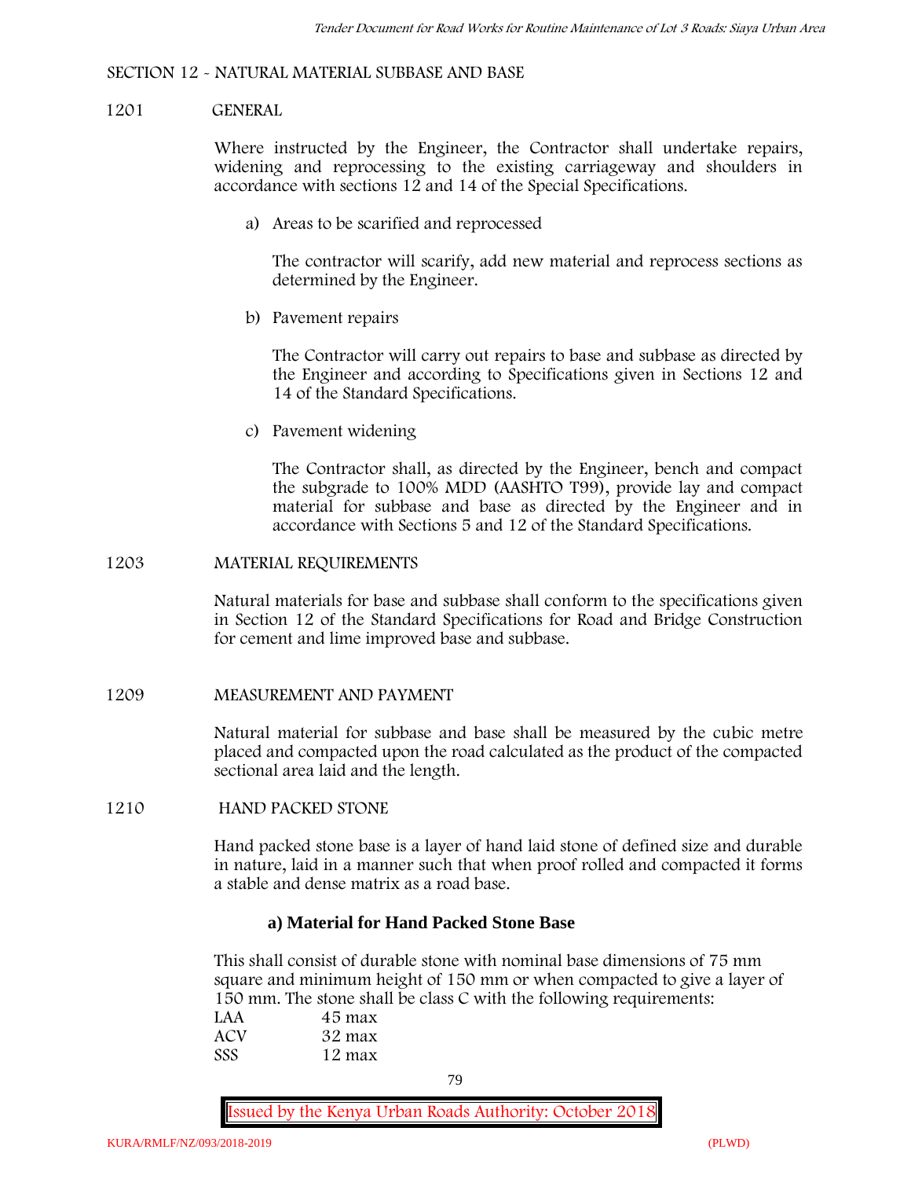## SECTION 12 - NATURAL MATERIAL SUBBASE AND BASE

### 1201 GENERAL

Where instructed by the Engineer, the Contractor shall undertake repairs, widening and reprocessing to the existing carriageway and shoulders in accordance with sections 12 and 14 of the Special Specifications.

a) Areas to be scarified and reprocessed

The contractor will scarify, add new material and reprocess sections as determined by the Engineer.

b) Pavement repairs

The Contractor will carry out repairs to base and subbase as directed by the Engineer and according to Specifications given in Sections 12 and 14 of the Standard Specifications.

c) Pavement widening

The Contractor shall, as directed by the Engineer, bench and compact the subgrade to 100% MDD (AASHTO T99), provide lay and compact material for subbase and base as directed by the Engineer and in accordance with Sections 5 and 12 of the Standard Specifications.

### 1203 MATERIAL REQUIREMENTS

Natural materials for base and subbase shall conform to the specifications given in Section 12 of the Standard Specifications for Road and Bridge Construction for cement and lime improved base and subbase.

### 1209 MEASUREMENT AND PAYMENT

Natural material for subbase and base shall be measured by the cubic metre placed and compacted upon the road calculated as the product of the compacted sectional area laid and the length.

### 1210 HAND PACKED STONE

Hand packed stone base is a layer of hand laid stone of defined size and durable in nature, laid in a manner such that when proof rolled and compacted it forms a stable and dense matrix as a road base.

**a) Material for Hand Packed Stone Base**

This shall consist of durable stone with nominal base dimensions of 75 mm square and minimum height of 150 mm or when compacted to give a layer of 150 mm. The stone shall be class C with the following requirements:

| | |
|---|---|
| LAA | 45 max |
| ACV | 32 max |
| SSS | 12 max |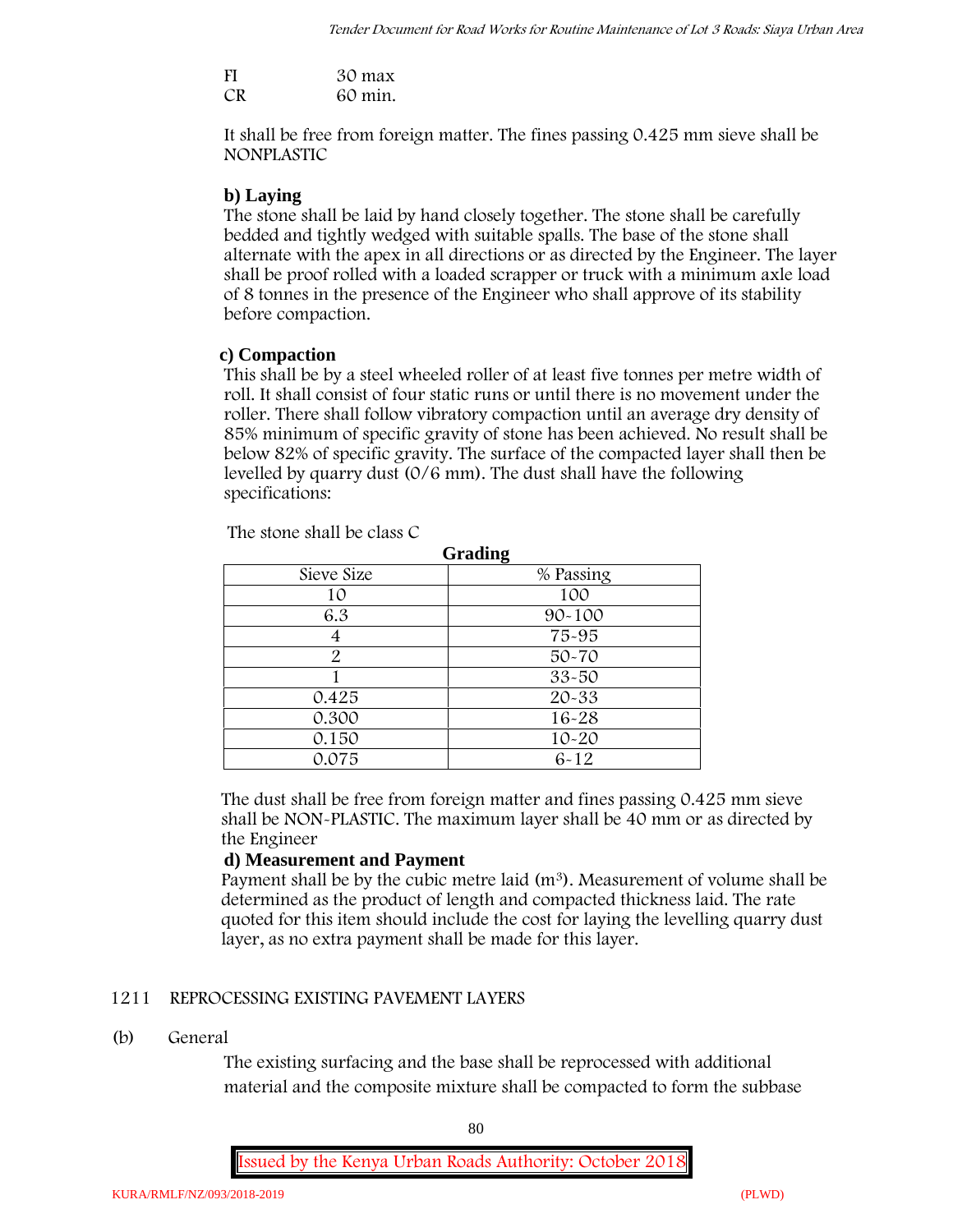FI	30 max
CR	60 min.

It shall be free from foreign matter. The fines passing 0.425 mm sieve shall be NONPLASTIC

**b) Laying**

The stone shall be laid by hand closely together. The stone shall be carefully bedded and tightly wedged with suitable spalls. The base of the stone shall alternate with the apex in all directions or as directed by the Engineer. The layer shall be proof rolled with a loaded scrapper or truck with a minimum axle load of 8 tonnes in the presence of the Engineer who shall approve of its stability before compaction.

**c) Compaction**

This shall be by a steel wheeled roller of at least five tonnes per metre width of roll. It shall consist of four static runs or until there is no movement under the roller. There shall follow vibratory compaction until an average dry density of 85% minimum of specific gravity of stone has been achieved. No result shall be below 82% of specific gravity. The surface of the compacted layer shall then be levelled by quarry dust (0/6 mm). The dust shall have the following specifications:

The stone shall be class C

**Grading**

| Sieve Size | % Passing |
|---|---|
| 10 | 100 |
| 6.3 | 90-100 |
| 4 | 75-95 |
| 2 | 50-70 |
| 1 | 33-50 |
| 0.425 | 20-33 |
| 0.300 | 16-28 |
| 0.150 | 10-20 |
| 0.075 | 6-12 |

The dust shall be free from foreign matter and fines passing 0.425 mm sieve shall be NON-PLASTIC. The maximum layer shall be 40 mm or as directed by the Engineer

**d) Measurement and Payment**

Payment shall be by the cubic metre laid ($m^3$). Measurement of volume shall be determined as the product of length and compacted thickness laid. The rate quoted for this item should include the cost for laying the levelling quarry dust layer, as no extra payment shall be made for this layer.

## 1211 REPROCESSING EXISTING PAVEMENT LAYERS

(b) General

The existing surfacing and the base shall be reprocessed with additional material and the composite mixture shall be compacted to form the subbase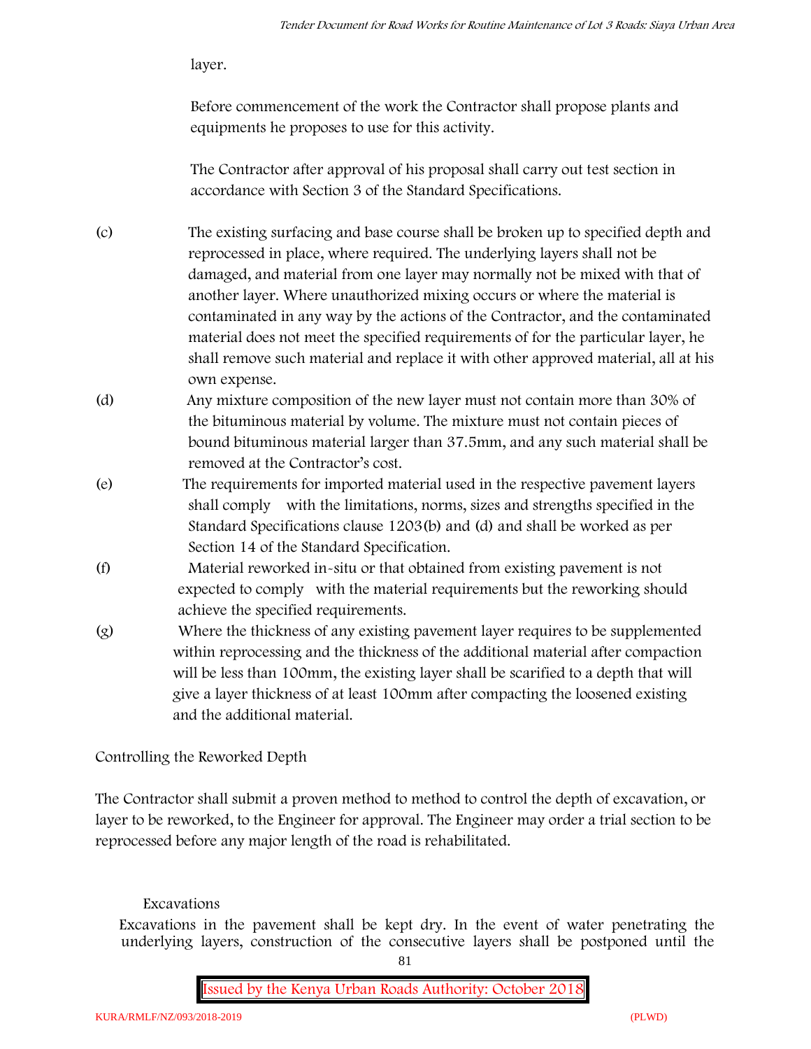layer.

Before commencement of the work the Contractor shall propose plants and equipments he proposes to use for this activity.

The Contractor after approval of his proposal shall carry out test section in accordance with Section 3 of the Standard Specifications.

(c) The existing surfacing and base course shall be broken up to specified depth and reprocessed in place, where required. The underlying layers shall not be damaged, and material from one layer may normally not be mixed with that of another layer. Where unauthorized mixing occurs or where the material is contaminated in any way by the actions of the Contractor, and the contaminated material does not meet the specified requirements of for the particular layer, he shall remove such material and replace it with other approved material, all at his own expense.

(d) Any mixture composition of the new layer must not contain more than 30% of the bituminous material by volume. The mixture must not contain pieces of bound bituminous material larger than 37.5mm, and any such material shall be removed at the Contractor's cost.

(e) The requirements for imported material used in the respective pavement layers shall comply with the limitations, norms, sizes and strengths specified in the Standard Specifications clause 1203(b) and (d) and shall be worked as per Section 14 of the Standard Specification.

(f) Material reworked in-situ or that obtained from existing pavement is not expected to comply with the material requirements but the reworking should achieve the specified requirements.

(g) Where the thickness of any existing pavement layer requires to be supplemented within reprocessing and the thickness of the additional material after compaction will be less than 100mm, the existing layer shall be scarified to a depth that will give a layer thickness of at least 100mm after compacting the loosened existing and the additional material.

Controlling the Reworked Depth

The Contractor shall submit a proven method to method to control the depth of excavation, or layer to be reworked, to the Engineer for approval. The Engineer may order a trial section to be reprocessed before any major length of the road is rehabilitated.

Excavations

Excavations in the pavement shall be kept dry. In the event of water penetrating the underlying layers, construction of the consecutive layers shall be postponed until the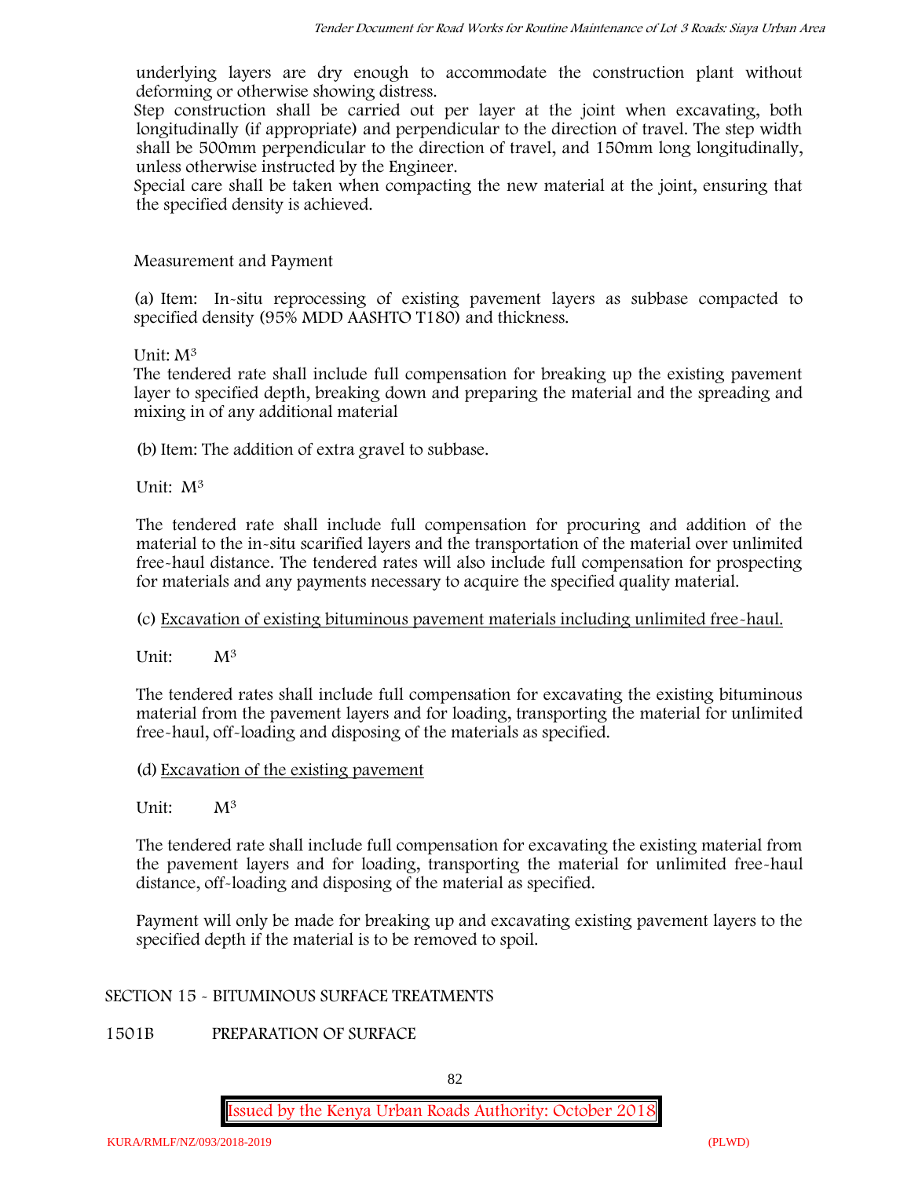underlying layers are dry enough to accommodate the construction plant without deforming or otherwise showing distress.

Step construction shall be carried out per layer at the joint when excavating, both longitudinally (if appropriate) and perpendicular to the direction of travel. The step width shall be 500mm perpendicular to the direction of travel, and 150mm long longitudinally, unless otherwise instructed by the Engineer.

Special care shall be taken when compacting the new material at the joint, ensuring that the specified density is achieved.

Measurement and Payment

(a) Item: In-situ reprocessing of existing pavement layers as subbase compacted to specified density (95% MDD AASHTO T180) and thickness.

Unit: $M^3$

The tendered rate shall include full compensation for breaking up the existing pavement layer to specified depth, breaking down and preparing the material and the spreading and mixing in of any additional material

(b) Item: The addition of extra gravel to subbase.

Unit: $M^3$

The tendered rate shall include full compensation for procuring and addition of the material to the in-situ scarified layers and the transportation of the material over unlimited free-haul distance. The tendered rates will also include full compensation for prospecting for materials and any payments necessary to acquire the specified quality material.

(c) Excavation of existing bituminous pavement materials including unlimited free-haul.

Unit: $M^3$

The tendered rates shall include full compensation for excavating the existing bituminous material from the pavement layers and for loading, transporting the material for unlimited free-haul, off-loading and disposing of the materials as specified.

(d) Excavation of the existing pavement

Unit: $M^3$

The tendered rate shall include full compensation for excavating the existing material from the pavement layers and for loading, transporting the material for unlimited free-haul distance, off-loading and disposing of the material as specified.

Payment will only be made for breaking up and excavating existing pavement layers to the specified depth if the material is to be removed to spoil.

## SECTION 15 - BITUMINOUS SURFACE TREATMENTS

### 1501B PREPARATION OF SURFACE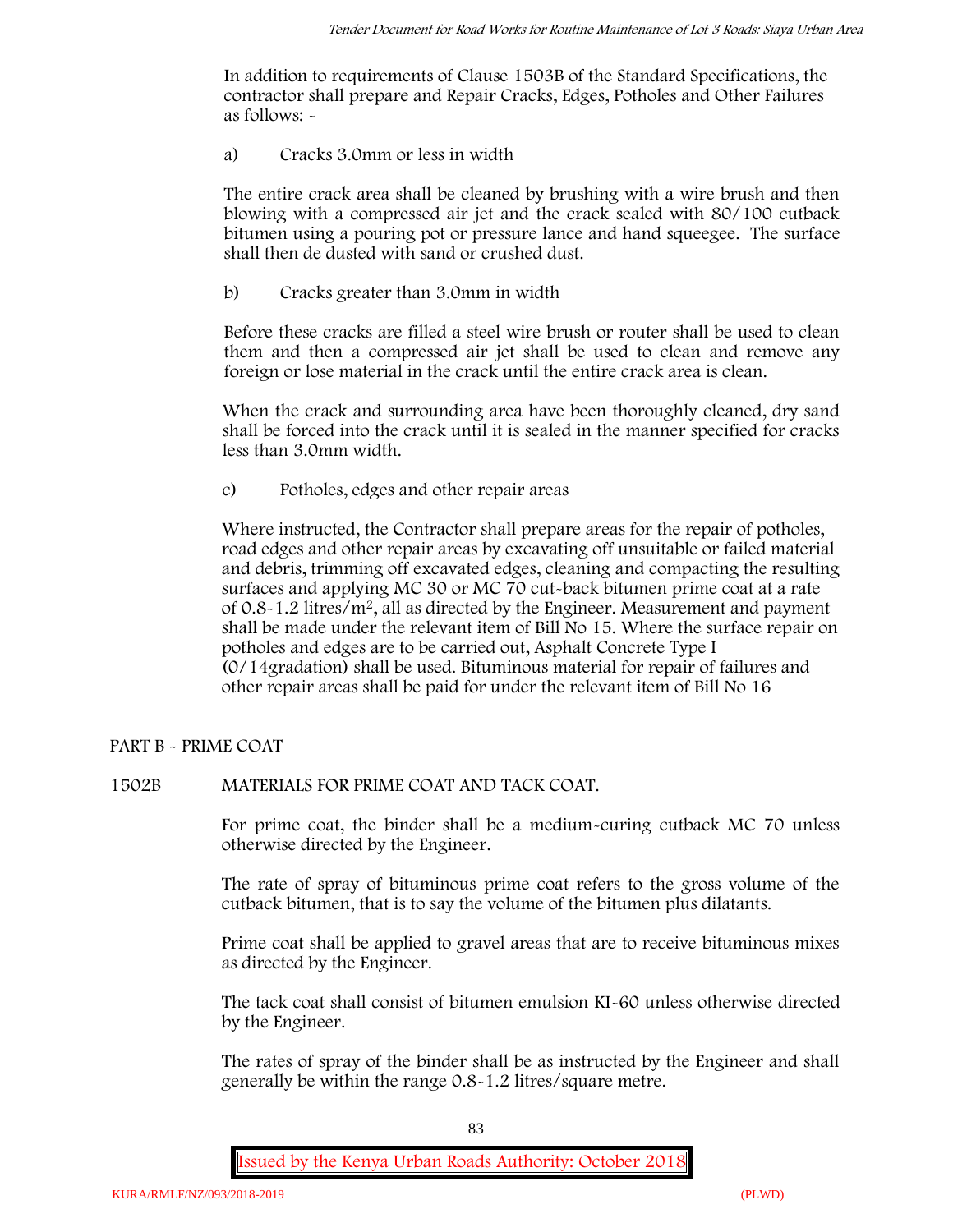In addition to requirements of Clause 1503B of the Standard Specifications, the contractor shall prepare and Repair Cracks, Edges, Potholes and Other Failures as follows: -

a) Cracks 3.0mm or less in width

The entire crack area shall be cleaned by brushing with a wire brush and then blowing with a compressed air jet and the crack sealed with 80/100 cutback bitumen using a pouring pot or pressure lance and hand squeegee. The surface shall then de dusted with sand or crushed dust.

b) Cracks greater than 3.0mm in width

Before these cracks are filled a steel wire brush or router shall be used to clean them and then a compressed air jet shall be used to clean and remove any foreign or lose material in the crack until the entire crack area is clean.

When the crack and surrounding area have been thoroughly cleaned, dry sand shall be forced into the crack until it is sealed in the manner specified for cracks less than 3.0mm width.

c) Potholes, edges and other repair areas

Where instructed, the Contractor shall prepare areas for the repair of potholes, road edges and other repair areas by excavating off unsuitable or failed material and debris, trimming off excavated edges, cleaning and compacting the resulting surfaces and applying MC 30 or MC 70 cut-back bitumen prime coat at a rate of 0.8-1.2 litres/$m^2$, all as directed by the Engineer. Measurement and payment shall be made under the relevant item of Bill No 15. Where the surface repair on potholes and edges are to be carried out, Asphalt Concrete Type I (0/14gradation) shall be used. Bituminous material for repair of failures and other repair areas shall be paid for under the relevant item of Bill No 16

## PART B - PRIME COAT

### 1502B MATERIALS FOR PRIME COAT AND TACK COAT.

For prime coat, the binder shall be a medium-curing cutback MC 70 unless otherwise directed by the Engineer.

The rate of spray of bituminous prime coat refers to the gross volume of the cutback bitumen, that is to say the volume of the bitumen plus dilatants.

Prime coat shall be applied to gravel areas that are to receive bituminous mixes as directed by the Engineer.

The tack coat shall consist of bitumen emulsion KI-60 unless otherwise directed by the Engineer.

The rates of spray of the binder shall be as instructed by the Engineer and shall generally be within the range 0.8-1.2 litres/square metre.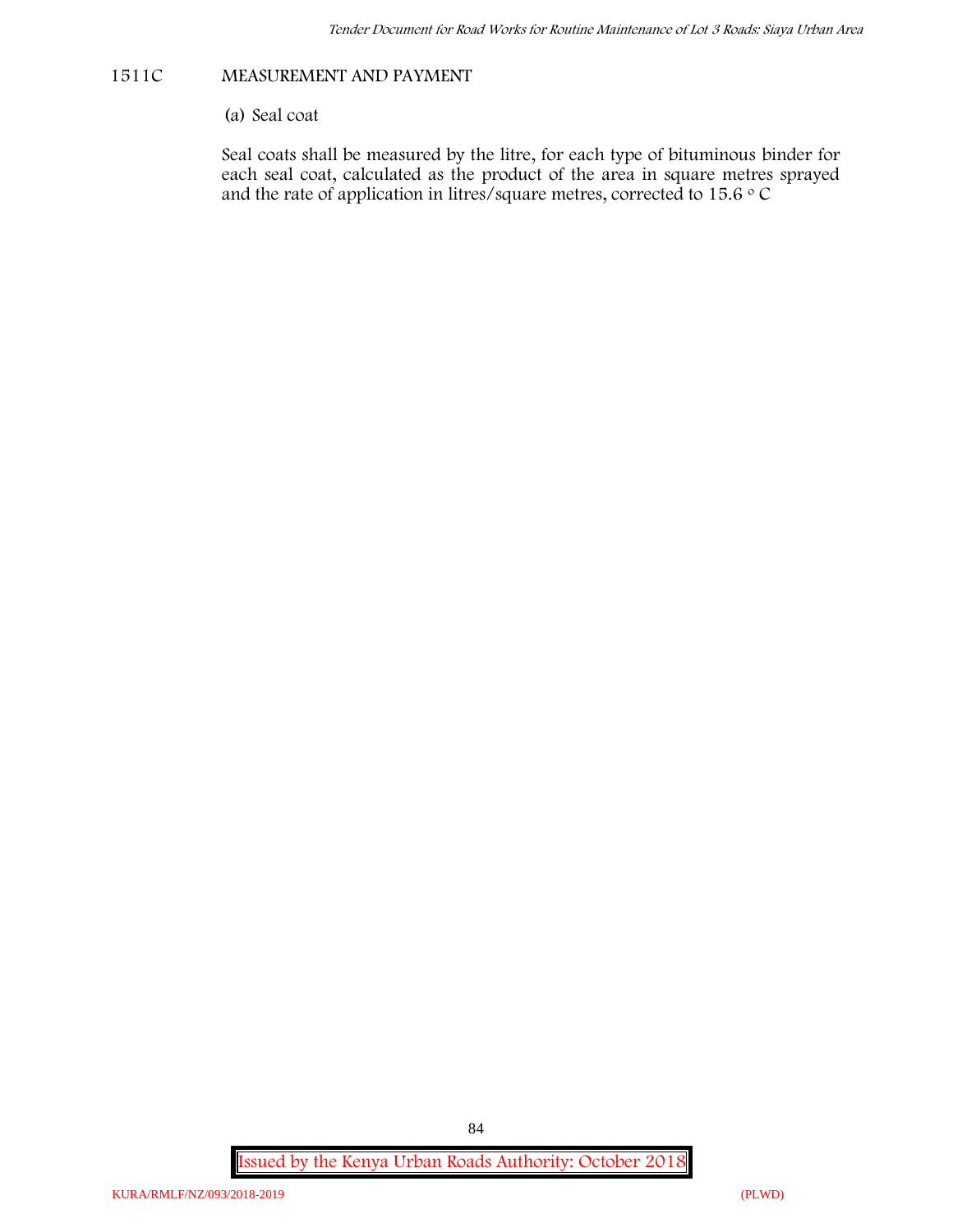## 1511C MEASUREMENT AND PAYMENT

(a) Seal coat

Seal coats shall be measured by the litre, for each type of bituminous binder for each seal coat, calculated as the product of the area in square metres sprayed and the rate of application in litres/square metres, corrected to 15.6 $^{o}$ C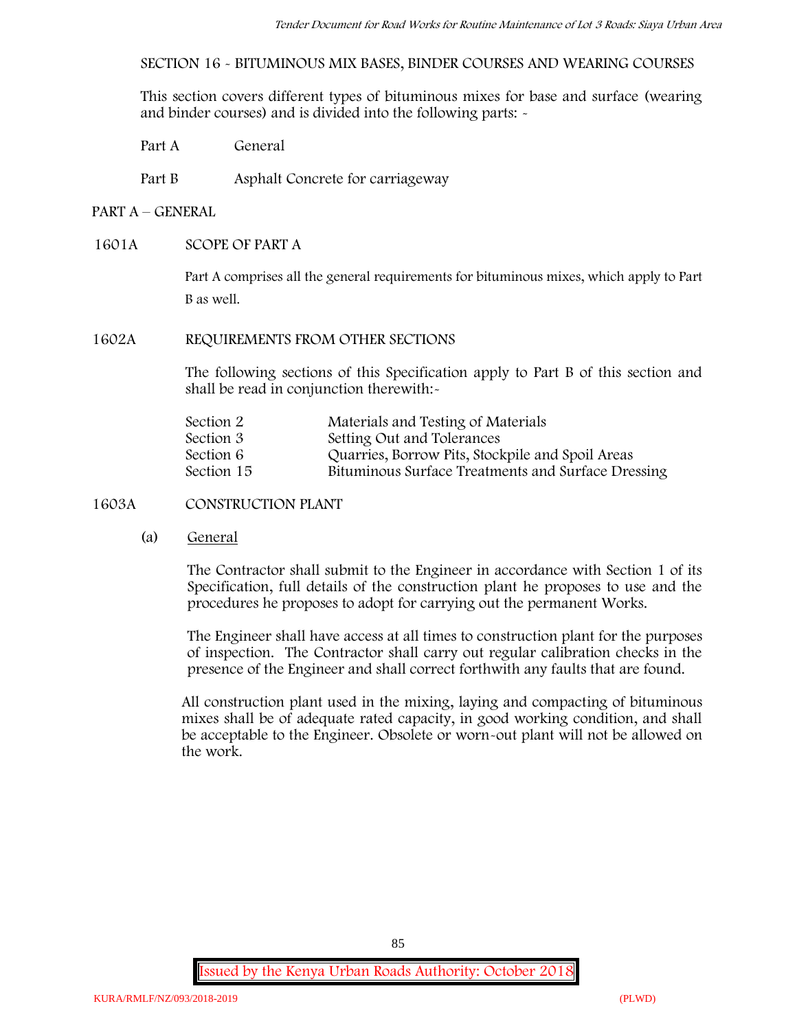SECTION 16 - BITUMINOUS MIX BASES, BINDER COURSES AND WEARING COURSES

This section covers different types of bituminous mixes for base and surface (wearing and binder courses) and is divided into the following parts: -

Part A General

Part B Asphalt Concrete for carriageway

## PART A – GENERAL

### 1601A SCOPE OF PART A

Part A comprises all the general requirements for bituminous mixes, which apply to Part B as well.

### 1602A REQUIREMENTS FROM OTHER SECTIONS

The following sections of this Specification apply to Part B of this section and shall be read in conjunction therewith:-

| | |
|---|---|
| Section 2 | Materials and Testing of Materials |
| Section 3 | Setting Out and Tolerances |
| Section 6 | Quarries, Borrow Pits, Stockpile and Spoil Areas |
| Section 15 | Bituminous Surface Treatments and Surface Dressing |

### 1603A CONSTRUCTION PLANT

(a) General

The Contractor shall submit to the Engineer in accordance with Section 1 of its Specification, full details of the construction plant he proposes to use and the procedures he proposes to adopt for carrying out the permanent Works.

The Engineer shall have access at all times to construction plant for the purposes of inspection. The Contractor shall carry out regular calibration checks in the presence of the Engineer and shall correct forthwith any faults that are found.

All construction plant used in the mixing, laying and compacting of bituminous mixes shall be of adequate rated capacity, in good working condition, and shall be acceptable to the Engineer. Obsolete or worn-out plant will not be allowed on the work.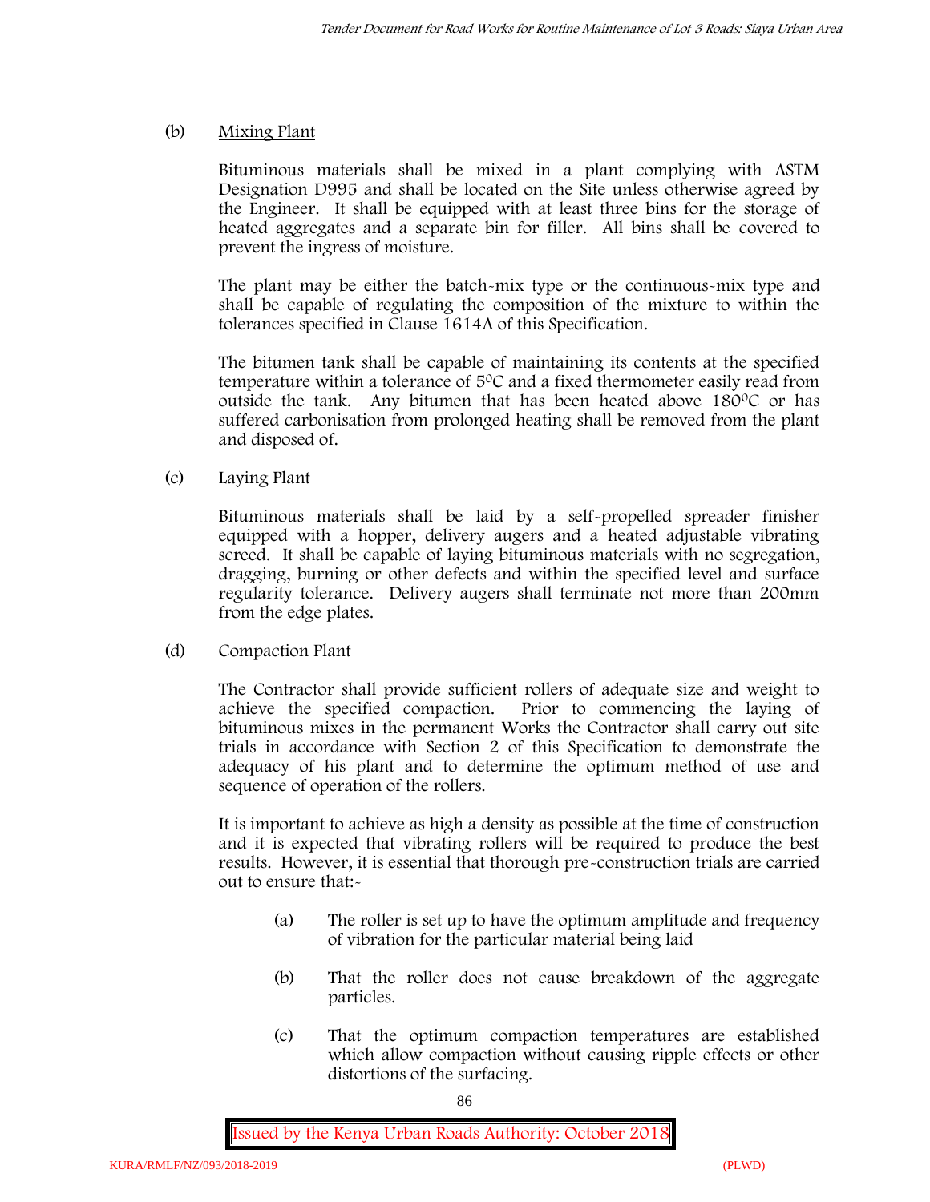(b) Mixing Plant

Bituminous materials shall be mixed in a plant complying with ASTM Designation D995 and shall be located on the Site unless otherwise agreed by the Engineer. It shall be equipped with at least three bins for the storage of heated aggregates and a separate bin for filler. All bins shall be covered to prevent the ingress of moisture.

The plant may be either the batch-mix type or the continuous-mix type and shall be capable of regulating the composition of the mixture to within the tolerances specified in Clause 1614A of this Specification.

The bitumen tank shall be capable of maintaining its contents at the specified temperature within a tolerance of $5^0$C and a fixed thermometer easily read from outside the tank. Any bitumen that has been heated above $180^0$C or has suffered carbonisation from prolonged heating shall be removed from the plant and disposed of.

(c) Laying Plant

Bituminous materials shall be laid by a self-propelled spreader finisher equipped with a hopper, delivery augers and a heated adjustable vibrating screed. It shall be capable of laying bituminous materials with no segregation, dragging, burning or other defects and within the specified level and surface regularity tolerance. Delivery augers shall terminate not more than 200mm from the edge plates.

(d) Compaction Plant

The Contractor shall provide sufficient rollers of adequate size and weight to achieve the specified compaction. Prior to commencing the laying of bituminous mixes in the permanent Works the Contractor shall carry out site trials in accordance with Section 2 of this Specification to demonstrate the adequacy of his plant and to determine the optimum method of use and sequence of operation of the rollers.

It is important to achieve as high a density as possible at the time of construction and it is expected that vibrating rollers will be required to produce the best results. However, it is essential that thorough pre-construction trials are carried out to ensure that:-

(a) The roller is set up to have the optimum amplitude and frequency of vibration for the particular material being laid

(b) That the roller does not cause breakdown of the aggregate particles.

(c) That the optimum compaction temperatures are established which allow compaction without causing ripple effects or other distortions of the surfacing.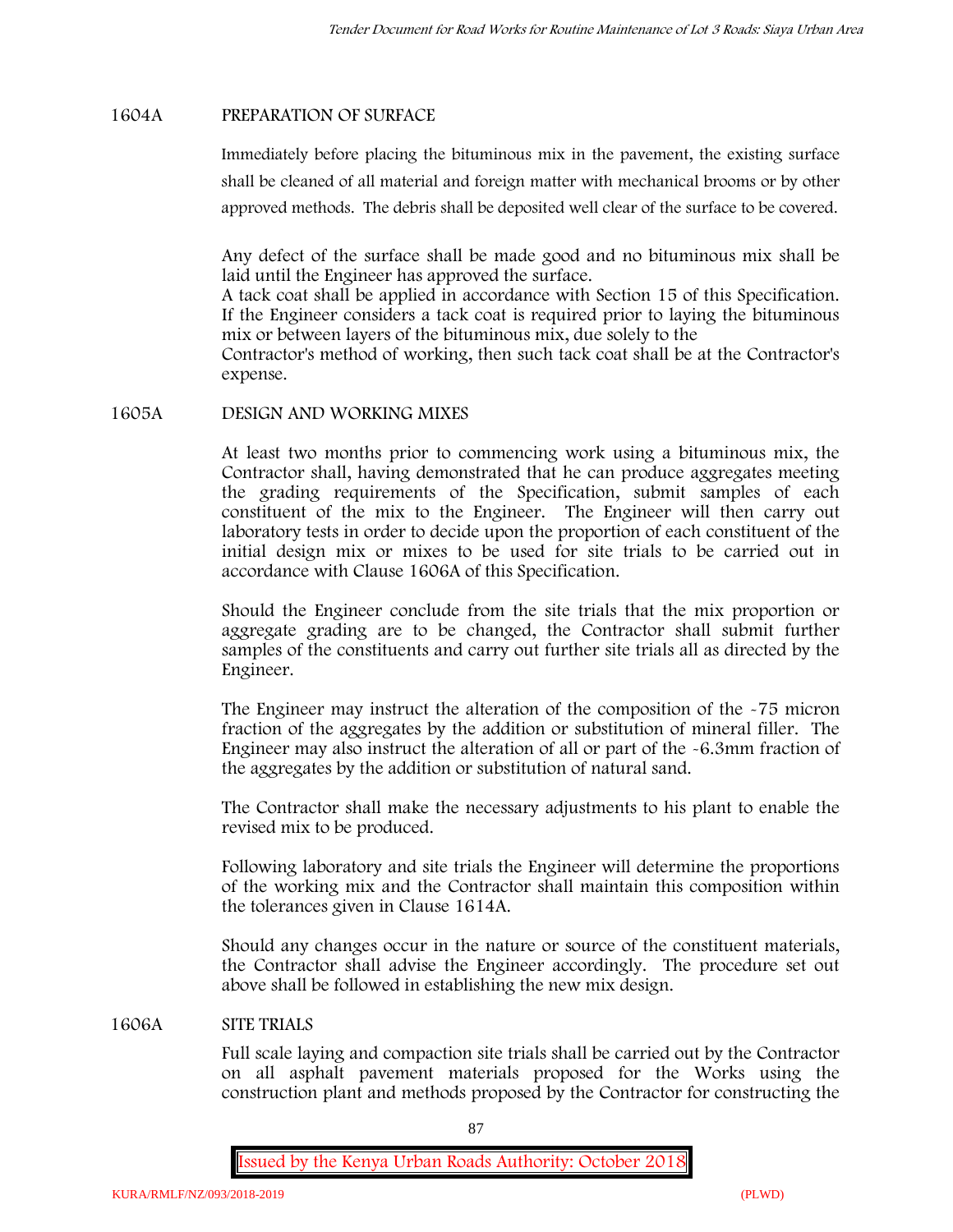## 1604A PREPARATION OF SURFACE

Immediately before placing the bituminous mix in the pavement, the existing surface shall be cleaned of all material and foreign matter with mechanical brooms or by other approved methods. The debris shall be deposited well clear of the surface to be covered.

Any defect of the surface shall be made good and no bituminous mix shall be laid until the Engineer has approved the surface.
A tack coat shall be applied in accordance with Section 15 of this Specification. If the Engineer considers a tack coat is required prior to laying the bituminous mix or between layers of the bituminous mix, due solely to the
Contractor's method of working, then such tack coat shall be at the Contractor's expense.

## 1605A DESIGN AND WORKING MIXES

At least two months prior to commencing work using a bituminous mix, the Contractor shall, having demonstrated that he can produce aggregates meeting the grading requirements of the Specification, submit samples of each constituent of the mix to the Engineer. The Engineer will then carry out laboratory tests in order to decide upon the proportion of each constituent of the initial design mix or mixes to be used for site trials to be carried out in accordance with Clause 1606A of this Specification.

Should the Engineer conclude from the site trials that the mix proportion or aggregate grading are to be changed, the Contractor shall submit further samples of the constituents and carry out further site trials all as directed by the Engineer.

The Engineer may instruct the alteration of the composition of the -75 micron fraction of the aggregates by the addition or substitution of mineral filler. The Engineer may also instruct the alteration of all or part of the -6.3mm fraction of the aggregates by the addition or substitution of natural sand.

The Contractor shall make the necessary adjustments to his plant to enable the revised mix to be produced.

Following laboratory and site trials the Engineer will determine the proportions of the working mix and the Contractor shall maintain this composition within the tolerances given in Clause 1614A.

Should any changes occur in the nature or source of the constituent materials, the Contractor shall advise the Engineer accordingly. The procedure set out above shall be followed in establishing the new mix design.

## 1606A SITE TRIALS

Full scale laying and compaction site trials shall be carried out by the Contractor on all asphalt pavement materials proposed for the Works using the construction plant and methods proposed by the Contractor for constructing the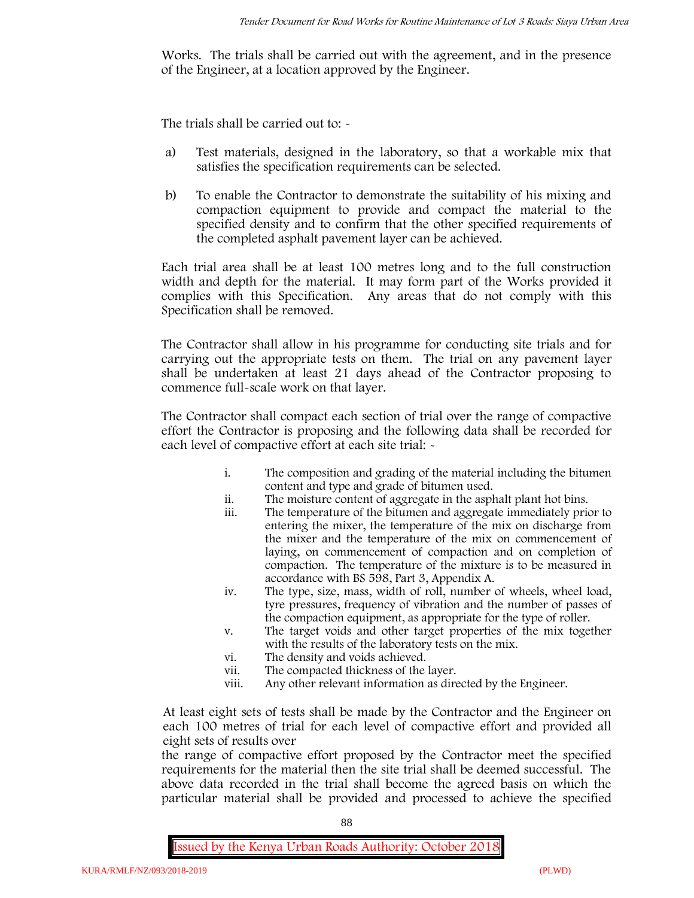Works. The trials shall be carried out with the agreement, and in the presence of the Engineer, at a location approved by the Engineer.

The trials shall be carried out to: -

a) Test materials, designed in the laboratory, so that a workable mix that satisfies the specification requirements can be selected.

b) To enable the Contractor to demonstrate the suitability of his mixing and compaction equipment to provide and compact the material to the specified density and to confirm that the other specified requirements of the completed asphalt pavement layer can be achieved.

Each trial area shall be at least 100 metres long and to the full construction width and depth for the material. It may form part of the Works provided it complies with this Specification. Any areas that do not comply with this Specification shall be removed.

The Contractor shall allow in his programme for conducting site trials and for carrying out the appropriate tests on them. The trial on any pavement layer shall be undertaken at least 21 days ahead of the Contractor proposing to commence full-scale work on that layer.

The Contractor shall compact each section of trial over the range of compactive effort the Contractor is proposing and the following data shall be recorded for each level of compactive effort at each site trial: -

i. The composition and grading of the material including the bitumen content and type and grade of bitumen used.
ii. The moisture content of aggregate in the asphalt plant hot bins.
iii. The temperature of the bitumen and aggregate immediately prior to entering the mixer, the temperature of the mix on discharge from the mixer and the temperature of the mix on commencement of laying, on commencement of compaction and on completion of compaction. The temperature of the mixture is to be measured in accordance with BS 598, Part 3, Appendix A.
iv. The type, size, mass, width of roll, number of wheels, wheel load, tyre pressures, frequency of vibration and the number of passes of the compaction equipment, as appropriate for the type of roller.
v. The target voids and other target properties of the mix together with the results of the laboratory tests on the mix.
vi. The density and voids achieved.
vii. The compacted thickness of the layer.
viii. Any other relevant information as directed by the Engineer.

At least eight sets of tests shall be made by the Contractor and the Engineer on each 100 metres of trial for each level of compactive effort and provided all eight sets of results over the range of compactive effort proposed by the Contractor meet the specified requirements for the material then the site trial shall be deemed successful. The above data recorded in the trial shall become the agreed basis on which the particular material shall be provided and processed to achieve the specified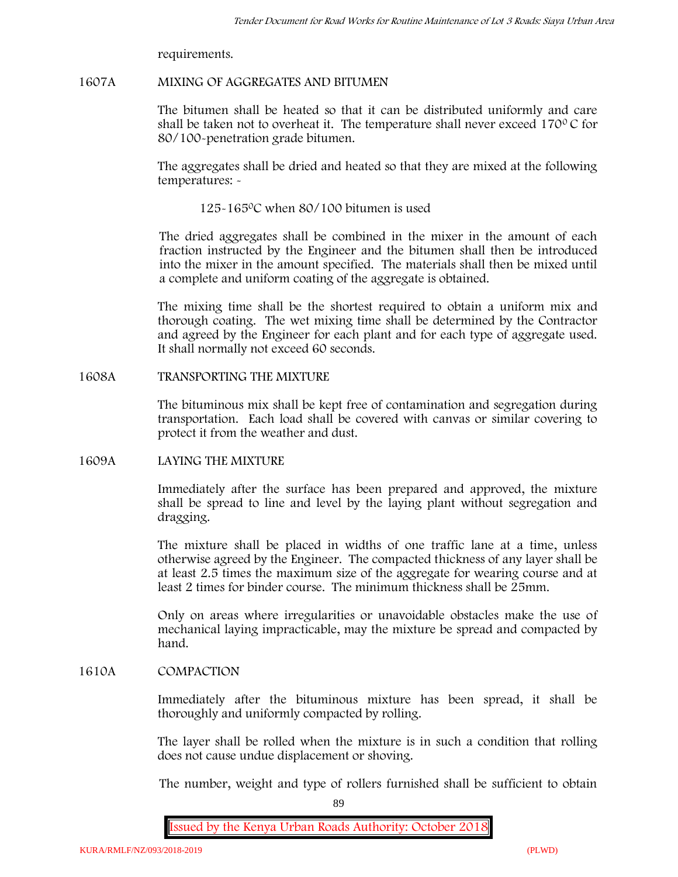requirements.

## 1607A MIXING OF AGGREGATES AND BITUMEN

The bitumen shall be heated so that it can be distributed uniformly and care shall be taken not to overheat it. The temperature shall never exceed 170$^{0}$ C for 80/100-penetration grade bitumen.

The aggregates shall be dried and heated so that they are mixed at the following temperatures: -

125-165$^{0}$C when 80/100 bitumen is used

The dried aggregates shall be combined in the mixer in the amount of each fraction instructed by the Engineer and the bitumen shall then be introduced into the mixer in the amount specified. The materials shall then be mixed until a complete and uniform coating of the aggregate is obtained.

The mixing time shall be the shortest required to obtain a uniform mix and thorough coating. The wet mixing time shall be determined by the Contractor and agreed by the Engineer for each plant and for each type of aggregate used. It shall normally not exceed 60 seconds.

## 1608A TRANSPORTING THE MIXTURE

The bituminous mix shall be kept free of contamination and segregation during transportation. Each load shall be covered with canvas or similar covering to protect it from the weather and dust.

## 1609A LAYING THE MIXTURE

Immediately after the surface has been prepared and approved, the mixture shall be spread to line and level by the laying plant without segregation and dragging.

The mixture shall be placed in widths of one traffic lane at a time, unless otherwise agreed by the Engineer. The compacted thickness of any layer shall be at least 2.5 times the maximum size of the aggregate for wearing course and at least 2 times for binder course. The minimum thickness shall be 25mm.

Only on areas where irregularities or unavoidable obstacles make the use of mechanical laying impracticable, may the mixture be spread and compacted by hand.

## 1610A COMPACTION

Immediately after the bituminous mixture has been spread, it shall be thoroughly and uniformly compacted by rolling.

The layer shall be rolled when the mixture is in such a condition that rolling does not cause undue displacement or shoving.

The number, weight and type of rollers furnished shall be sufficient to obtain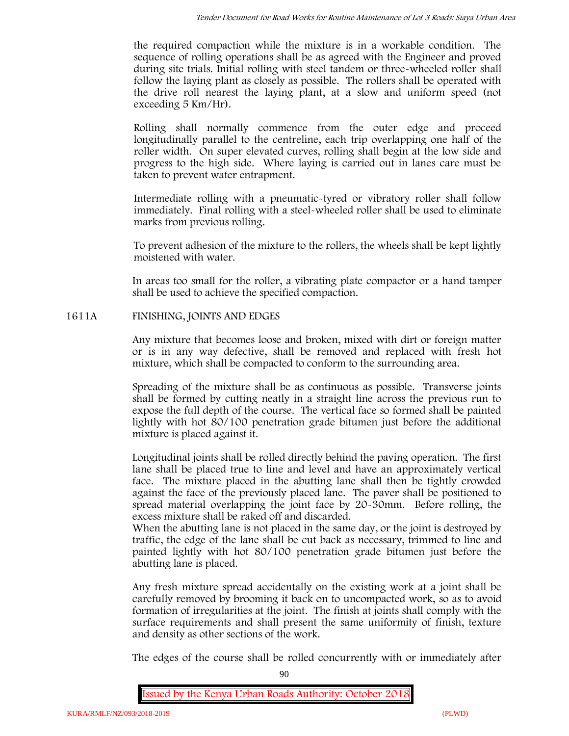the required compaction while the mixture is in a workable condition. The sequence of rolling operations shall be as agreed with the Engineer and proved during site trials. Initial rolling with steel tandem or three-wheeled roller shall follow the laying plant as closely as possible. The rollers shall be operated with the drive roll nearest the laying plant, at a slow and uniform speed (not exceeding 5 Km/Hr).

Rolling shall normally commence from the outer edge and proceed longitudinally parallel to the centreline, each trip overlapping one half of the roller width. On super elevated curves, rolling shall begin at the low side and progress to the high side. Where laying is carried out in lanes care must be taken to prevent water entrapment.

Intermediate rolling with a pneumatic-tyred or vibratory roller shall follow immediately. Final rolling with a steel-wheeled roller shall be used to eliminate marks from previous rolling.

To prevent adhesion of the mixture to the rollers, the wheels shall be kept lightly moistened with water.

In areas too small for the roller, a vibrating plate compactor or a hand tamper shall be used to achieve the specified compaction.

## 1611A FINISHING, JOINTS AND EDGES

Any mixture that becomes loose and broken, mixed with dirt or foreign matter or is in any way defective, shall be removed and replaced with fresh hot mixture, which shall be compacted to conform to the surrounding area.

Spreading of the mixture shall be as continuous as possible. Transverse joints shall be formed by cutting neatly in a straight line across the previous run to expose the full depth of the course. The vertical face so formed shall be painted lightly with hot 80/100 penetration grade bitumen just before the additional mixture is placed against it.

Longitudinal joints shall be rolled directly behind the paving operation. The first lane shall be placed true to line and level and have an approximately vertical face. The mixture placed in the abutting lane shall then be tightly crowded against the face of the previously placed lane. The paver shall be positioned to spread material overlapping the joint face by 20-30mm. Before rolling, the excess mixture shall be raked off and discarded.
When the abutting lane is not placed in the same day, or the joint is destroyed by traffic, the edge of the lane shall be cut back as necessary, trimmed to line and painted lightly with hot 80/100 penetration grade bitumen just before the abutting lane is placed.

Any fresh mixture spread accidentally on the existing work at a joint shall be carefully removed by brooming it back on to uncompacted work, so as to avoid formation of irregularities at the joint. The finish at joints shall comply with the surface requirements and shall present the same uniformity of finish, texture and density as other sections of the work.

The edges of the course shall be rolled concurrently with or immediately after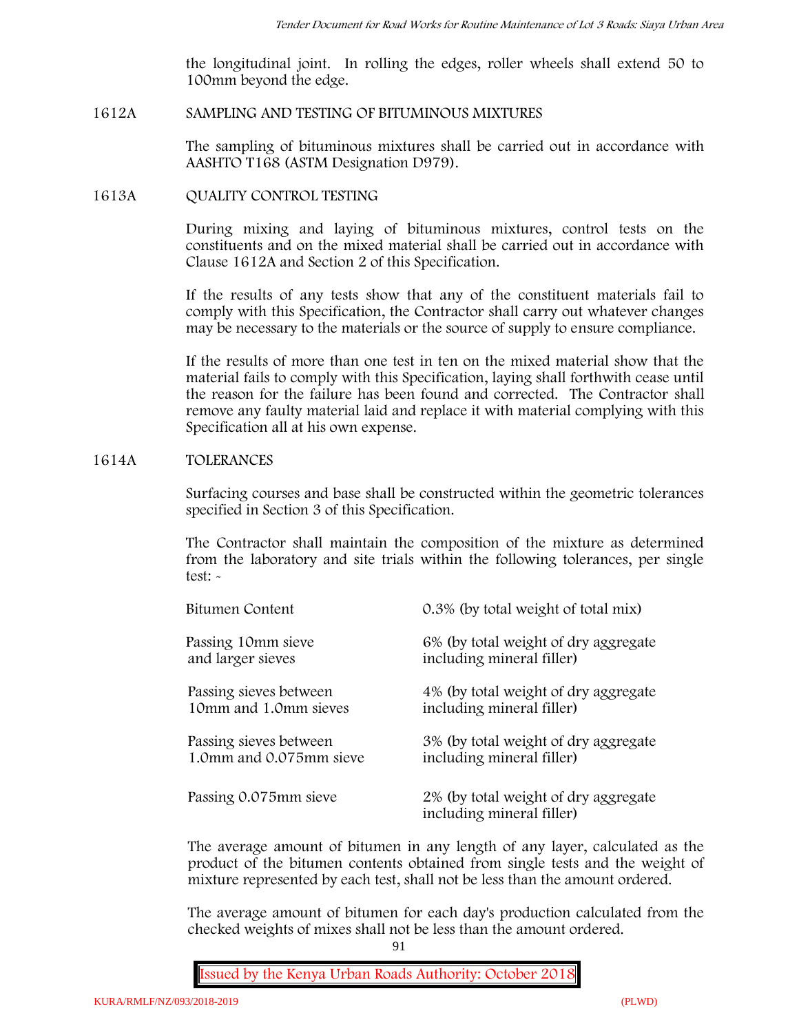the longitudinal joint. In rolling the edges, roller wheels shall extend 50 to 100mm beyond the edge.

## 1612A SAMPLING AND TESTING OF BITUMINOUS MIXTURES

The sampling of bituminous mixtures shall be carried out in accordance with AASHTO T168 (ASTM Designation D979).

## 1613A QUALITY CONTROL TESTING

During mixing and laying of bituminous mixtures, control tests on the constituents and on the mixed material shall be carried out in accordance with Clause 1612A and Section 2 of this Specification.

If the results of any tests show that any of the constituent materials fail to comply with this Specification, the Contractor shall carry out whatever changes may be necessary to the materials or the source of supply to ensure compliance.

If the results of more than one test in ten on the mixed material show that the material fails to comply with this Specification, laying shall forthwith cease until the reason for the failure has been found and corrected. The Contractor shall remove any faulty material laid and replace it with material complying with this Specification all at his own expense.

## 1614A TOLERANCES

Surfacing courses and base shall be constructed within the geometric tolerances specified in Section 3 of this Specification.

The Contractor shall maintain the composition of the mixture as determined from the laboratory and site trials within the following tolerances, per single test: -

| | |
|---|---|
| Bitumen Content | 0.3% (by total weight of total mix) |
| Passing 10mm sieve and larger sieves | 6% (by total weight of dry aggregate including mineral filler) |
| Passing sieves between 10mm and 1.0mm sieves | 4% (by total weight of dry aggregate including mineral filler) |
| Passing sieves between 1.0mm and 0.075mm sieve | 3% (by total weight of dry aggregate including mineral filler) |
| Passing 0.075mm sieve | 2% (by total weight of dry aggregate including mineral filler) |

The average amount of bitumen in any length of any layer, calculated as the product of the bitumen contents obtained from single tests and the weight of mixture represented by each test, shall not be less than the amount ordered.

The average amount of bitumen for each day's production calculated from the checked weights of mixes shall not be less than the amount ordered.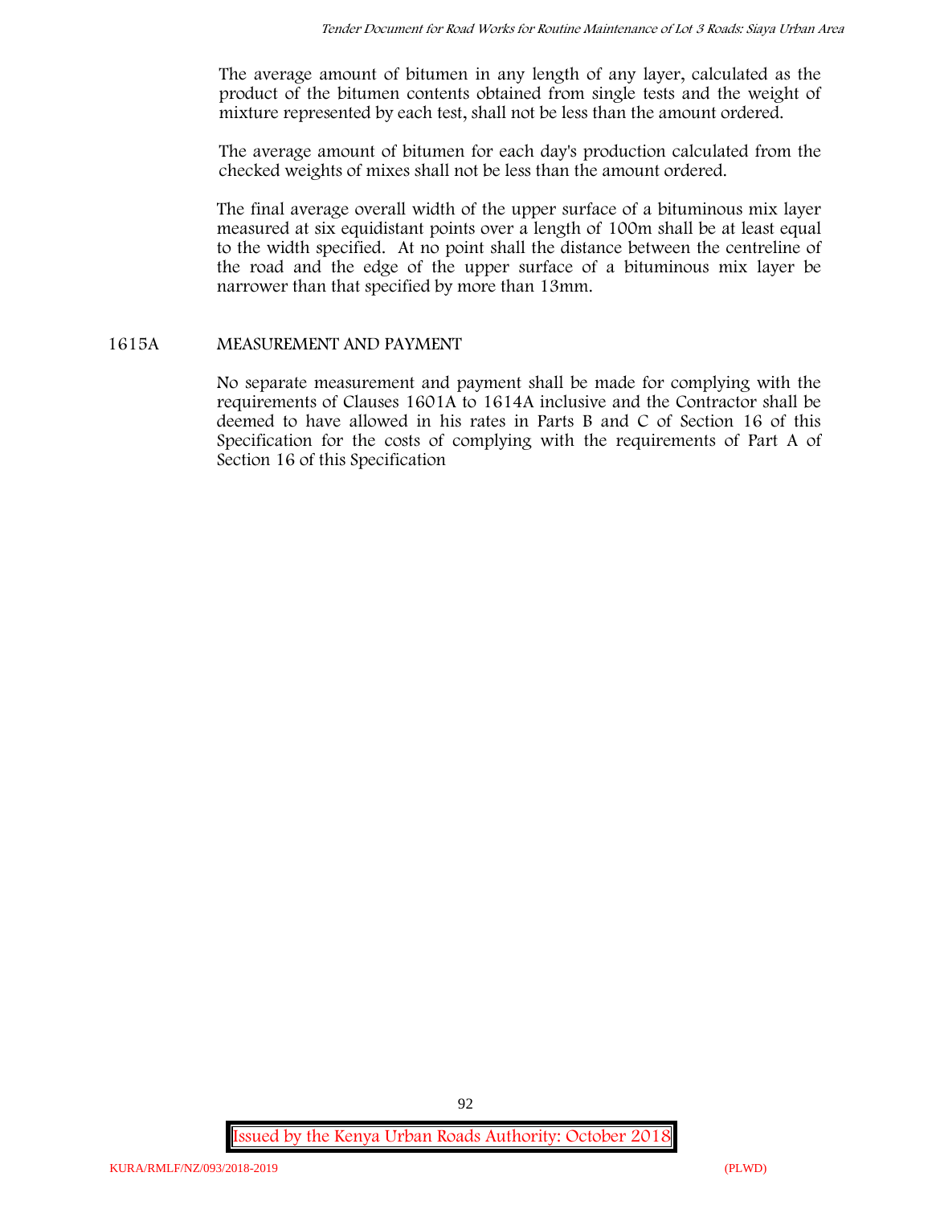The average amount of bitumen in any length of any layer, calculated as the product of the bitumen contents obtained from single tests and the weight of mixture represented by each test, shall not be less than the amount ordered.

The average amount of bitumen for each day's production calculated from the checked weights of mixes shall not be less than the amount ordered.

The final average overall width of the upper surface of a bituminous mix layer measured at six equidistant points over a length of 100m shall be at least equal to the width specified. At no point shall the distance between the centreline of the road and the edge of the upper surface of a bituminous mix layer be narrower than that specified by more than 13mm.

## 1615A MEASUREMENT AND PAYMENT

No separate measurement and payment shall be made for complying with the requirements of Clauses 1601A to 1614A inclusive and the Contractor shall be deemed to have allowed in his rates in Parts B and C of Section 16 of this Specification for the costs of complying with the requirements of Part A of Section 16 of this Specification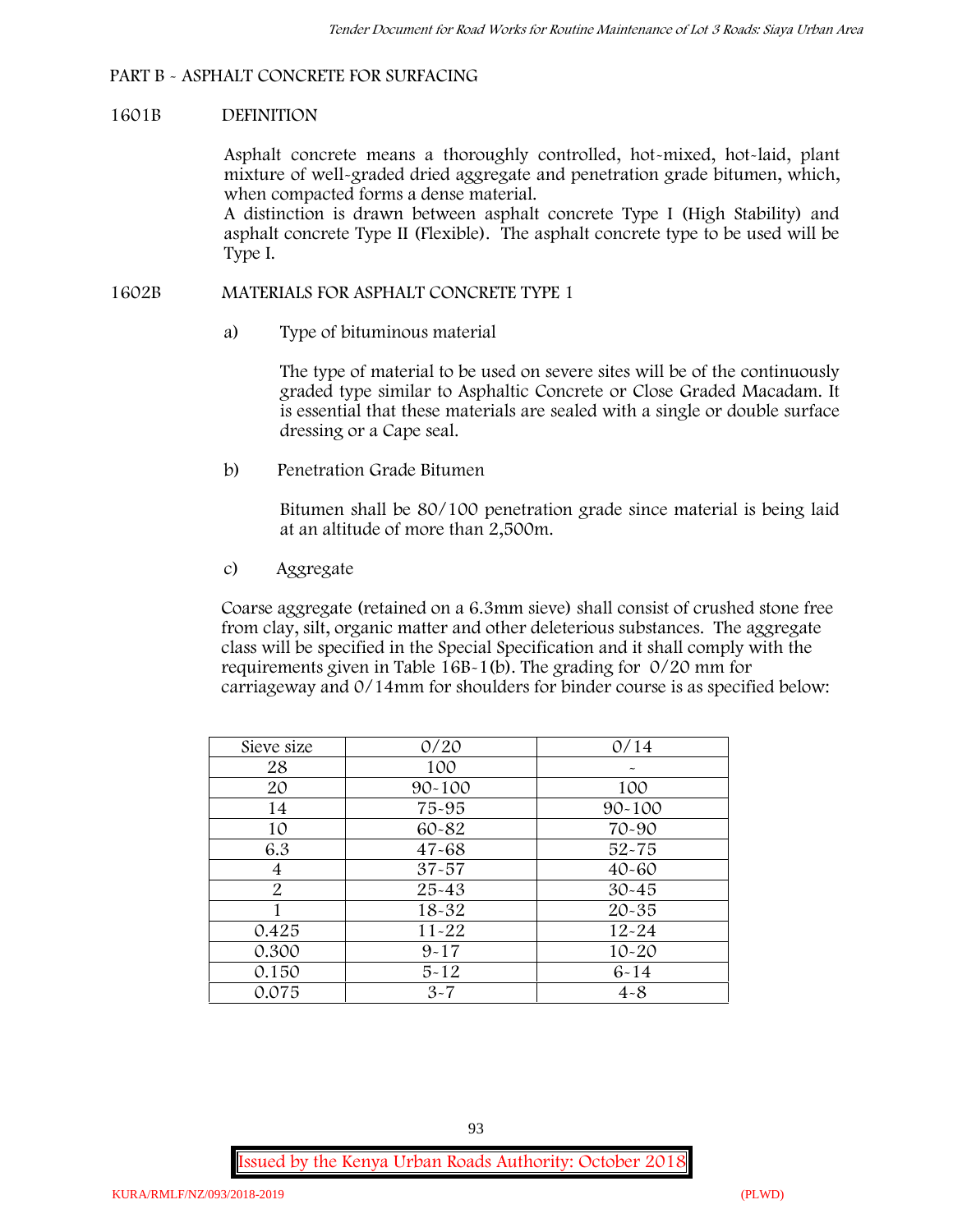## PART B - ASPHALT CONCRETE FOR SURFACING

### 1601B DEFINITION

Asphalt concrete means a thoroughly controlled, hot-mixed, hot-laid, plant mixture of well-graded dried aggregate and penetration grade bitumen, which, when compacted forms a dense material.

A distinction is drawn between asphalt concrete Type I (High Stability) and asphalt concrete Type II (Flexible). The asphalt concrete type to be used will be Type I.

### 1602B MATERIALS FOR ASPHALT CONCRETE TYPE 1

a) Type of bituminous material

The type of material to be used on severe sites will be of the continuously graded type similar to Asphaltic Concrete or Close Graded Macadam. It is essential that these materials are sealed with a single or double surface dressing or a Cape seal.

b) Penetration Grade Bitumen

Bitumen shall be 80/100 penetration grade since material is being laid at an altitude of more than 2,500m.

c) Aggregate

Coarse aggregate (retained on a 6.3mm sieve) shall consist of crushed stone free from clay, silt, organic matter and other deleterious substances. The aggregate class will be specified in the Special Specification and it shall comply with the requirements given in Table 16B-1(b). The grading for 0/20 mm for carriageway and 0/14mm for shoulders for binder course is as specified below:

| Sieve size | 0/20 | 0/14 |
|---|---|---|
| 28 | 100 | - |
| 20 | 90-100 | 100 |
| 14 | 75-95 | 90-100 |
| 10 | 60-82 | 70-90 |
| 6.3 | 47-68 | 52-75 |
| 4 | 37-57 | 40-60 |
| 2 | 25-43 | 30-45 |
| 1 | 18-32 | 20-35 |
| 0.425 | 11-22 | 12-24 |
| 0.300 | 9-17 | 10-20 |
| 0.150 | 5-12 | 6-14 |
| 0.075 | 3-7 | 4-8 |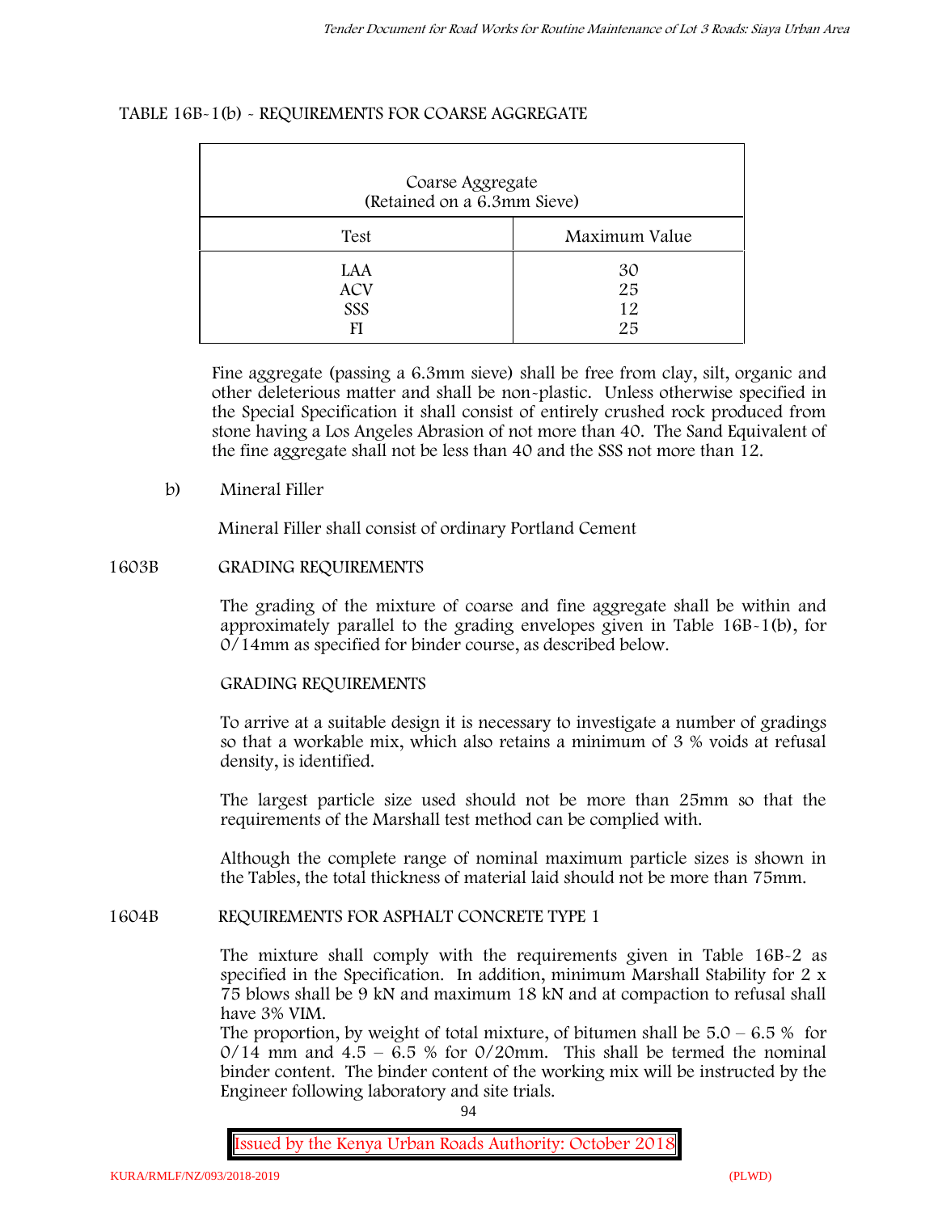TABLE 16B-1(b) - REQUIREMENTS FOR COARSE AGGREGATE

| Coarse Aggregate (Retained on a 6.3mm Sieve) | |
|---|---|
| **Test** | **Maximum Value** |
| LAA | 30 |
| ACV | 25 |
| SSS | 12 |
| FI | 25 |

Fine aggregate (passing a 6.3mm sieve) shall be free from clay, silt, organic and other deleterious matter and shall be non-plastic. Unless otherwise specified in the Special Specification it shall consist of entirely crushed rock produced from stone having a Los Angeles Abrasion of not more than 40. The Sand Equivalent of the fine aggregate shall not be less than 40 and the SSS not more than 12.

b) Mineral Filler

Mineral Filler shall consist of ordinary Portland Cement

## 1603B GRADING REQUIREMENTS

The grading of the mixture of coarse and fine aggregate shall be within and approximately parallel to the grading envelopes given in Table 16B-1(b), for 0/14mm as specified for binder course, as described below.

GRADING REQUIREMENTS

To arrive at a suitable design it is necessary to investigate a number of gradings so that a workable mix, which also retains a minimum of 3 % voids at refusal density, is identified.

The largest particle size used should not be more than 25mm so that the requirements of the Marshall test method can be complied with.

Although the complete range of nominal maximum particle sizes is shown in the Tables, the total thickness of material laid should not be more than 75mm.

## 1604B REQUIREMENTS FOR ASPHALT CONCRETE TYPE 1

The mixture shall comply with the requirements given in Table 16B-2 as specified in the Specification. In addition, minimum Marshall Stability for 2 x 75 blows shall be 9 kN and maximum 18 kN and at compaction to refusal shall have 3% VIM.

The proportion, by weight of total mixture, of bitumen shall be 5.0 – 6.5 % for 0/14 mm and 4.5 – 6.5 % for 0/20mm. This shall be termed the nominal binder content. The binder content of the working mix will be instructed by the Engineer following laboratory and site trials.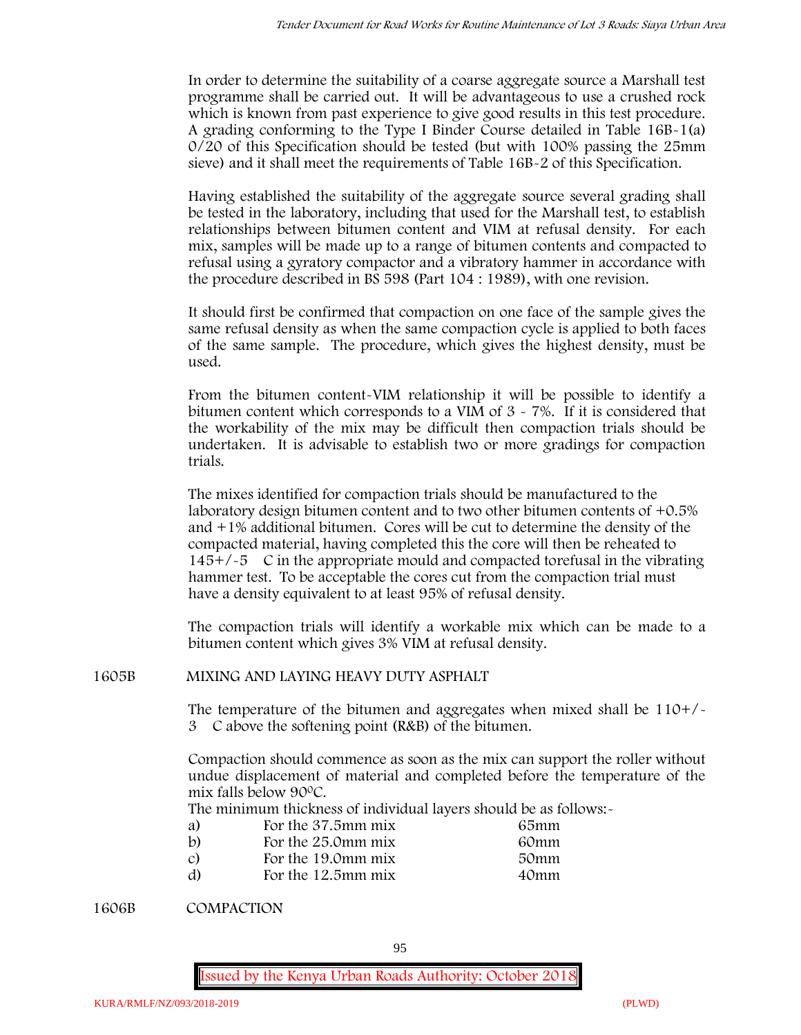In order to determine the suitability of a coarse aggregate source a Marshall test programme shall be carried out. It will be advantageous to use a crushed rock which is known from past experience to give good results in this test procedure. A grading conforming to the Type I Binder Course detailed in Table 16B-1(a) 0/20 of this Specification should be tested (but with 100% passing the 25mm sieve) and it shall meet the requirements of Table 16B-2 of this Specification.

Having established the suitability of the aggregate source several grading shall be tested in the laboratory, including that used for the Marshall test, to establish relationships between bitumen content and VIM at refusal density. For each mix, samples will be made up to a range of bitumen contents and compacted to refusal using a gyratory compactor and a vibratory hammer in accordance with the procedure described in BS 598 (Part 104 : 1989), with one revision.

It should first be confirmed that compaction on one face of the sample gives the same refusal density as when the same compaction cycle is applied to both faces of the same sample. The procedure, which gives the highest density, must be used.

From the bitumen content-VIM relationship it will be possible to identify a bitumen content which corresponds to a VIM of 3 - 7%. If it is considered that the workability of the mix may be difficult then compaction trials should be undertaken. It is advisable to establish two or more gradings for compaction trials.

The mixes identified for compaction trials should be manufactured to the laboratory design bitumen content and to two other bitumen contents of +0.5% and +1% additional bitumen. Cores will be cut to determine the density of the compacted material, having completed this the core will then be reheated to 145+/-5 C in the appropriate mould and compacted torefusal in the vibrating hammer test. To be acceptable the cores cut from the compaction trial must have a density equivalent to at least 95% of refusal density.

The compaction trials will identify a workable mix which can be made to a bitumen content which gives 3% VIM at refusal density.

## 1605B MIXING AND LAYING HEAVY DUTY ASPHALT

The temperature of the bitumen and aggregates when mixed shall be 110+/-3 C above the softening point (R&B) of the bitumen.

Compaction should commence as soon as the mix can support the roller without undue displacement of material and completed before the temperature of the mix falls below 90°C.

The minimum thickness of individual layers should be as follows:-

| | | |
|---|---|---|
| a) | For the 37.5mm mix | 65mm |
| b) | For the 25.0mm mix | 60mm |
| c) | For the 19.0mm mix | 50mm |
| d) | For the 12.5mm mix | 40mm |

## 1606B COMPACTION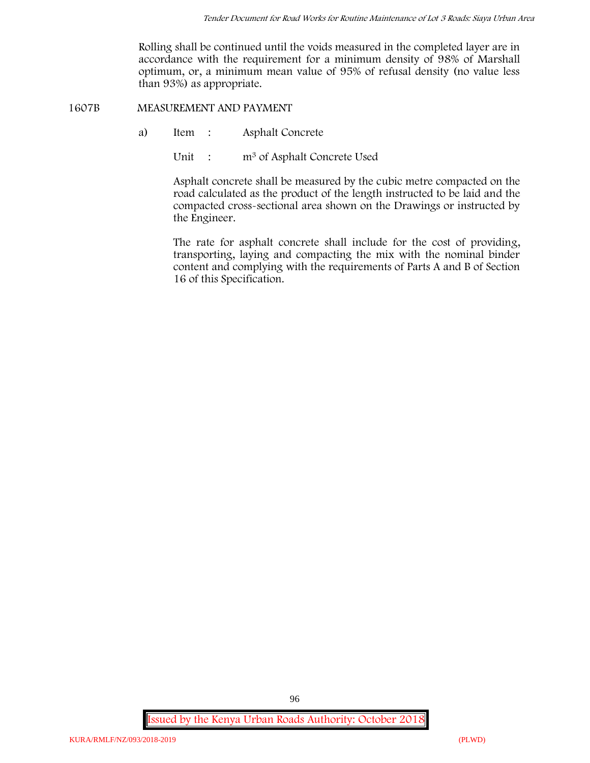Rolling shall be continued until the voids measured in the completed layer are in accordance with the requirement for a minimum density of 98% of Marshall optimum, or, a minimum mean value of 95% of refusal density (no value less than 93%) as appropriate.

## 1607B MEASUREMENT AND PAYMENT

a) Item : Asphalt Concrete

Unit : $m^3$ of Asphalt Concrete Used

Asphalt concrete shall be measured by the cubic metre compacted on the road calculated as the product of the length instructed to be laid and the compacted cross-sectional area shown on the Drawings or instructed by the Engineer.

The rate for asphalt concrete shall include for the cost of providing, transporting, laying and compacting the mix with the nominal binder content and complying with the requirements of Parts A and B of Section 16 of this Specification.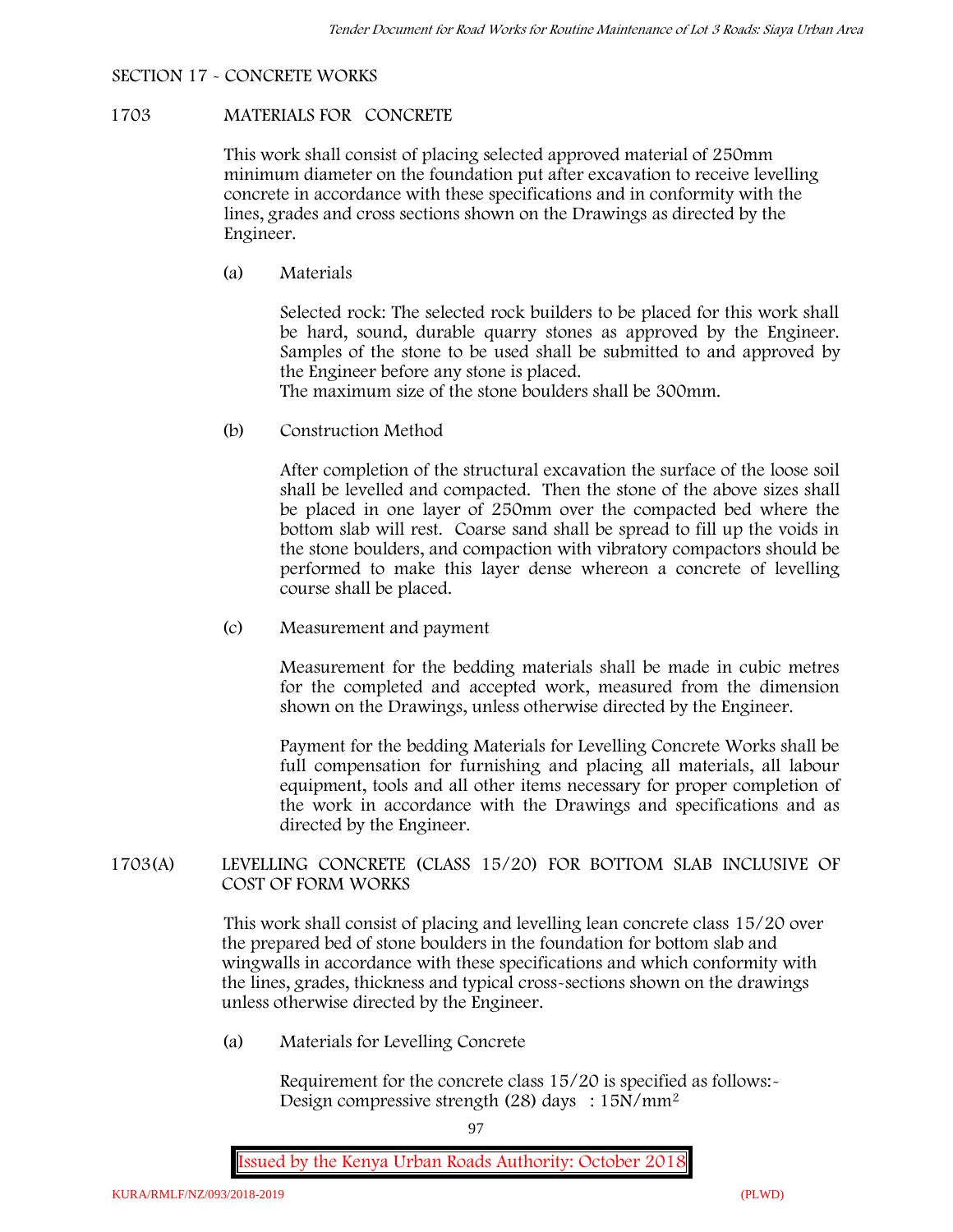## SECTION 17 - CONCRETE WORKS

### 1703 MATERIALS FOR CONCRETE

This work shall consist of placing selected approved material of 250mm minimum diameter on the foundation put after excavation to receive levelling concrete in accordance with these specifications and in conformity with the lines, grades and cross sections shown on the Drawings as directed by the Engineer.

(a) Materials

Selected rock: The selected rock builders to be placed for this work shall be hard, sound, durable quarry stones as approved by the Engineer. Samples of the stone to be used shall be submitted to and approved by the Engineer before any stone is placed.
The maximum size of the stone boulders shall be 300mm.

(b) Construction Method

After completion of the structural excavation the surface of the loose soil shall be levelled and compacted. Then the stone of the above sizes shall be placed in one layer of 250mm over the compacted bed where the bottom slab will rest. Coarse sand shall be spread to fill up the voids in the stone boulders, and compaction with vibratory compactors should be performed to make this layer dense whereon a concrete of levelling course shall be placed.

(c) Measurement and payment

Measurement for the bedding materials shall be made in cubic metres for the completed and accepted work, measured from the dimension shown on the Drawings, unless otherwise directed by the Engineer.

Payment for the bedding Materials for Levelling Concrete Works shall be full compensation for furnishing and placing all materials, all labour equipment, tools and all other items necessary for proper completion of the work in accordance with the Drawings and specifications and as directed by the Engineer.

### 1703(A) LEVELLING CONCRETE (CLASS 15/20) FOR BOTTOM SLAB INCLUSIVE OF COST OF FORM WORKS

This work shall consist of placing and levelling lean concrete class 15/20 over the prepared bed of stone boulders in the foundation for bottom slab and wingwalls in accordance with these specifications and which conformity with the lines, grades, thickness and typical cross-sections shown on the drawings unless otherwise directed by the Engineer.

(a) Materials for Levelling Concrete

Requirement for the concrete class 15/20 is specified as follows:-
Design compressive strength (28) days : $15N/mm^2$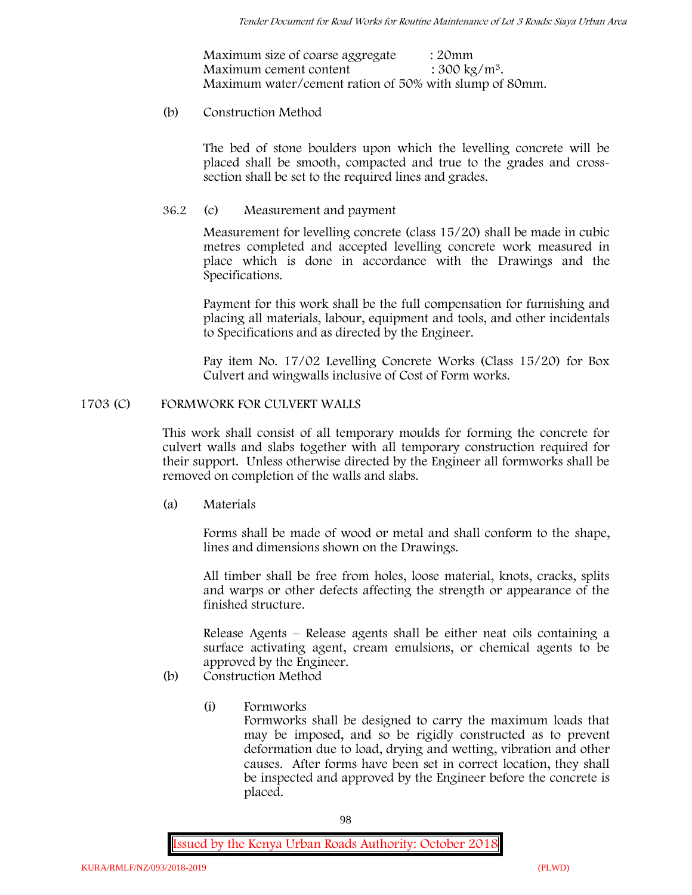Maximum size of coarse aggregate : 20mm
Maximum cement content : 300 kg/m$^3$.
Maximum water/cement ration of 50% with slump of 80mm.

(b) Construction Method

The bed of stone boulders upon which the levelling concrete will be placed shall be smooth, compacted and true to the grades and cross-section shall be set to the required lines and grades.

36.2 (c) Measurement and payment

Measurement for levelling concrete (class 15/20) shall be made in cubic metres completed and accepted levelling concrete work measured in place which is done in accordance with the Drawings and the Specifications.

Payment for this work shall be the full compensation for furnishing and placing all materials, labour, equipment and tools, and other incidentals to Specifications and as directed by the Engineer.

Pay item No. 17/02 Levelling Concrete Works (Class 15/20) for Box Culvert and wingwalls inclusive of Cost of Form works.

## 1703 (C) FORMWORK FOR CULVERT WALLS

This work shall consist of all temporary moulds for forming the concrete for culvert walls and slabs together with all temporary construction required for their support. Unless otherwise directed by the Engineer all formworks shall be removed on completion of the walls and slabs.

(a) Materials

Forms shall be made of wood or metal and shall conform to the shape, lines and dimensions shown on the Drawings.

All timber shall be free from holes, loose material, knots, cracks, splits and warps or other defects affecting the strength or appearance of the finished structure.

Release Agents – Release agents shall be either neat oils containing a surface activating agent, cream emulsions, or chemical agents to be approved by the Engineer.

(b) Construction Method

(i) Formworks

Formworks shall be designed to carry the maximum loads that may be imposed, and so be rigidly constructed as to prevent deformation due to load, drying and wetting, vibration and other causes. After forms have been set in correct location, they shall be inspected and approved by the Engineer before the concrete is placed.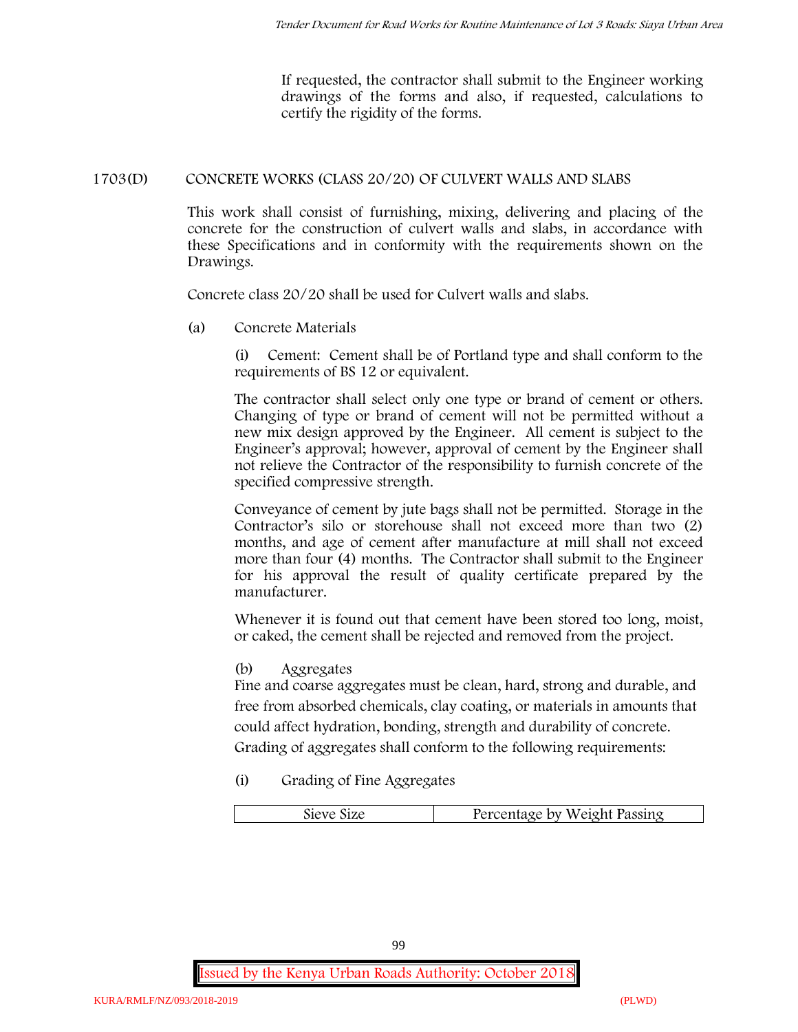If requested, the contractor shall submit to the Engineer working drawings of the forms and also, if requested, calculations to certify the rigidity of the forms.

## 1703(D) CONCRETE WORKS (CLASS 20/20) OF CULVERT WALLS AND SLABS

This work shall consist of furnishing, mixing, delivering and placing of the concrete for the construction of culvert walls and slabs, in accordance with these Specifications and in conformity with the requirements shown on the Drawings.

Concrete class 20/20 shall be used for Culvert walls and slabs.

(a) Concrete Materials

(i) Cement: Cement shall be of Portland type and shall conform to the requirements of BS 12 or equivalent.

The contractor shall select only one type or brand of cement or others. Changing of type or brand of cement will not be permitted without a new mix design approved by the Engineer. All cement is subject to the Engineer's approval; however, approval of cement by the Engineer shall not relieve the Contractor of the responsibility to furnish concrete of the specified compressive strength.

Conveyance of cement by jute bags shall not be permitted. Storage in the Contractor's silo or storehouse shall not exceed more than two (2) months, and age of cement after manufacture at mill shall not exceed more than four (4) months. The Contractor shall submit to the Engineer for his approval the result of quality certificate prepared by the manufacturer.

Whenever it is found out that cement have been stored too long, moist, or caked, the cement shall be rejected and removed from the project.

(b) Aggregates

Fine and coarse aggregates must be clean, hard, strong and durable, and free from absorbed chemicals, clay coating, or materials in amounts that could affect hydration, bonding, strength and durability of concrete. Grading of aggregates shall conform to the following requirements:

(i) Grading of Fine Aggregates

| Sieve Size | Percentage by Weight Passing |
|---|---|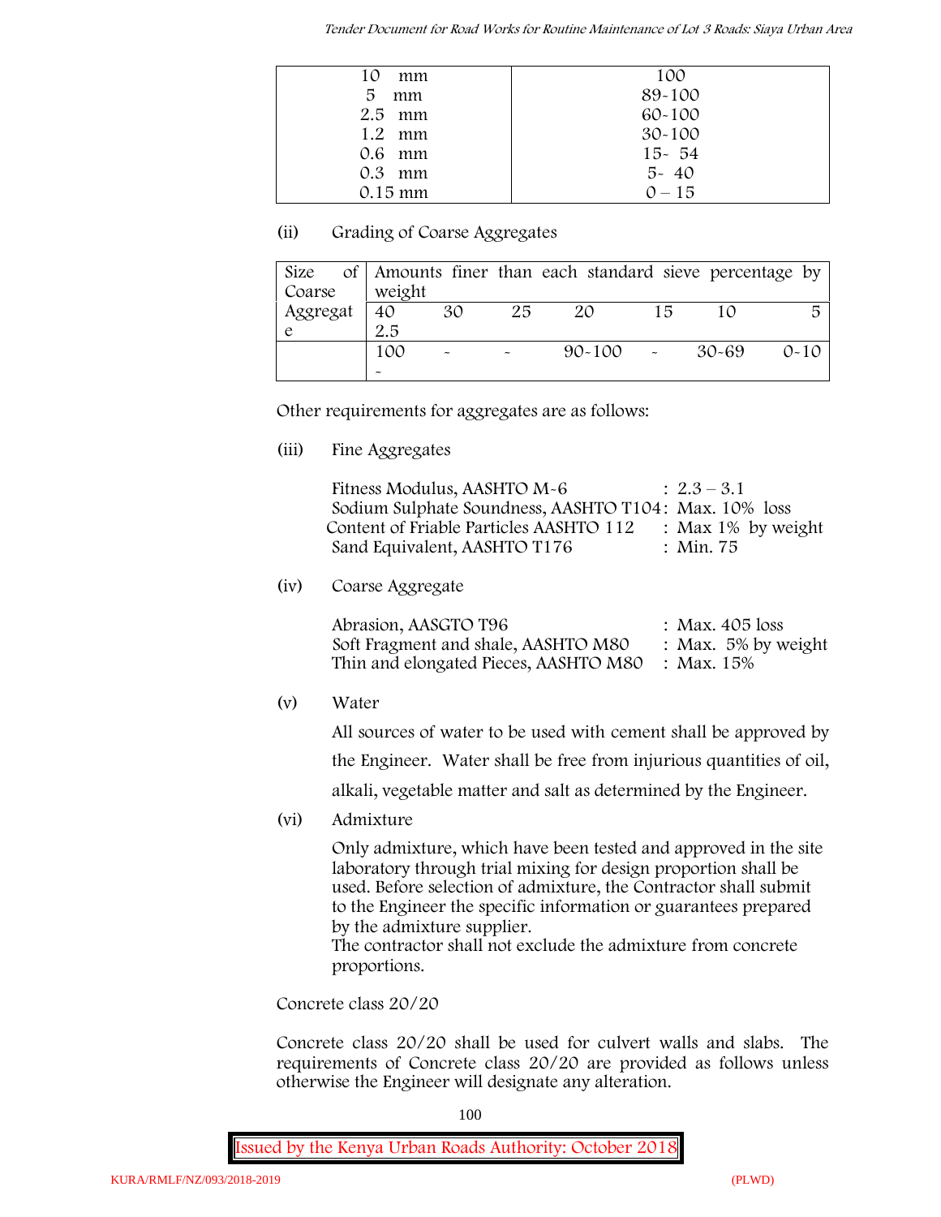| | |
|---|---|
| 10 mm | 100 |
| 5 mm | 89-100 |
| 2.5 mm | 60-100 |
| 1.2 mm | 30-100 |
| 0.6 mm | 15- 54 |
| 0.3 mm | 5- 40 |
| 0.15 mm | 0 – 15 |

(ii) Grading of Coarse Aggregates

| Size of Coarse Aggregate | Amounts finer than each standard sieve percentage by weight | | | | | | |
|---|---|---|---|---|---|---|---|
| | 40 2.5 | 30 | 25 | 20 | 15 | 10 | 5 |
| | 100 - | - | - | 90-100 | - | 30-69 | 0-10 |

Other requirements for aggregates are as follows:

(iii) Fine Aggregates

| | |
|---|---|
| Fitness Modulus, AASHTO M-6 | : 2.3 – 3.1 |
| Sodium Sulphate Soundness, AASHTO T104 | : Max. 10% loss |
| Content of Friable Particles AASHTO 112 | : Max 1% by weight |
| Sand Equivalent, AASHTO T176 | : Min. 75 |

(iv) Coarse Aggregate

| | |
|---|---|
| Abrasion, AASGTO T96 | : Max. 405 loss |
| Soft Fragment and shale, AASHTO M80 | : Max. 5% by weight |
| Thin and elongated Pieces, AASHTO M80 | : Max. 15% |

(v) Water

All sources of water to be used with cement shall be approved by the Engineer. Water shall be free from injurious quantities of oil, alkali, vegetable matter and salt as determined by the Engineer.

(vi) Admixture

Only admixture, which have been tested and approved in the site laboratory through trial mixing for design proportion shall be used. Before selection of admixture, the Contractor shall submit to the Engineer the specific information or guarantees prepared by the admixture supplier.
The contractor shall not exclude the admixture from concrete proportions.

Concrete class 20/20

Concrete class 20/20 shall be used for culvert walls and slabs. The requirements of Concrete class 20/20 are provided as follows unless otherwise the Engineer will designate any alteration.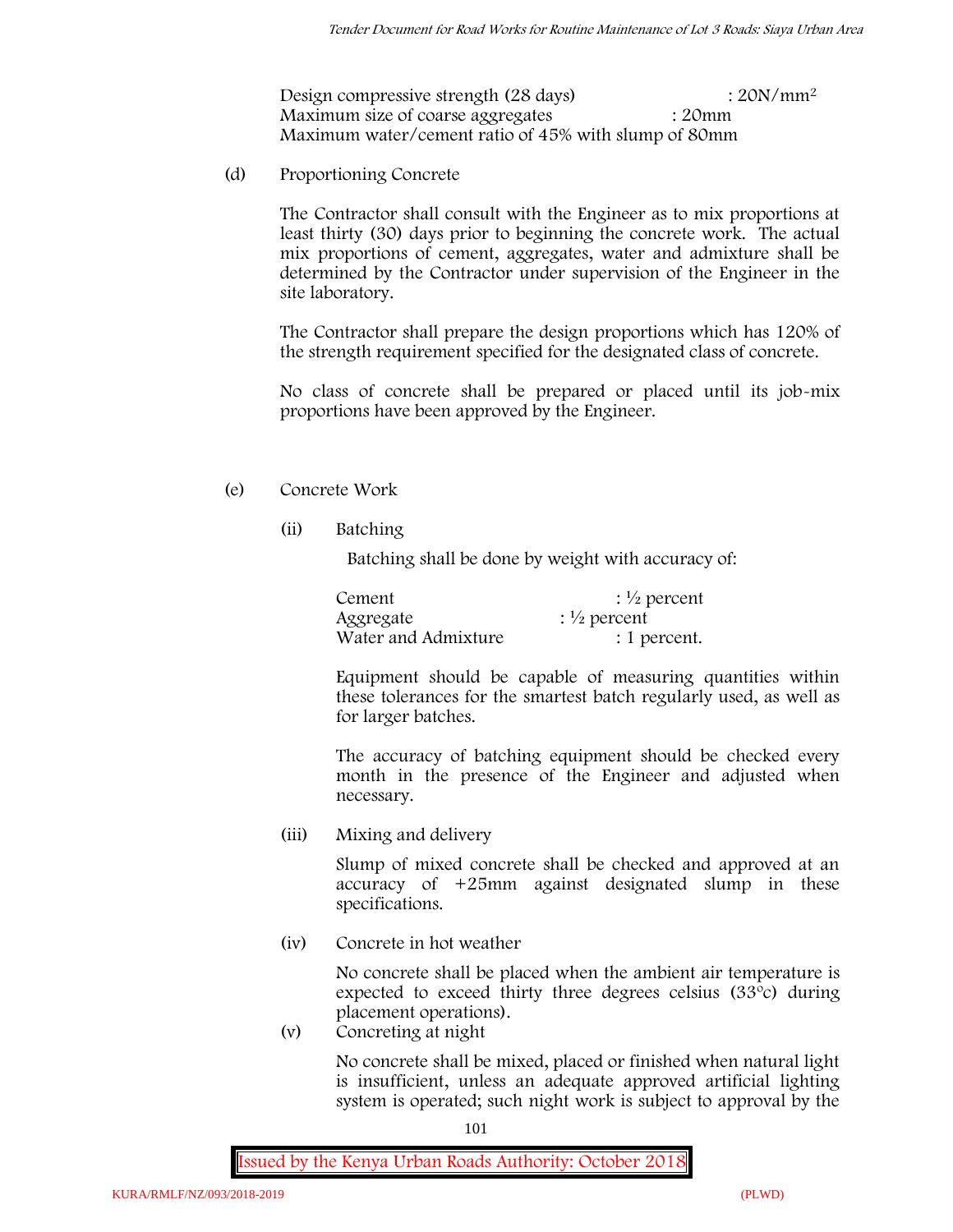Design compressive strength (28 days) : $20N/mm^2$
Maximum size of coarse aggregates : 20mm
Maximum water/cement ratio of 45% with slump of 80mm

(d) Proportioning Concrete

The Contractor shall consult with the Engineer as to mix proportions at least thirty (30) days prior to beginning the concrete work. The actual mix proportions of cement, aggregates, water and admixture shall be determined by the Contractor under supervision of the Engineer in the site laboratory.

The Contractor shall prepare the design proportions which has 120% of the strength requirement specified for the designated class of concrete.

No class of concrete shall be prepared or placed until its job-mix proportions have been approved by the Engineer.

(e) Concrete Work

(ii) Batching

Batching shall be done by weight with accuracy of:

Cement : ½ percent
Aggregate : ½ percent
Water and Admixture : 1 percent.

Equipment should be capable of measuring quantities within these tolerances for the smartest batch regularly used, as well as for larger batches.

The accuracy of batching equipment should be checked every month in the presence of the Engineer and adjusted when necessary.

(iii) Mixing and delivery

Slump of mixed concrete shall be checked and approved at an accuracy of +25mm against designated slump in these specifications.

(iv) Concrete in hot weather

No concrete shall be placed when the ambient air temperature is expected to exceed thirty three degrees celsius (33°c) during placement operations).

(v) Concreting at night

No concrete shall be mixed, placed or finished when natural light is insufficient, unless an adequate approved artificial lighting system is operated; such night work is subject to approval by the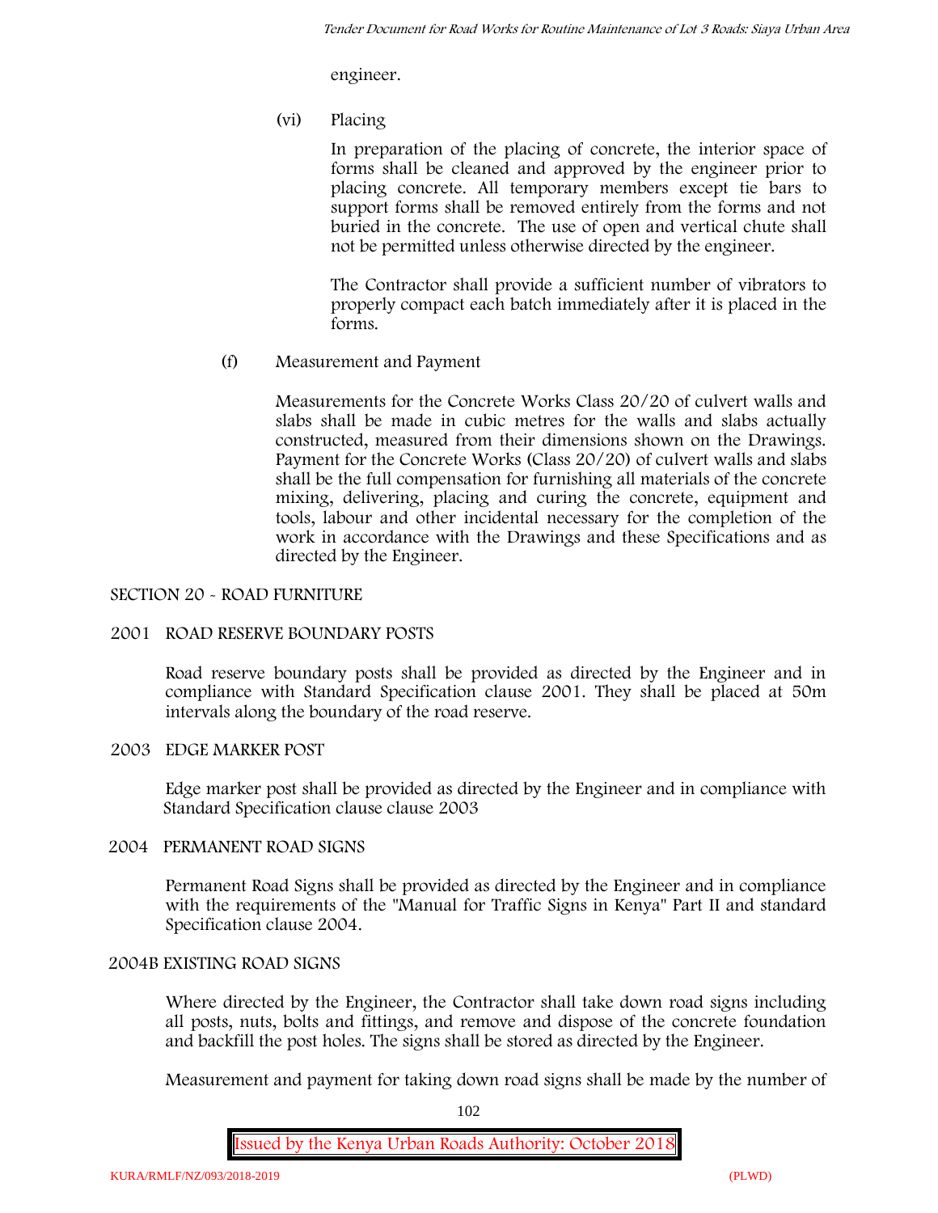engineer.

(vi) Placing

In preparation of the placing of concrete, the interior space of forms shall be cleaned and approved by the engineer prior to placing concrete. All temporary members except tie bars to support forms shall be removed entirely from the forms and not buried in the concrete. The use of open and vertical chute shall not be permitted unless otherwise directed by the engineer.

The Contractor shall provide a sufficient number of vibrators to properly compact each batch immediately after it is placed in the forms.

(f) Measurement and Payment

Measurements for the Concrete Works Class 20/20 of culvert walls and slabs shall be made in cubic metres for the walls and slabs actually constructed, measured from their dimensions shown on the Drawings. Payment for the Concrete Works (Class 20/20) of culvert walls and slabs shall be the full compensation for furnishing all materials of the concrete mixing, delivering, placing and curing the concrete, equipment and tools, labour and other incidental necessary for the completion of the work in accordance with the Drawings and these Specifications and as directed by the Engineer.

## SECTION 20 - ROAD FURNITURE

### 2001 ROAD RESERVE BOUNDARY POSTS

Road reserve boundary posts shall be provided as directed by the Engineer and in compliance with Standard Specification clause 2001. They shall be placed at 50m intervals along the boundary of the road reserve.

### 2003 EDGE MARKER POST

Edge marker post shall be provided as directed by the Engineer and in compliance with Standard Specification clause clause 2003

### 2004 PERMANENT ROAD SIGNS

Permanent Road Signs shall be provided as directed by the Engineer and in compliance with the requirements of the "Manual for Traffic Signs in Kenya" Part II and standard Specification clause 2004.

### 2004B EXISTING ROAD SIGNS

Where directed by the Engineer, the Contractor shall take down road signs including all posts, nuts, bolts and fittings, and remove and dispose of the concrete foundation and backfill the post holes. The signs shall be stored as directed by the Engineer.

Measurement and payment for taking down road signs shall be made by the number of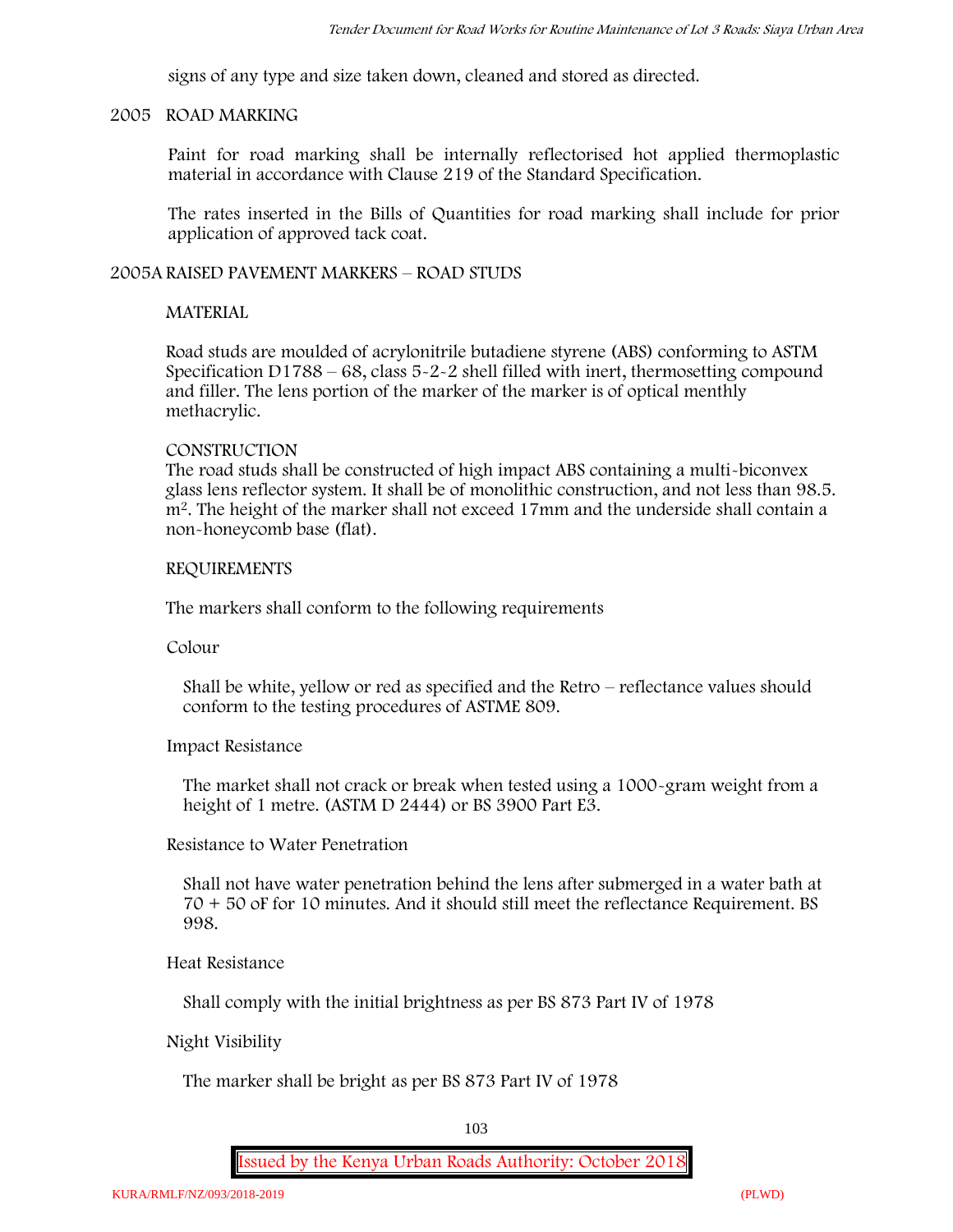signs of any type and size taken down, cleaned and stored as directed.

## 2005 ROAD MARKING

Paint for road marking shall be internally reflectorised hot applied thermoplastic material in accordance with Clause 219 of the Standard Specification.

The rates inserted in the Bills of Quantities for road marking shall include for prior application of approved tack coat.

## 2005A RAISED PAVEMENT MARKERS – ROAD STUDS

### MATERIAL

Road studs are moulded of acrylonitrile butadiene styrene (ABS) conforming to ASTM Specification D1788 – 68, class 5-2-2 shell filled with inert, thermosetting compound and filler. The lens portion of the marker of the marker is of optical menthly methacrylic.

### CONSTRUCTION

The road studs shall be constructed of high impact ABS containing a multi-biconvex glass lens reflector system. It shall be of monolithic construction, and not less than 98.5. $m^2$. The height of the marker shall not exceed 17mm and the underside shall contain a non-honeycomb base (flat).

### REQUIREMENTS

The markers shall conform to the following requirements

Colour

Shall be white, yellow or red as specified and the Retro – reflectance values should conform to the testing procedures of ASTME 809.

Impact Resistance

The market shall not crack or break when tested using a 1000-gram weight from a height of 1 metre. (ASTM D 2444) or BS 3900 Part E3.

Resistance to Water Penetration

Shall not have water penetration behind the lens after submerged in a water bath at 70 + 50 oF for 10 minutes. And it should still meet the reflectance Requirement. BS 998.

Heat Resistance

Shall comply with the initial brightness as per BS 873 Part IV of 1978

Night Visibility

The marker shall be bright as per BS 873 Part IV of 1978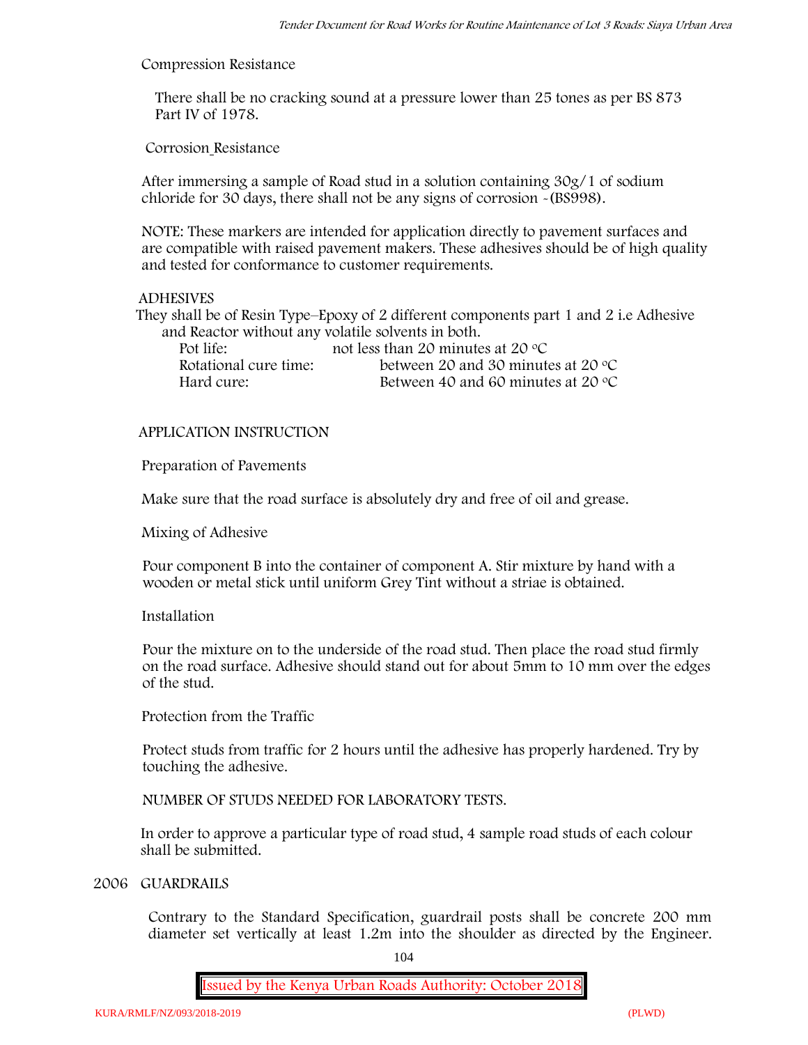Compression Resistance

There shall be no cracking sound at a pressure lower than 25 tones as per BS 873 Part IV of 1978.

Corrosion_Resistance

After immersing a sample of Road stud in a solution containing 30g/1 of sodium chloride for 30 days, there shall not be any signs of corrosion -(BS998).

NOTE: These markers are intended for application directly to pavement surfaces and are compatible with raised pavement makers. These adhesives should be of high quality and tested for conformance to customer requirements.

ADHESIVES

They shall be of Resin Type–Epoxy of 2 different components part 1 and 2 i.e Adhesive and Reactor without any volatile solvents in both.

| | |
|---|---|
| Pot life: | not less than 20 minutes at 20 °C |
| Rotational cure time: | between 20 and 30 minutes at 20 °C |
| Hard cure: | Between 40 and 60 minutes at 20 °C |

APPLICATION INSTRUCTION

Preparation of Pavements

Make sure that the road surface is absolutely dry and free of oil and grease.

Mixing of Adhesive

Pour component B into the container of component A. Stir mixture by hand with a wooden or metal stick until uniform Grey Tint without a striae is obtained.

Installation

Pour the mixture on to the underside of the road stud. Then place the road stud firmly on the road surface. Adhesive should stand out for about 5mm to 10 mm over the edges of the stud.

Protection from the Traffic

Protect studs from traffic for 2 hours until the adhesive has properly hardened. Try by touching the adhesive.

NUMBER OF STUDS NEEDED FOR LABORATORY TESTS.

In order to approve a particular type of road stud, 4 sample road studs of each colour shall be submitted.

2006 GUARDRAILS

Contrary to the Standard Specification, guardrail posts shall be concrete 200 mm diameter set vertically at least 1.2m into the shoulder as directed by the Engineer.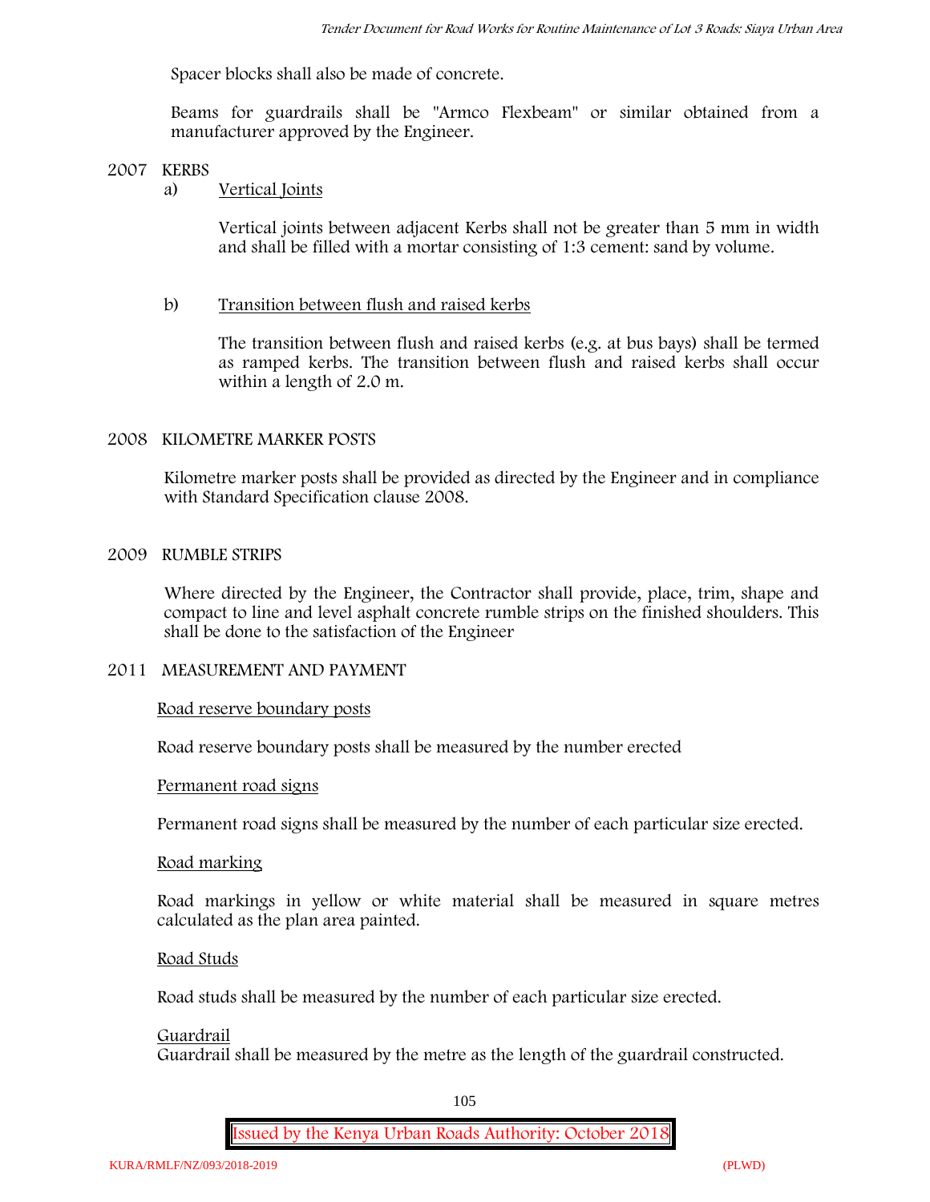Spacer blocks shall also be made of concrete.

Beams for guardrails shall be "Armco Flexbeam" or similar obtained from a manufacturer approved by the Engineer.

## 2007 KERBS

a) Vertical Joints

Vertical joints between adjacent Kerbs shall not be greater than 5 mm in width and shall be filled with a mortar consisting of 1:3 cement: sand by volume.

b) Transition between flush and raised kerbs

The transition between flush and raised kerbs (e.g. at bus bays) shall be termed as ramped kerbs. The transition between flush and raised kerbs shall occur within a length of 2.0 m.

## 2008 KILOMETRE MARKER POSTS

Kilometre marker posts shall be provided as directed by the Engineer and in compliance with Standard Specification clause 2008.

## 2009 RUMBLE STRIPS

Where directed by the Engineer, the Contractor shall provide, place, trim, shape and compact to line and level asphalt concrete rumble strips on the finished shoulders. This shall be done to the satisfaction of the Engineer

## 2011 MEASUREMENT AND PAYMENT

Road reserve boundary posts

Road reserve boundary posts shall be measured by the number erected

Permanent road signs

Permanent road signs shall be measured by the number of each particular size erected.

Road marking

Road markings in yellow or white material shall be measured in square metres calculated as the plan area painted.

Road Studs

Road studs shall be measured by the number of each particular size erected.

Guardrail

Guardrail shall be measured by the metre as the length of the guardrail constructed.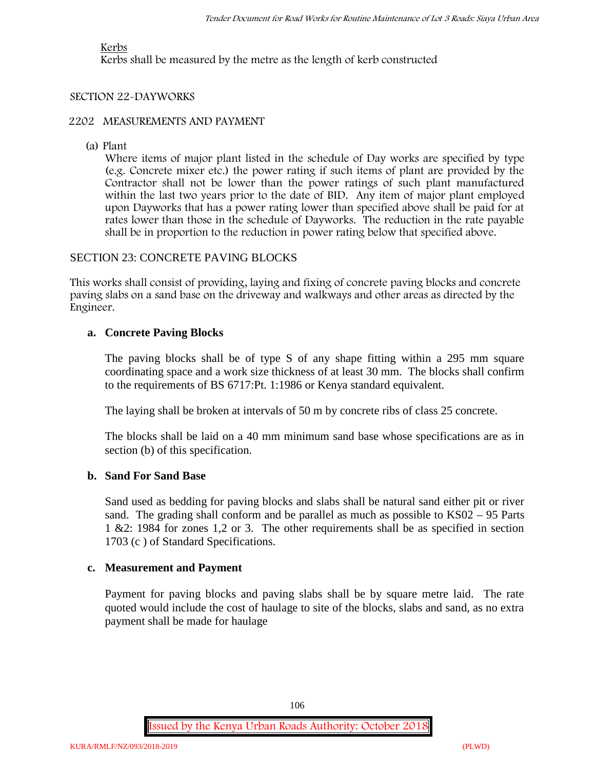Kerbs

Kerbs shall be measured by the metre as the length of kerb constructed

## SECTION 22-DAYWORKS

### 2202 MEASUREMENTS AND PAYMENT

(a) Plant

Where items of major plant listed in the schedule of Day works are specified by type (e.g. Concrete mixer etc.) the power rating if such items of plant are provided by the Contractor shall not be lower than the power ratings of such plant manufactured within the last two years prior to the date of BID. Any item of major plant employed upon Dayworks that has a power rating lower than specified above shall be paid for at rates lower than those in the schedule of Dayworks. The reduction in the rate payable shall be in proportion to the reduction in power rating below that specified above.

## SECTION 23: CONCRETE PAVING BLOCKS

This works shall consist of providing, laying and fixing of concrete paving blocks and concrete paving slabs on a sand base on the driveway and walkways and other areas as directed by the Engineer.

### a. Concrete Paving Blocks

The paving blocks shall be of type S of any shape fitting within a 295 mm square coordinating space and a work size thickness of at least 30 mm. The blocks shall confirm to the requirements of BS 6717:Pt. 1:1986 or Kenya standard equivalent.

The laying shall be broken at intervals of 50 m by concrete ribs of class 25 concrete.

The blocks shall be laid on a 40 mm minimum sand base whose specifications are as in section (b) of this specification.

### b. Sand For Sand Base

Sand used as bedding for paving blocks and slabs shall be natural sand either pit or river sand. The grading shall conform and be parallel as much as possible to KS02 – 95 Parts 1 &2: 1984 for zones 1,2 or 3. The other requirements shall be as specified in section 1703 (c ) of Standard Specifications.

### c. Measurement and Payment

Payment for paving blocks and paving slabs shall be by square metre laid. The rate quoted would include the cost of haulage to site of the blocks, slabs and sand, as no extra payment shall be made for haulage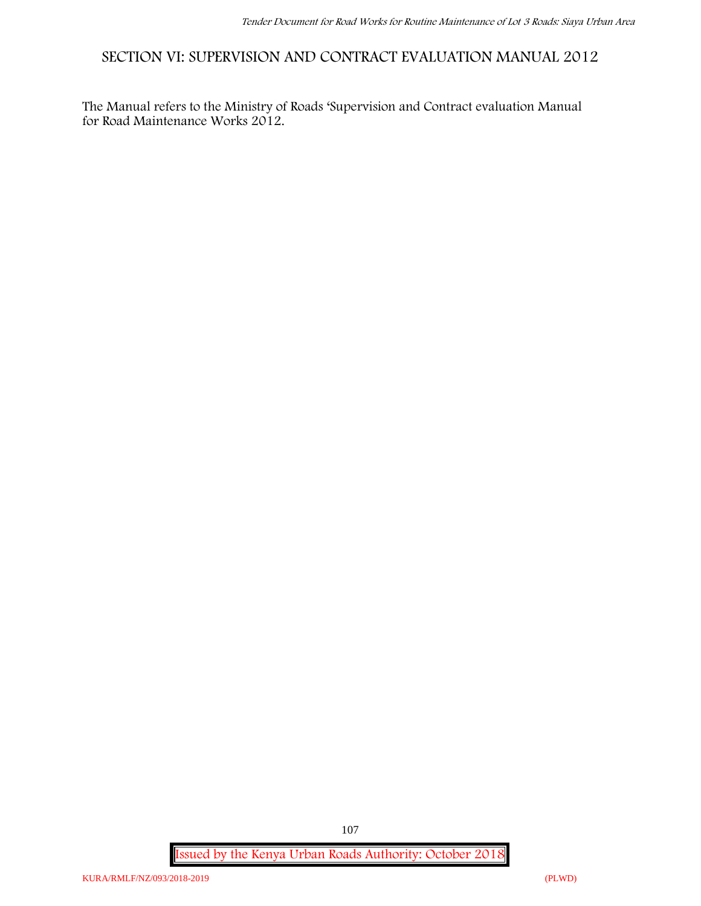# SECTION VI: SUPERVISION AND CONTRACT EVALUATION MANUAL 2012

The Manual refers to the Ministry of Roads 'Supervision and Contract evaluation Manual for Road Maintenance Works 2012.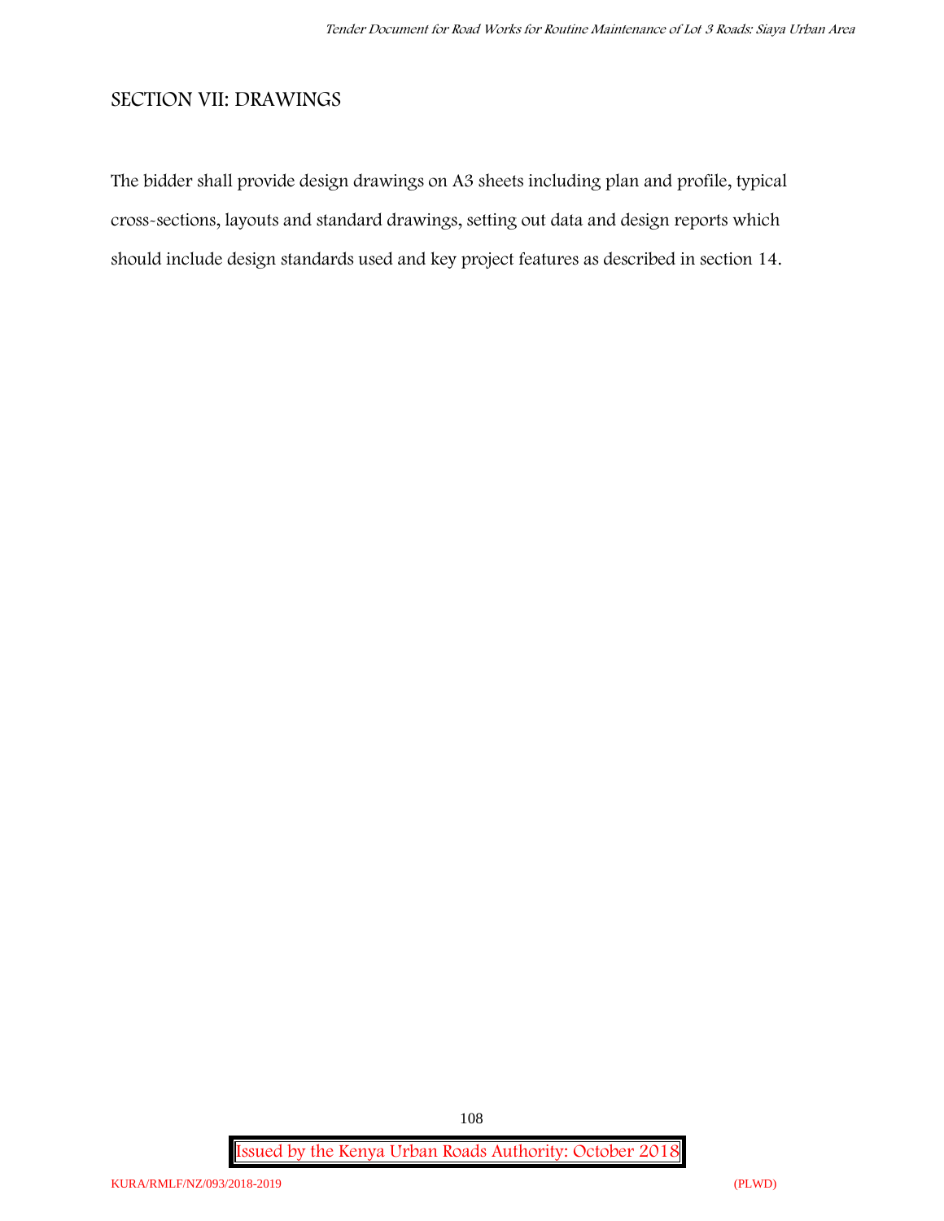## SECTION VII: DRAWINGS

The bidder shall provide design drawings on A3 sheets including plan and profile, typical cross-sections, layouts and standard drawings, setting out data and design reports which should include design standards used and key project features as described in section 14.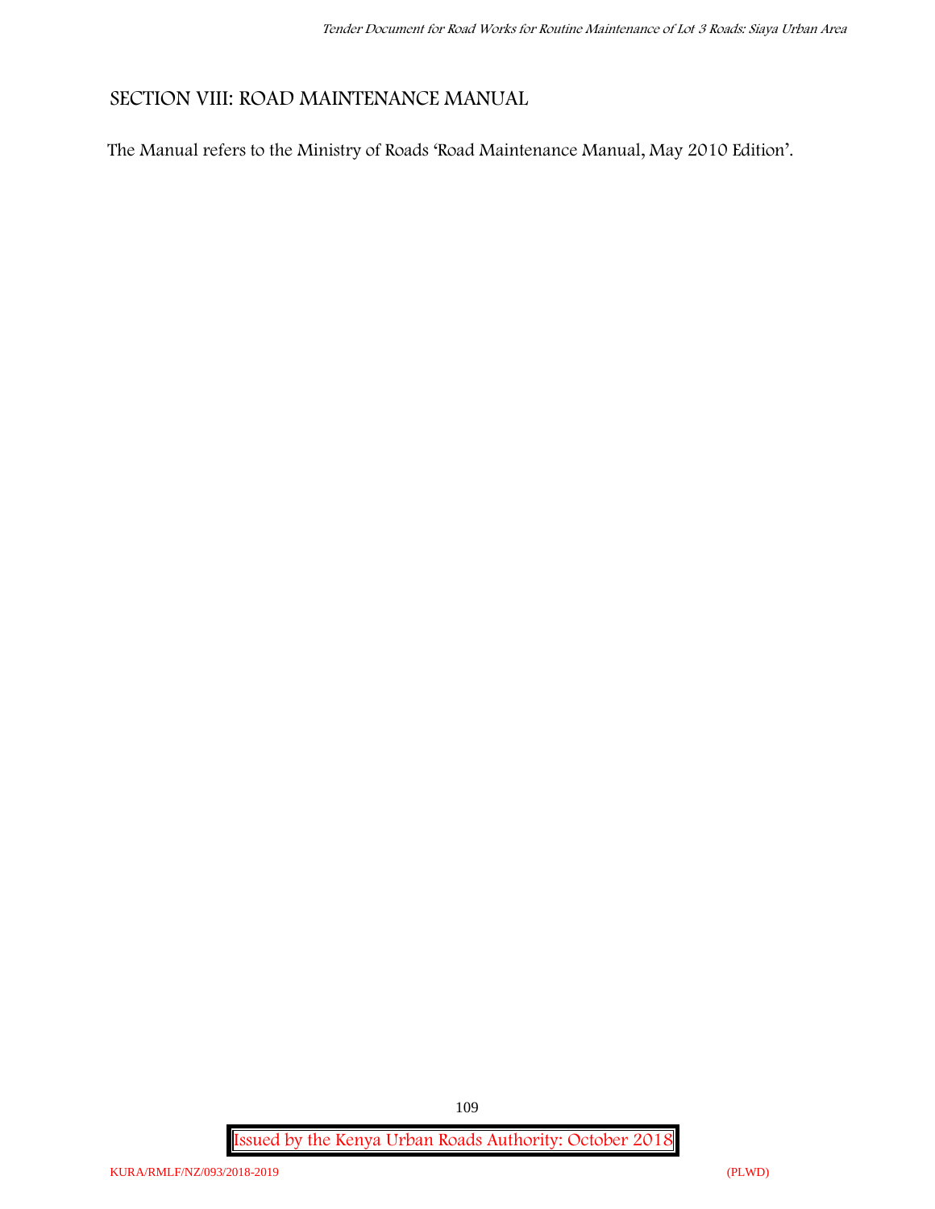# SECTION VIII: ROAD MAINTENANCE MANUAL

The Manual refers to the Ministry of Roads 'Road Maintenance Manual, May 2010 Edition'.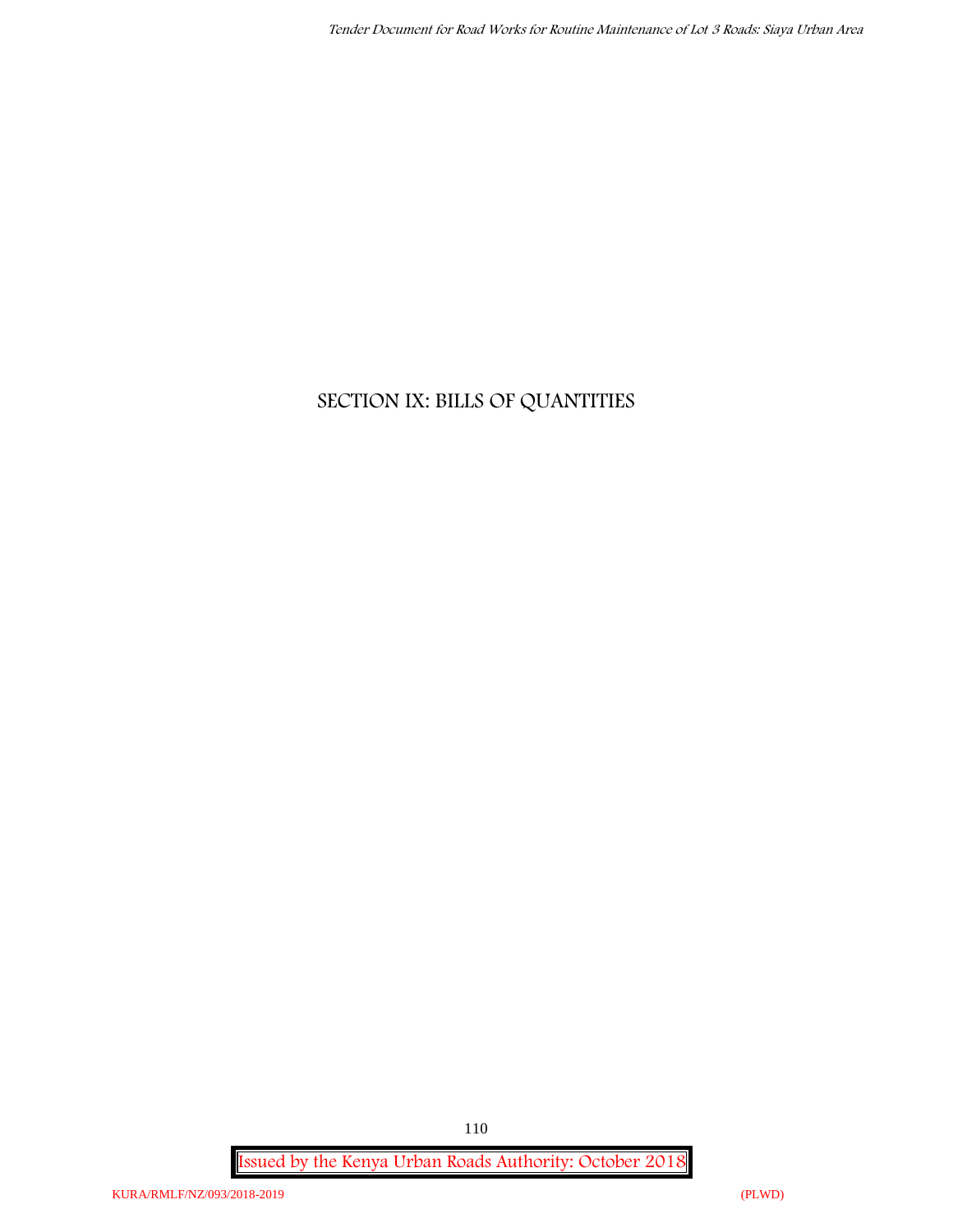# SECTION IX: BILLS OF QUANTITIES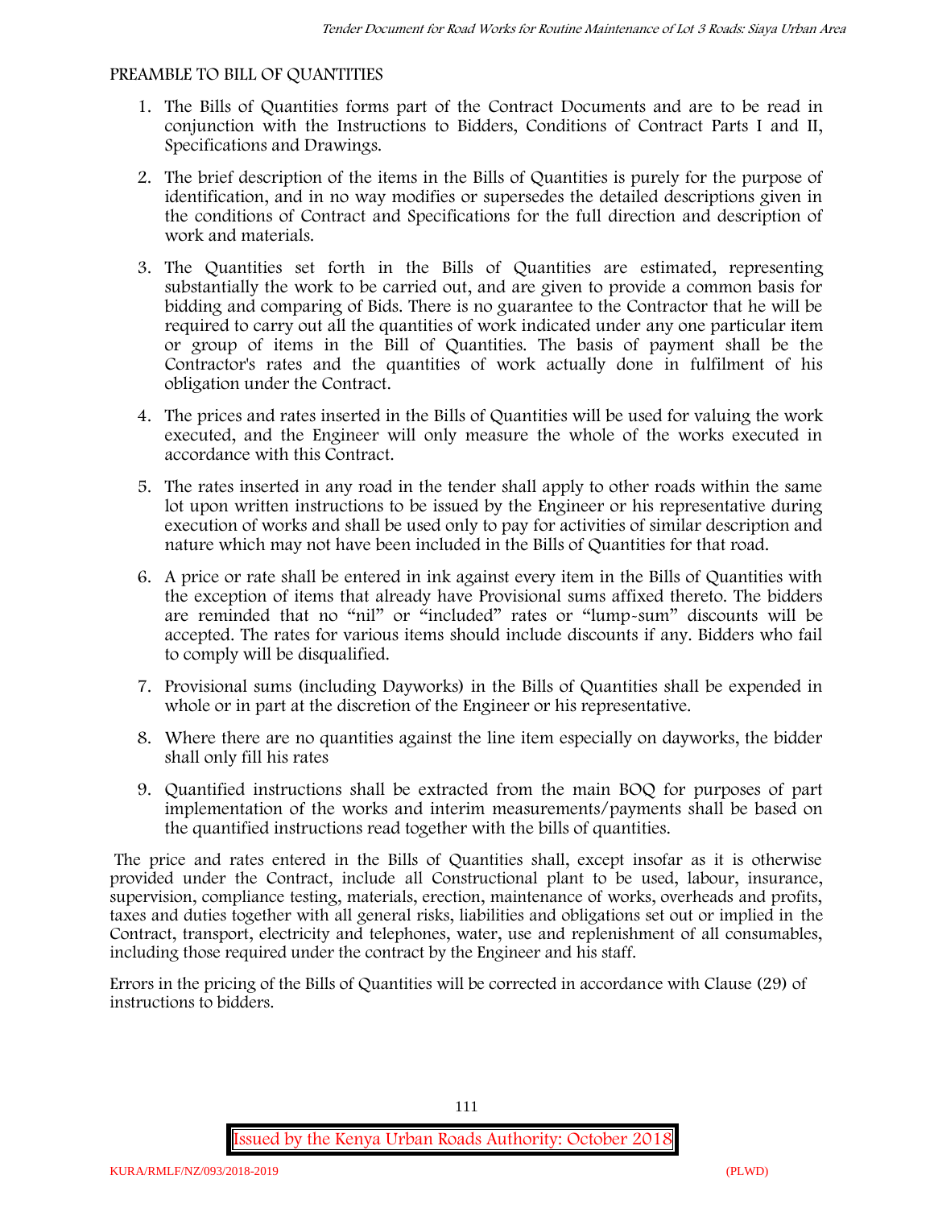## PREAMBLE TO BILL OF QUANTITIES

1. The Bills of Quantities forms part of the Contract Documents and are to be read in conjunction with the Instructions to Bidders, Conditions of Contract Parts I and II, Specifications and Drawings.
2. The brief description of the items in the Bills of Quantities is purely for the purpose of identification, and in no way modifies or supersedes the detailed descriptions given in the conditions of Contract and Specifications for the full direction and description of work and materials.
3. The Quantities set forth in the Bills of Quantities are estimated, representing substantially the work to be carried out, and are given to provide a common basis for bidding and comparing of Bids. There is no guarantee to the Contractor that he will be required to carry out all the quantities of work indicated under any one particular item or group of items in the Bill of Quantities. The basis of payment shall be the Contractor's rates and the quantities of work actually done in fulfilment of his obligation under the Contract.
4. The prices and rates inserted in the Bills of Quantities will be used for valuing the work executed, and the Engineer will only measure the whole of the works executed in accordance with this Contract.
5. The rates inserted in any road in the tender shall apply to other roads within the same lot upon written instructions to be issued by the Engineer or his representative during execution of works and shall be used only to pay for activities of similar description and nature which may not have been included in the Bills of Quantities for that road.
6. A price or rate shall be entered in ink against every item in the Bills of Quantities with the exception of items that already have Provisional sums affixed thereto. The bidders are reminded that no "nil" or "included" rates or "lump-sum" discounts will be accepted. The rates for various items should include discounts if any. Bidders who fail to comply will be disqualified.
7. Provisional sums (including Dayworks) in the Bills of Quantities shall be expended in whole or in part at the discretion of the Engineer or his representative.
8. Where there are no quantities against the line item especially on dayworks, the bidder shall only fill his rates
9. Quantified instructions shall be extracted from the main BOQ for purposes of part implementation of the works and interim measurements/payments shall be based on the quantified instructions read together with the bills of quantities.

The price and rates entered in the Bills of Quantities shall, except insofar as it is otherwise provided under the Contract, include all Constructional plant to be used, labour, insurance, supervision, compliance testing, materials, erection, maintenance of works, overheads and profits, taxes and duties together with all general risks, liabilities and obligations set out or implied in the Contract, transport, electricity and telephones, water, use and replenishment of all consumables, including those required under the contract by the Engineer and his staff.

Errors in the pricing of the Bills of Quantities will be corrected in accordance with Clause (29) of instructions to bidders.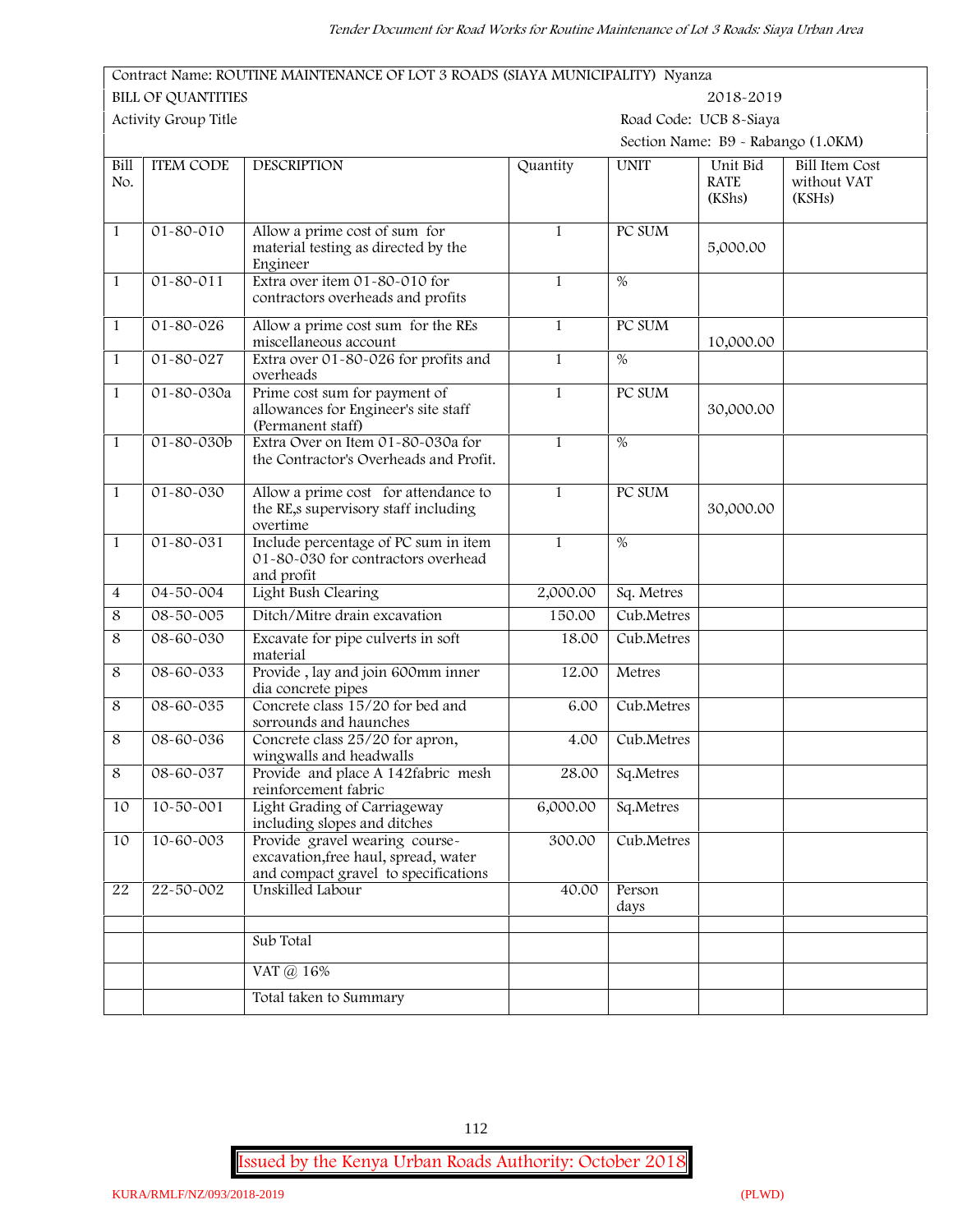Contract Name: ROUTINE MAINTENANCE OF LOT 3 ROADS (SIAYA MUNICIPALITY) Nyanza

BILL OF QUANTITIES 2018-2019

Activity Group Title

Road Code: UCB 8-Siaya

Section Name: B9 - Rabango (1.0KM)

| Bill No. | ITEM CODE | DESCRIPTION | Quantity | UNIT | Unit Bid RATE (KShs) | Bill Item Cost without VAT (KSHs) |
|---|---|---|---|---|---|---|
| 1 | 01-80-010 | Allow a prime cost of sum for material testing as directed by the Engineer | 1 | PC SUM | 5,000.00 | |
| 1 | 01-80-011 | Extra over item 01-80-010 for contractors overheads and profits | 1 | % | | |
| 1 | 01-80-026 | Allow a prime cost sum for the REs miscellaneous account | 1 | PC SUM | 10,000.00 | |
| 1 | 01-80-027 | Extra over 01-80-026 for profits and overheads | 1 | % | | |
| 1 | 01-80-030a | Prime cost sum for payment of allowances for Engineer's site staff (Permanent staff) | 1 | PC SUM | 30,000.00 | |
| 1 | 01-80-030b | Extra Over on Item 01-80-030a for the Contractor's Overheads and Profit. | 1 | % | | |
| 1 | 01-80-030 | Allow a prime cost for attendance to the RE,s supervisory staff including overtime | 1 | PC SUM | 30,000.00 | |
| 1 | 01-80-031 | Include percentage of PC sum in item 01-80-030 for contractors overhead and profit | 1 | % | | |
| 4 | 04-50-004 | Light Bush Clearing | 2,000.00 | Sq. Metres | | |
| 8 | 08-50-005 | Ditch/Mitre drain excavation | 150.00 | Cub.Metres | | |
| 8 | 08-60-030 | Excavate for pipe culverts in soft material | 18.00 | Cub.Metres | | |
| 8 | 08-60-033 | Provide , lay and join 600mm inner dia concrete pipes | 12.00 | Metres | | |
| 8 | 08-60-035 | Concrete class 15/20 for bed and sorrounds and haunches | 6.00 | Cub.Metres | | |
| 8 | 08-60-036 | Concrete class 25/20 for apron, wingwalls and headwalls | 4.00 | Cub.Metres | | |
| 8 | 08-60-037 | Provide and place A 142fabric mesh reinforcement fabric | 28.00 | Sq.Metres | | |
| 10 | 10-50-001 | Light Grading of Carriageway including slopes and ditches | 6,000.00 | Sq.Metres | | |
| 10 | 10-60-003 | Provide gravel wearing course-excavation,free haul, spread, water and compact gravel to specifications | 300.00 | Cub.Metres | | |
| 22 | 22-50-002 | Unskilled Labour | 40.00 | Person days | | |
| | | | | | | |
| | | Sub Total | | | | |
| | | VAT @ 16% | | | | |
| | | Total taken to Summary | | | | |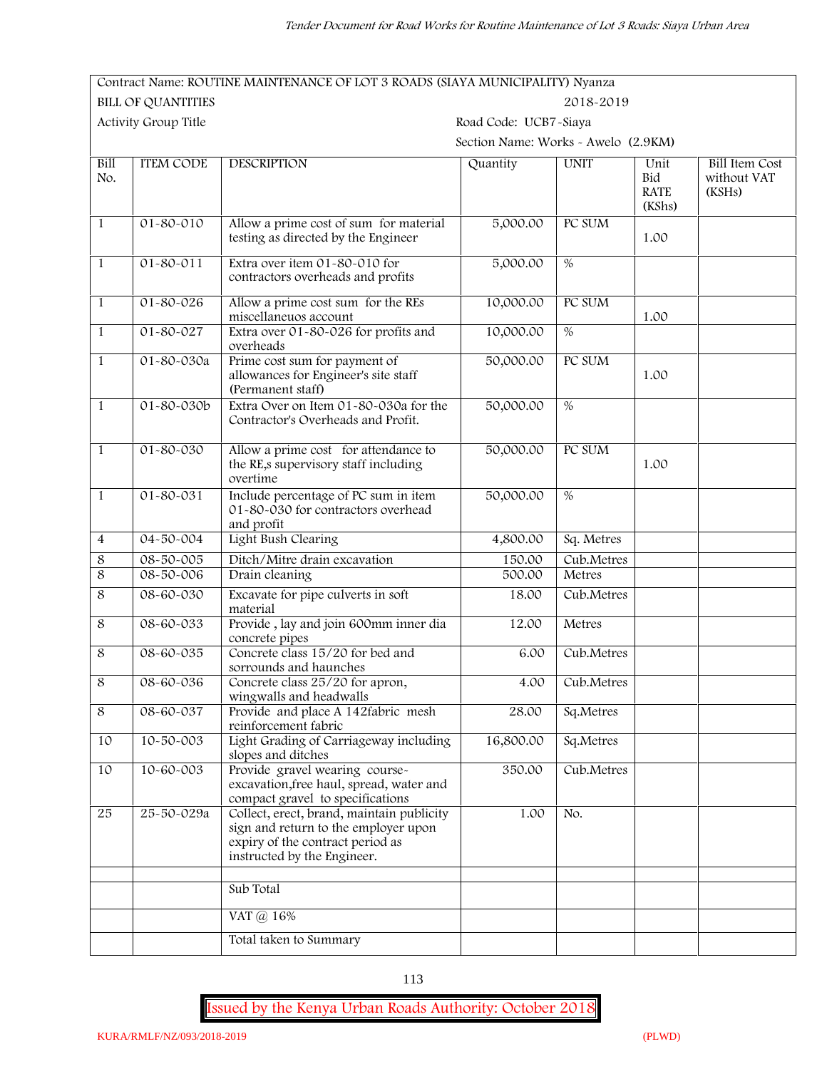| Contract Name: ROUTINE MAINTENANCE OF LOT 3 ROADS (SIAYA MUNICIPALITY) Nyanza | | | | | | |
|---|---|---|---|---|---|---|
| BILL OF QUANTITIES | | | 2018-2019 | | | |
| Activity Group Title | | | Road Code: UCB7-Siaya | | | |
| | | | Section Name: Works - Awelo (2.9KM) | | | |
| **Bill No.** | **ITEM CODE** | **DESCRIPTION** | **Quantity** | **UNIT** | **Unit Bid RATE (KShs)** | **Bill Item Cost without VAT (KSHs)** |
| 1 | 01-80-010 | Allow a prime cost of sum for material testing as directed by the Engineer | 5,000.00 | PC SUM | 1.00 | |
| 1 | 01-80-011 | Extra over item 01-80-010 for contractors overheads and profits | 5,000.00 | % | | |
| 1 | 01-80-026 | Allow a prime cost sum for the REs miscellaneuos account | 10,000.00 | PC SUM | 1.00 | |
| 1 | 01-80-027 | Extra over 01-80-026 for profits and overheads | 10,000.00 | % | | |
| 1 | 01-80-030a | Prime cost sum for payment of allowances for Engineer's site staff (Permanent staff) | 50,000.00 | PC SUM | 1.00 | |
| 1 | 01-80-030b | Extra Over on Item 01-80-030a for the Contractor's Overheads and Profit. | 50,000.00 | % | | |
| 1 | 01-80-030 | Allow a prime cost for attendance to the RE,s supervisory staff including overtime | 50,000.00 | PC SUM | 1.00 | |
| 1 | 01-80-031 | Include percentage of PC sum in item 01-80-030 for contractors overhead and profit | 50,000.00 | % | | |
| 4 | 04-50-004 | Light Bush Clearing | 4,800.00 | Sq. Metres | | |
| 8 | 08-50-005 | Ditch/Mitre drain excavation | 150.00 | Cub.Metres | | |
| 8 | 08-50-006 | Drain cleaning | 500.00 | Metres | | |
| 8 | 08-60-030 | Excavate for pipe culverts in soft material | 18.00 | Cub.Metres | | |
| 8 | 08-60-033 | Provide , lay and join 600mm inner dia concrete pipes | 12.00 | Metres | | |
| 8 | 08-60-035 | Concrete class 15/20 for bed and sorrounds and haunches | 6.00 | Cub.Metres | | |
| 8 | 08-60-036 | Concrete class 25/20 for apron, wingwalls and headwalls | 4.00 | Cub.Metres | | |
| 8 | 08-60-037 | Provide and place A 142fabric mesh reinforcement fabric | 28.00 | Sq.Metres | | |
| 10 | 10-50-003 | Light Grading of Carriageway including slopes and ditches | 16,800.00 | Sq.Metres | | |
| 10 | 10-60-003 | Provide gravel wearing course-excavation,free haul, spread, water and compact gravel to specifications | 350.00 | Cub.Metres | | |
| 25 | 25-50-029a | Collect, erect, brand, maintain publicity sign and return to the employer upon expiry of the contract period as instructed by the Engineer. | 1.00 | No. | | |
| | | | | | | |
| | | Sub Total | | | | |
| | | VAT @ 16% | | | | |
| | | Total taken to Summary | | | | |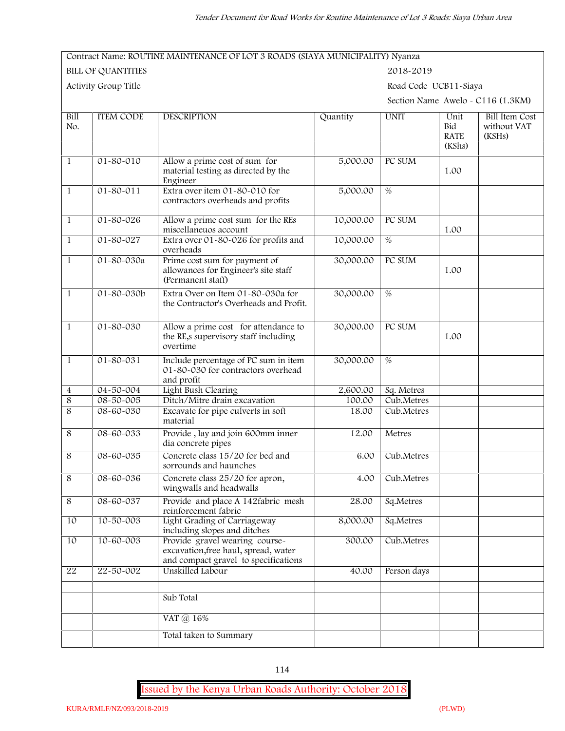Contract Name: ROUTINE MAINTENANCE OF LOT 3 ROADS (SIAYA MUNICIPALITY) Nyanza

BILL OF QUANTITIES 2018-2019

Activity Group Title Road Code UCB11-Siaya

Section Name Awelo - C116 (1.3KM)

| Bill No. | ITEM CODE | DESCRIPTION | Quantity | UNIT | Unit Bid RATE (KShs) | Bill Item Cost without VAT (KSHs) |
|---|---|---|---|---|---|---|
| 1 | 01-80-010 | Allow a prime cost of sum for material testing as directed by the Engineer | 5,000.00 | PC SUM | 1.00 | |
| 1 | 01-80-011 | Extra over item 01-80-010 for contractors overheads and profits | 5,000.00 | % | | |
| 1 | 01-80-026 | Allow a prime cost sum for the REs miscellaneuos account | 10,000.00 | PC SUM | 1.00 | |
| 1 | 01-80-027 | Extra over 01-80-026 for profits and overheads | 10,000.00 | % | | |
| 1 | 01-80-030a | Prime cost sum for payment of allowances for Engineer's site staff (Permanent staff) | 30,000.00 | PC SUM | 1.00 | |
| 1 | 01-80-030b | Extra Over on Item 01-80-030a for the Contractor's Overheads and Profit. | 30,000.00 | % | | |
| 1 | 01-80-030 | Allow a prime cost for attendance to the RE,s supervisory staff including overtime | 30,000.00 | PC SUM | 1.00 | |
| 1 | 01-80-031 | Include percentage of PC sum in item 01-80-030 for contractors overhead and profit | 30,000.00 | % | | |
| 4 | 04-50-004 | Light Bush Clearing | 2,600.00 | Sq. Metres | | |
| 8 | 08-50-005 | Ditch/Mitre drain excavation | 100.00 | Cub.Metres | | |
| 8 | 08-60-030 | Excavate for pipe culverts in soft material | 18.00 | Cub.Metres | | |
| 8 | 08-60-033 | Provide , lay and join 600mm inner dia concrete pipes | 12.00 | Metres | | |
| 8 | 08-60-035 | Concrete class 15/20 for bed and sorrounds and haunches | 6.00 | Cub.Metres | | |
| 8 | 08-60-036 | Concrete class 25/20 for apron, wingwalls and headwalls | 4.00 | Cub.Metres | | |
| 8 | 08-60-037 | Provide and place A 142fabric mesh reinforcement fabric | 28.00 | Sq.Metres | | |
| 10 | 10-50-003 | Light Grading of Carriageway including slopes and ditches | 8,000.00 | Sq.Metres | | |
| 10 | 10-60-003 | Provide gravel wearing course-excavation,free haul, spread, water and compact gravel to specifications | 300.00 | Cub.Metres | | |
| 22 | 22-50-002 | Unskilled Labour | 40.00 | Person days | | |
| | | | | | | |
| | | Sub Total | | | | |
| | | VAT @ 16% | | | | |
| | | Total taken to Summary | | | | |

Issued by the Kenya Urban Roads Authority: October 2018

KURA/RMLF/NZ/093/2018-2019 (PLWD)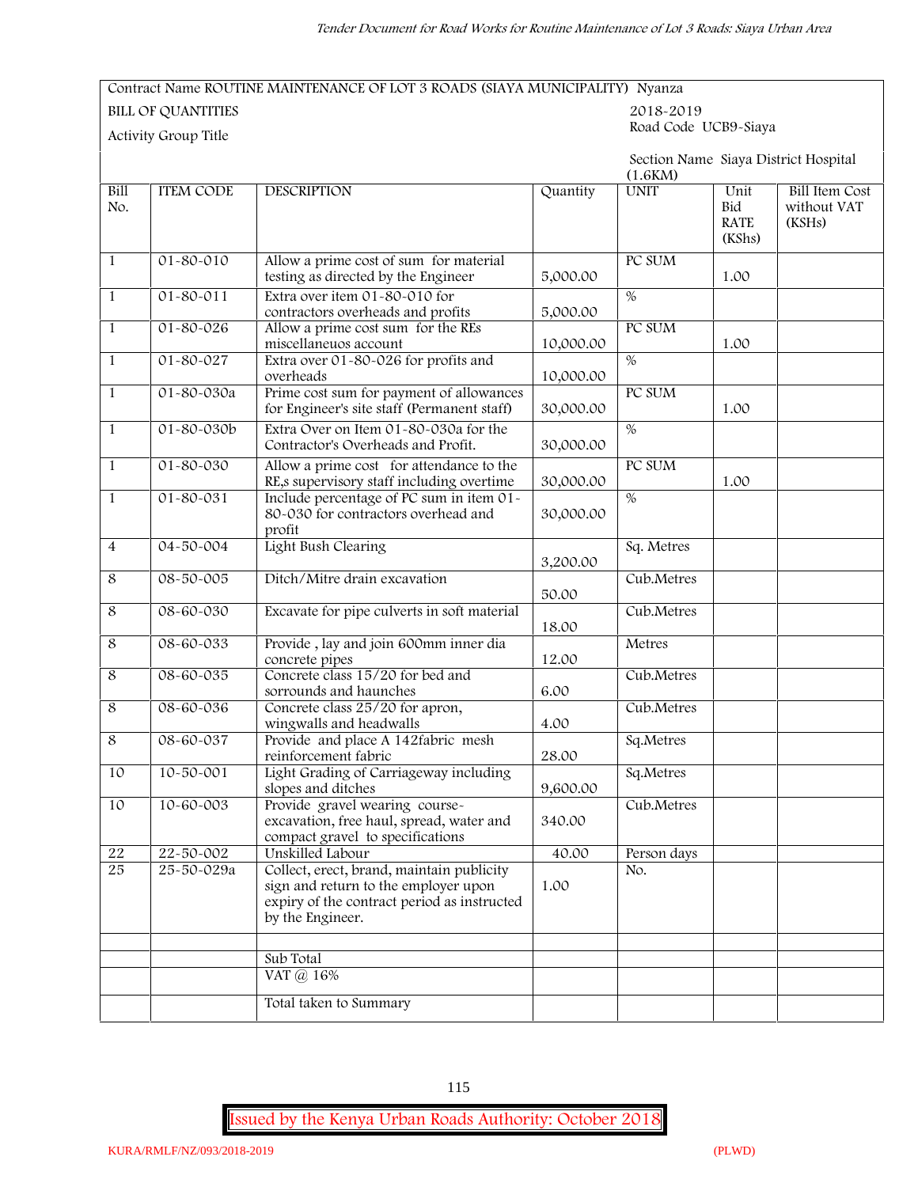| Contract Name ROUTINE MAINTENANCE OF LOT 3 ROADS (SIAYA MUNICIPALITY) Nyanza | | | | | | |
|---|---|---|---|---|---|---|
| BILL OF QUANTITIES | | | | 2018-2019 | | |
| Activity Group Title | | | | Road Code UCB9-Siaya | | |
| | | | | Section Name Siaya District Hospital (1.6KM) | | |
| **Bill No.** | **ITEM CODE** | **DESCRIPTION** | **Quantity** | **UNIT** | **Unit Bid RATE (KShs)** | **Bill Item Cost without VAT (KSHs)** |
| 1 | 01-80-010 | Allow a prime cost of sum for material testing as directed by the Engineer | 5,000.00 | PC SUM | 1.00 | |
| 1 | 01-80-011 | Extra over item 01-80-010 for contractors overheads and profits | 5,000.00 | % | | |
| 1 | 01-80-026 | Allow a prime cost sum for the REs miscellaneuos account | 10,000.00 | PC SUM | 1.00 | |
| 1 | 01-80-027 | Extra over 01-80-026 for profits and overheads | 10,000.00 | % | | |
| 1 | 01-80-030a | Prime cost sum for payment of allowances for Engineer's site staff (Permanent staff) | 30,000.00 | PC SUM | 1.00 | |
| 1 | 01-80-030b | Extra Over on Item 01-80-030a for the Contractor's Overheads and Profit. | 30,000.00 | % | | |
| 1 | 01-80-030 | Allow a prime cost for attendance to the RE,s supervisory staff including overtime | 30,000.00 | PC SUM | 1.00 | |
| 1 | 01-80-031 | Include percentage of PC sum in item 01-80-030 for contractors overhead and profit | 30,000.00 | % | | |
| 4 | 04-50-004 | Light Bush Clearing | 3,200.00 | Sq. Metres | | |
| 8 | 08-50-005 | Ditch/Mitre drain excavation | 50.00 | Cub.Metres | | |
| 8 | 08-60-030 | Excavate for pipe culverts in soft material | 18.00 | Cub.Metres | | |
| 8 | 08-60-033 | Provide , lay and join 600mm inner dia concrete pipes | 12.00 | Metres | | |
| 8 | 08-60-035 | Concrete class 15/20 for bed and sorrounds and haunches | 6.00 | Cub.Metres | | |
| 8 | 08-60-036 | Concrete class 25/20 for apron, wingwalls and headwalls | 4.00 | Cub.Metres | | |
| 8 | 08-60-037 | Provide and place A 142fabric mesh reinforcement fabric | 28.00 | Sq.Metres | | |
| 10 | 10-50-001 | Light Grading of Carriageway including slopes and ditches | 9,600.00 | Sq.Metres | | |
| 10 | 10-60-003 | Provide gravel wearing course-excavation, free haul, spread, water and compact gravel to specifications | 340.00 | Cub.Metres | | |
| 22 | 22-50-002 | Unskilled Labour | 40.00 | Person days | | |
| 25 | 25-50-029a | Collect, erect, brand, maintain publicity sign and return to the employer upon expiry of the contract period as instructed by the Engineer. | 1.00 | No. | | |
| | | | | | | |
| | | Sub Total | | | | |
| | | VAT @ 16% | | | | |
| | | Total taken to Summary | | | | |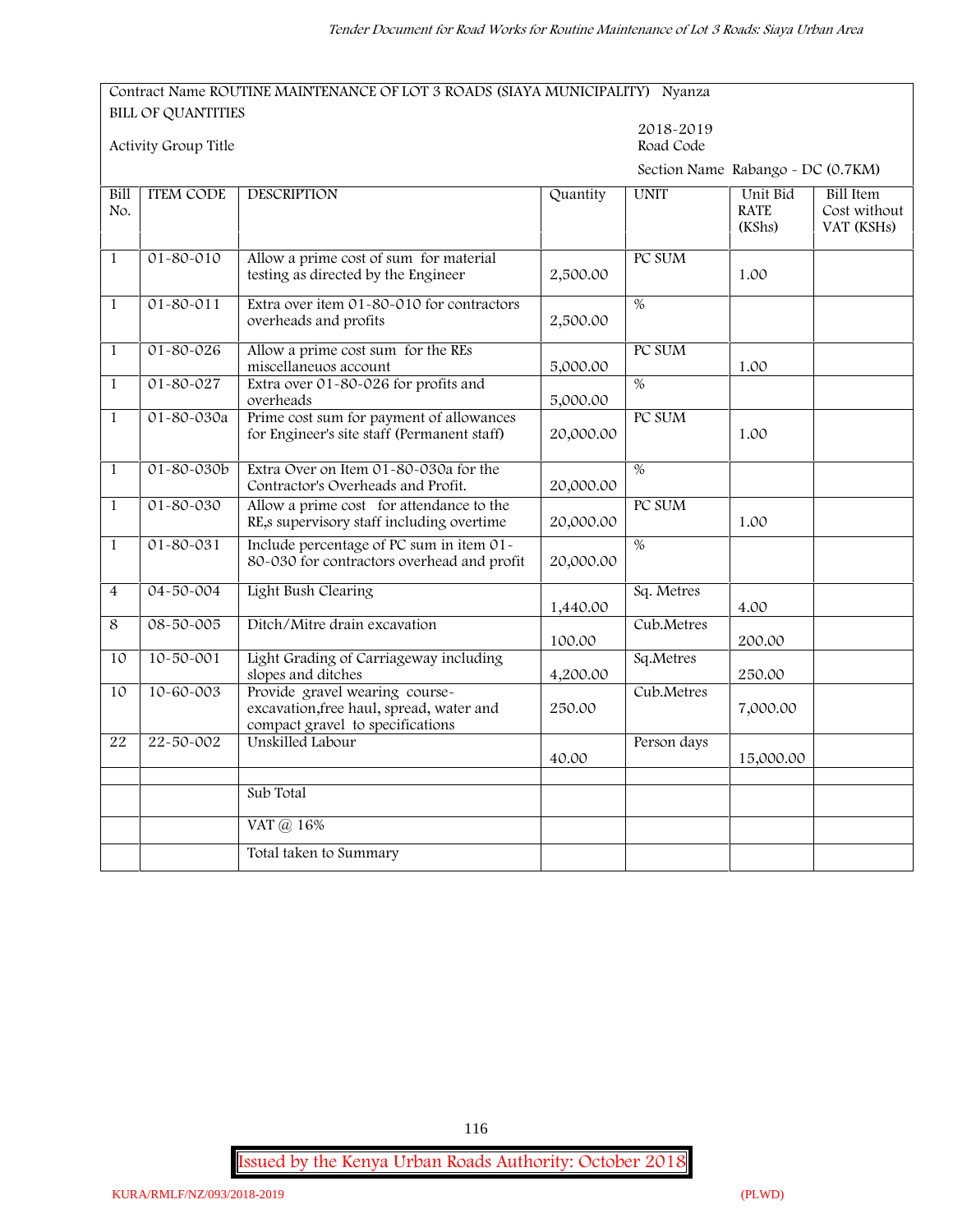Contract Name ROUTINE MAINTENANCE OF LOT 3 ROADS (SIAYA MUNICIPALITY) Nyanza

BILL OF QUANTITIES

2018-2019

Activity Group Title

Road Code

Section Name Rabango - DC (0.7KM)

| Bill No. | ITEM CODE | DESCRIPTION | Quantity | UNIT | Unit Bid RATE (KShs) | Bill Item Cost without VAT (KSHs) |
|---|---|---|---|---|---|---|
| 1 | 01-80-010 | Allow a prime cost of sum for material testing as directed by the Engineer | 2,500.00 | PC SUM | 1.00 | |
| 1 | 01-80-011 | Extra over item 01-80-010 for contractors overheads and profits | 2,500.00 | % | | |
| 1 | 01-80-026 | Allow a prime cost sum for the REs miscellaneuos account | 5,000.00 | PC SUM | 1.00 | |
| 1 | 01-80-027 | Extra over 01-80-026 for profits and overheads | 5,000.00 | % | | |
| 1 | 01-80-030a | Prime cost sum for payment of allowances for Engineer's site staff (Permanent staff) | 20,000.00 | PC SUM | 1.00 | |
| 1 | 01-80-030b | Extra Over on Item 01-80-030a for the Contractor's Overheads and Profit. | 20,000.00 | % | | |
| 1 | 01-80-030 | Allow a prime cost for attendance to the RE,s supervisory staff including overtime | 20,000.00 | PC SUM | 1.00 | |
| 1 | 01-80-031 | Include percentage of PC sum in item 01-80-030 for contractors overhead and profit | 20,000.00 | % | | |
| 4 | 04-50-004 | Light Bush Clearing | 1,440.00 | Sq. Metres | 4.00 | |
| 8 | 08-50-005 | Ditch/Mitre drain excavation | 100.00 | Cub.Metres | 200.00 | |
| 10 | 10-50-001 | Light Grading of Carriageway including slopes and ditches | 4,200.00 | Sq.Metres | 250.00 | |
| 10 | 10-60-003 | Provide gravel wearing course-excavation,free haul, spread, water and compact gravel to specifications | 250.00 | Cub.Metres | 7,000.00 | |
| 22 | 22-50-002 | Unskilled Labour | 40.00 | Person days | 15,000.00 | |
| | | | | | | |
| | | Sub Total | | | | |
| | | VAT @ 16% | | | | |
| | | Total taken to Summary | | | | |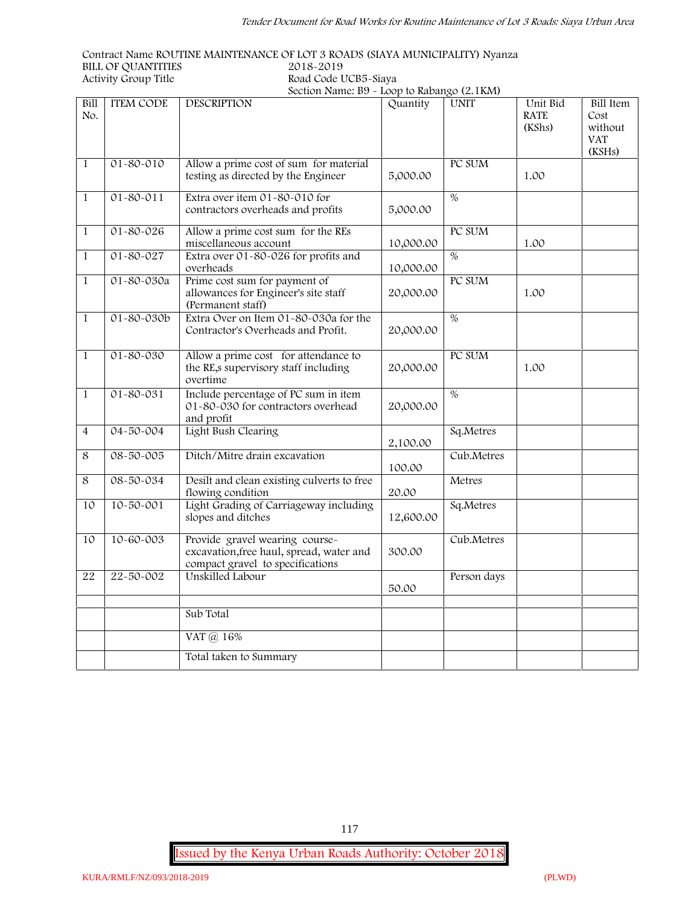Contract Name ROUTINE MAINTENANCE OF LOT 3 ROADS (SIAYA MUNICIPALITY) Nyanza
BILL OF QUANTITIES 2018-2019
Activity Group Title Road Code UCB5-Siaya
Section Name: B9 - Loop to Rabango (2.1KM)

| Bill No. | ITEM CODE | DESCRIPTION | Quantity | UNIT | Unit Bid RATE (KShs) | Bill Item Cost without VAT (KSHs) |
|---|---|---|---|---|---|---|
| 1 | 01-80-010 | Allow a prime cost of sum for material testing as directed by the Engineer | 5,000.00 | PC SUM | 1.00 | |
| 1 | 01-80-011 | Extra over item 01-80-010 for contractors overheads and profits | 5,000.00 | % | | |
| 1 | 01-80-026 | Allow a prime cost sum for the REs miscellaneous account | 10,000.00 | PC SUM | 1.00 | |
| 1 | 01-80-027 | Extra over 01-80-026 for profits and overheads | 10,000.00 | % | | |
| 1 | 01-80-030a | Prime cost sum for payment of allowances for Engineer's site staff (Permanent staff) | 20,000.00 | PC SUM | 1.00 | |
| 1 | 01-80-030b | Extra Over on Item 01-80-030a for the Contractor's Overheads and Profit. | 20,000.00 | % | | |
| 1 | 01-80-030 | Allow a prime cost for attendance to the RE,s supervisory staff including overtime | 20,000.00 | PC SUM | 1.00 | |
| 1 | 01-80-031 | Include percentage of PC sum in item 01-80-030 for contractors overhead and profit | 20,000.00 | % | | |
| 4 | 04-50-004 | Light Bush Clearing | 2,100.00 | Sq.Metres | | |
| 8 | 08-50-005 | Ditch/Mitre drain excavation | 100.00 | Cub.Metres | | |
| 8 | 08-50-034 | Desilt and clean existing culverts to free flowing condition | 20.00 | Metres | | |
| 10 | 10-50-001 | Light Grading of Carriageway including slopes and ditches | 12,600.00 | Sq.Metres | | |
| 10 | 10-60-003 | Provide gravel wearing course-excavation,free haul, spread, water and compact gravel to specifications | 300.00 | Cub.Metres | | |
| 22 | 22-50-002 | Unskilled Labour | 50.00 | Person days | | |
| | | | | | | |
| | | Sub Total | | | | |
| | | VAT @ 16% | | | | |
| | | Total taken to Summary | | | | |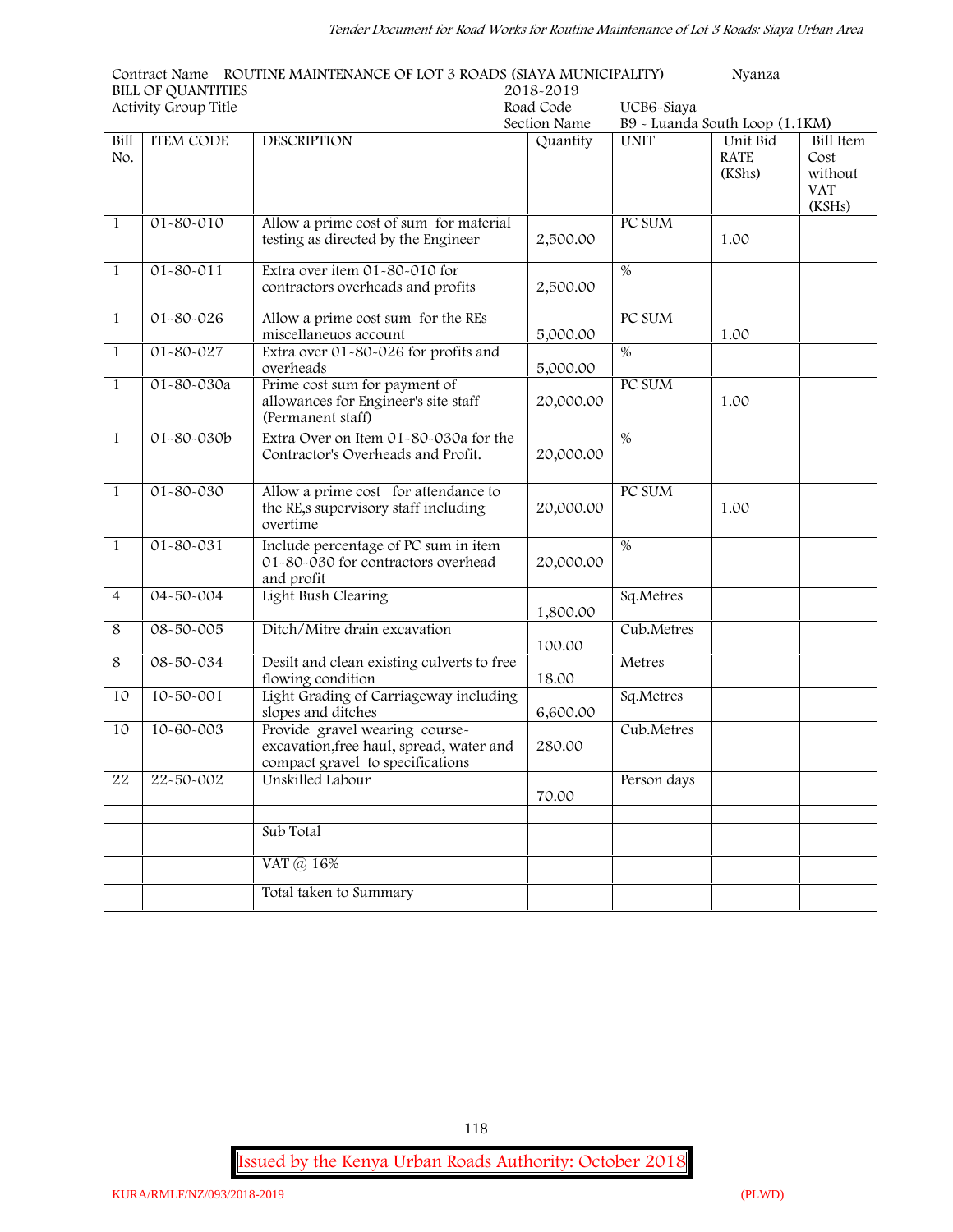Contract Name ROUTINE MAINTENANCE OF LOT 3 ROADS (SIAYA MUNICIPALITY) Nyanza

BILL OF QUANTITIES 2018-2019

Activity Group Title

Road Code UCB6-Siaya

Section Name B9 - Luanda South Loop (1.1KM)

| Bill No. | ITEM CODE | DESCRIPTION | Quantity | UNIT | Unit Bid RATE (KShs) | Bill Item Cost without VAT (KSHs) |
|---|---|---|---|---|---|---|
| 1 | 01-80-010 | Allow a prime cost of sum for material testing as directed by the Engineer | 2,500.00 | PC SUM | 1.00 | |
| 1 | 01-80-011 | Extra over item 01-80-010 for contractors overheads and profits | 2,500.00 | % | | |
| 1 | 01-80-026 | Allow a prime cost sum for the REs miscellaneuos account | 5,000.00 | PC SUM | 1.00 | |
| 1 | 01-80-027 | Extra over 01-80-026 for profits and overheads | 5,000.00 | % | | |
| 1 | 01-80-030a | Prime cost sum for payment of allowances for Engineer's site staff (Permanent staff) | 20,000.00 | PC SUM | 1.00 | |
| 1 | 01-80-030b | Extra Over on Item 01-80-030a for the Contractor's Overheads and Profit. | 20,000.00 | % | | |
| 1 | 01-80-030 | Allow a prime cost for attendance to the RE,s supervisory staff including overtime | 20,000.00 | PC SUM | 1.00 | |
| 1 | 01-80-031 | Include percentage of PC sum in item 01-80-030 for contractors overhead and profit | 20,000.00 | % | | |
| 4 | 04-50-004 | Light Bush Clearing | 1,800.00 | Sq.Metres | | |
| 8 | 08-50-005 | Ditch/Mitre drain excavation | 100.00 | Cub.Metres | | |
| 8 | 08-50-034 | Desilt and clean existing culverts to free flowing condition | 18.00 | Metres | | |
| 10 | 10-50-001 | Light Grading of Carriageway including slopes and ditches | 6,600.00 | Sq.Metres | | |
| 10 | 10-60-003 | Provide gravel wearing course-excavation,free haul, spread, water and compact gravel to specifications | 280.00 | Cub.Metres | | |
| 22 | 22-50-002 | Unskilled Labour | 70.00 | Person days | | |
| | | | | | | |
| | | Sub Total | | | | |
| | | VAT @ 16% | | | | |
| | | Total taken to Summary | | | | |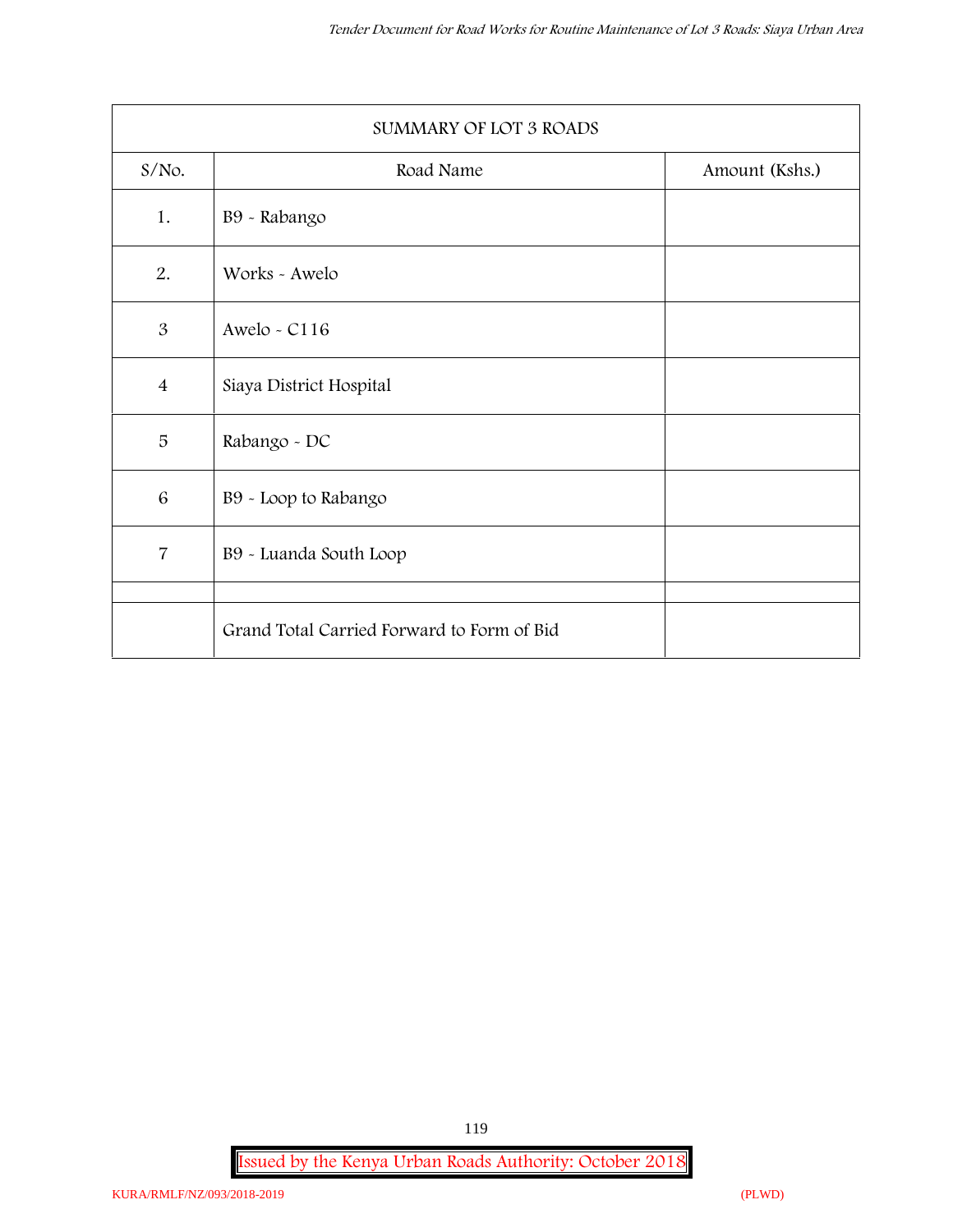| SUMMARY OF LOT 3 ROADS | | |
|---|---|---|
| S/No. | Road Name | Amount (Kshs.) |
| 1. | B9 - Rabango | |
| 2. | Works - Awelo | |
| 3 | Awelo - C116 | |
| 4 | Siaya District Hospital | |
| 5 | Rabango - DC | |
| 6 | B9 - Loop to Rabango | |
| 7 | B9 - Luanda South Loop | |
| | | |
| | Grand Total Carried Forward to Form of Bid | |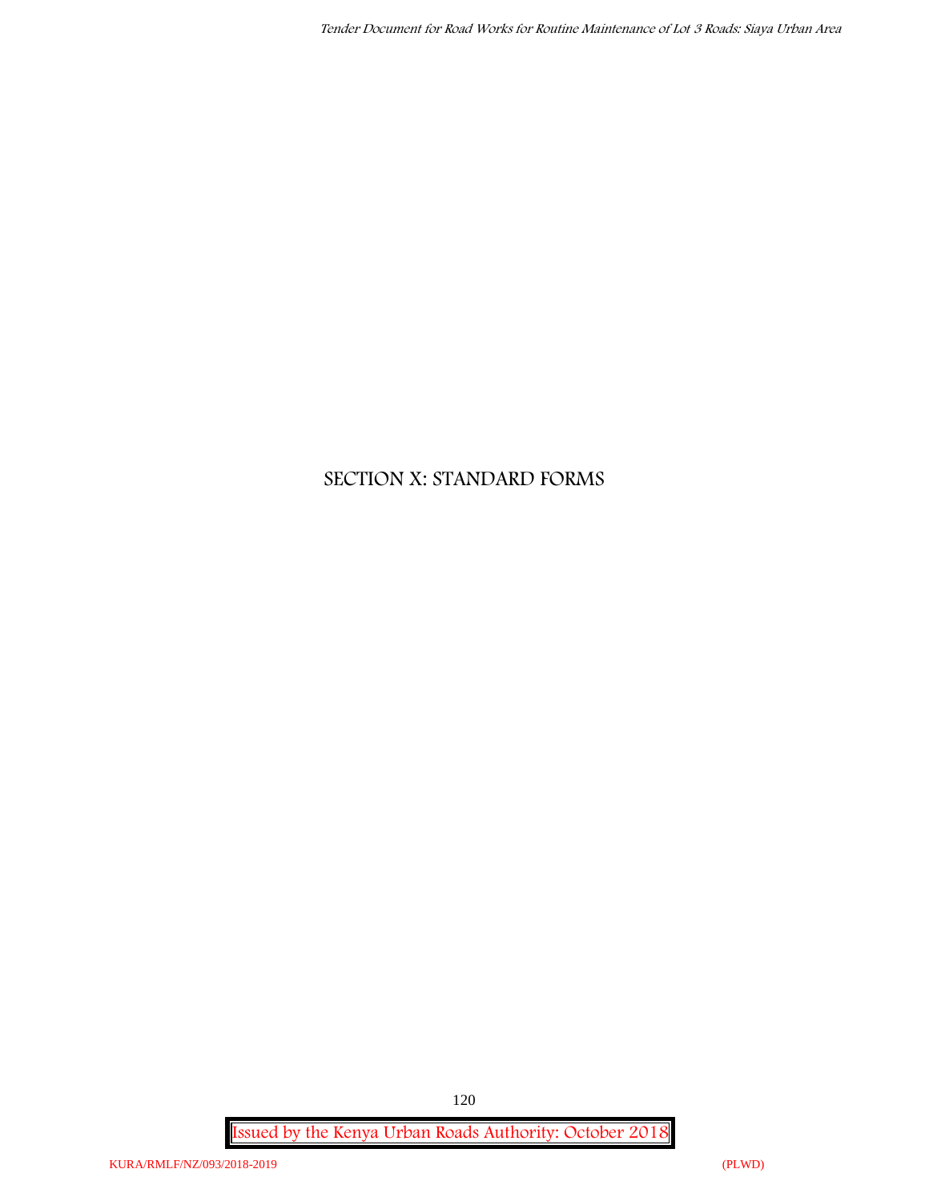# SECTION X: STANDARD FORMS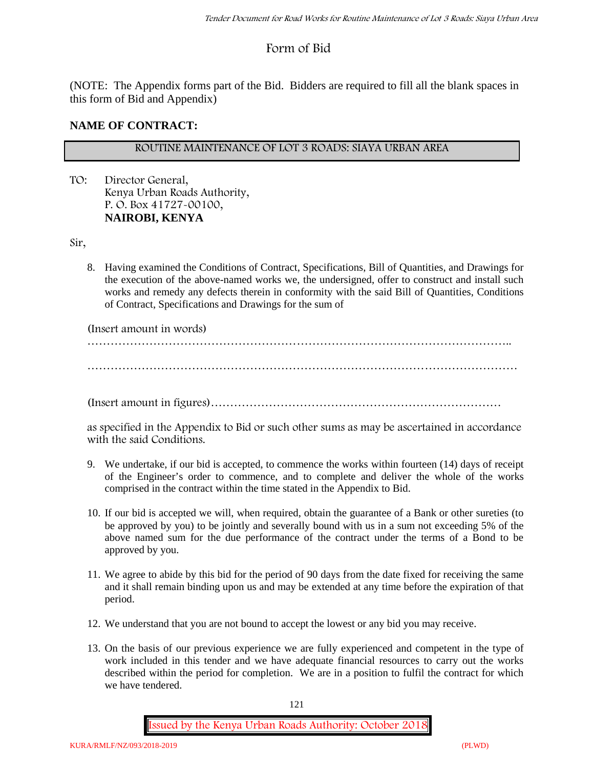# Form of Bid

(NOTE: The Appendix forms part of the Bid. Bidders are required to fill all the blank spaces in this form of Bid and Appendix)

**NAME OF CONTRACT:**

| ROUTINE MAINTENANCE OF LOT 3 ROADS: SIAYA URBAN AREA |
|---|

TO: Director General,
Kenya Urban Roads Authority,
P. O. Box 41727-00100,
**NAIROBI, KENYA**

Sir,

8. Having examined the Conditions of Contract, Specifications, Bill of Quantities, and Drawings for the execution of the above-named works we, the undersigned, offer to construct and install such works and remedy any defects therein in conformity with the said Bill of Quantities, Conditions of Contract, Specifications and Drawings for the sum of

   (Insert amount in words)
   …………………………………………………………………………………………………..

   ……………………………………………………………………………………………………

   (Insert amount in figures)…………………………………………………………………

   as specified in the Appendix to Bid or such other sums as may be ascertained in accordance with the said Conditions.

9. We undertake, if our bid is accepted, to commence the works within fourteen (14) days of receipt of the Engineer's order to commence, and to complete and deliver the whole of the works comprised in the contract within the time stated in the Appendix to Bid.

10. If our bid is accepted we will, when required, obtain the guarantee of a Bank or other sureties (to be approved by you) to be jointly and severally bound with us in a sum not exceeding 5% of the above named sum for the due performance of the contract under the terms of a Bond to be approved by you.

11. We agree to abide by this bid for the period of 90 days from the date fixed for receiving the same and it shall remain binding upon us and may be extended at any time before the expiration of that period.

12. We understand that you are not bound to accept the lowest or any bid you may receive.

13. On the basis of our previous experience we are fully experienced and competent in the type of work included in this tender and we have adequate financial resources to carry out the works described within the period for completion. We are in a position to fulfil the contract for which we have tendered.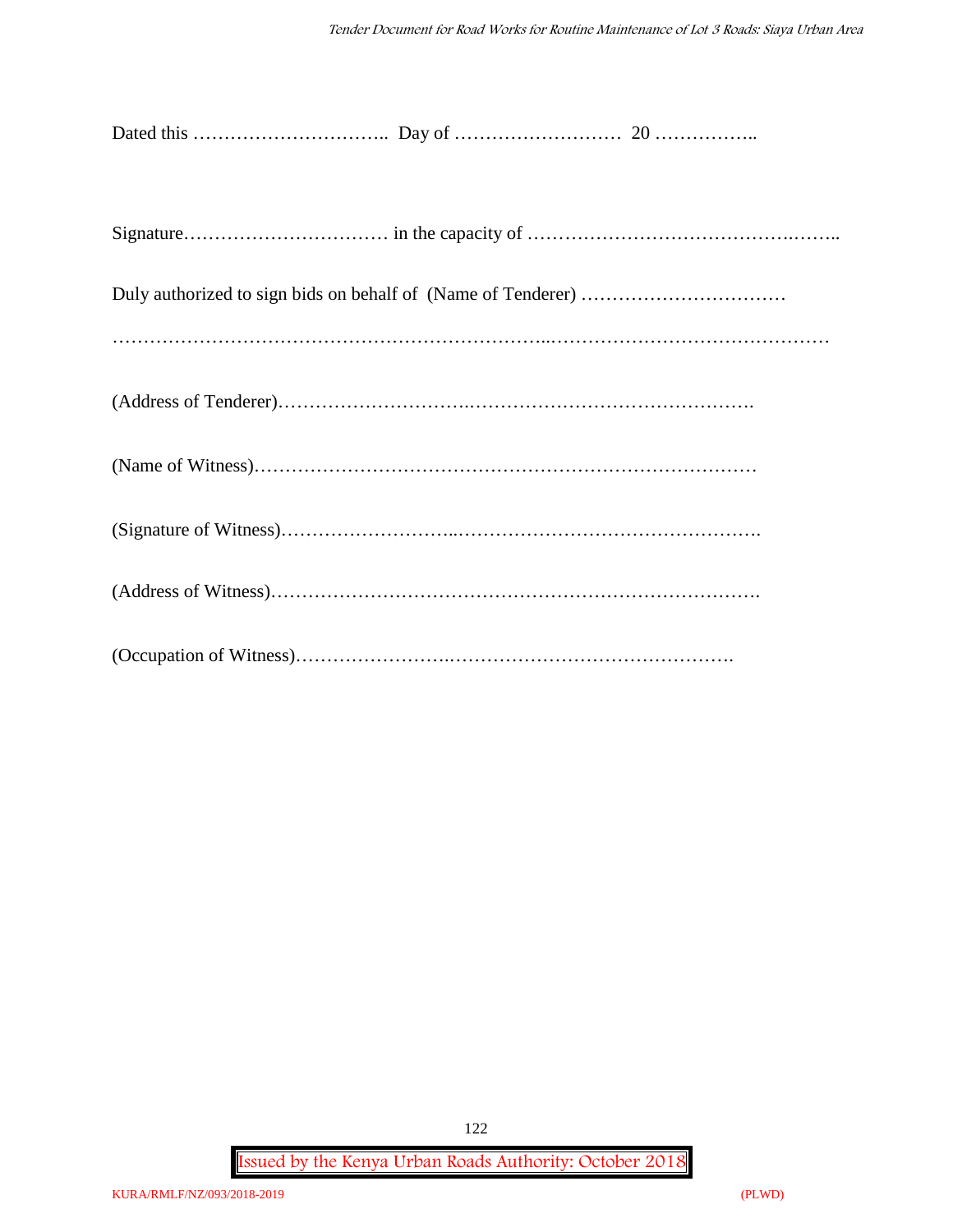Dated this ………………………….. Day of ……………………… 20 ……………..

Signature…………………………… in the capacity of ……………………………….……..

Duly authorized to sign bids on behalf of (Name of Tenderer) ……………………………

…………………………………………………………..………………………………………

(Address of Tenderer)…………………………..……………………………………….

(Name of Witness)………………………………………………………………………

(Signature of Witness)……………………...………………………………………….

(Address of Witness)…………………………………………………………………….

(Occupation of Witness)……………………..……………………………………….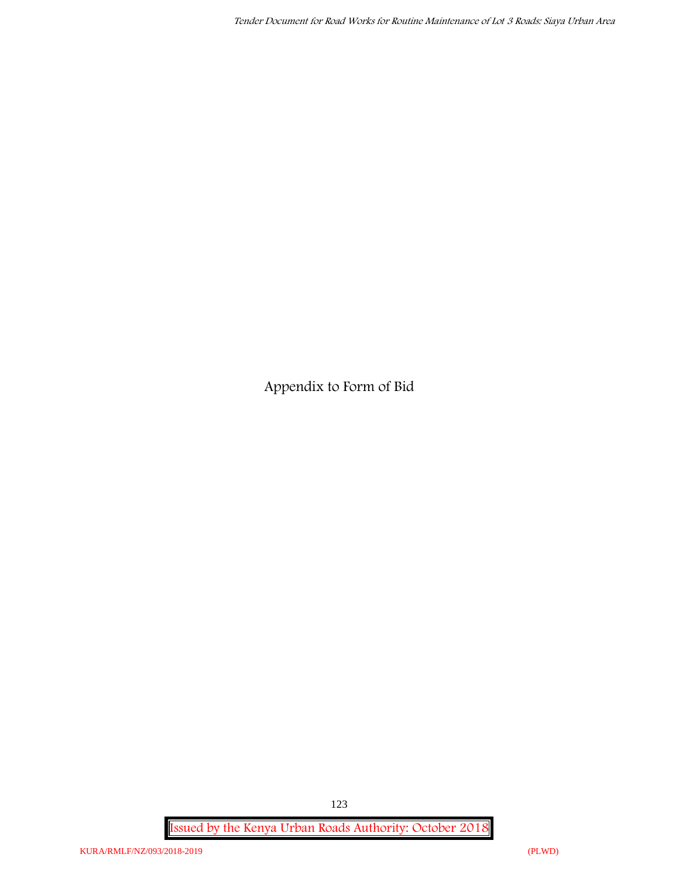# Appendix to Form of Bid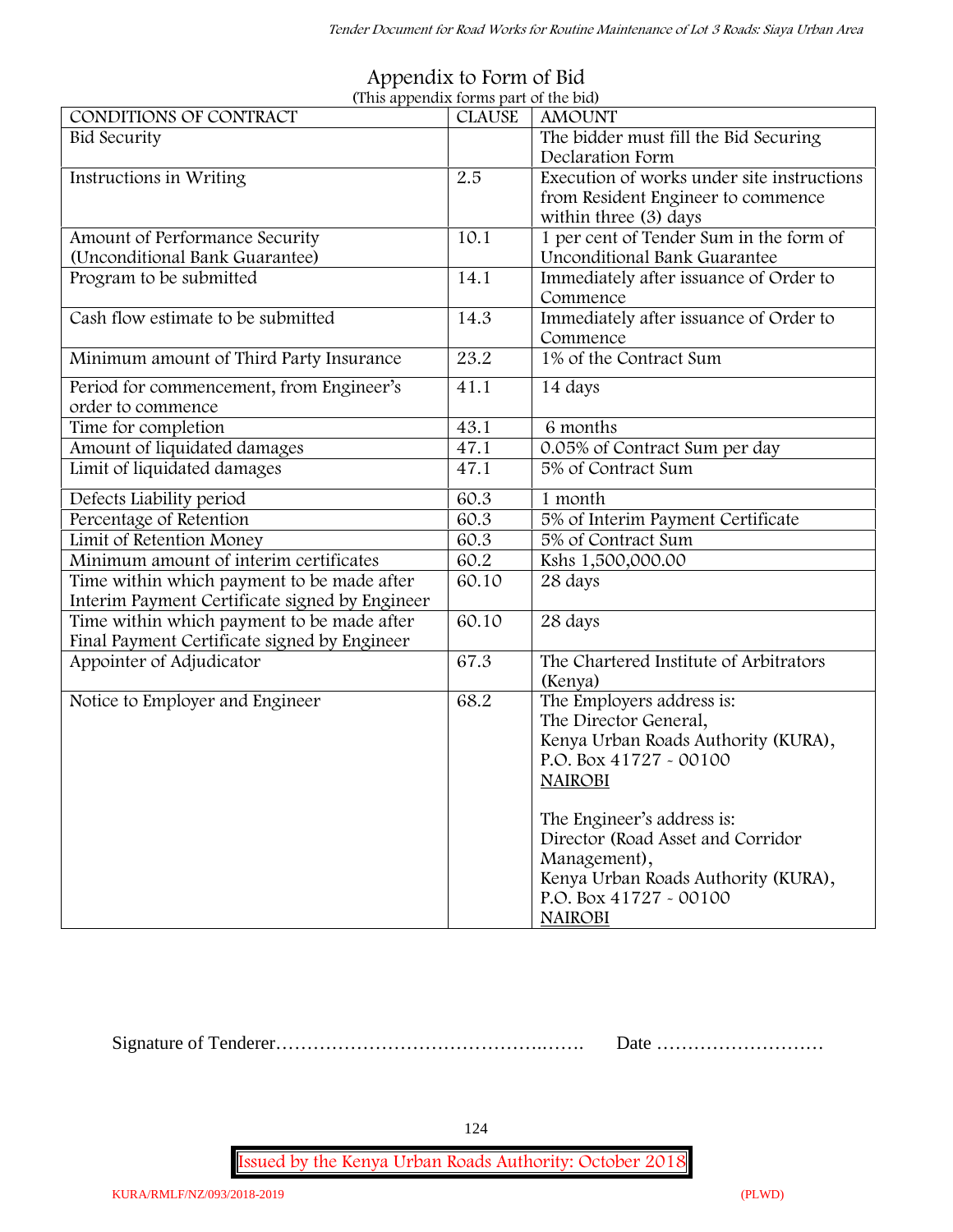# Appendix to Form of Bid

(This appendix forms part of the bid)

| CONDITIONS OF CONTRACT | CLAUSE | AMOUNT |
|---|---|---|
| Bid Security | | The bidder must fill the Bid Securing Declaration Form |
| Instructions in Writing | 2.5 | Execution of works under site instructions from Resident Engineer to commence within three (3) days |
| Amount of Performance Security (Unconditional Bank Guarantee) | 10.1 | 1 per cent of Tender Sum in the form of Unconditional Bank Guarantee |
| Program to be submitted | 14.1 | Immediately after issuance of Order to Commence |
| Cash flow estimate to be submitted | 14.3 | Immediately after issuance of Order to Commence |
| Minimum amount of Third Party Insurance | 23.2 | 1% of the Contract Sum |
| Period for commencement, from Engineer's order to commence | 41.1 | 14 days |
| Time for completion | 43.1 | 6 months |
| Amount of liquidated damages | 47.1 | 0.05% of Contract Sum per day |
| Limit of liquidated damages | 47.1 | 5% of Contract Sum |
| Defects Liability period | 60.3 | 1 month |
| Percentage of Retention | 60.3 | 5% of Interim Payment Certificate |
| Limit of Retention Money | 60.3 | 5% of Contract Sum |
| Minimum amount of interim certificates | 60.2 | Kshs 1,500,000.00 |
| Time within which payment to be made after Interim Payment Certificate signed by Engineer | 60.10 | 28 days |
| Time within which payment to be made after Final Payment Certificate signed by Engineer | 60.10 | 28 days |
| Appointer of Adjudicator | 67.3 | The Chartered Institute of Arbitrators (Kenya) |
| Notice to Employer and Engineer | 68.2 | The Employers address is:<br>The Director General,<br>Kenya Urban Roads Authority (KURA),<br>P.O. Box 41727 - 00100<br>NAIROBI<br><br>The Engineer's address is:<br>Director (Road Asset and Corridor Management),<br>Kenya Urban Roads Authority (KURA),<br>P.O. Box 41727 - 00100<br>NAIROBI |

Signature of Tenderer………………………………….……. Date ………………………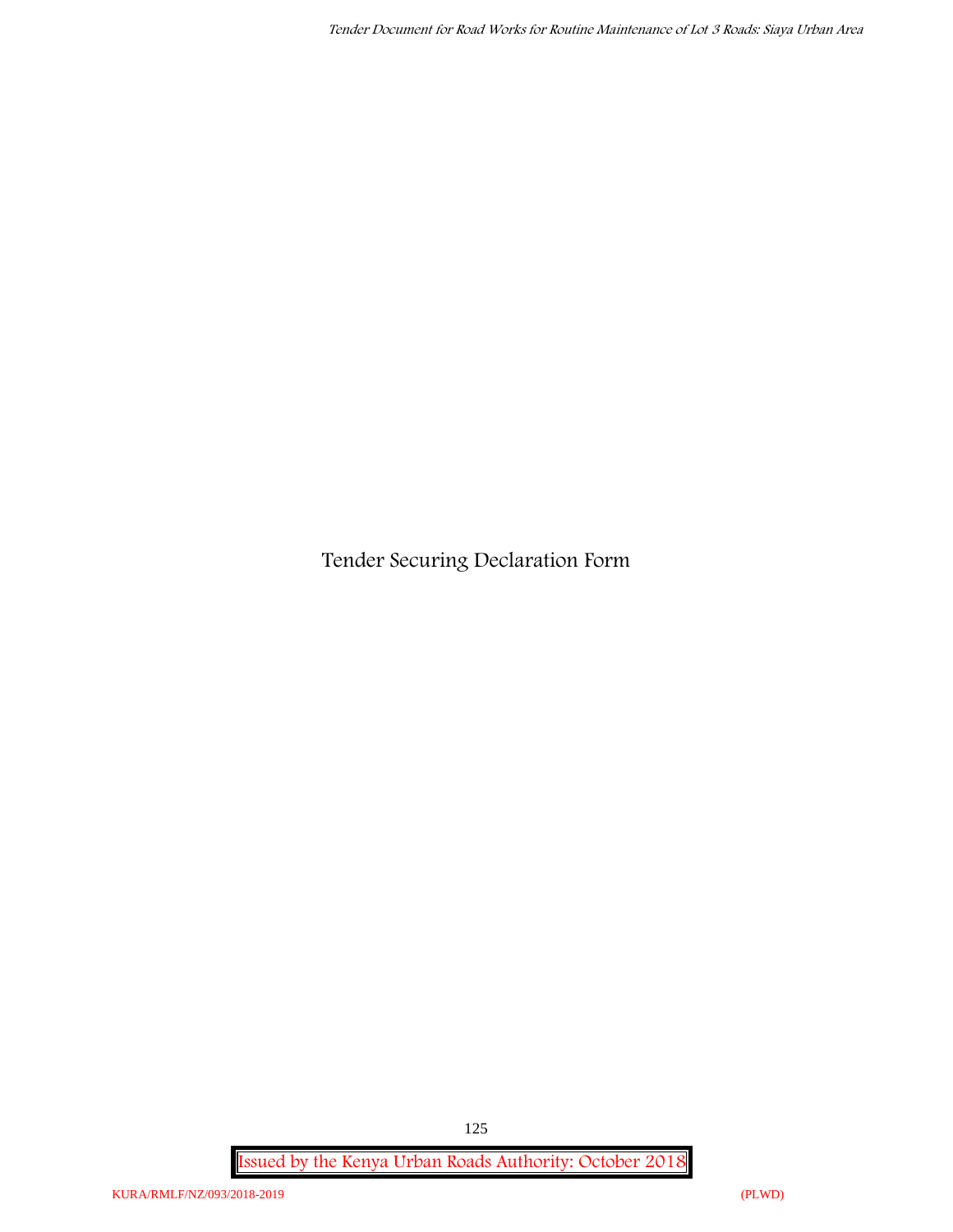# Tender Securing Declaration Form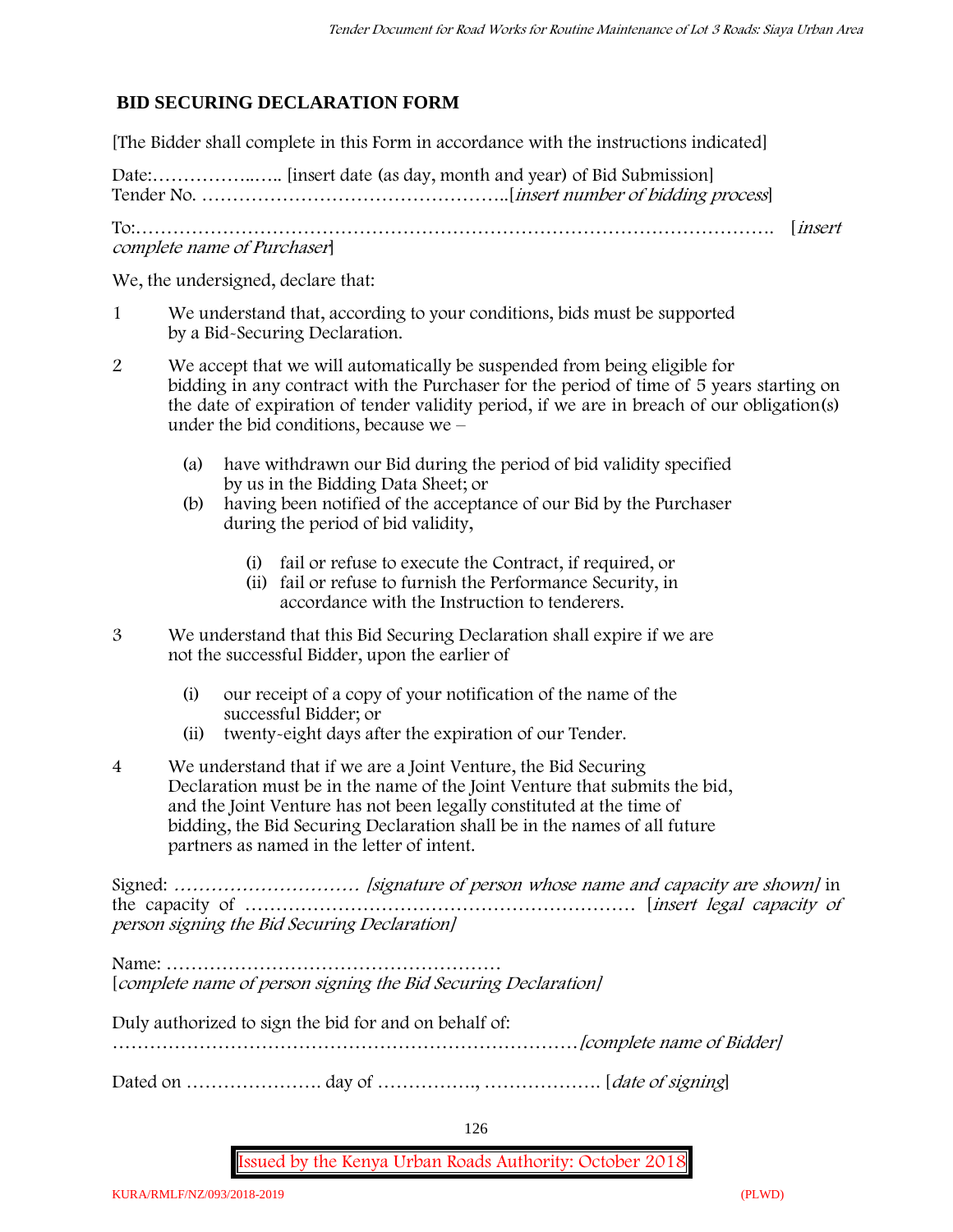## BID SECURING DECLARATION FORM

[The Bidder shall complete in this Form in accordance with the instructions indicated]

Date:……………..….. [insert date (as day, month and year) of Bid Submission]
Tender No. …………………………………………..[*insert number of bidding process*]

To:………………………………………………………………………………………. [*insert complete name of Purchaser*]

We, the undersigned, declare that:

1 We understand that, according to your conditions, bids must be supported by a Bid-Securing Declaration.

2 We accept that we will automatically be suspended from being eligible for bidding in any contract with the Purchaser for the period of time of 5 years starting on the date of expiration of tender validity period, if we are in breach of our obligation(s) under the bid conditions, because we –

   (a) have withdrawn our Bid during the period of bid validity specified by us in the Bidding Data Sheet; or
   (b) having been notified of the acceptance of our Bid by the Purchaser during the period of bid validity,

      (i) fail or refuse to execute the Contract, if required, or
      (ii) fail or refuse to furnish the Performance Security, in accordance with the Instruction to tenderers.

3 We understand that this Bid Securing Declaration shall expire if we are not the successful Bidder, upon the earlier of

   (i) our receipt of a copy of your notification of the name of the successful Bidder; or
   (ii) twenty-eight days after the expiration of our Tender.

4 We understand that if we are a Joint Venture, the Bid Securing Declaration must be in the name of the Joint Venture that submits the bid, and the Joint Venture has not been legally constituted at the time of bidding, the Bid Securing Declaration shall be in the names of all future partners as named in the letter of intent.

Signed: ………………………… *[signature of person whose name and capacity are shown]* in the capacity of ……………………………………………………… [*insert legal capacity of person signing the Bid Securing Declaration]*

Name: ………………………………………………
[*complete name of person signing the Bid Securing Declaration]*

Duly authorized to sign the bid for and on behalf of:
………………………………………………………………… *[complete name of Bidder]*

Dated on …………………. day of ……………., ………………. [*date of signing*]

Issued by the Kenya Urban Roads Authority: October 2018

KURA/RMLF/NZ/093/2018-2019 (PLWD)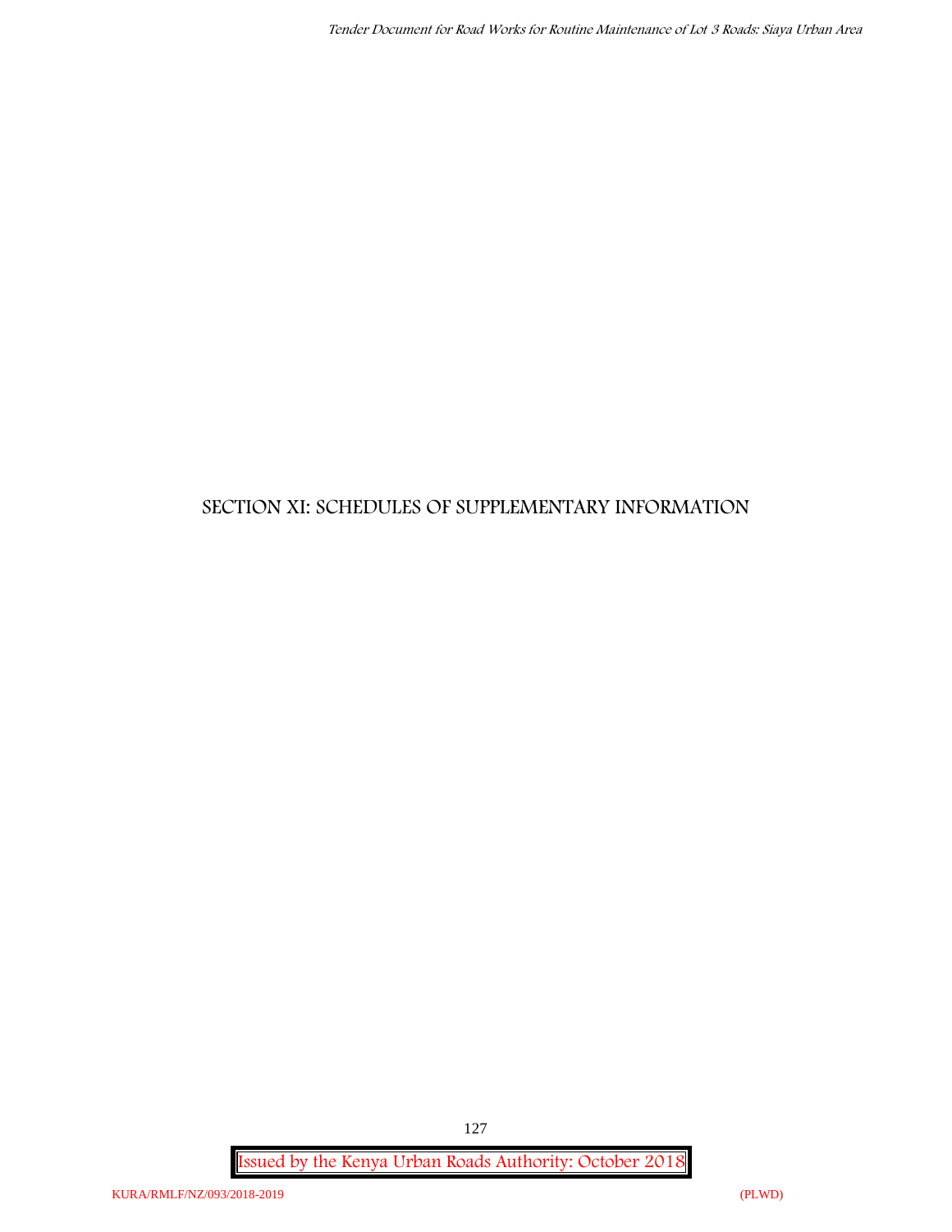# SECTION XI: SCHEDULES OF SUPPLEMENTARY INFORMATION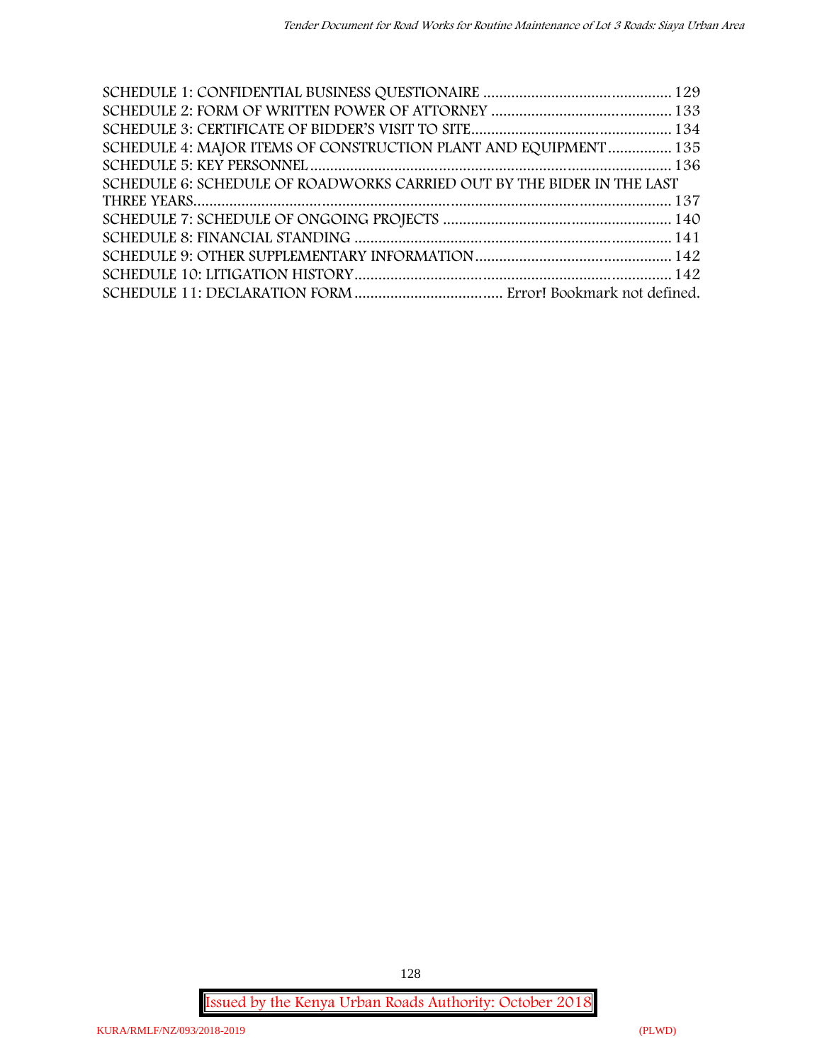SCHEDULE 1: CONFIDENTIAL BUSINESS QUESTIONAIRE ............................................... 129
SCHEDULE 2: FORM OF WRITTEN POWER OF ATTORNEY ............................................. 133
SCHEDULE 3: CERTIFICATE OF BIDDER'S VISIT TO SITE.................................................. 134
SCHEDULE 4: MAJOR ITEMS OF CONSTRUCTION PLANT AND EQUIPMENT ................ 135
SCHEDULE 5: KEY PERSONNEL ......................................................................................... 136
SCHEDULE 6: SCHEDULE OF ROADWORKS CARRIED OUT BY THE BIDER IN THE LAST THREE YEARS........................................................................................................................ 137
SCHEDULE 7: SCHEDULE OF ONGOING PROJECTS ......................................................... 140
SCHEDULE 8: FINANCIAL STANDING ............................................................................... 141
SCHEDULE 9: OTHER SUPPLEMENTARY INFORMATION................................................. 142
SCHEDULE 10: LITIGATION HISTORY................................................................................ 142
SCHEDULE 11: DECLARATION FORM ..................................... Error! Bookmark not defined.

Issued by the Kenya Urban Roads Authority: October 2018

KURA/RMLF/NZ/093/2018-2019 (PLWD)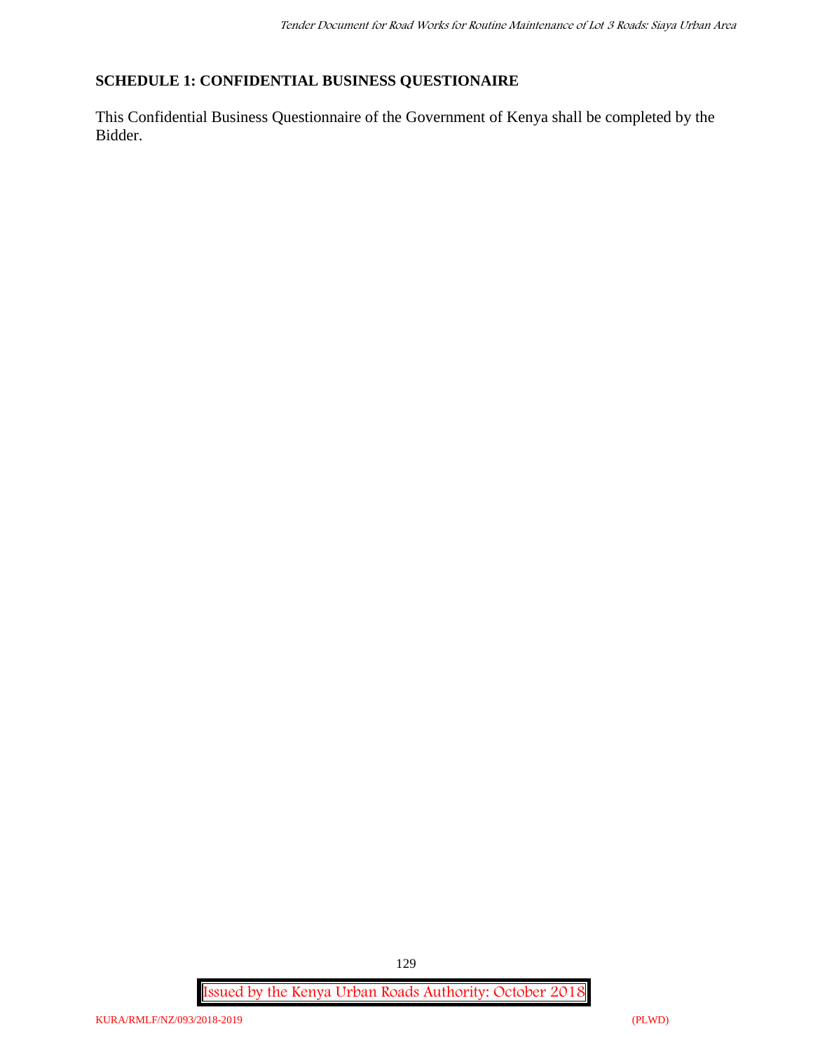## SCHEDULE 1: CONFIDENTIAL BUSINESS QUESTIONAIRE

This Confidential Business Questionnaire of the Government of Kenya shall be completed by the Bidder.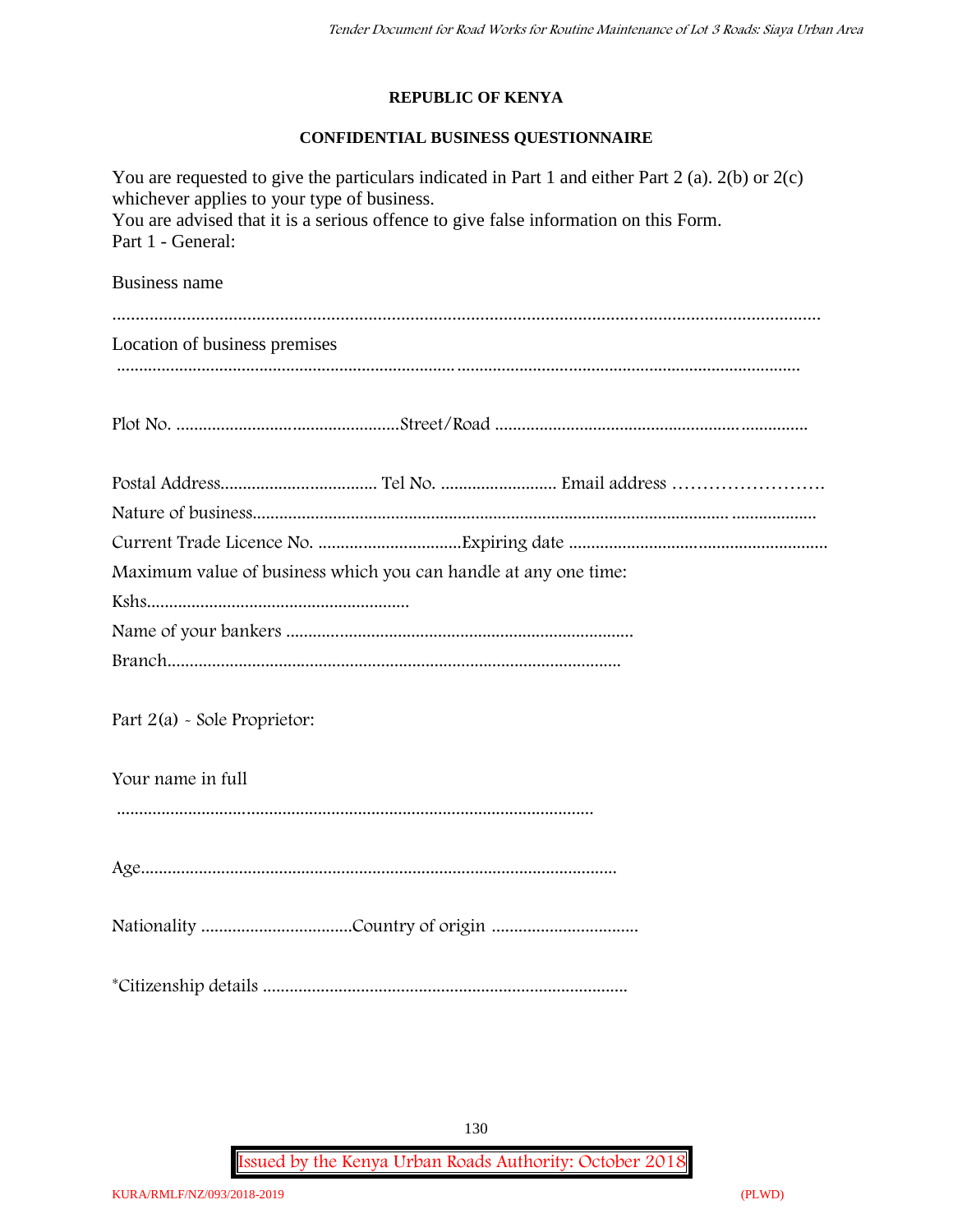**REPUBLIC OF KENYA**

**CONFIDENTIAL BUSINESS QUESTIONNAIRE**

You are requested to give the particulars indicated in Part 1 and either Part 2 (a). 2(b) or 2(c) whichever applies to your type of business.
You are advised that it is a serious offence to give false information on this Form.
Part 1 - General:

Business name

..........................................................................................................................................................

Location of business premises

..........................................................................................................................................................

Plot No. ..................................................Street/Road ......................................................................

Postal Address................................... Tel No. .......................... Email address ……………………
Nature of business.........................................................................................................................
Current Trade Licence No. ................................Expiring date .........................................................
Maximum value of business which you can handle at any one time:
Kshs...........................................................
Name of your bankers .............................................................................
Branch.....................................................................................................

Part 2(a) - Sole Proprietor:

Your name in full

..........................................................................................................

Age..........................................................................................................

Nationality ..................................Country of origin .................................

*Citizenship details .................................................................................

KURA/RMLF/NZ/093/2018-2019 (PLWD)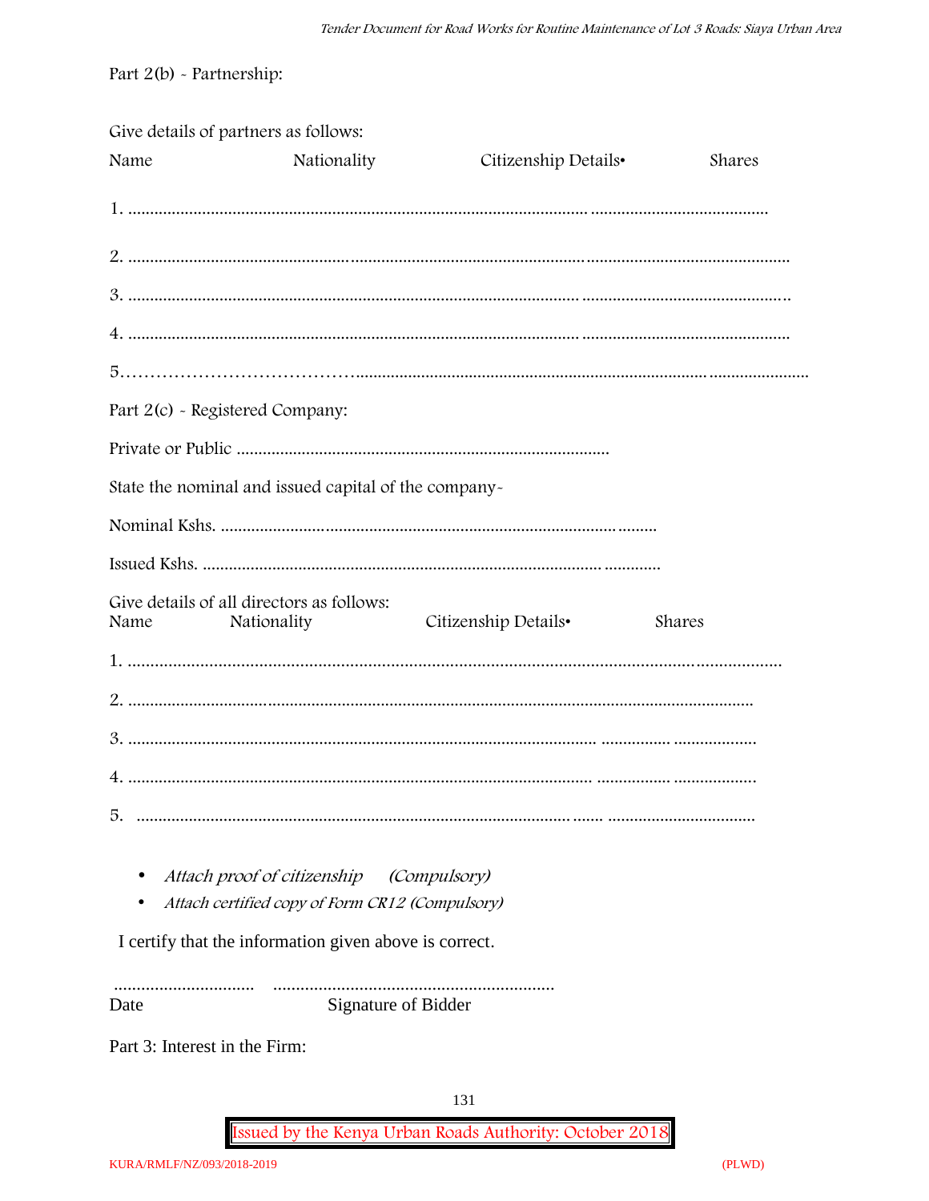Part 2(b) - Partnership:

Give details of partners as follows:

| Name | Nationality | Citizenship Details• | Shares |
|---|---|---|---|
| 1. ........................................................................................................................ ........................................ | | | |
| 2. ...................................................................................................................... ............................................... | | | |
| 3. ..................................................................................................................... ............................................... | | | |
| 4. ..................................................................................................................... ............................................... | | | |
| 5.………………………………..................................................................................... ........................ | | | |

Part 2(c) - Registered Company:

Private or Public ....................................................................................

State the nominal and issued capital of the company-

Nominal Kshs. ................................................................................................

Issued Kshs. ......................................................................................... .............

Give details of all directors as follows:

| Name | Nationality | Citizenship Details• | Shares |
|---|---|---|---|
| 1. ............................................................................................................................................... | | | |
| 2. ......................................................................................................................................... | | | |
| 3. ................................................................................................................ ................ .................. | | | |
| 4. ............................................................................................................... ................. .................. | | | |
| 5. ........................................................................................................ ....... ................................. | | | |

- *Attach proof of citizenship (Compulsory)*
- *Attach certified copy of Form CR12 (Compulsory)*

I certify that the information given above is correct.

............................... ...............................................................

Date Signature of Bidder

Part 3: Interest in the Firm: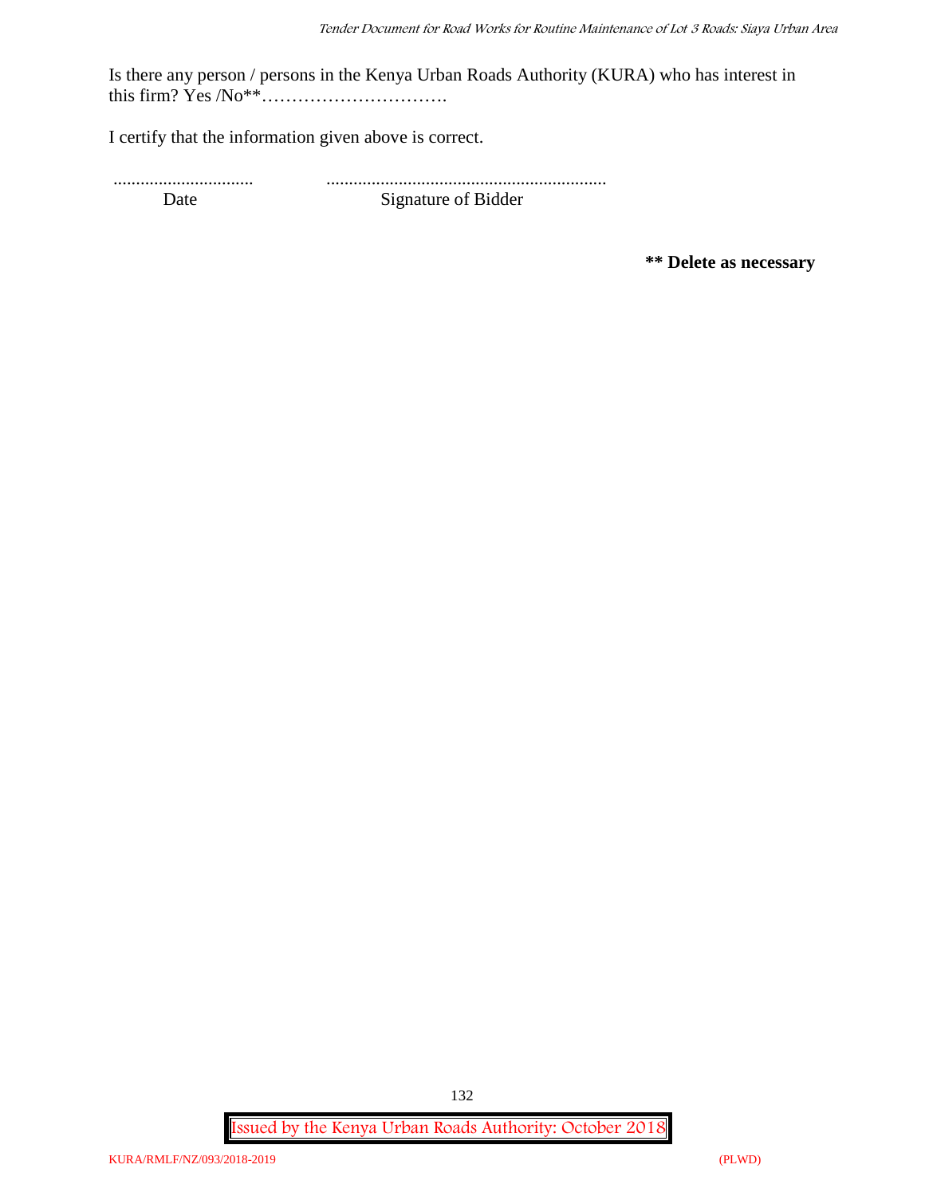Is there any person / persons in the Kenya Urban Roads Authority (KURA) who has interest in this firm? Yes /No**………………………….

I certify that the information given above is correct.

............................... ..............................................................

Date Signature of Bidder

**** Delete as necessary**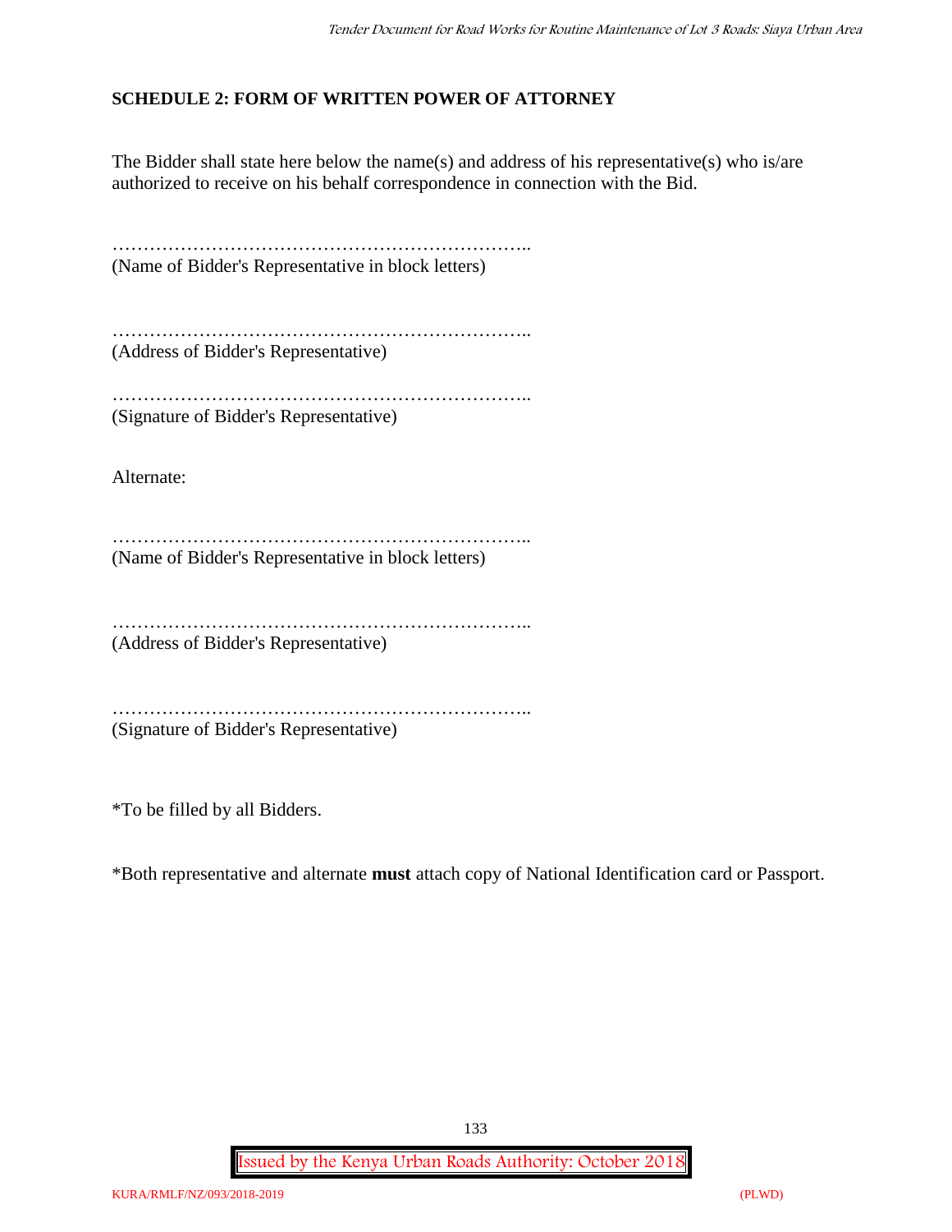## SCHEDULE 2: FORM OF WRITTEN POWER OF ATTORNEY

The Bidder shall state here below the name(s) and address of his representative(s) who is/are authorized to receive on his behalf correspondence in connection with the Bid.

…………………………………………………………..
(Name of Bidder's Representative in block letters)

…………………………………………………………..
(Address of Bidder's Representative)

…………………………………………………………..
(Signature of Bidder's Representative)

Alternate:

…………………………………………………………..
(Name of Bidder's Representative in block letters)

…………………………………………………………..
(Address of Bidder's Representative)

…………………………………………………………..
(Signature of Bidder's Representative)

*To be filled by all Bidders.

*Both representative and alternate **must** attach copy of National Identification card or Passport.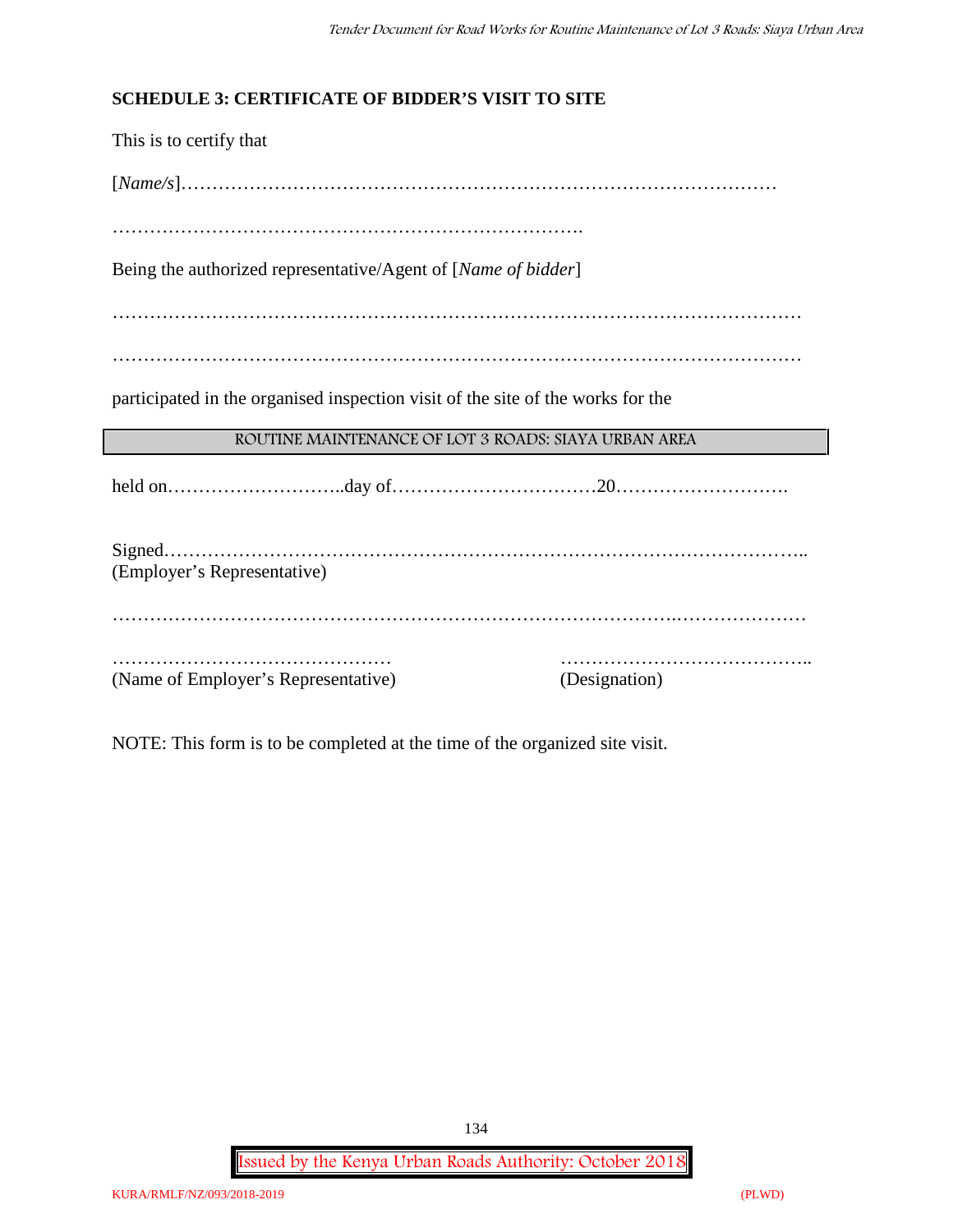**SCHEDULE 3: CERTIFICATE OF BIDDER'S VISIT TO SITE**

This is to certify that

[*Name/s*]……………………………………………………………………………………

………………………………………………………………….

Being the authorized representative/Agent of [*Name of bidder*]

…………………………………………………………………………………………………

…………………………………………………………………………………………………

participated in the organised inspection visit of the site of the works for the

| ROUTINE MAINTENANCE OF LOT 3 ROADS: SIAYA URBAN AREA |
|---|

held on………………………..day of……………………………20……………………….

Signed……………………………………………………………………………………..
(Employer's Representative)

………………………………………………………………………………..…………………

……………………………………… (Name of Employer's Representative)

………………………………….. (Designation)

NOTE: This form is to be completed at the time of the organized site visit.

Issued by the Kenya Urban Roads Authority: October 2018

KURA/RMLF/NZ/093/2018-2019 (PLWD)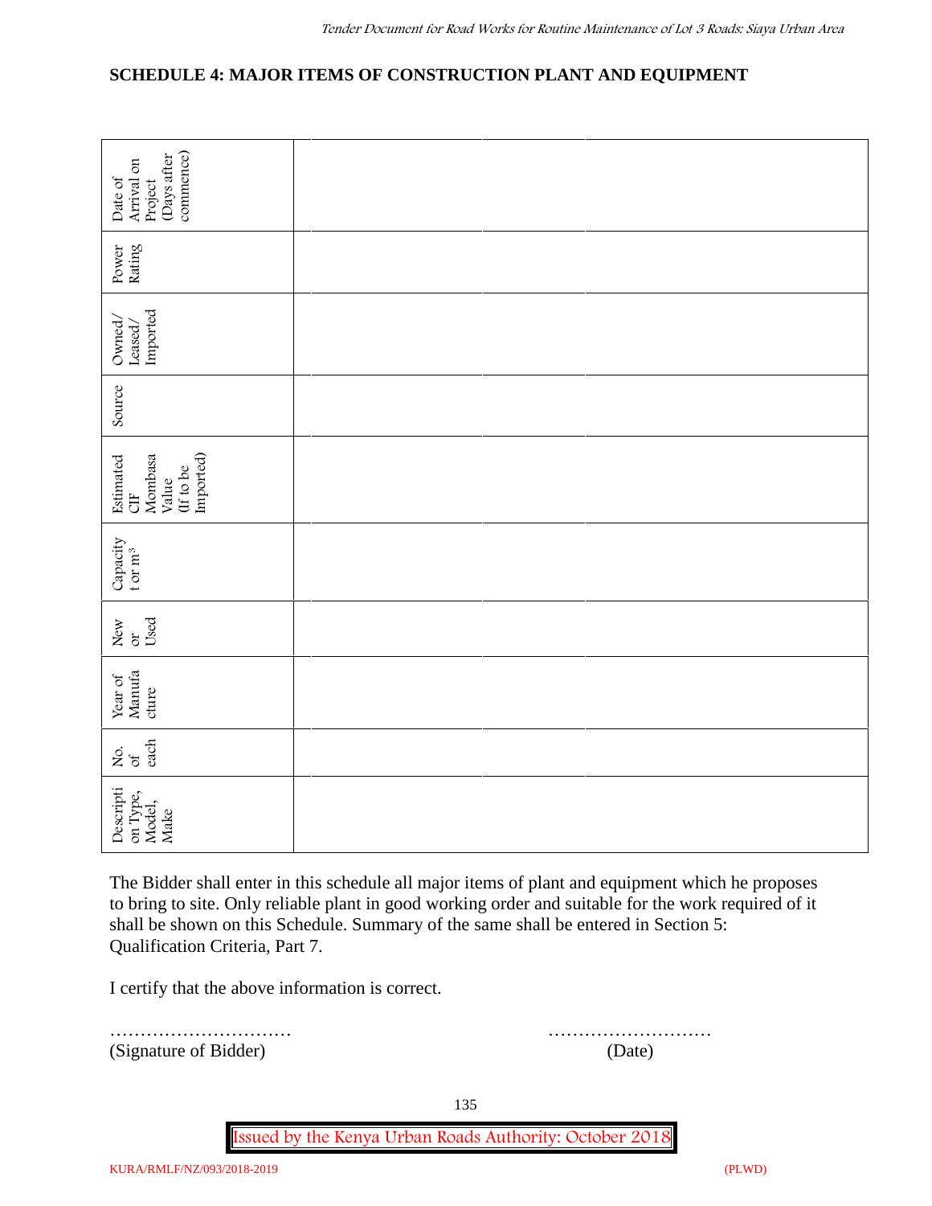## SCHEDULE 4: MAJOR ITEMS OF CONSTRUCTION PLANT AND EQUIPMENT

| Description Type, Model, Make | No. of each | Year of Manufacture | New or Used | Capacity t or m³ | Estimated CIF Mombasa Value (If to be Imported) | Source | Owned/ Leased/ Imported | Power Rating | Date of Arrival on Project (Days after commence) |
|---|---|---|---|---|---|---|---|---|---|
| | | | | | | | | | |
| | | | | | | | | | |
| | | | | | | | | | |

The Bidder shall enter in this schedule all major items of plant and equipment which he proposes to bring to site. Only reliable plant in good working order and suitable for the work required of it shall be shown on this Schedule. Summary of the same shall be entered in Section 5: Qualification Criteria, Part 7.

I certify that the above information is correct.

………………………… (Signature of Bidder)

……………………… (Date)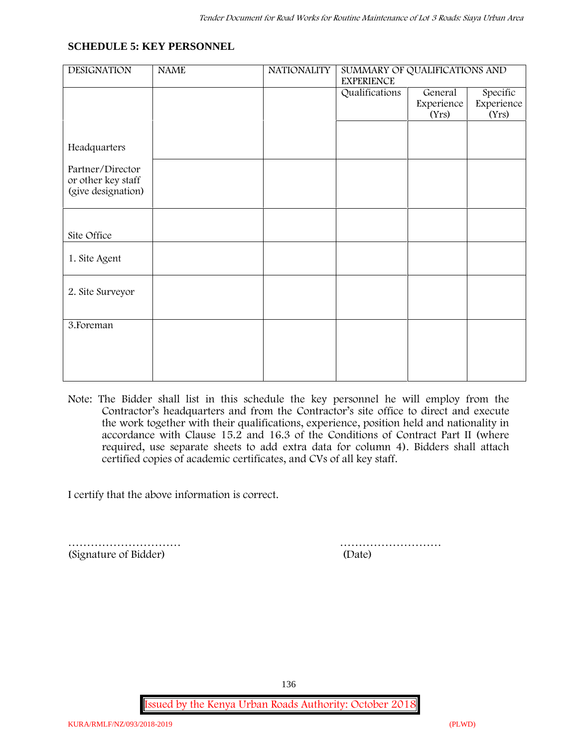## SCHEDULE 5: KEY PERSONNEL

| DESIGNATION | NAME | NATIONALITY | SUMMARY OF QUALIFICATIONS AND EXPERIENCE | | |
|---|---|---|---|---|---|
| | | | Qualifications | General Experience (Yrs) | Specific Experience (Yrs) |
| Headquarters | | | | | |
| Partner/Director or other key staff (give designation) | | | | | |
| Site Office | | | | | |
| 1. Site Agent | | | | | |
| 2. Site Surveyor | | | | | |
| 3.Foreman | | | | | |

Note: The Bidder shall list in this schedule the key personnel he will employ from the Contractor's headquarters and from the Contractor's site office to direct and execute the work together with their qualifications, experience, position held and nationality in accordance with Clause 15.2 and 16.3 of the Conditions of Contract Part II (where required, use separate sheets to add extra data for column 4). Bidders shall attach certified copies of academic certificates, and CVs of all key staff.

I certify that the above information is correct.

………………………… ………………………
(Signature of Bidder) (Date)

Issued by the Kenya Urban Roads Authority: October 2018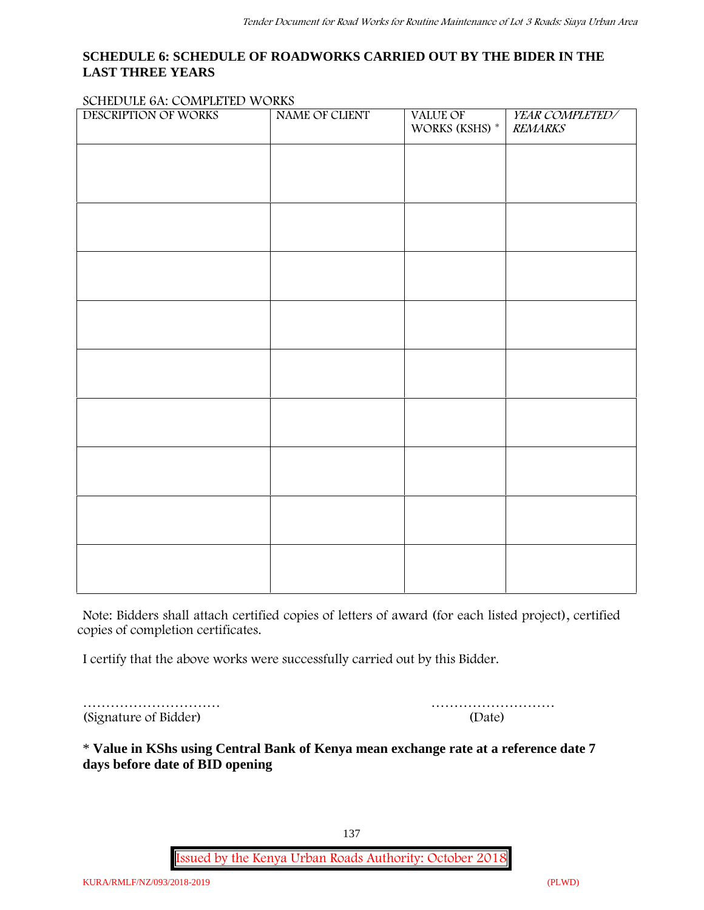## SCHEDULE 6: SCHEDULE OF ROADWORKS CARRIED OUT BY THE BIDER IN THE LAST THREE YEARS

SCHEDULE 6A: COMPLETED WORKS

| DESCRIPTION OF WORKS | NAME OF CLIENT | VALUE OF WORKS (KSHS) * | *YEAR COMPLETED/ REMARKS* |
|---|---|---|---|
| | | | |
| | | | |
| | | | |
| | | | |
| | | | |
| | | | |
| | | | |
| | | | |
| | | | |

Note: Bidders shall attach certified copies of letters of award (for each listed project), certified copies of completion certificates.

I certify that the above works were successfully carried out by this Bidder.

………………………… ………………………

(Signature of Bidder) (Date)

**\* Value in KShs using Central Bank of Kenya mean exchange rate at a reference date 7 days before date of BID opening**

Issued by the Kenya Urban Roads Authority: October 2018

KURA/RMLF/NZ/093/2018-2019 (PLWD)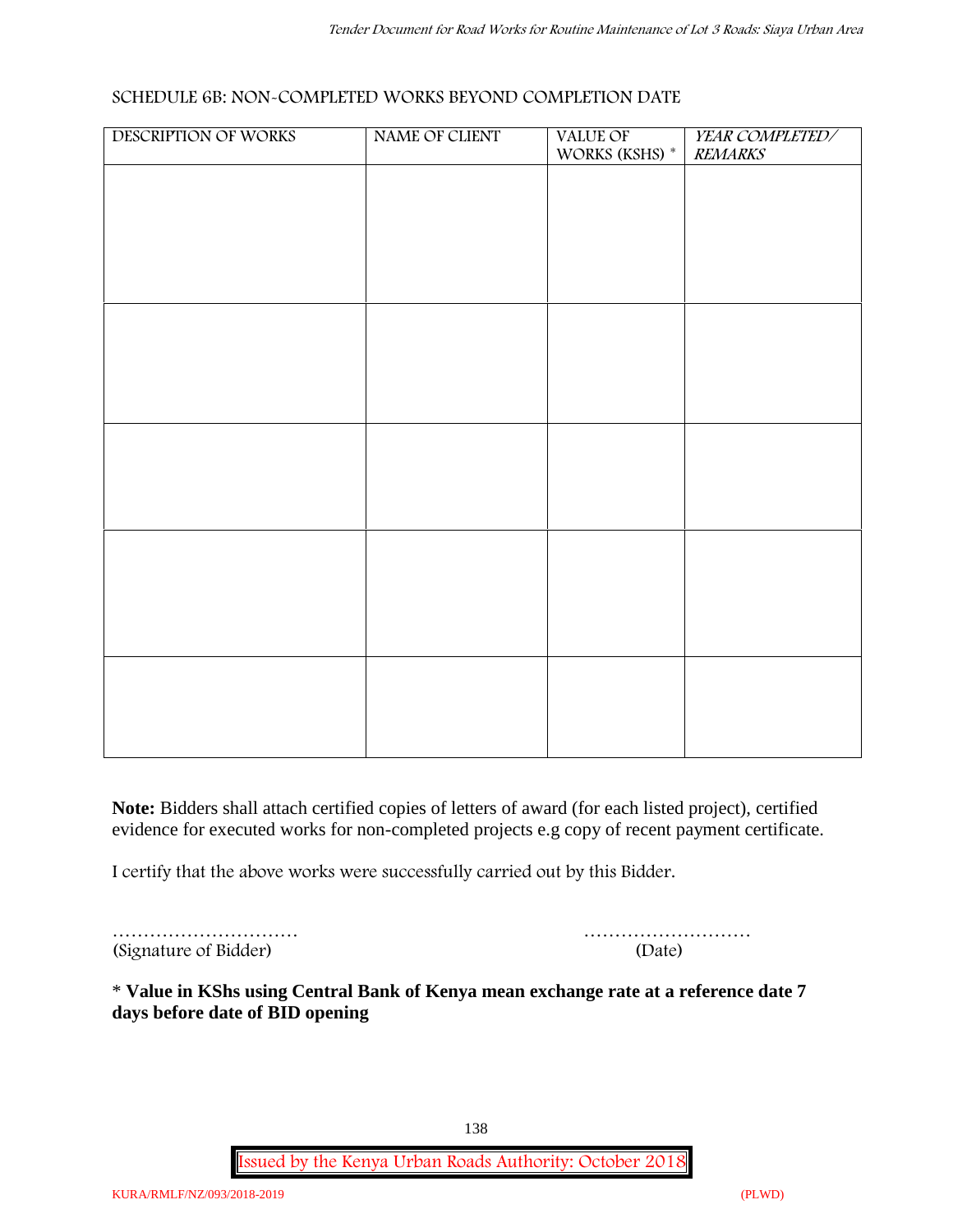## SCHEDULE 6B: NON-COMPLETED WORKS BEYOND COMPLETION DATE

| DESCRIPTION OF WORKS | NAME OF CLIENT | VALUE OF WORKS (KSHS) * | *YEAR COMPLETED/ REMARKS* |
|---|---|---|---|
| | | | |
| | | | |
| | | | |
| | | | |
| | | | |

**Note:** Bidders shall attach certified copies of letters of award (for each listed project), certified evidence for executed works for non-completed projects e.g copy of recent payment certificate.

I certify that the above works were successfully carried out by this Bidder.

………………………… ………………………
(Signature of Bidder) (Date)

**\* Value in KShs using Central Bank of Kenya mean exchange rate at a reference date 7 days before date of BID opening**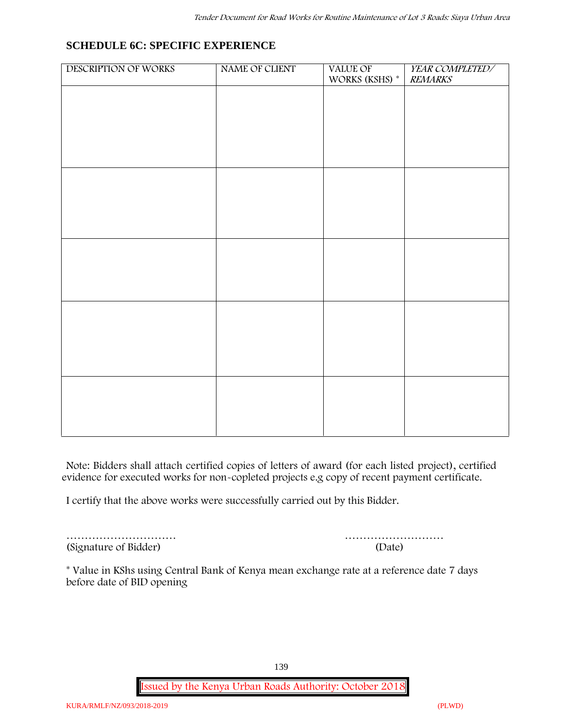## SCHEDULE 6C: SPECIFIC EXPERIENCE

| DESCRIPTION OF WORKS | NAME OF CLIENT | VALUE OF WORKS (KSHS) * | *YEAR COMPLETED/ REMARKS* |
|---|---|---|---|
| | | | |
| | | | |
| | | | |
| | | | |
| | | | |

Note: Bidders shall attach certified copies of letters of award (for each listed project), certified evidence for executed works for non-copleted projects e.g copy of recent payment certificate.

I certify that the above works were successfully carried out by this Bidder.

………………………… ………………………

(Signature of Bidder) (Date)

* Value in KShs using Central Bank of Kenya mean exchange rate at a reference date 7 days before date of BID opening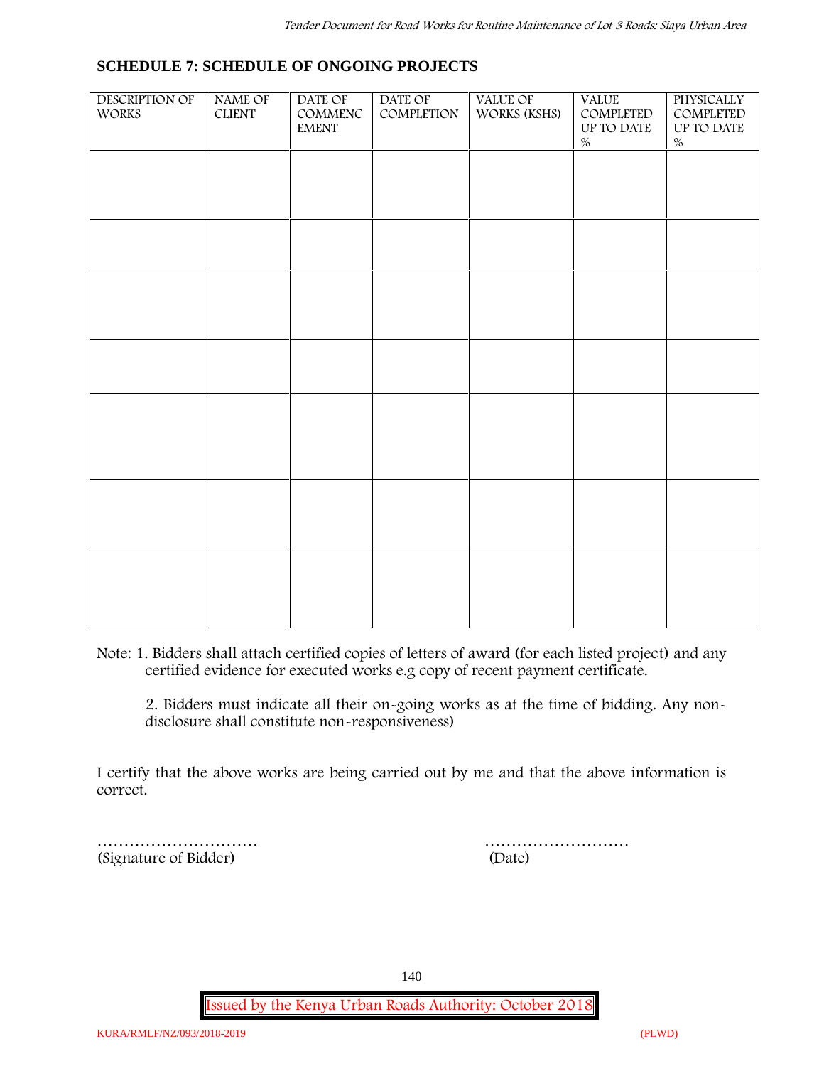## SCHEDULE 7: SCHEDULE OF ONGOING PROJECTS

| DESCRIPTION OF WORKS | NAME OF CLIENT | DATE OF COMMENCEMENT | DATE OF COMPLETION | VALUE OF WORKS (KSHS) | VALUE COMPLETED UP TO DATE % | PHYSICALLY COMPLETED UP TO DATE % |
|---|---|---|---|---|---|---|
| | | | | | | |
| | | | | | | |
| | | | | | | |
| | | | | | | |
| | | | | | | |
| | | | | | | |
| | | | | | | |

Note: 1. Bidders shall attach certified copies of letters of award (for each listed project) and any certified evidence for executed works e.g copy of recent payment certificate.

2. Bidders must indicate all their on-going works as at the time of bidding. Any non-disclosure shall constitute non-responsiveness)

I certify that the above works are being carried out by me and that the above information is correct.

…………………………
(Signature of Bidder)

………………………
(Date)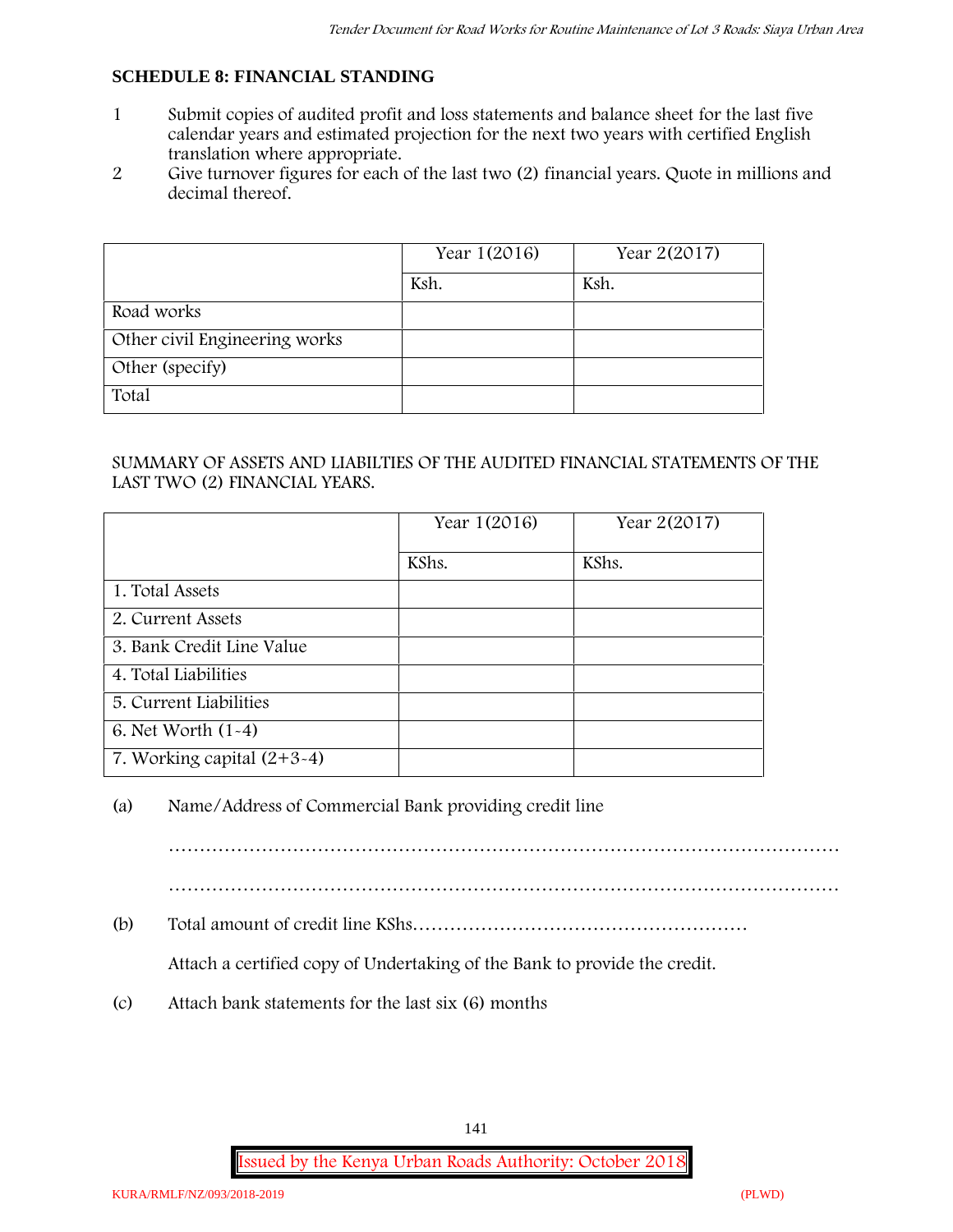## SCHEDULE 8: FINANCIAL STANDING

1. Submit copies of audited profit and loss statements and balance sheet for the last five calendar years and estimated projection for the next two years with certified English translation where appropriate.
2. Give turnover figures for each of the last two (2) financial years. Quote in millions and decimal thereof.

| | Year 1(2016) | Year 2(2017) |
|---|---|---|
| | Ksh. | Ksh. |
| Road works | | |
| Other civil Engineering works | | |
| Other (specify) | | |
| Total | | |

SUMMARY OF ASSETS AND LIABILTIES OF THE AUDITED FINANCIAL STATEMENTS OF THE LAST TWO (2) FINANCIAL YEARS.

| | Year 1(2016) | Year 2(2017) |
|---|---|---|
| | KShs. | KShs. |
| 1. Total Assets | | |
| 2. Current Assets | | |
| 3. Bank Credit Line Value | | |
| 4. Total Liabilities | | |
| 5. Current Liabilities | | |
| 6. Net Worth (1-4) | | |
| 7. Working capital (2+3-4) | | |

(a) Name/Address of Commercial Bank providing credit line

………………………………………………………………………………………………

………………………………………………………………………………………………

(b) Total amount of credit line KShs………………………………………………

Attach a certified copy of Undertaking of the Bank to provide the credit.

(c) Attach bank statements for the last six (6) months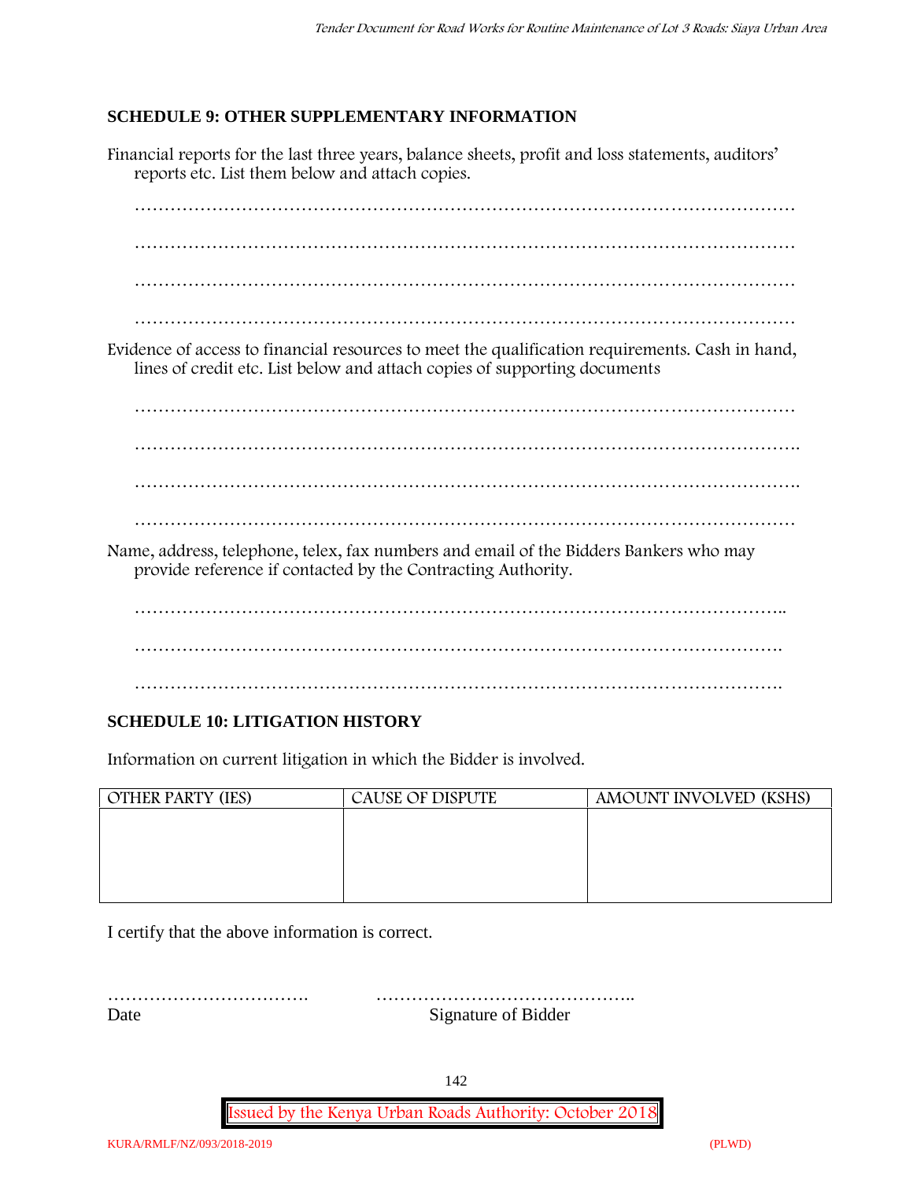## SCHEDULE 9: OTHER SUPPLEMENTARY INFORMATION

Financial reports for the last three years, balance sheets, profit and loss statements, auditors' reports etc. List them below and attach copies.

…………………………………………………………………………………………………

…………………………………………………………………………………………………

…………………………………………………………………………………………………

…………………………………………………………………………………………………

Evidence of access to financial resources to meet the qualification requirements. Cash in hand, lines of credit etc. List below and attach copies of supporting documents

…………………………………………………………………………………………………

………………………………………………………………………………………………….

…………………………………………………………………………………………………..

…………………………………………………………………………………………………

Name, address, telephone, telex, fax numbers and email of the Bidders Bankers who may provide reference if contacted by the Contracting Authority.

………………………………………………………………………………………………..

……………………………………………………………………………………………….

……………………………………………………………………………………………….

## SCHEDULE 10: LITIGATION HISTORY

Information on current litigation in which the Bidder is involved.

| OTHER PARTY (IES) | CAUSE OF DISPUTE | AMOUNT INVOLVED (KSHS) |
|---|---|---|
| | | |

I certify that the above information is correct.

……………………………. ……………………………………..

Date Signature of Bidder

Issued by the Kenya Urban Roads Authority: October 2018

KURA/RMLF/NZ/093/2018-2019 (PLWD)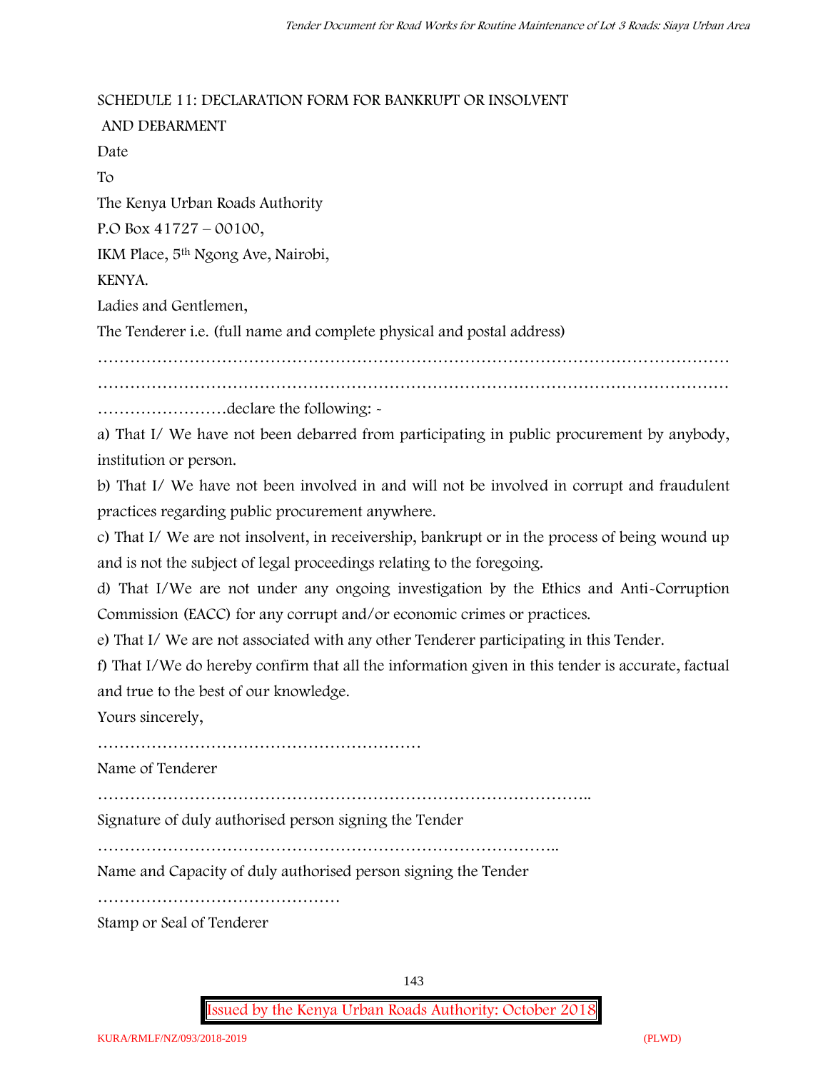## SCHEDULE 11: DECLARATION FORM FOR BANKRUPT OR INSOLVENT AND DEBARMENT

Date

To

The Kenya Urban Roads Authority

P.O Box 41727 – 00100,

IKM Place, 5th Ngong Ave, Nairobi,

KENYA.

Ladies and Gentlemen,

The Tenderer i.e. (full name and complete physical and postal address)

…………………………………………………………………………………………………………

…………………………………………………………………………………………………………

……………………declare the following: -

a) That I/ We have not been debarred from participating in public procurement by anybody, institution or person.

b) That I/ We have not been involved in and will not be involved in corrupt and fraudulent practices regarding public procurement anywhere.

c) That I/ We are not insolvent, in receivership, bankrupt or in the process of being wound up and is not the subject of legal proceedings relating to the foregoing.

d) That I/We are not under any ongoing investigation by the Ethics and Anti-Corruption Commission (EACC) for any corrupt and/or economic crimes or practices.

e) That I/ We are not associated with any other Tenderer participating in this Tender.

f) That I/We do hereby confirm that all the information given in this tender is accurate, factual and true to the best of our knowledge.

Yours sincerely,

……………………………………………………

Name of Tenderer

………………………………………………………………………………..

Signature of duly authorised person signing the Tender

…………………………………………………………………………..

Name and Capacity of duly authorised person signing the Tender

………………………………………

Stamp or Seal of Tenderer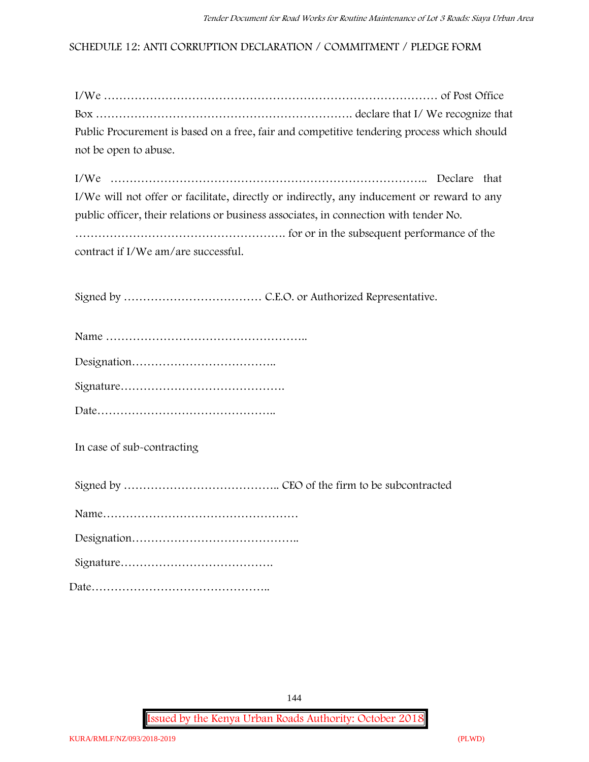## SCHEDULE 12: ANTI CORRUPTION DECLARATION / COMMITMENT / PLEDGE FORM

I/We ……………………………………………………………………………… of Post Office Box ………………………………………………………… declare that I/ We recognize that Public Procurement is based on a free, fair and competitive tendering process which should not be open to abuse.

I/We ……………………………………………………………………….. Declare that I/We will not offer or facilitate, directly or indirectly, any inducement or reward to any public officer, their relations or business associates, in connection with tender No. ………………………………………………. for or in the subsequent performance of the contract if I/We am/are successful.

Signed by ……………………………… C.E.O. or Authorized Representative.

Name ……………………………………………..

Designation………………………………..

Signature…………………………………….

Date………………………………………..

In case of sub-contracting

Signed by ………………………………….. CEO of the firm to be subcontracted

Name……………………………………………

Designation……………………………………..

Signature………………………………….

Date………………………………………..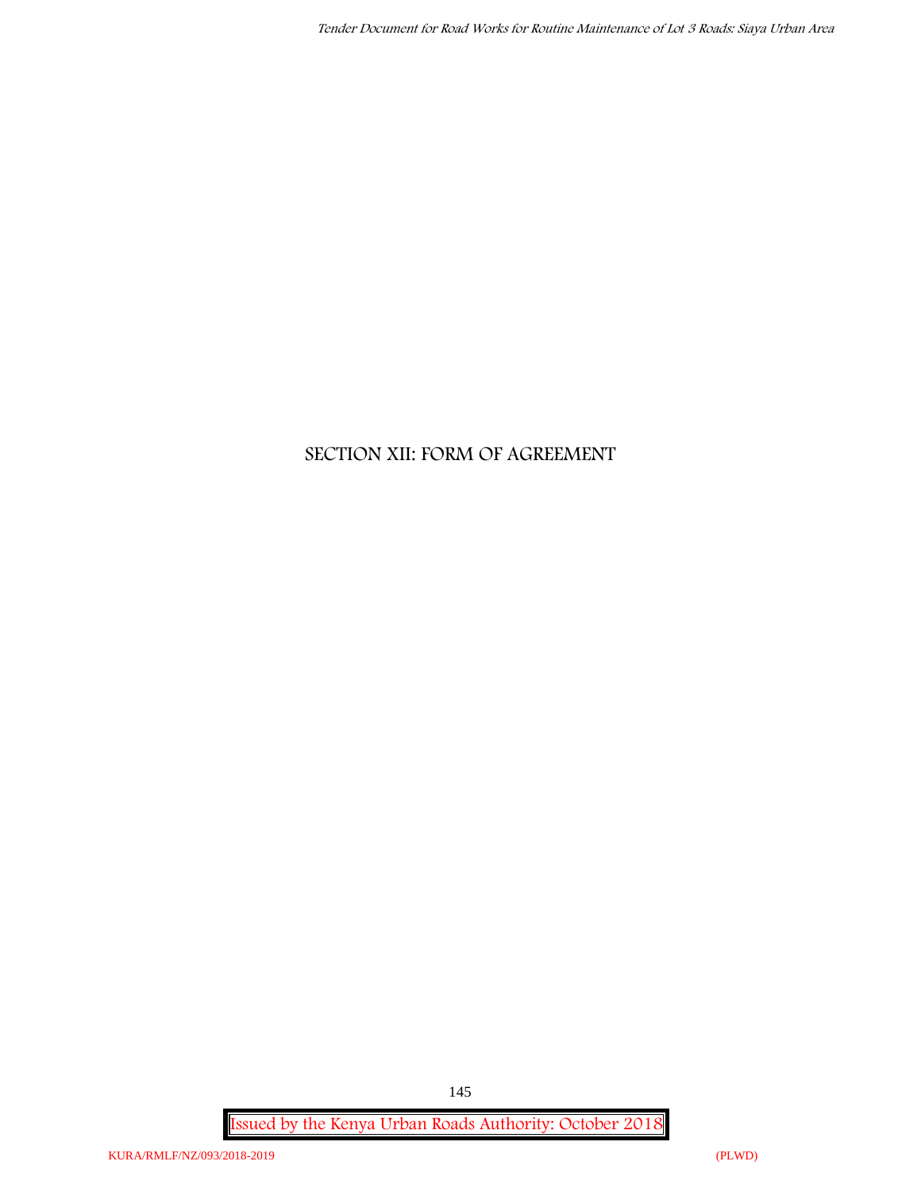# SECTION XII: FORM OF AGREEMENT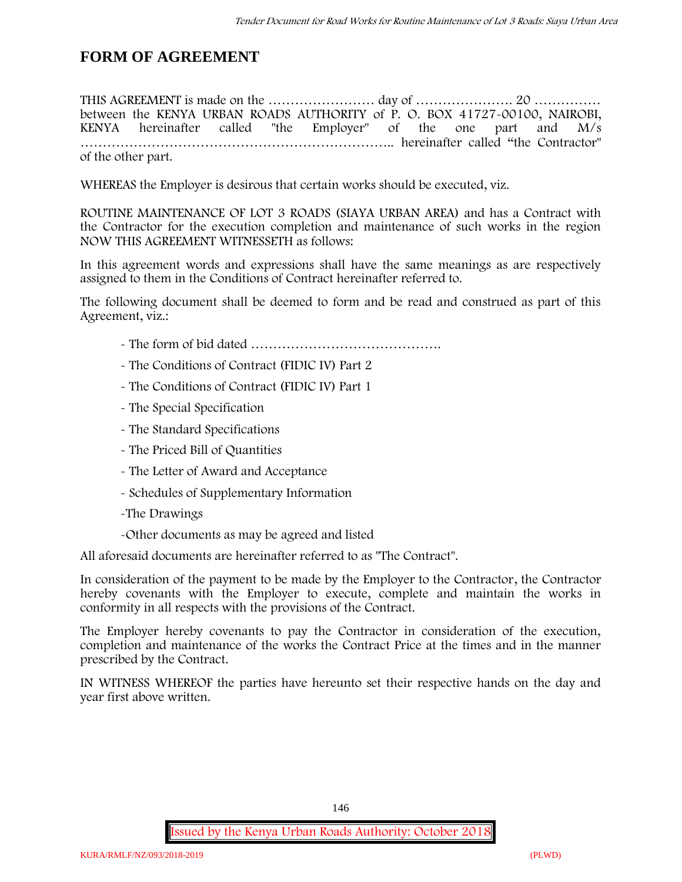# FORM OF AGREEMENT

THIS AGREEMENT is made on the …………………… day of …………………. 20 …………… between the KENYA URBAN ROADS AUTHORITY of P. O. BOX 41727-00100, NAIROBI, KENYA hereinafter called "the Employer" of the one part and M/s ……………………………………………………….. hereinafter called "the Contractor" of the other part.

WHEREAS the Employer is desirous that certain works should be executed, viz.

ROUTINE MAINTENANCE OF LOT 3 ROADS (SIAYA URBAN AREA) and has a Contract with the Contractor for the execution completion and maintenance of such works in the region NOW THIS AGREEMENT WITNESSETH as follows:

In this agreement words and expressions shall have the same meanings as are respectively assigned to them in the Conditions of Contract hereinafter referred to.

The following document shall be deemed to form and be read and construed as part of this Agreement, viz.:

- The form of bid dated …………………………………….
- The Conditions of Contract (FIDIC IV) Part 2
- The Conditions of Contract (FIDIC IV) Part 1
- The Special Specification
- The Standard Specifications
- The Priced Bill of Quantities
- The Letter of Award and Acceptance
- Schedules of Supplementary Information
- The Drawings
- Other documents as may be agreed and listed

All aforesaid documents are hereinafter referred to as "The Contract".

In consideration of the payment to be made by the Employer to the Contractor, the Contractor hereby covenants with the Employer to execute, complete and maintain the works in conformity in all respects with the provisions of the Contract.

The Employer hereby covenants to pay the Contractor in consideration of the execution, completion and maintenance of the works the Contract Price at the times and in the manner prescribed by the Contract.

IN WITNESS WHEREOF the parties have hereunto set their respective hands on the day and year first above written.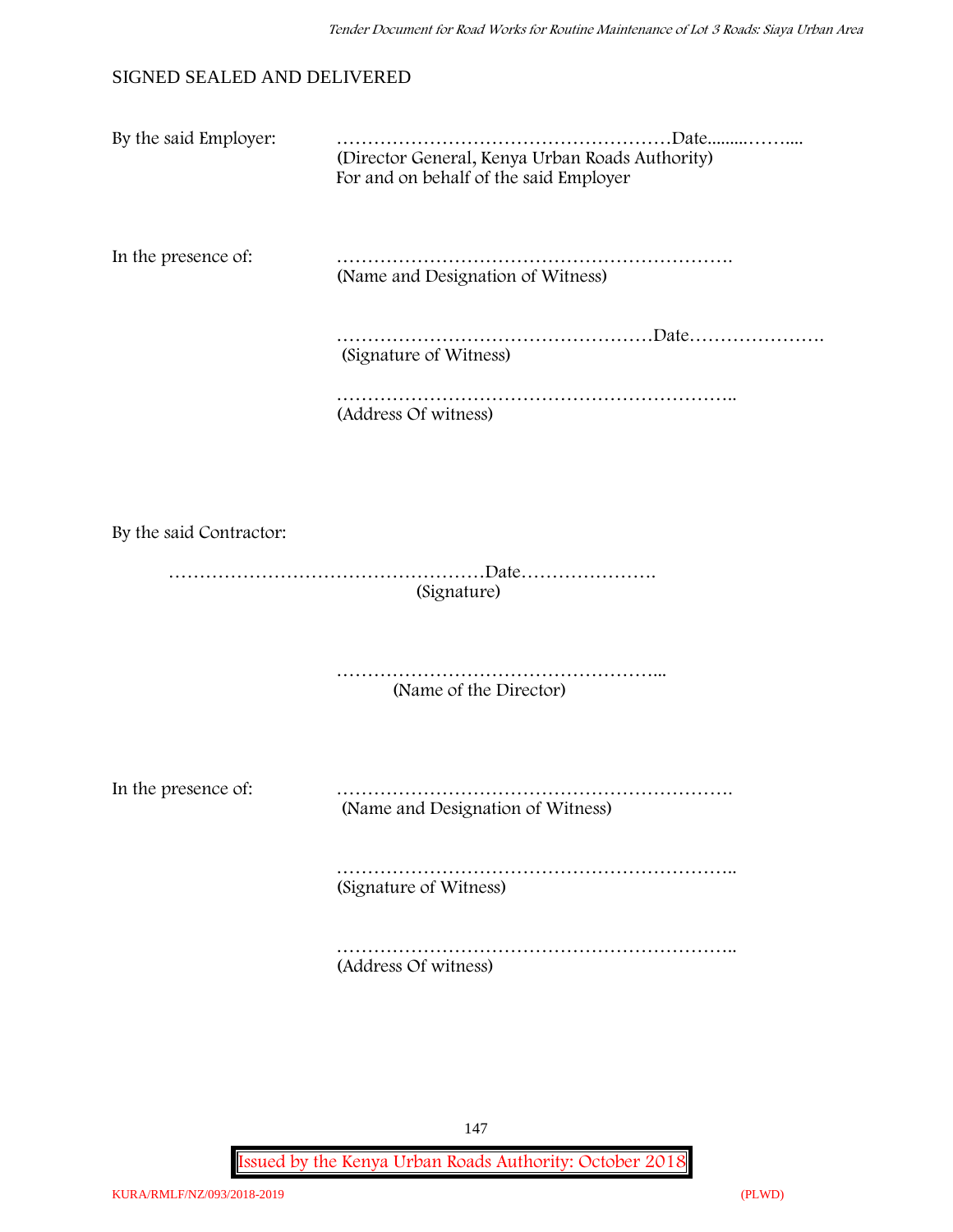SIGNED SEALED AND DELIVERED

By the said Employer: ………………………………………………Date.........……....
(Director General, Kenya Urban Roads Authority)
For and on behalf of the said Employer

In the presence of: ……………………………………………………….
(Name and Designation of Witness)

……………………………………………Date………………….
(Signature of Witness)

………………………………………………………..
(Address Of witness)

By the said Contractor:

……………………………………………Date………………….
(Signature)

……………………………………………...
(Name of the Director)

In the presence of: ……………………………………………………….
(Name and Designation of Witness)

………………………………………………………..
(Signature of Witness)

………………………………………………………..
(Address Of witness)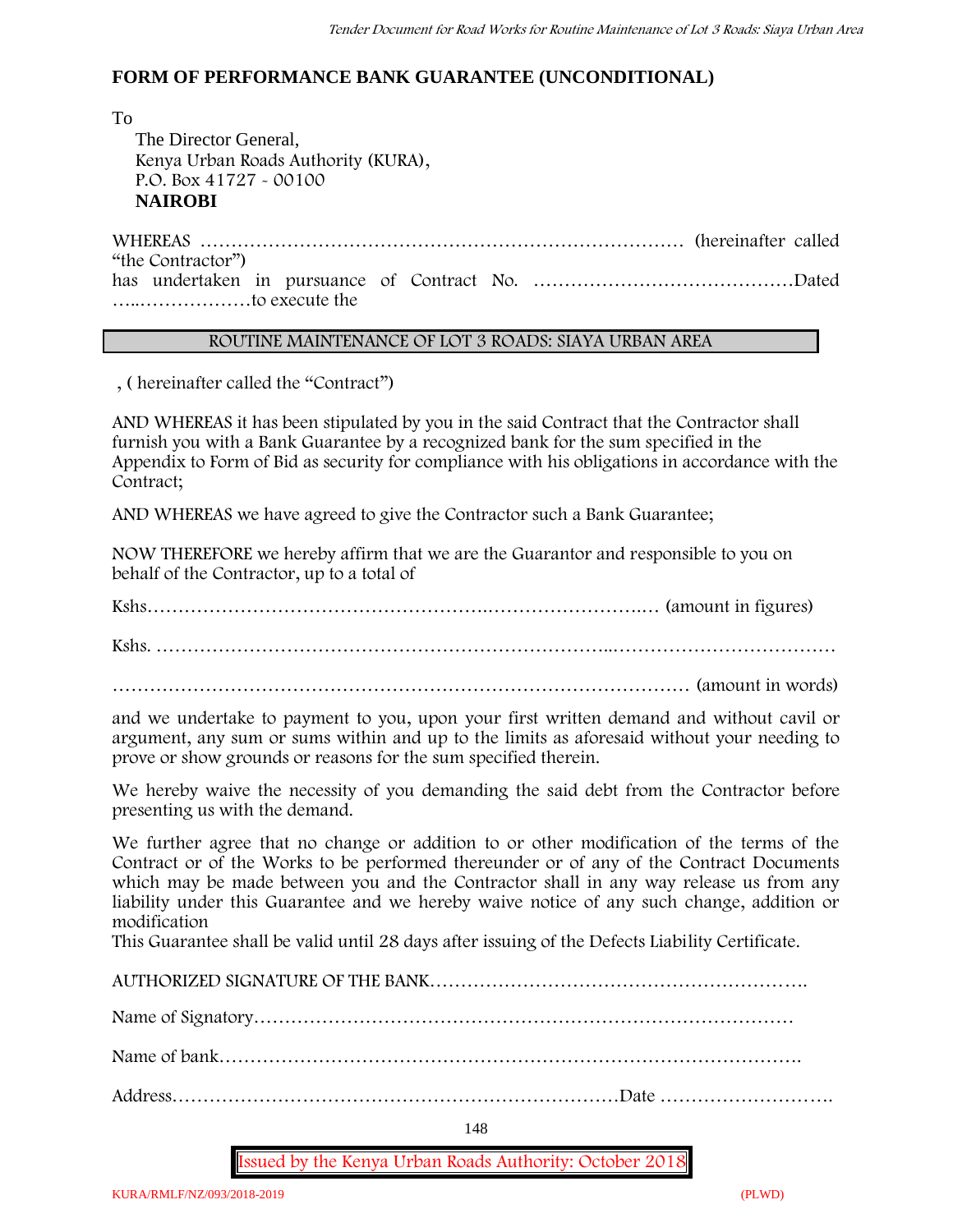## FORM OF PERFORMANCE BANK GUARANTEE (UNCONDITIONAL)

To

The Director General,
Kenya Urban Roads Authority (KURA),
P.O. Box 41727 - 00100
**NAIROBI**

WHEREAS …………………………………………………………………… (hereinafter called "the Contractor") has undertaken in pursuance of Contract No. ……………………………………Dated …..………………to execute the

| ROUTINE MAINTENANCE OF LOT 3 ROADS: SIAYA URBAN AREA |
|---|

, ( hereinafter called the "Contract")

AND WHEREAS it has been stipulated by you in the said Contract that the Contractor shall furnish you with a Bank Guarantee by a recognized bank for the sum specified in the Appendix to Form of Bid as security for compliance with his obligations in accordance with the Contract;

AND WHEREAS we have agreed to give the Contractor such a Bank Guarantee;

NOW THEREFORE we hereby affirm that we are the Guarantor and responsible to you on behalf of the Contractor, up to a total of

Kshs…………………………………………….…………………….… (amount in figures)

Kshs. …………………………………………………………...………………………………

……………………………………………………………………………… (amount in words)

and we undertake to payment to you, upon your first written demand and without cavil or argument, any sum or sums within and up to the limits as aforesaid without your needing to prove or show grounds or reasons for the sum specified therein.

We hereby waive the necessity of you demanding the said debt from the Contractor before presenting us with the demand.

We further agree that no change or addition to or other modification of the terms of the Contract or of the Works to be performed thereunder or of any of the Contract Documents which may be made between you and the Contractor shall in any way release us from any liability under this Guarantee and we hereby waive notice of any such change, addition or modification

This Guarantee shall be valid until 28 days after issuing of the Defects Liability Certificate.

AUTHORIZED SIGNATURE OF THE BANK…………………………………………………….

Name of Signatory……………………………………………………………………………

Name of bank………………………………………………………………………………….

Address………………………………………………………………Date ……………………….